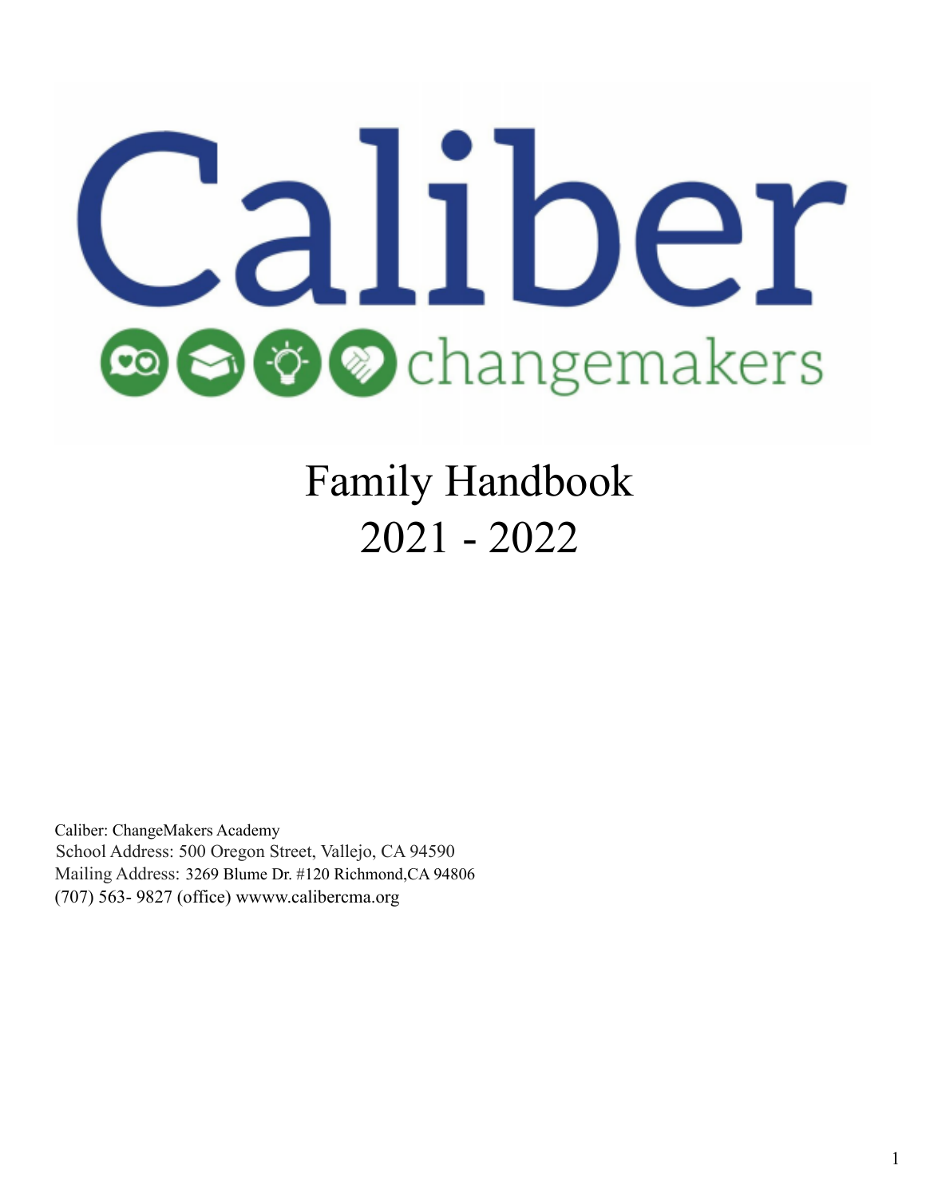# Caliber changemakers

# Family Handbook
# 2021 - 2022

Caliber: ChangeMakers Academy
School Address: 500 Oregon Street, Vallejo, CA 94590
Mailing Address: 3269 Blume Dr. #120 Richmond,CA 94806
(707) 563- 9827 (office) wwww.calibercma.org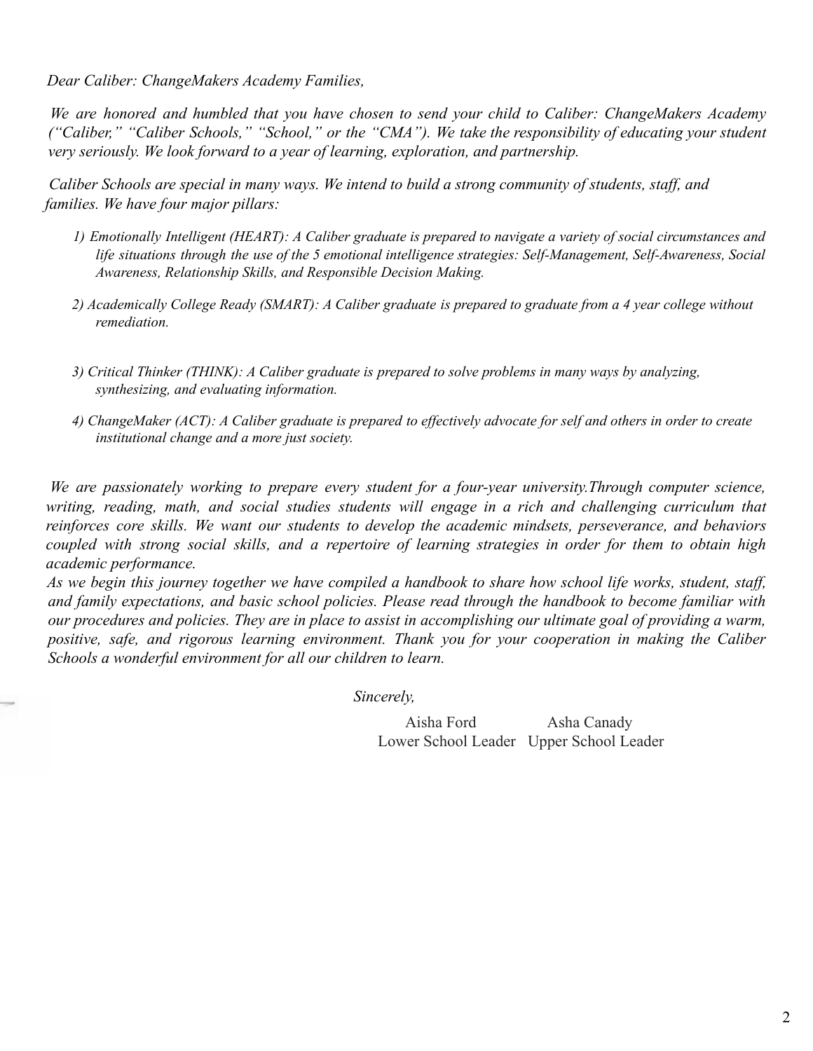*Dear Caliber: ChangeMakers Academy Families,*

*We are honored and humbled that you have chosen to send your child to Caliber: ChangeMakers Academy ("Caliber," "Caliber Schools," "School," or the "CMA"). We take the responsibility of educating your student very seriously. We look forward to a year of learning, exploration, and partnership.*

*Caliber Schools are special in many ways. We intend to build a strong community of students, staff, and families. We have four major pillars:*

1) *Emotionally Intelligent (HEART): A Caliber graduate is prepared to navigate a variety of social circumstances and life situations through the use of the 5 emotional intelligence strategies: Self-Management, Self-Awareness, Social Awareness, Relationship Skills, and Responsible Decision Making.*

2) *Academically College Ready (SMART): A Caliber graduate is prepared to graduate from a 4 year college without remediation.*

3) *Critical Thinker (THINK): A Caliber graduate is prepared to solve problems in many ways by analyzing, synthesizing, and evaluating information.*

4) *ChangeMaker (ACT): A Caliber graduate is prepared to effectively advocate for self and others in order to create institutional change and a more just society.*

*We are passionately working to prepare every student for a four-year university.Through computer science, writing, reading, math, and social studies students will engage in a rich and challenging curriculum that reinforces core skills. We want our students to develop the academic mindsets, perseverance, and behaviors coupled with strong social skills, and a repertoire of learning strategies in order for them to obtain high academic performance.*

*As we begin this journey together we have compiled a handbook to share how school life works, student, staff, and family expectations, and basic school policies. Please read through the handbook to become familiar with our procedures and policies. They are in place to assist in accomplishing our ultimate goal of providing a warm, positive, safe, and rigorous learning environment. Thank you for your cooperation in making the Caliber Schools a wonderful environment for all our children to learn.*

*Sincerely,*

Aisha Ford — Lower School Leader

Asha Canady — Upper School Leader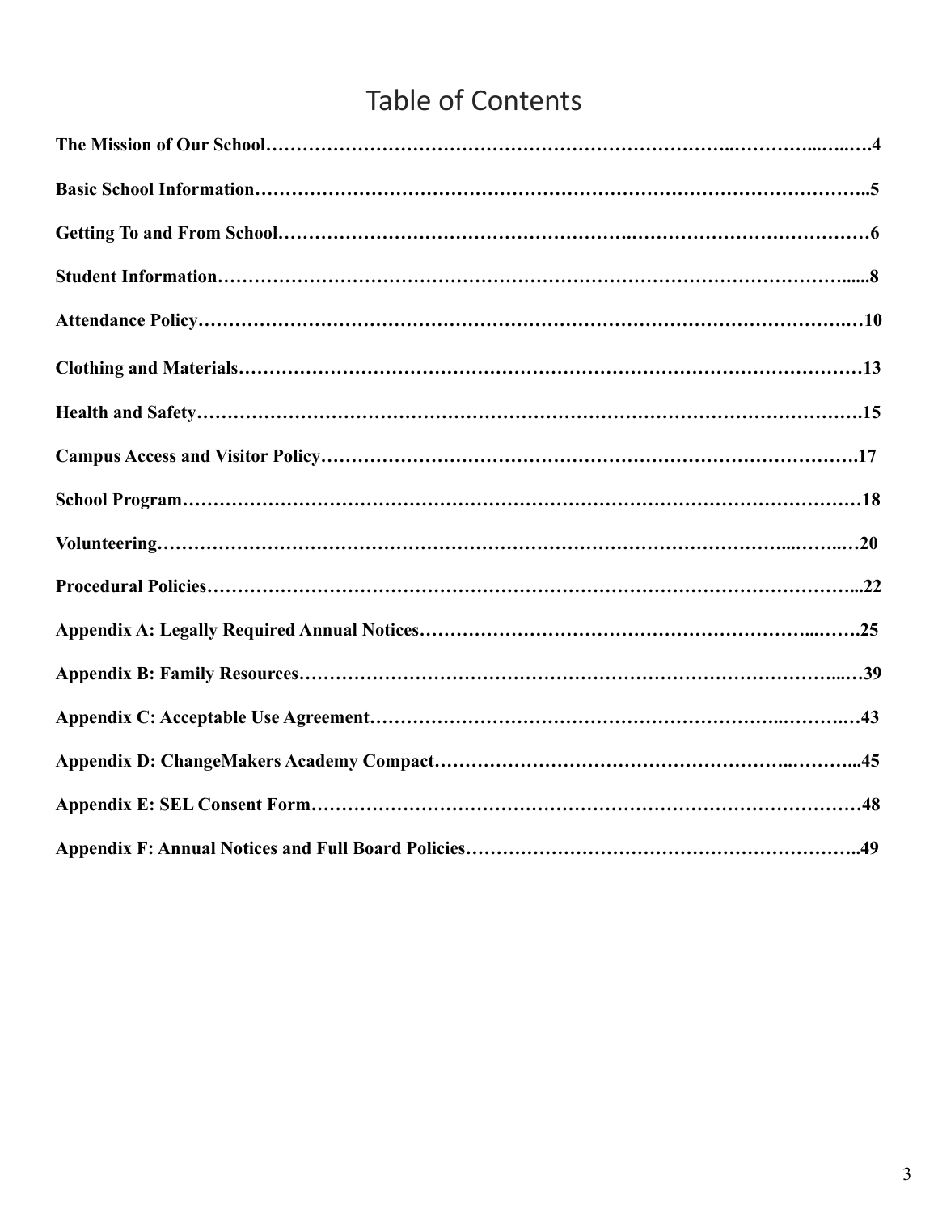# Table of Contents

**The Mission of Our School……………………………………………………………..…………..…..….4**

**Basic School Information………………………………………………………………………………..5**

**Getting To and From School……………………………………………….………………………………6**

**Student Information………………………………………………………………………………….....8**

**Attendance Policy…………………………………………………………………………………….…10**

**Clothing and Materials………………………………………………………………………………13**

**Health and Safety……………………………………………………………………………………….15**

**Campus Access and Visitor Policy……………………………………………………………………….17**

**School Program…………………………………………………………………………………………18**

**Volunteering…………………………………………………………………………………..…….…20**

**Procedural Policies…………………………………………………………………………………...22**

**Appendix A: Legally Required Annual Notices…………………………………………………...…….25**

**Appendix B: Family Resources……………………………………………………………………...…39**

**Appendix C: Acceptable Use Agreement…………………………………………………..………..…43**

**Appendix D: ChangeMakers Academy Compact………………………………………………..………...45**

**Appendix E: SEL Consent Form…………………………………………………………………………48**

**Appendix F: Annual Notices and Full Board Policies……………………………………………………..49**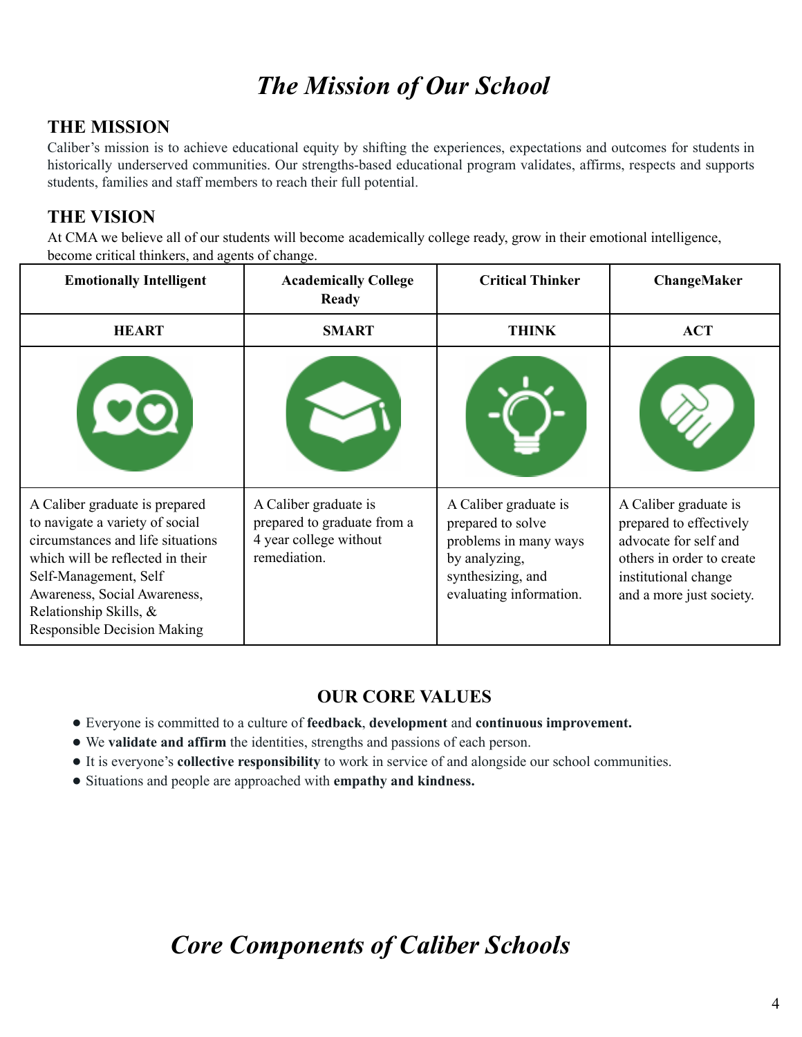# *The Mission of Our School*

## THE MISSION

Caliber's mission is to achieve educational equity by shifting the experiences, expectations and outcomes for students in historically underserved communities. Our strengths-based educational program validates, affirms, respects and supports students, families and staff members to reach their full potential.

## THE VISION

At CMA we believe all of our students will become academically college ready, grow in their emotional intelligence, become critical thinkers, and agents of change.

| Emotionally Intelligent | Academically College Ready | Critical Thinker | ChangeMaker |
|---|---|---|---|
| **HEART** | **SMART** | **THINK** | **ACT** |
| | | | |
| A Caliber graduate is prepared to navigate a variety of social circumstances and life situations which will be reflected in their Self-Management, Self Awareness, Social Awareness, Relationship Skills, & Responsible Decision Making | A Caliber graduate is prepared to graduate from a 4 year college without remediation. | A Caliber graduate is prepared to solve problems in many ways by analyzing, synthesizing, and evaluating information. | A Caliber graduate is prepared to effectively advocate for self and others in order to create institutional change and a more just society. |

### OUR CORE VALUES

- Everyone is committed to a culture of **feedback**, **development** and **continuous improvement.**
- We **validate and affirm** the identities, strengths and passions of each person.
- It is everyone's **collective responsibility** to work in service of and alongside our school communities.
- Situations and people are approached with **empathy and kindness.**

# *Core Components of Caliber Schools*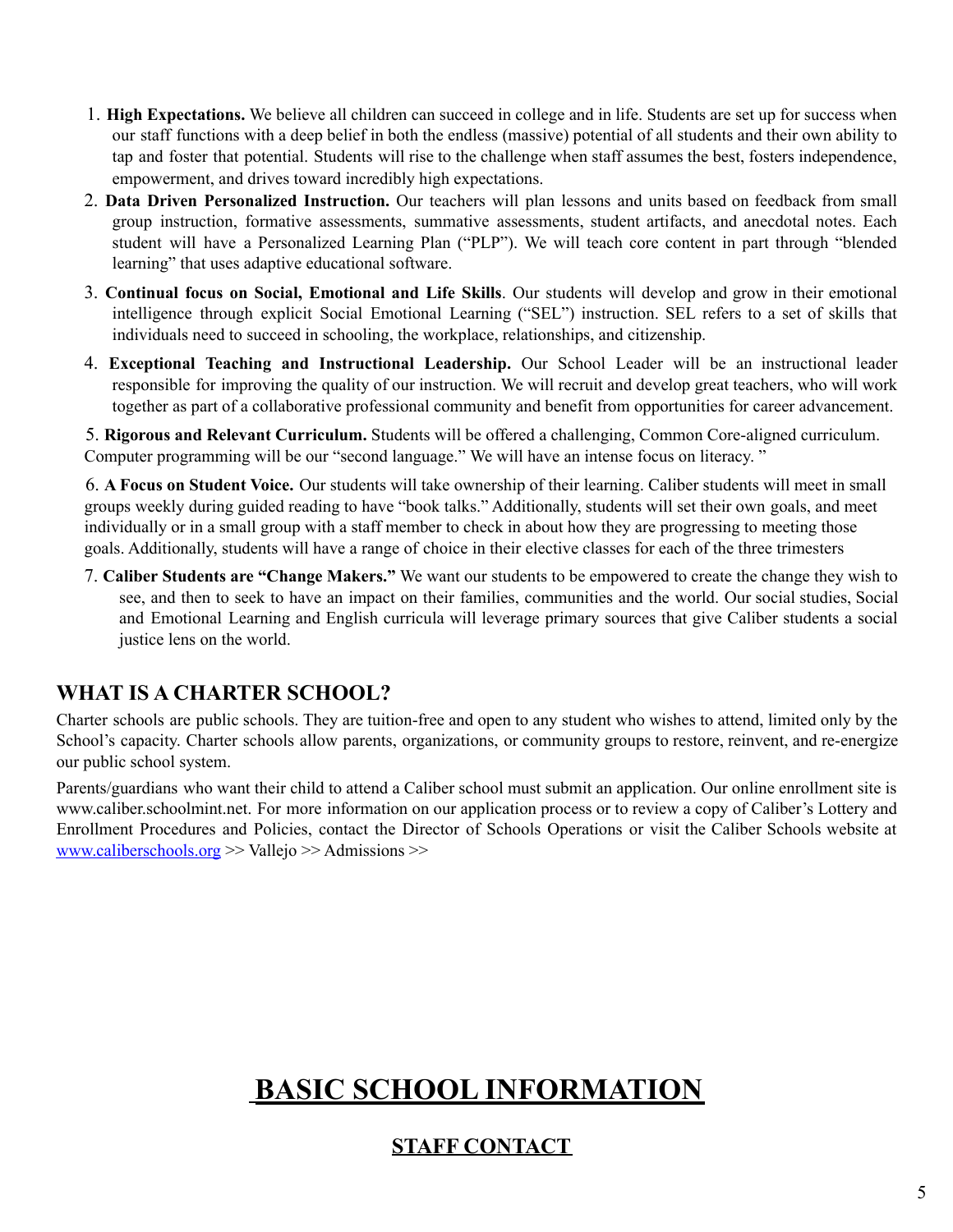1. **High Expectations.** We believe all children can succeed in college and in life. Students are set up for success when our staff functions with a deep belief in both the endless (massive) potential of all students and their own ability to tap and foster that potential. Students will rise to the challenge when staff assumes the best, fosters independence, empowerment, and drives toward incredibly high expectations.
2. **Data Driven Personalized Instruction.** Our teachers will plan lessons and units based on feedback from small group instruction, formative assessments, summative assessments, student artifacts, and anecdotal notes. Each student will have a Personalized Learning Plan ("PLP"). We will teach core content in part through "blended learning" that uses adaptive educational software.
3. **Continual focus on Social, Emotional and Life Skills**. Our students will develop and grow in their emotional intelligence through explicit Social Emotional Learning ("SEL") instruction. SEL refers to a set of skills that individuals need to succeed in schooling, the workplace, relationships, and citizenship.
4. **Exceptional Teaching and Instructional Leadership.** Our School Leader will be an instructional leader responsible for improving the quality of our instruction. We will recruit and develop great teachers, who will work together as part of a collaborative professional community and benefit from opportunities for career advancement.
5. **Rigorous and Relevant Curriculum.** Students will be offered a challenging, Common Core-aligned curriculum. Computer programming will be our "second language." We will have an intense focus on literacy. "
6. **A Focus on Student Voice.** Our students will take ownership of their learning. Caliber students will meet in small groups weekly during guided reading to have "book talks." Additionally, students will set their own goals, and meet individually or in a small group with a staff member to check in about how they are progressing to meeting those goals. Additionally, students will have a range of choice in their elective classes for each of the three trimesters
7. **Caliber Students are "Change Makers."** We want our students to be empowered to create the change they wish to see, and then to seek to have an impact on their families, communities and the world. Our social studies, Social and Emotional Learning and English curricula will leverage primary sources that give Caliber students a social justice lens on the world.

## WHAT IS A CHARTER SCHOOL?

Charter schools are public schools. They are tuition-free and open to any student who wishes to attend, limited only by the School's capacity. Charter schools allow parents, organizations, or community groups to restore, reinvent, and re-energize our public school system.

Parents/guardians who want their child to attend a Caliber school must submit an application. Our online enrollment site is www.caliber.schoolmint.net. For more information on our application process or to review a copy of Caliber's Lottery and Enrollment Procedures and Policies, contact the Director of Schools Operations or visit the Caliber Schools website at [www.caliberschools.org](www.caliberschools.org) >> Vallejo >> Admissions >>

# BASIC SCHOOL INFORMATION

## STAFF CONTACT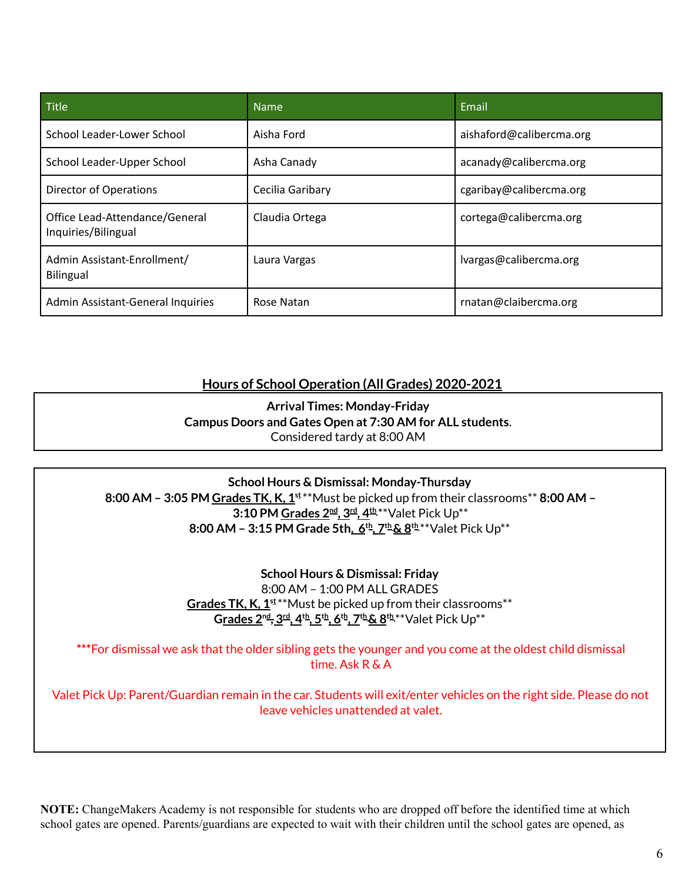| Title | Name | Email |
|---|---|---|
| School Leader-Lower School | Aisha Ford | aishaford@calibercma.org |
| School Leader-Upper School | Asha Canady | acanady@calibercma.org |
| Director of Operations | Cecilia Garibary | cgaribay@calibercma.org |
| Office Lead-Attendance/General Inquiries/Bilingual | Claudia Ortega | cortega@calibercma.org |
| Admin Assistant-Enrollment/ Bilingual | Laura Vargas | lvargas@calibercma.org |
| Admin Assistant-General Inquiries | Rose Natan | rnatan@claibercma.org |

## Hours of School Operation (All Grades) 2020-2021

**Arrival Times: Monday-Friday**
**Campus Doors and Gates Open at 7:30 AM for ALL students**.
Considered tardy at 8:00 AM

**School Hours & Dismissal: Monday-Thursday**
**8:00 AM – 3:05 PM Grades TK, K, 1st** **Must be picked up from their classrooms** **8:00 AM – 3:10 PM Grades 2nd, 3rd, 4th** **Valet Pick Up**
**8:00 AM – 3:15 PM Grade 5th, 6th, 7th & 8th** **Valet Pick Up**

**School Hours & Dismissal: Friday**
8:00 AM – 1:00 PM ALL GRADES
**Grades TK, K, 1st** **Must be picked up from their classrooms**
**Grades 2nd, 3rd, 4th, 5th, 6th, 7th & 8th** **Valet Pick Up**

***For dismissal we ask that the older sibling gets the younger and you come at the oldest child dismissal time. Ask R & A

Valet Pick Up: Parent/Guardian remain in the car. Students will exit/enter vehicles on the right side. Please do not leave vehicles unattended at valet.

**NOTE:** ChangeMakers Academy is not responsible for students who are dropped off before the identified time at which school gates are opened. Parents/guardians are expected to wait with their children until the school gates are opened, as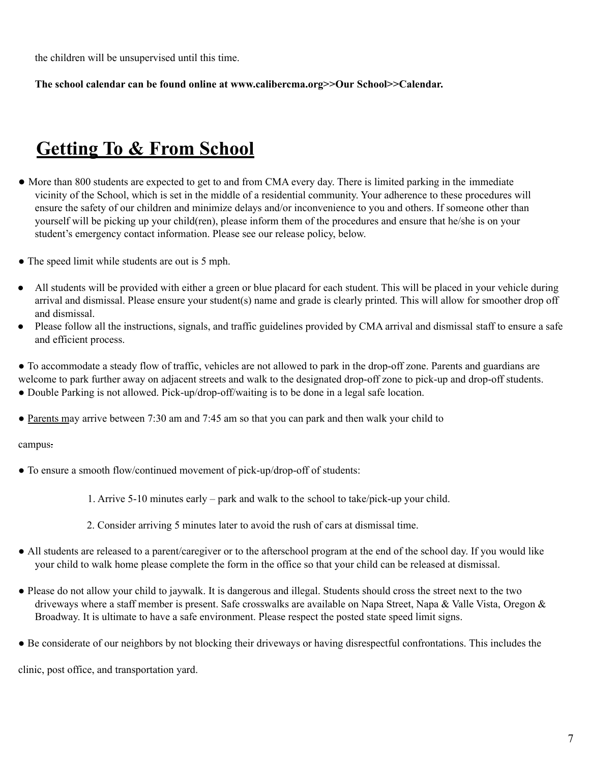the children will be unsupervised until this time.

**The school calendar can be found online at www.calibercma.org>>Our School>>Calendar.**

# Getting To & From School

- More than 800 students are expected to get to and from CMA every day. There is limited parking in the immediate vicinity of the School, which is set in the middle of a residential community. Your adherence to these procedures will ensure the safety of our children and minimize delays and/or inconvenience to you and others. If someone other than yourself will be picking up your child(ren), please inform them of the procedures and ensure that he/she is on your student's emergency contact information. Please see our release policy, below.

- The speed limit while students are out is 5 mph.

- All students will be provided with either a green or blue placard for each student. This will be placed in your vehicle during arrival and dismissal. Please ensure your student(s) name and grade is clearly printed. This will allow for smoother drop off and dismissal.
- Please follow all the instructions, signals, and traffic guidelines provided by CMA arrival and dismissal staff to ensure a safe and efficient process.

- To accommodate a steady flow of traffic, vehicles are not allowed to park in the drop-off zone. Parents and guardians are welcome to park further away on adjacent streets and walk to the designated drop-off zone to pick-up and drop-off students.
- Double Parking is not allowed. Pick-up/drop-off/waiting is to be done in a legal safe location.

- Parents may arrive between 7:30 am and 7:45 am so that you can park and then walk your child to campus.

- To ensure a smooth flow/continued movement of pick-up/drop-off of students:

  1. Arrive 5-10 minutes early – park and walk to the school to take/pick-up your child.

  2. Consider arriving 5 minutes later to avoid the rush of cars at dismissal time.

- All students are released to a parent/caregiver or to the afterschool program at the end of the school day. If you would like your child to walk home please complete the form in the office so that your child can be released at dismissal.

- Please do not allow your child to jaywalk. It is dangerous and illegal. Students should cross the street next to the two driveways where a staff member is present. Safe crosswalks are available on Napa Street, Napa & Valle Vista, Oregon & Broadway. It is ultimate to have a safe environment. Please respect the posted state speed limit signs.

- Be considerate of our neighbors by not blocking their driveways or having disrespectful confrontations. This includes the clinic, post office, and transportation yard.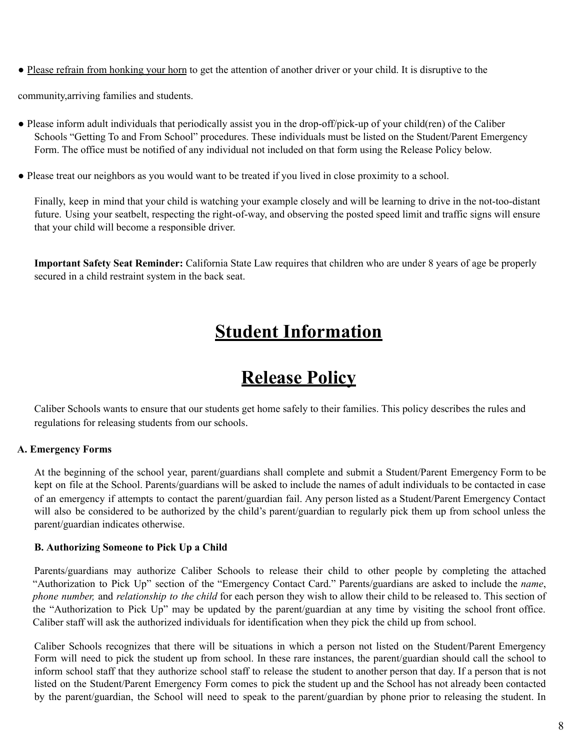- Please refrain from honking your horn to get the attention of another driver or your child. It is disruptive to the community,arriving families and students.

- Please inform adult individuals that periodically assist you in the drop-off/pick-up of your child(ren) of the Caliber Schools "Getting To and From School" procedures. These individuals must be listed on the Student/Parent Emergency Form. The office must be notified of any individual not included on that form using the Release Policy below.

- Please treat our neighbors as you would want to be treated if you lived in close proximity to a school.

Finally, keep in mind that your child is watching your example closely and will be learning to drive in the not-too-distant future. Using your seatbelt, respecting the right-of-way, and observing the posted speed limit and traffic signs will ensure that your child will become a responsible driver.

**Important Safety Seat Reminder:** California State Law requires that children who are under 8 years of age be properly secured in a child restraint system in the back seat.

# Student Information

# Release Policy

Caliber Schools wants to ensure that our students get home safely to their families. This policy describes the rules and regulations for releasing students from our schools.

**A. Emergency Forms**

At the beginning of the school year, parent/guardians shall complete and submit a Student/Parent Emergency Form to be kept on file at the School. Parents/guardians will be asked to include the names of adult individuals to be contacted in case of an emergency if attempts to contact the parent/guardian fail. Any person listed as a Student/Parent Emergency Contact will also be considered to be authorized by the child's parent/guardian to regularly pick them up from school unless the parent/guardian indicates otherwise.

**B. Authorizing Someone to Pick Up a Child**

Parents/guardians may authorize Caliber Schools to release their child to other people by completing the attached "Authorization to Pick Up" section of the "Emergency Contact Card." Parents/guardians are asked to include the *name*, *phone number,* and *relationship to the child* for each person they wish to allow their child to be released to. This section of the "Authorization to Pick Up" may be updated by the parent/guardian at any time by visiting the school front office. Caliber staff will ask the authorized individuals for identification when they pick the child up from school.

Caliber Schools recognizes that there will be situations in which a person not listed on the Student/Parent Emergency Form will need to pick the student up from school. In these rare instances, the parent/guardian should call the school to inform school staff that they authorize school staff to release the student to another person that day. If a person that is not listed on the Student/Parent Emergency Form comes to pick the student up and the School has not already been contacted by the parent/guardian, the School will need to speak to the parent/guardian by phone prior to releasing the student. In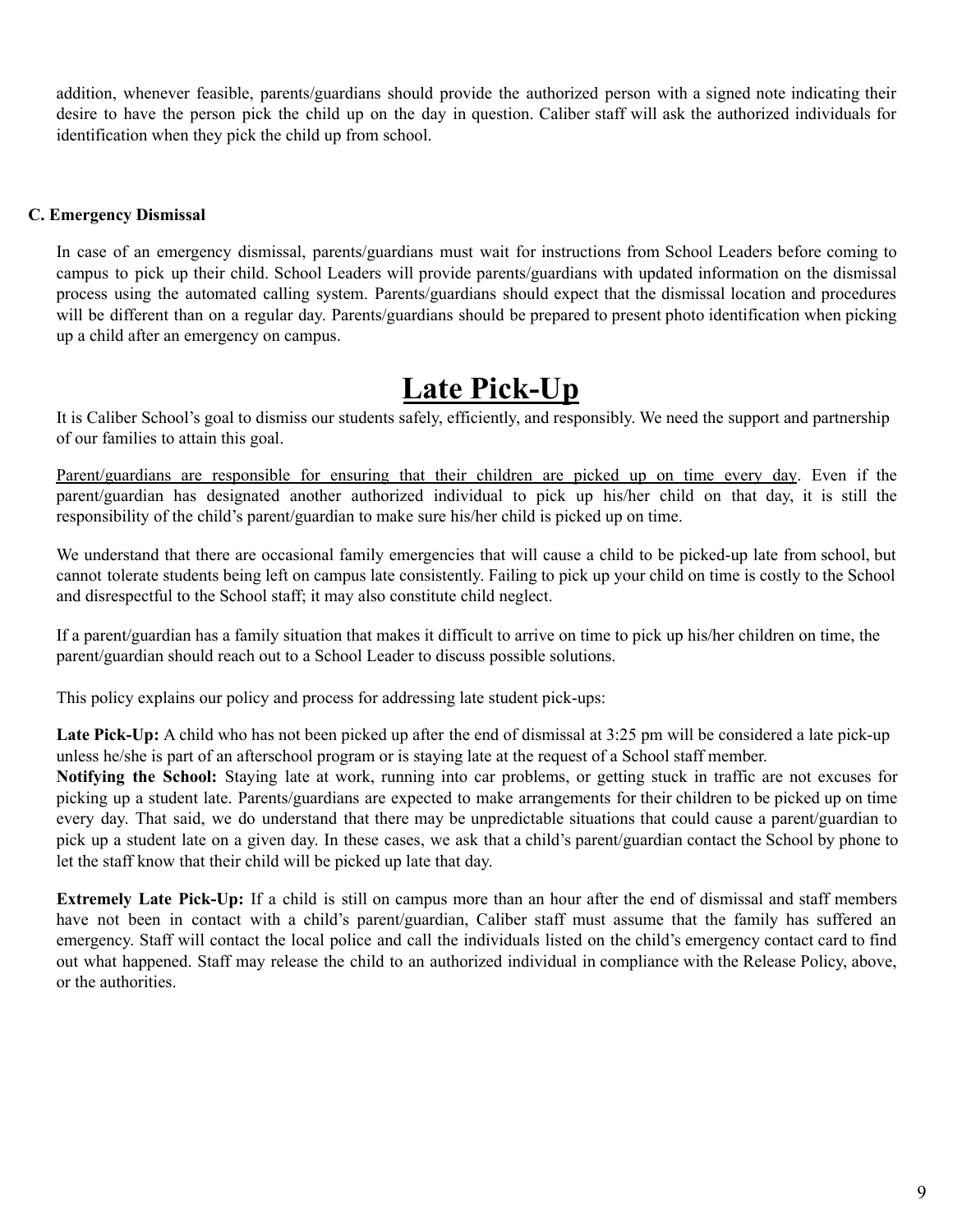addition, whenever feasible, parents/guardians should provide the authorized person with a signed note indicating their desire to have the person pick the child up on the day in question. Caliber staff will ask the authorized individuals for identification when they pick the child up from school.

### C. Emergency Dismissal

In case of an emergency dismissal, parents/guardians must wait for instructions from School Leaders before coming to campus to pick up their child. School Leaders will provide parents/guardians with updated information on the dismissal process using the automated calling system. Parents/guardians should expect that the dismissal location and procedures will be different than on a regular day. Parents/guardians should be prepared to present photo identification when picking up a child after an emergency on campus.

# Late Pick-Up

It is Caliber School's goal to dismiss our students safely, efficiently, and responsibly. We need the support and partnership of our families to attain this goal.

<u>Parent/guardians are responsible for ensuring that their children are picked up on time every day</u>. Even if the parent/guardian has designated another authorized individual to pick up his/her child on that day, it is still the responsibility of the child's parent/guardian to make sure his/her child is picked up on time.

We understand that there are occasional family emergencies that will cause a child to be picked-up late from school, but cannot tolerate students being left on campus late consistently. Failing to pick up your child on time is costly to the School and disrespectful to the School staff; it may also constitute child neglect.

If a parent/guardian has a family situation that makes it difficult to arrive on time to pick up his/her children on time, the parent/guardian should reach out to a School Leader to discuss possible solutions.

This policy explains our policy and process for addressing late student pick-ups:

**Late Pick-Up:** A child who has not been picked up after the end of dismissal at 3:25 pm will be considered a late pick-up unless he/she is part of an afterschool program or is staying late at the request of a School staff member.

**Notifying the School:** Staying late at work, running into car problems, or getting stuck in traffic are not excuses for picking up a student late. Parents/guardians are expected to make arrangements for their children to be picked up on time every day. That said, we do understand that there may be unpredictable situations that could cause a parent/guardian to pick up a student late on a given day. In these cases, we ask that a child's parent/guardian contact the School by phone to let the staff know that their child will be picked up late that day.

**Extremely Late Pick-Up:** If a child is still on campus more than an hour after the end of dismissal and staff members have not been in contact with a child's parent/guardian, Caliber staff must assume that the family has suffered an emergency. Staff will contact the local police and call the individuals listed on the child's emergency contact card to find out what happened. Staff may release the child to an authorized individual in compliance with the Release Policy, above, or the authorities.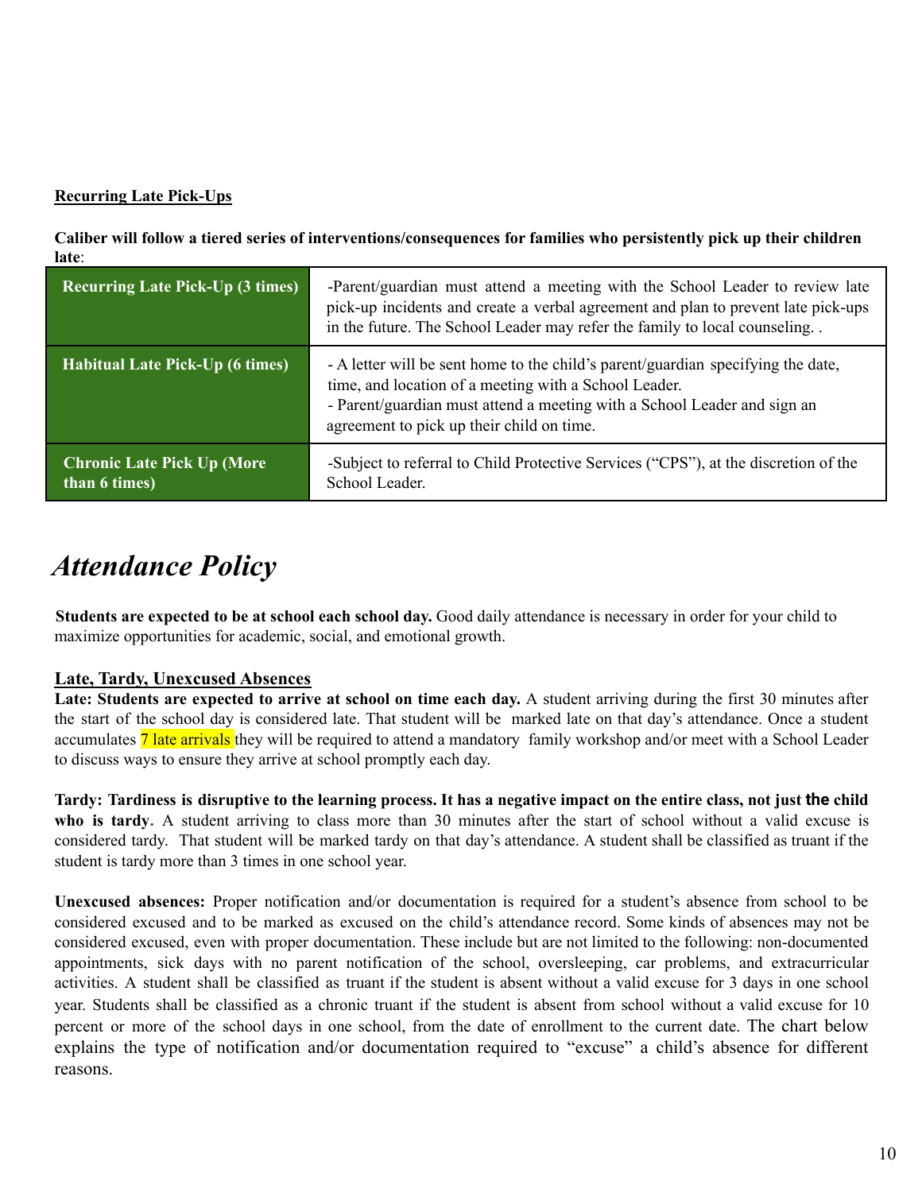**Recurring Late Pick-Ups**

**Caliber will follow a tiered series of interventions/consequences for families who persistently pick up their children late**:

| | |
|---|---|
| **Recurring Late Pick-Up (3 times)** | -Parent/guardian must attend a meeting with the School Leader to review late pick-up incidents and create a verbal agreement and plan to prevent late pick-ups in the future. The School Leader may refer the family to local counseling. . |
| **Habitual Late Pick-Up (6 times)** | - A letter will be sent home to the child's parent/guardian specifying the date, time, and location of a meeting with a School Leader.<br>- Parent/guardian must attend a meeting with a School Leader and sign an agreement to pick up their child on time. |
| **Chronic Late Pick Up (More than 6 times)** | -Subject to referral to Child Protective Services ("CPS"), at the discretion of the School Leader. |

# *Attendance Policy*

**Students are expected to be at school each school day.** Good daily attendance is necessary in order for your child to maximize opportunities for academic, social, and emotional growth.

**Late, Tardy, Unexcused Absences**

**Late: Students are expected to arrive at school on time each day.** A student arriving during the first 30 minutes after the start of the school day is considered late. That student will be marked late on that day's attendance. Once a student accumulates 7 late arrivals they will be required to attend a mandatory family workshop and/or meet with a School Leader to discuss ways to ensure they arrive at school promptly each day.

**Tardy: Tardiness is disruptive to the learning process. It has a negative impact on the entire class, not just the child who is tardy.** A student arriving to class more than 30 minutes after the start of school without a valid excuse is considered tardy. That student will be marked tardy on that day's attendance. A student shall be classified as truant if the student is tardy more than 3 times in one school year.

**Unexcused absences:** Proper notification and/or documentation is required for a student's absence from school to be considered excused and to be marked as excused on the child's attendance record. Some kinds of absences may not be considered excused, even with proper documentation. These include but are not limited to the following: non-documented appointments, sick days with no parent notification of the school, oversleeping, car problems, and extracurricular activities. A student shall be classified as truant if the student is absent without a valid excuse for 3 days in one school year. Students shall be classified as a chronic truant if the student is absent from school without a valid excuse for 10 percent or more of the school days in one school, from the date of enrollment to the current date. The chart below explains the type of notification and/or documentation required to "excuse" a child's absence for different reasons.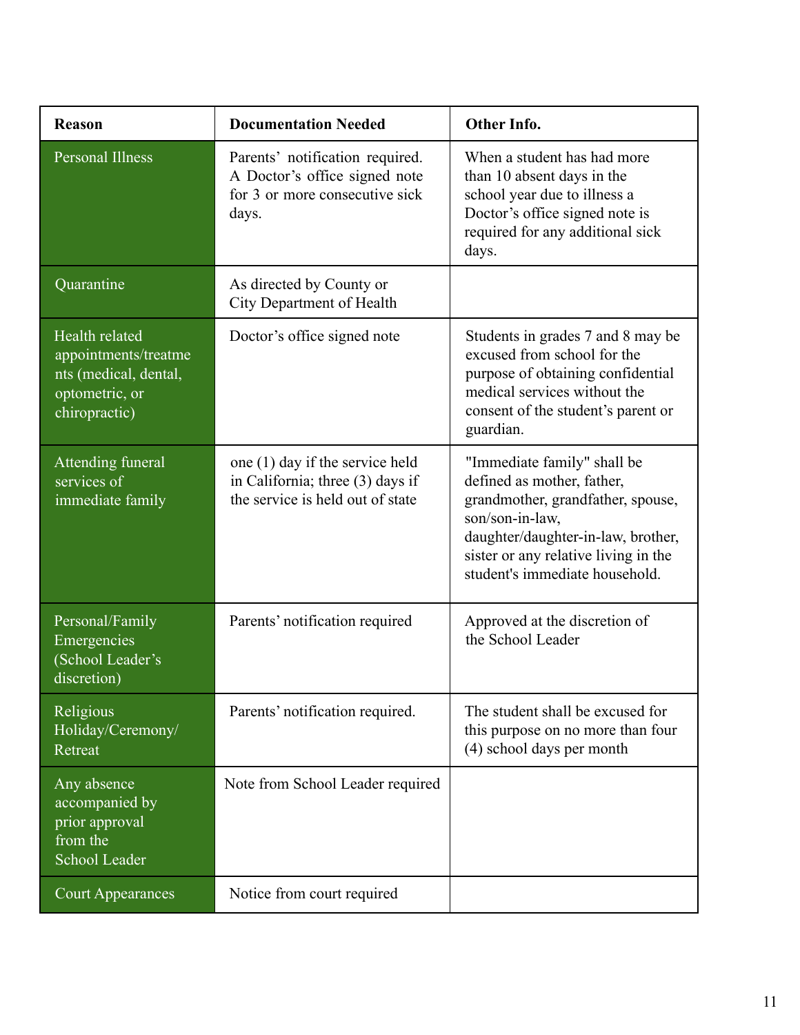| Reason | Documentation Needed | Other Info. |
|---|---|---|
| Personal Illness | Parents' notification required. A Doctor's office signed note for 3 or more consecutive sick days. | When a student has had more than 10 absent days in the school year due to illness a Doctor's office signed note is required for any additional sick days. |
| Quarantine | As directed by County or City Department of Health | |
| Health related appointments/treatments (medical, dental, optometric, or chiropractic) | Doctor's office signed note | Students in grades 7 and 8 may be excused from school for the purpose of obtaining confidential medical services without the consent of the student's parent or guardian. |
| Attending funeral services of immediate family | one (1) day if the service held in California; three (3) days if the service is held out of state | "Immediate family" shall be defined as mother, father, grandmother, grandfather, spouse, son/son-in-law, daughter/daughter-in-law, brother, sister or any relative living in the student's immediate household. |
| Personal/Family Emergencies (School Leader's discretion) | Parents' notification required | Approved at the discretion of the School Leader |
| Religious Holiday/Ceremony/ Retreat | Parents' notification required. | The student shall be excused for this purpose on no more than four (4) school days per month |
| Any absence accompanied by prior approval from the School Leader | Note from School Leader required | |
| Court Appearances | Notice from court required | |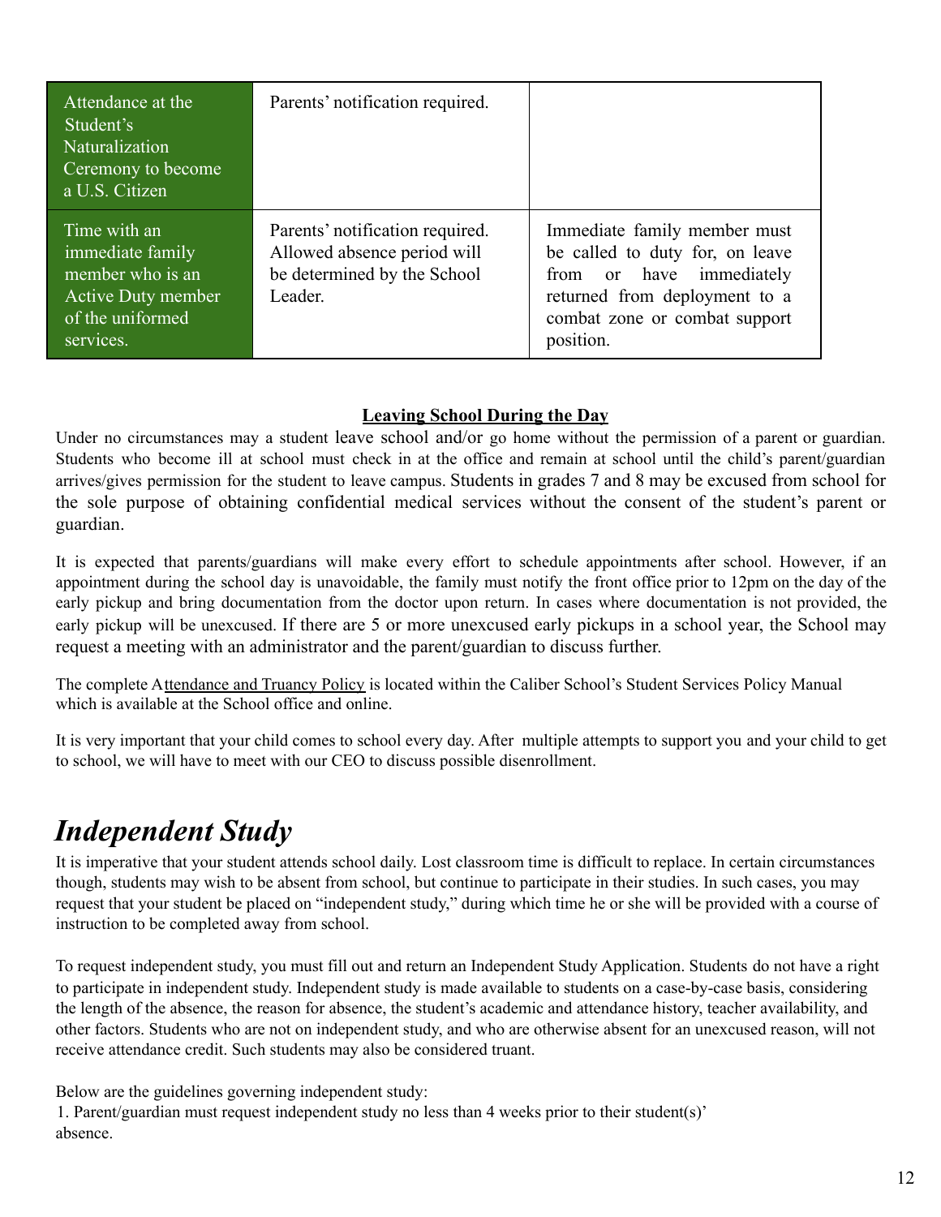| | | |
|---|---|---|
| Attendance at the Student's Naturalization Ceremony to become a U.S. Citizen | Parents' notification required. | |
| Time with an immediate family member who is an Active Duty member of the uniformed services. | Parents' notification required. Allowed absence period will be determined by the School Leader. | Immediate family member must be called to duty for, on leave from or have immediately returned from deployment to a combat zone or combat support position. |

**Leaving School During the Day**

Under no circumstances may a student leave school and/or go home without the permission of a parent or guardian. Students who become ill at school must check in at the office and remain at school until the child's parent/guardian arrives/gives permission for the student to leave campus. Students in grades 7 and 8 may be excused from school for the sole purpose of obtaining confidential medical services without the consent of the student's parent or guardian.

It is expected that parents/guardians will make every effort to schedule appointments after school. However, if an appointment during the school day is unavoidable, the family must notify the front office prior to 12pm on the day of the early pickup and bring documentation from the doctor upon return. In cases where documentation is not provided, the early pickup will be unexcused. If there are 5 or more unexcused early pickups in a school year, the School may request a meeting with an administrator and the parent/guardian to discuss further.

The complete Attendance and Truancy Policy is located within the Caliber School's Student Services Policy Manual which is available at the School office and online.

It is very important that your child comes to school every day. After multiple attempts to support you and your child to get to school, we will have to meet with our CEO to discuss possible disenrollment.

# *Independent Study*

It is imperative that your student attends school daily. Lost classroom time is difficult to replace. In certain circumstances though, students may wish to be absent from school, but continue to participate in their studies. In such cases, you may request that your student be placed on "independent study," during which time he or she will be provided with a course of instruction to be completed away from school.

To request independent study, you must fill out and return an Independent Study Application. Students do not have a right to participate in independent study. Independent study is made available to students on a case-by-case basis, considering the length of the absence, the reason for absence, the student's academic and attendance history, teacher availability, and other factors. Students who are not on independent study, and who are otherwise absent for an unexcused reason, will not receive attendance credit. Such students may also be considered truant.

Below are the guidelines governing independent study:

1. Parent/guardian must request independent study no less than 4 weeks prior to their student(s)' absence.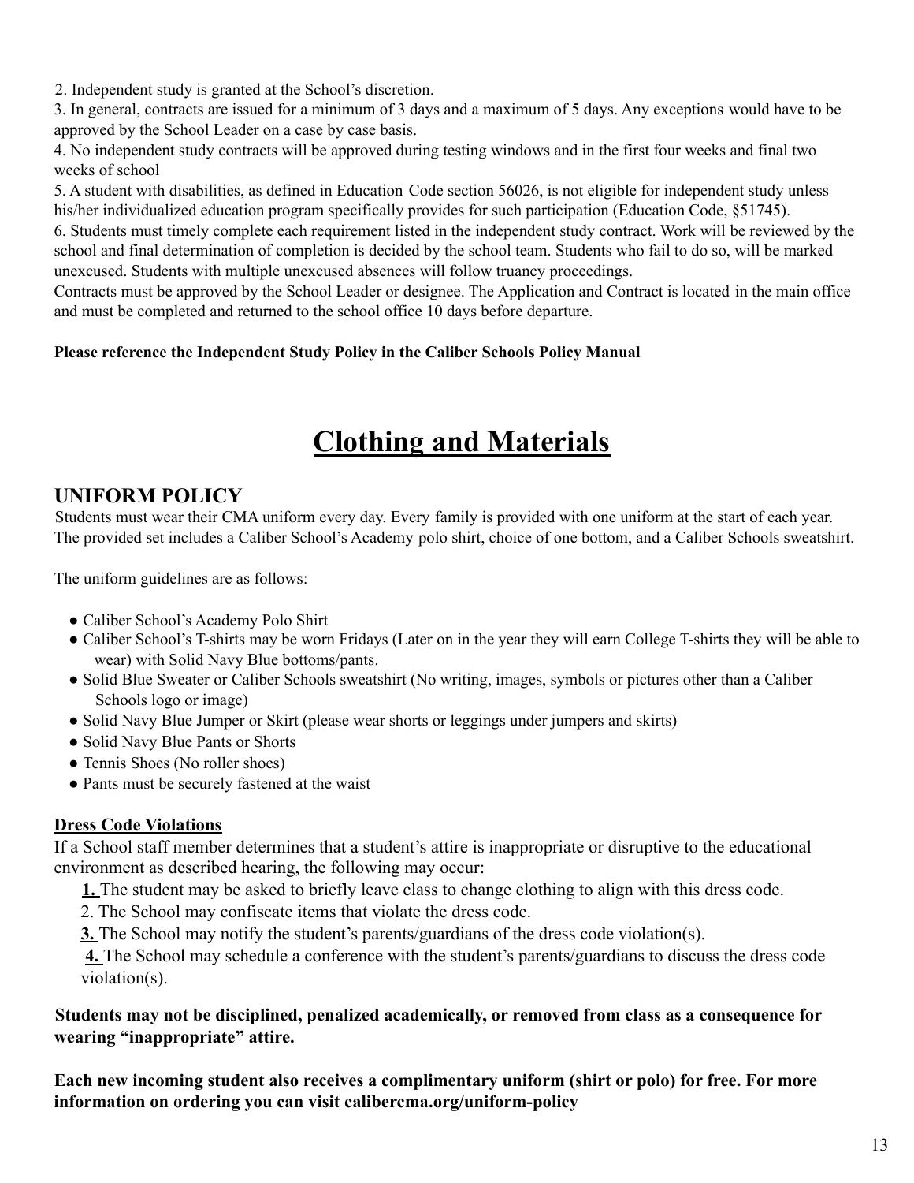2. Independent study is granted at the School's discretion.
3. In general, contracts are issued for a minimum of 3 days and a maximum of 5 days. Any exceptions would have to be approved by the School Leader on a case by case basis.
4. No independent study contracts will be approved during testing windows and in the first four weeks and final two weeks of school
5. A student with disabilities, as defined in Education Code section 56026, is not eligible for independent study unless his/her individualized education program specifically provides for such participation (Education Code, §51745).
6. Students must timely complete each requirement listed in the independent study contract. Work will be reviewed by the school and final determination of completion is decided by the school team. Students who fail to do so, will be marked unexcused. Students with multiple unexcused absences will follow truancy proceedings.

Contracts must be approved by the School Leader or designee. The Application and Contract is located in the main office and must be completed and returned to the school office 10 days before departure.

**Please reference the Independent Study Policy in the Caliber Schools Policy Manual**

# Clothing and Materials

## UNIFORM POLICY

Students must wear their CMA uniform every day. Every family is provided with one uniform at the start of each year. The provided set includes a Caliber School's Academy polo shirt, choice of one bottom, and a Caliber Schools sweatshirt.

The uniform guidelines are as follows:

- Caliber School's Academy Polo Shirt
- Caliber School's T-shirts may be worn Fridays (Later on in the year they will earn College T-shirts they will be able to wear) with Solid Navy Blue bottoms/pants.
- Solid Blue Sweater or Caliber Schools sweatshirt (No writing, images, symbols or pictures other than a Caliber Schools logo or image)
- Solid Navy Blue Jumper or Skirt (please wear shorts or leggings under jumpers and skirts)
- Solid Navy Blue Pants or Shorts
- Tennis Shoes (No roller shoes)
- Pants must be securely fastened at the waist

### Dress Code Violations

If a School staff member determines that a student's attire is inappropriate or disruptive to the educational environment as described hearing, the following may occur:

1. The student may be asked to briefly leave class to change clothing to align with this dress code.
2. The School may confiscate items that violate the dress code.
3. The School may notify the student's parents/guardians of the dress code violation(s).
4. The School may schedule a conference with the student's parents/guardians to discuss the dress code violation(s).

**Students may not be disciplined, penalized academically, or removed from class as a consequence for wearing "inappropriate" attire.**

**Each new incoming student also receives a complimentary uniform (shirt or polo) for free. For more information on ordering you can visit calibercma.org/uniform-policy**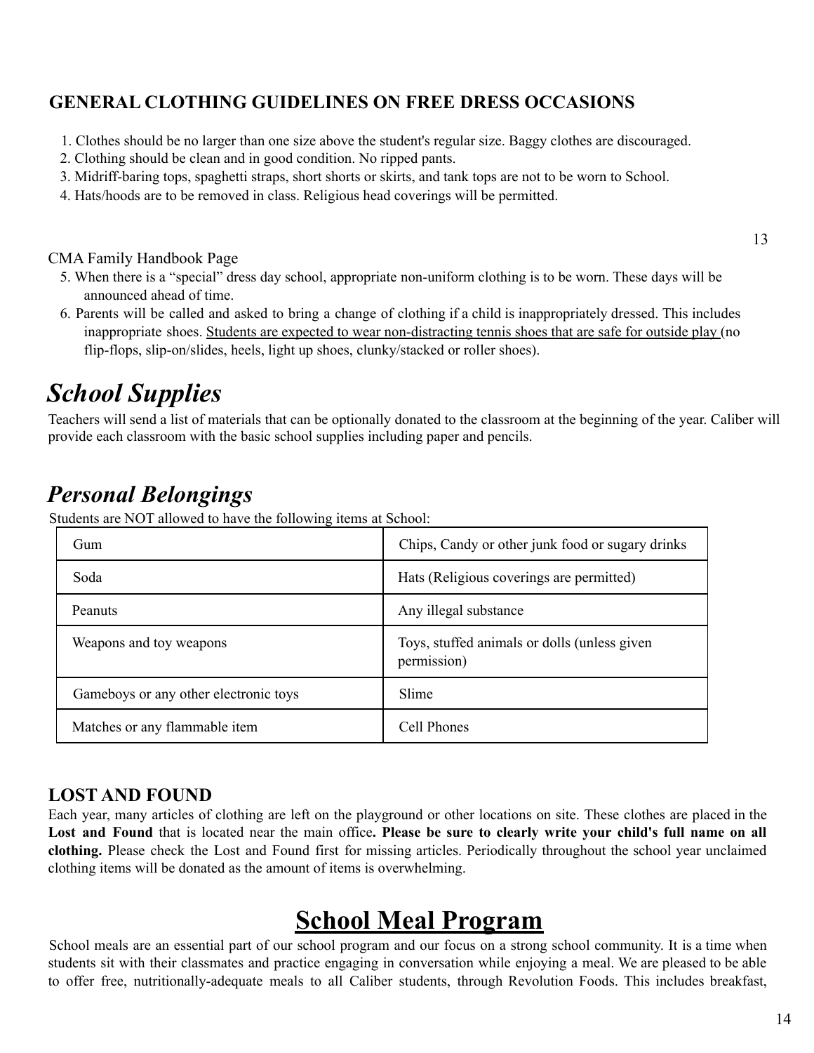### GENERAL CLOTHING GUIDELINES ON FREE DRESS OCCASIONS

1. Clothes should be no larger than one size above the student's regular size. Baggy clothes are discouraged.
2. Clothing should be clean and in good condition. No ripped pants.
3. Midriff-baring tops, spaghetti straps, short shorts or skirts, and tank tops are not to be worn to School.
4. Hats/hoods are to be removed in class. Religious head coverings will be permitted.
5. When there is a "special" dress day school, appropriate non-uniform clothing is to be worn. These days will be announced ahead of time.
6. Parents will be called and asked to bring a change of clothing if a child is inappropriately dressed. This includes inappropriate shoes. Students are expected to wear non-distracting tennis shoes that are safe for outside play (no flip-flops, slip-on/slides, heels, light up shoes, clunky/stacked or roller shoes).

# *School Supplies*

Teachers will send a list of materials that can be optionally donated to the classroom at the beginning of the year. Caliber will provide each classroom with the basic school supplies including paper and pencils.

# *Personal Belongings*

Students are NOT allowed to have the following items at School:

| | |
|---|---|
| Gum | Chips, Candy or other junk food or sugary drinks |
| Soda | Hats (Religious coverings are permitted) |
| Peanuts | Any illegal substance |
| Weapons and toy weapons | Toys, stuffed animals or dolls (unless given permission) |
| Gameboys or any other electronic toys | Slime |
| Matches or any flammable item | Cell Phones |

### LOST AND FOUND

Each year, many articles of clothing are left on the playground or other locations on site. These clothes are placed in the **Lost and Found** that is located near the main office**. Please be sure to clearly write your child's full name on all clothing.** Please check the Lost and Found first for missing articles. Periodically throughout the school year unclaimed clothing items will be donated as the amount of items is overwhelming.

# School Meal Program

School meals are an essential part of our school program and our focus on a strong school community. It is a time when students sit with their classmates and practice engaging in conversation while enjoying a meal. We are pleased to be able to offer free, nutritionally-adequate meals to all Caliber students, through Revolution Foods. This includes breakfast,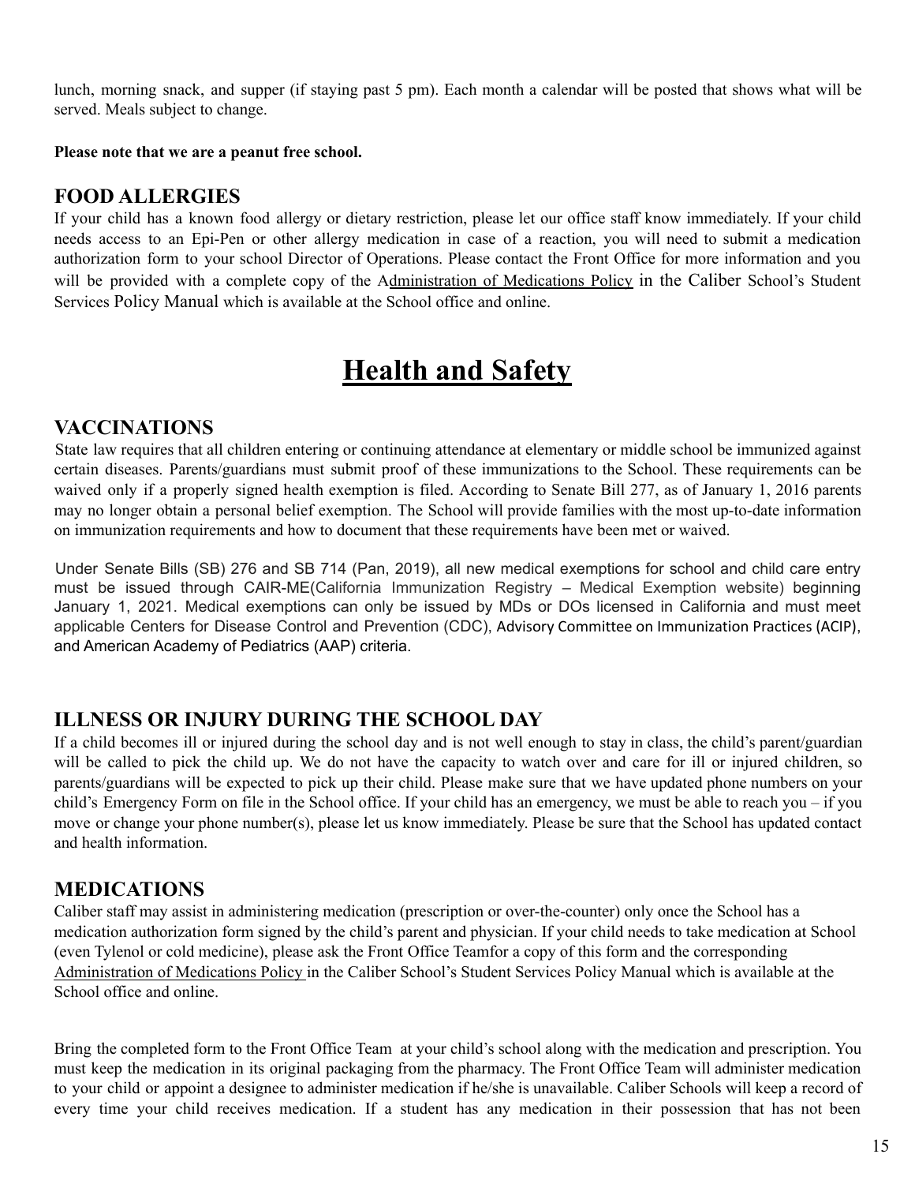lunch, morning snack, and supper (if staying past 5 pm). Each month a calendar will be posted that shows what will be served. Meals subject to change.

**Please note that we are a peanut free school.**

## FOOD ALLERGIES

If your child has a known food allergy or dietary restriction, please let our office staff know immediately. If your child needs access to an Epi-Pen or other allergy medication in case of a reaction, you will need to submit a medication authorization form to your school Director of Operations. Please contact the Front Office for more information and you will be provided with a complete copy of the Administration of Medications Policy in the Caliber School's Student Services Policy Manual which is available at the School office and online.

# Health and Safety

## VACCINATIONS

State law requires that all children entering or continuing attendance at elementary or middle school be immunized against certain diseases. Parents/guardians must submit proof of these immunizations to the School. These requirements can be waived only if a properly signed health exemption is filed. According to Senate Bill 277, as of January 1, 2016 parents may no longer obtain a personal belief exemption. The School will provide families with the most up-to-date information on immunization requirements and how to document that these requirements have been met or waived.

Under Senate Bills (SB) 276 and SB 714 (Pan, 2019), all new medical exemptions for school and child care entry must be issued through CAIR-ME(California Immunization Registry – Medical Exemption website) beginning January 1, 2021. Medical exemptions can only be issued by MDs or DOs licensed in California and must meet applicable Centers for Disease Control and Prevention (CDC), Advisory Committee on Immunization Practices (ACIP), and American Academy of Pediatrics (AAP) criteria.

## ILLNESS OR INJURY DURING THE SCHOOL DAY

If a child becomes ill or injured during the school day and is not well enough to stay in class, the child's parent/guardian will be called to pick the child up. We do not have the capacity to watch over and care for ill or injured children, so parents/guardians will be expected to pick up their child. Please make sure that we have updated phone numbers on your child's Emergency Form on file in the School office. If your child has an emergency, we must be able to reach you – if you move or change your phone number(s), please let us know immediately. Please be sure that the School has updated contact and health information.

## MEDICATIONS

Caliber staff may assist in administering medication (prescription or over-the-counter) only once the School has a medication authorization form signed by the child's parent and physician. If your child needs to take medication at School (even Tylenol or cold medicine), please ask the Front Office Teamfor a copy of this form and the corresponding Administration of Medications Policy in the Caliber School's Student Services Policy Manual which is available at the School office and online.

Bring the completed form to the Front Office Team at your child's school along with the medication and prescription. You must keep the medication in its original packaging from the pharmacy. The Front Office Team will administer medication to your child or appoint a designee to administer medication if he/she is unavailable. Caliber Schools will keep a record of every time your child receives medication. If a student has any medication in their possession that has not been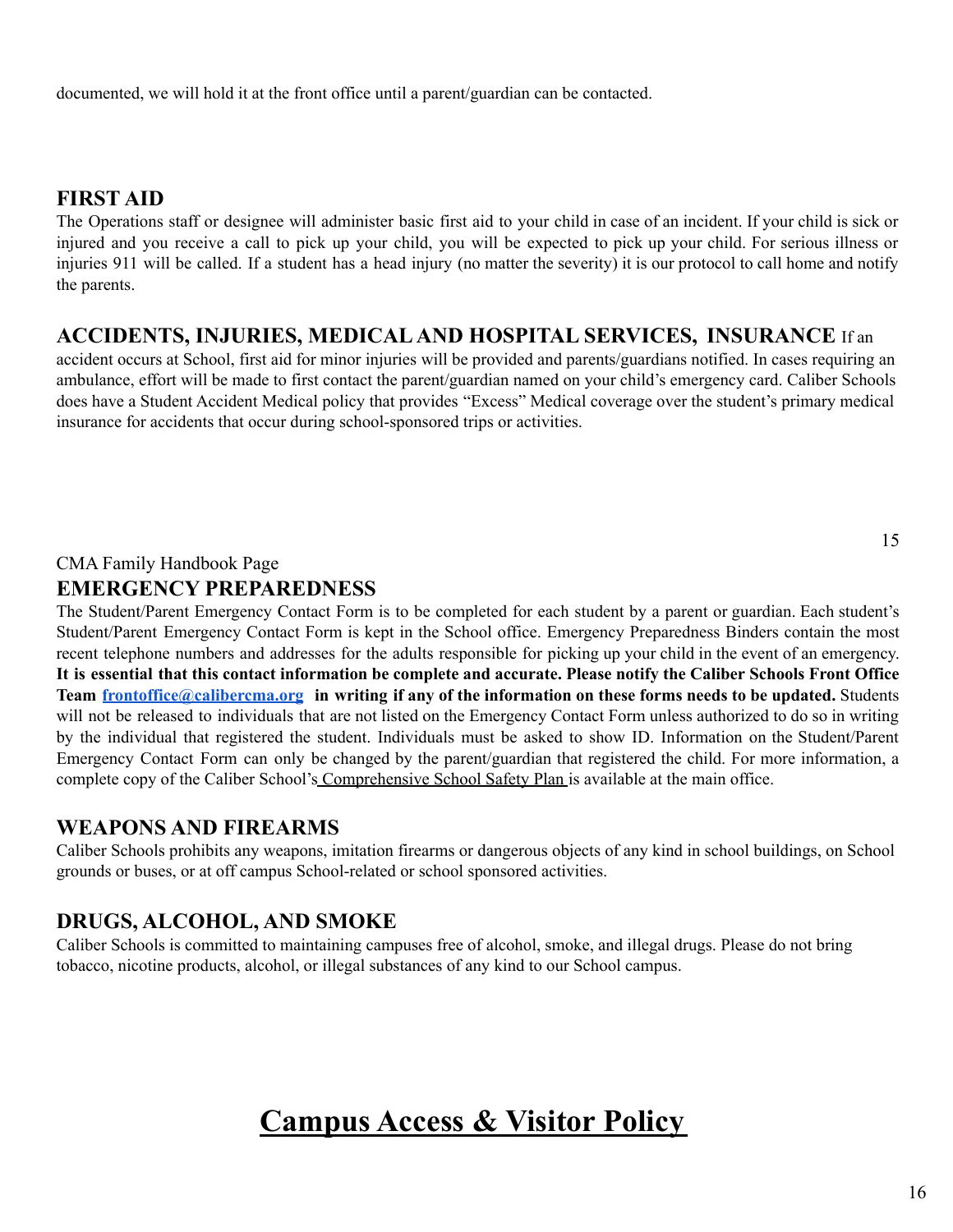documented, we will hold it at the front office until a parent/guardian can be contacted.

## FIRST AID

The Operations staff or designee will administer basic first aid to your child in case of an incident. If your child is sick or injured and you receive a call to pick up your child, you will be expected to pick up your child. For serious illness or injuries 911 will be called. If a student has a head injury (no matter the severity) it is our protocol to call home and notify the parents.

## ACCIDENTS, INJURIES, MEDICAL AND HOSPITAL SERVICES, INSURANCE

If an accident occurs at School, first aid for minor injuries will be provided and parents/guardians notified. In cases requiring an ambulance, effort will be made to first contact the parent/guardian named on your child's emergency card. Caliber Schools does have a Student Accident Medical policy that provides "Excess" Medical coverage over the student's primary medical insurance for accidents that occur during school-sponsored trips or activities.

## EMERGENCY PREPAREDNESS

The Student/Parent Emergency Contact Form is to be completed for each student by a parent or guardian. Each student's Student/Parent Emergency Contact Form is kept in the School office. Emergency Preparedness Binders contain the most recent telephone numbers and addresses for the adults responsible for picking up your child in the event of an emergency. **It is essential that this contact information be complete and accurate. Please notify the Caliber Schools Front Office Team [frontoffice@calibercma.org](mailto:frontoffice@calibercma.org) in writing if any of the information on these forms needs to be updated.** Students will not be released to individuals that are not listed on the Emergency Contact Form unless authorized to do so in writing by the individual that registered the student. Individuals must be asked to show ID. Information on the Student/Parent Emergency Contact Form can only be changed by the parent/guardian that registered the child. For more information, a complete copy of the Caliber School's Comprehensive School Safety Plan is available at the main office.

## WEAPONS AND FIREARMS

Caliber Schools prohibits any weapons, imitation firearms or dangerous objects of any kind in school buildings, on School grounds or buses, or at off campus School-related or school sponsored activities.

## DRUGS, ALCOHOL, AND SMOKE

Caliber Schools is committed to maintaining campuses free of alcohol, smoke, and illegal drugs. Please do not bring tobacco, nicotine products, alcohol, or illegal substances of any kind to our School campus.

# Campus Access & Visitor Policy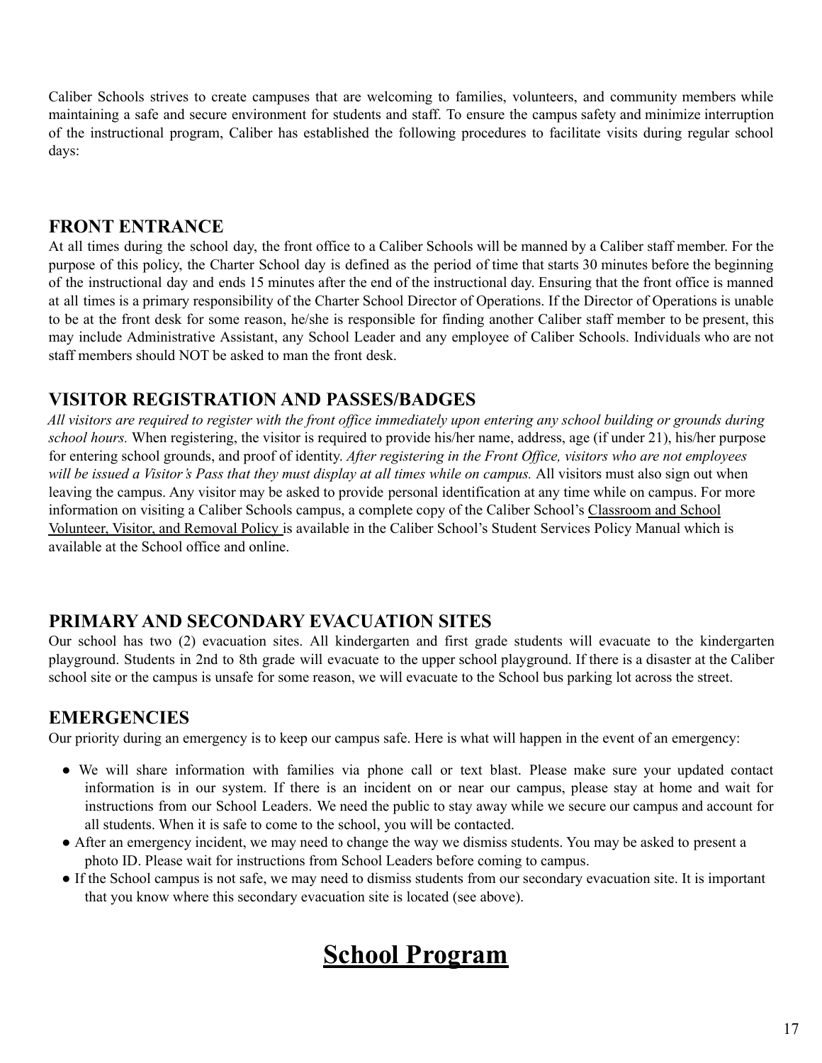Caliber Schools strives to create campuses that are welcoming to families, volunteers, and community members while maintaining a safe and secure environment for students and staff. To ensure the campus safety and minimize interruption of the instructional program, Caliber has established the following procedures to facilitate visits during regular school days:

## FRONT ENTRANCE

At all times during the school day, the front office to a Caliber Schools will be manned by a Caliber staff member. For the purpose of this policy, the Charter School day is defined as the period of time that starts 30 minutes before the beginning of the instructional day and ends 15 minutes after the end of the instructional day. Ensuring that the front office is manned at all times is a primary responsibility of the Charter School Director of Operations. If the Director of Operations is unable to be at the front desk for some reason, he/she is responsible for finding another Caliber staff member to be present, this may include Administrative Assistant, any School Leader and any employee of Caliber Schools. Individuals who are not staff members should NOT be asked to man the front desk.

## VISITOR REGISTRATION AND PASSES/BADGES

*All visitors are required to register with the front office immediately upon entering any school building or grounds during school hours.* When registering, the visitor is required to provide his/her name, address, age (if under 21), his/her purpose for entering school grounds, and proof of identity. *After registering in the Front Office, visitors who are not employees will be issued a Visitor's Pass that they must display at all times while on campus.* All visitors must also sign out when leaving the campus. Any visitor may be asked to provide personal identification at any time while on campus. For more information on visiting a Caliber Schools campus, a complete copy of the Caliber School's Classroom and School Volunteer, Visitor, and Removal Policy is available in the Caliber School's Student Services Policy Manual which is available at the School office and online.

## PRIMARY AND SECONDARY EVACUATION SITES

Our school has two (2) evacuation sites. All kindergarten and first grade students will evacuate to the kindergarten playground. Students in 2nd to 8th grade will evacuate to the upper school playground. If there is a disaster at the Caliber school site or the campus is unsafe for some reason, we will evacuate to the School bus parking lot across the street.

## EMERGENCIES

Our priority during an emergency is to keep our campus safe. Here is what will happen in the event of an emergency:

- We will share information with families via phone call or text blast. Please make sure your updated contact information is in our system. If there is an incident on or near our campus, please stay at home and wait for instructions from our School Leaders. We need the public to stay away while we secure our campus and account for all students. When it is safe to come to the school, you will be contacted.
- After an emergency incident, we may need to change the way we dismiss students. You may be asked to present a photo ID. Please wait for instructions from School Leaders before coming to campus.
- If the School campus is not safe, we may need to dismiss students from our secondary evacuation site. It is important that you know where this secondary evacuation site is located (see above).

# School Program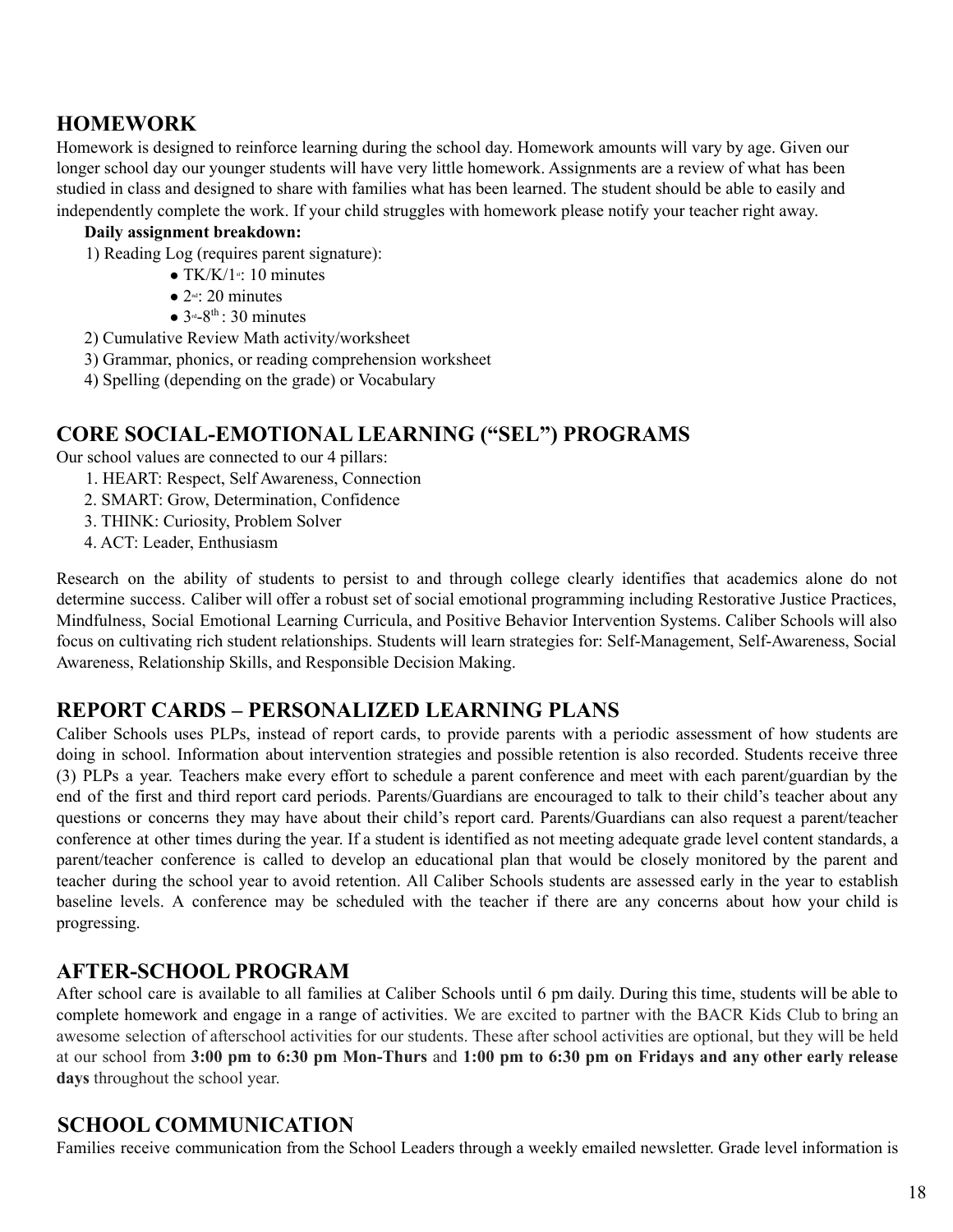## HOMEWORK

Homework is designed to reinforce learning during the school day. Homework amounts will vary by age. Given our longer school day our younger students will have very little homework. Assignments are a review of what has been studied in class and designed to share with families what has been learned. The student should be able to easily and independently complete the work. If your child struggles with homework please notify your teacher right away.

**Daily assignment breakdown:**

1) Reading Log (requires parent signature):
   - TK/K/1st: 10 minutes
   - 2nd: 20 minutes
   - 3rd-8th: 30 minutes
2) Cumulative Review Math activity/worksheet
3) Grammar, phonics, or reading comprehension worksheet
4) Spelling (depending on the grade) or Vocabulary

## CORE SOCIAL-EMOTIONAL LEARNING ("SEL") PROGRAMS

Our school values are connected to our 4 pillars:

1. HEART: Respect, Self Awareness, Connection
2. SMART: Grow, Determination, Confidence
3. THINK: Curiosity, Problem Solver
4. ACT: Leader, Enthusiasm

Research on the ability of students to persist to and through college clearly identifies that academics alone do not determine success. Caliber will offer a robust set of social emotional programming including Restorative Justice Practices, Mindfulness, Social Emotional Learning Curricula, and Positive Behavior Intervention Systems. Caliber Schools will also focus on cultivating rich student relationships. Students will learn strategies for: Self-Management, Self-Awareness, Social Awareness, Relationship Skills, and Responsible Decision Making.

## REPORT CARDS – PERSONALIZED LEARNING PLANS

Caliber Schools uses PLPs, instead of report cards, to provide parents with a periodic assessment of how students are doing in school. Information about intervention strategies and possible retention is also recorded. Students receive three (3) PLPs a year. Teachers make every effort to schedule a parent conference and meet with each parent/guardian by the end of the first and third report card periods. Parents/Guardians are encouraged to talk to their child's teacher about any questions or concerns they may have about their child's report card. Parents/Guardians can also request a parent/teacher conference at other times during the year. If a student is identified as not meeting adequate grade level content standards, a parent/teacher conference is called to develop an educational plan that would be closely monitored by the parent and teacher during the school year to avoid retention. All Caliber Schools students are assessed early in the year to establish baseline levels. A conference may be scheduled with the teacher if there are any concerns about how your child is progressing.

## AFTER-SCHOOL PROGRAM

After school care is available to all families at Caliber Schools until 6 pm daily. During this time, students will be able to complete homework and engage in a range of activities. We are excited to partner with the BACR Kids Club to bring an awesome selection of afterschool activities for our students. These after school activities are optional, but they will be held at our school from **3:00 pm to 6:30 pm Mon-Thurs** and **1:00 pm to 6:30 pm on Fridays and any other early release days** throughout the school year.

## SCHOOL COMMUNICATION

Families receive communication from the School Leaders through a weekly emailed newsletter. Grade level information is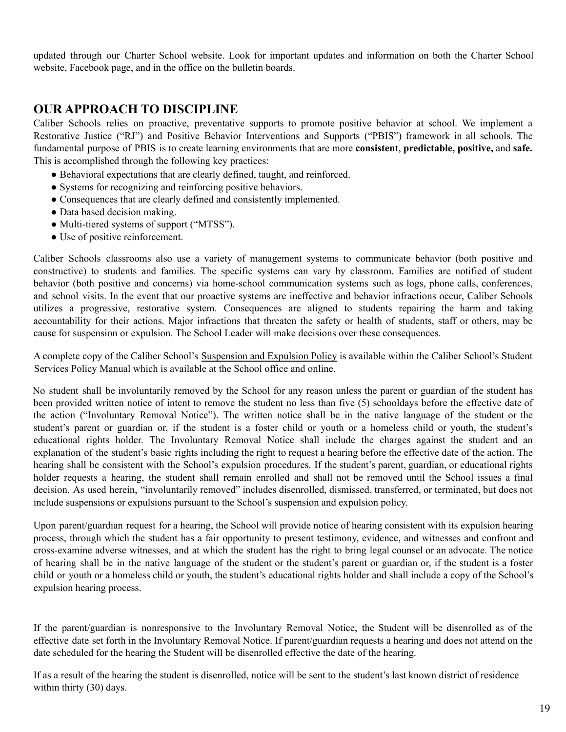updated through our Charter School website. Look for important updates and information on both the Charter School website, Facebook page, and in the office on the bulletin boards.

## OUR APPROACH TO DISCIPLINE

Caliber Schools relies on proactive, preventative supports to promote positive behavior at school. We implement a Restorative Justice ("RJ") and Positive Behavior Interventions and Supports ("PBIS") framework in all schools. The fundamental purpose of PBIS is to create learning environments that are more **consistent**, **predictable, positive,** and **safe.** This is accomplished through the following key practices:

- Behavioral expectations that are clearly defined, taught, and reinforced.
- Systems for recognizing and reinforcing positive behaviors.
- Consequences that are clearly defined and consistently implemented.
- Data based decision making.
- Multi-tiered systems of support ("MTSS").
- Use of positive reinforcement.

Caliber Schools classrooms also use a variety of management systems to communicate behavior (both positive and constructive) to students and families. The specific systems can vary by classroom. Families are notified of student behavior (both positive and concerns) via home-school communication systems such as logs, phone calls, conferences, and school visits. In the event that our proactive systems are ineffective and behavior infractions occur, Caliber Schools utilizes a progressive, restorative system. Consequences are aligned to students repairing the harm and taking accountability for their actions. Major infractions that threaten the safety or health of students, staff or others, may be cause for suspension or expulsion. The School Leader will make decisions over these consequences.

A complete copy of the Caliber School's Suspension and Expulsion Policy is available within the Caliber School's Student Services Policy Manual which is available at the School office and online.

No student shall be involuntarily removed by the School for any reason unless the parent or guardian of the student has been provided written notice of intent to remove the student no less than five (5) schooldays before the effective date of the action ("Involuntary Removal Notice"). The written notice shall be in the native language of the student or the student's parent or guardian or, if the student is a foster child or youth or a homeless child or youth, the student's educational rights holder. The Involuntary Removal Notice shall include the charges against the student and an explanation of the student's basic rights including the right to request a hearing before the effective date of the action. The hearing shall be consistent with the School's expulsion procedures. If the student's parent, guardian, or educational rights holder requests a hearing, the student shall remain enrolled and shall not be removed until the School issues a final decision. As used herein, "involuntarily removed" includes disenrolled, dismissed, transferred, or terminated, but does not include suspensions or expulsions pursuant to the School's suspension and expulsion policy.

Upon parent/guardian request for a hearing, the School will provide notice of hearing consistent with its expulsion hearing process, through which the student has a fair opportunity to present testimony, evidence, and witnesses and confront and cross-examine adverse witnesses, and at which the student has the right to bring legal counsel or an advocate. The notice of hearing shall be in the native language of the student or the student's parent or guardian or, if the student is a foster child or youth or a homeless child or youth, the student's educational rights holder and shall include a copy of the School's expulsion hearing process.

If the parent/guardian is nonresponsive to the Involuntary Removal Notice, the Student will be disenrolled as of the effective date set forth in the Involuntary Removal Notice. If parent/guardian requests a hearing and does not attend on the date scheduled for the hearing the Student will be disenrolled effective the date of the hearing.

If as a result of the hearing the student is disenrolled, notice will be sent to the student's last known district of residence within thirty (30) days.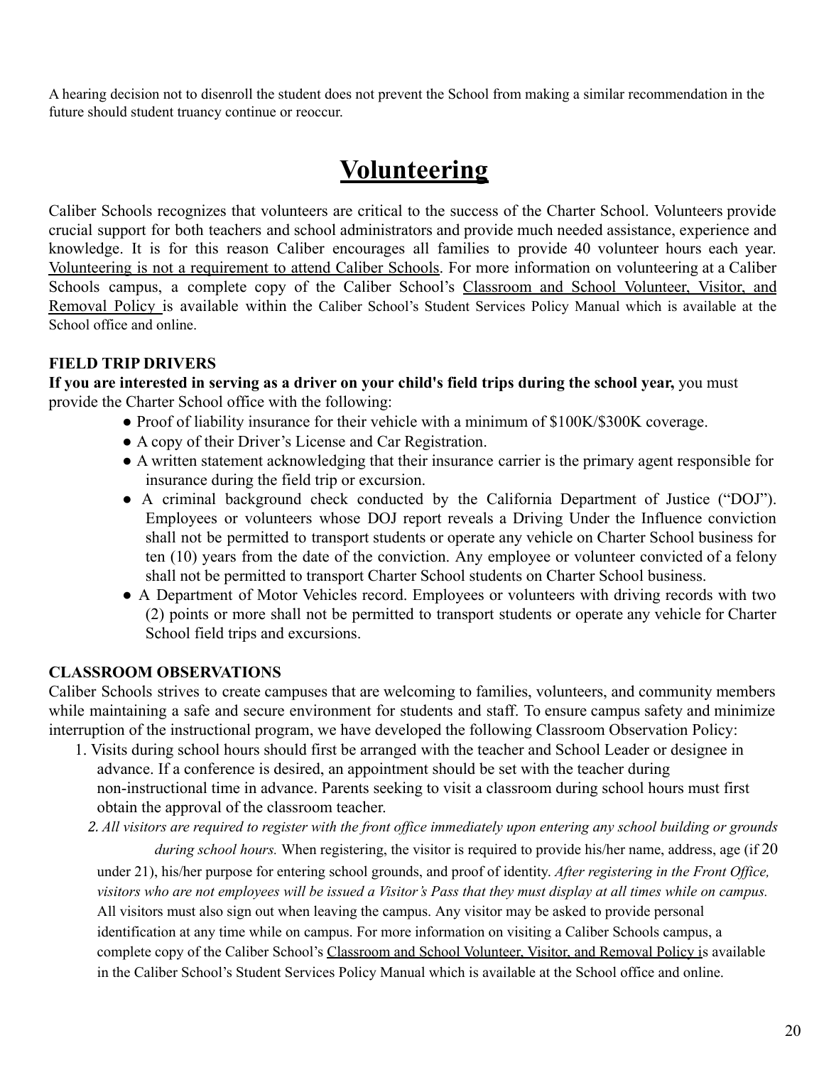A hearing decision not to disenroll the student does not prevent the School from making a similar recommendation in the future should student truancy continue or reoccur.

# Volunteering

Caliber Schools recognizes that volunteers are critical to the success of the Charter School. Volunteers provide crucial support for both teachers and school administrators and provide much needed assistance, experience and knowledge. It is for this reason Caliber encourages all families to provide 40 volunteer hours each year. Volunteering is not a requirement to attend Caliber Schools. For more information on volunteering at a Caliber Schools campus, a complete copy of the Caliber School's Classroom and School Volunteer, Visitor, and Removal Policy is available within the Caliber School's Student Services Policy Manual which is available at the School office and online.

### FIELD TRIP DRIVERS

**If you are interested in serving as a driver on your child's field trips during the school year,** you must provide the Charter School office with the following:

- Proof of liability insurance for their vehicle with a minimum of $100K/$300K coverage.
- A copy of their Driver's License and Car Registration.
- A written statement acknowledging that their insurance carrier is the primary agent responsible for insurance during the field trip or excursion.
- A criminal background check conducted by the California Department of Justice ("DOJ"). Employees or volunteers whose DOJ report reveals a Driving Under the Influence conviction shall not be permitted to transport students or operate any vehicle on Charter School business for ten (10) years from the date of the conviction. Any employee or volunteer convicted of a felony shall not be permitted to transport Charter School students on Charter School business.
- A Department of Motor Vehicles record. Employees or volunteers with driving records with two (2) points or more shall not be permitted to transport students or operate any vehicle for Charter School field trips and excursions.

### CLASSROOM OBSERVATIONS

Caliber Schools strives to create campuses that are welcoming to families, volunteers, and community members while maintaining a safe and secure environment for students and staff. To ensure campus safety and minimize interruption of the instructional program, we have developed the following Classroom Observation Policy:

1. Visits during school hours should first be arranged with the teacher and School Leader or designee in advance. If a conference is desired, an appointment should be set with the teacher during non-instructional time in advance. Parents seeking to visit a classroom during school hours must first obtain the approval of the classroom teacher.
2. *All visitors are required to register with the front office immediately upon entering any school building or grounds during school hours.* When registering, the visitor is required to provide his/her name, address, age (if 20 under 21), his/her purpose for entering school grounds, and proof of identity. *After registering in the Front Office, visitors who are not employees will be issued a Visitor's Pass that they must display at all times while on campus.* All visitors must also sign out when leaving the campus. Any visitor may be asked to provide personal identification at any time while on campus. For more information on visiting a Caliber Schools campus, a complete copy of the Caliber School's Classroom and School Volunteer, Visitor, and Removal Policy is available in the Caliber School's Student Services Policy Manual which is available at the School office and online.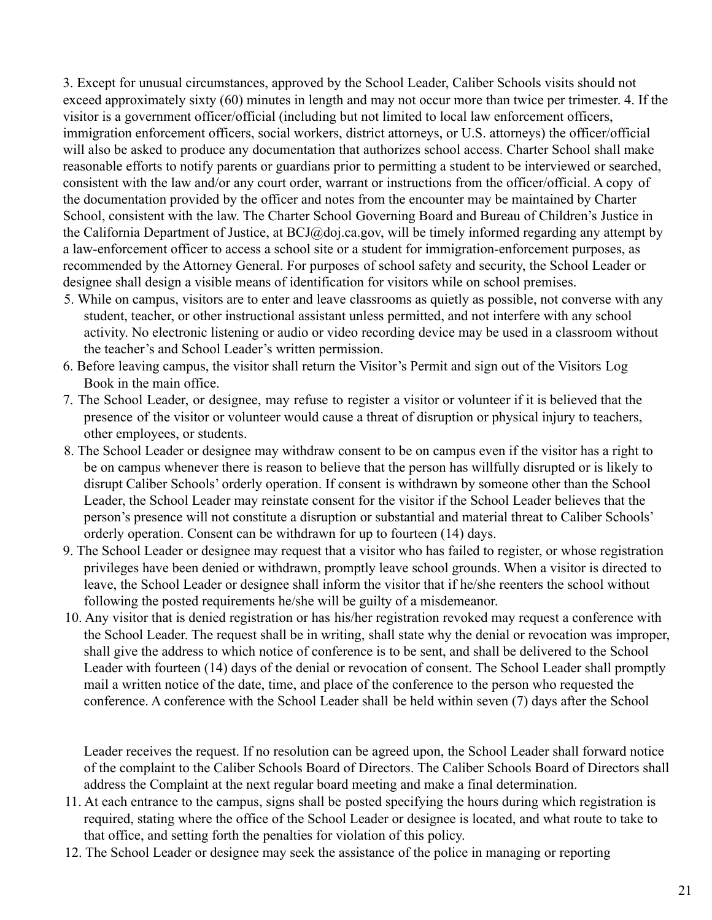3. Except for unusual circumstances, approved by the School Leader, Caliber Schools visits should not exceed approximately sixty (60) minutes in length and may not occur more than twice per trimester. 4. If the visitor is a government officer/official (including but not limited to local law enforcement officers, immigration enforcement officers, social workers, district attorneys, or U.S. attorneys) the officer/official will also be asked to produce any documentation that authorizes school access. Charter School shall make reasonable efforts to notify parents or guardians prior to permitting a student to be interviewed or searched, consistent with the law and/or any court order, warrant or instructions from the officer/official. A copy of the documentation provided by the officer and notes from the encounter may be maintained by Charter School, consistent with the law. The Charter School Governing Board and Bureau of Children's Justice in the California Department of Justice, at BCJ@doj.ca.gov, will be timely informed regarding any attempt by a law-enforcement officer to access a school site or a student for immigration-enforcement purposes, as recommended by the Attorney General. For purposes of school safety and security, the School Leader or designee shall design a visible means of identification for visitors while on school premises.

5. While on campus, visitors are to enter and leave classrooms as quietly as possible, not converse with any student, teacher, or other instructional assistant unless permitted, and not interfere with any school activity. No electronic listening or audio or video recording device may be used in a classroom without the teacher's and School Leader's written permission.
6. Before leaving campus, the visitor shall return the Visitor's Permit and sign out of the Visitors Log Book in the main office.
7. The School Leader, or designee, may refuse to register a visitor or volunteer if it is believed that the presence of the visitor or volunteer would cause a threat of disruption or physical injury to teachers, other employees, or students.
8. The School Leader or designee may withdraw consent to be on campus even if the visitor has a right to be on campus whenever there is reason to believe that the person has willfully disrupted or is likely to disrupt Caliber Schools' orderly operation. If consent is withdrawn by someone other than the School Leader, the School Leader may reinstate consent for the visitor if the School Leader believes that the person's presence will not constitute a disruption or substantial and material threat to Caliber Schools' orderly operation. Consent can be withdrawn for up to fourteen (14) days.
9. The School Leader or designee may request that a visitor who has failed to register, or whose registration privileges have been denied or withdrawn, promptly leave school grounds. When a visitor is directed to leave, the School Leader or designee shall inform the visitor that if he/she reenters the school without following the posted requirements he/she will be guilty of a misdemeanor.
10. Any visitor that is denied registration or has his/her registration revoked may request a conference with the School Leader. The request shall be in writing, shall state why the denial or revocation was improper, shall give the address to which notice of conference is to be sent, and shall be delivered to the School Leader with fourteen (14) days of the denial or revocation of consent. The School Leader shall promptly mail a written notice of the date, time, and place of the conference to the person who requested the conference. A conference with the School Leader shall be held within seven (7) days after the School Leader receives the request. If no resolution can be agreed upon, the School Leader shall forward notice of the complaint to the Caliber Schools Board of Directors. The Caliber Schools Board of Directors shall address the Complaint at the next regular board meeting and make a final determination.
11. At each entrance to the campus, signs shall be posted specifying the hours during which registration is required, stating where the office of the School Leader or designee is located, and what route to take to that office, and setting forth the penalties for violation of this policy.
12. The School Leader or designee may seek the assistance of the police in managing or reporting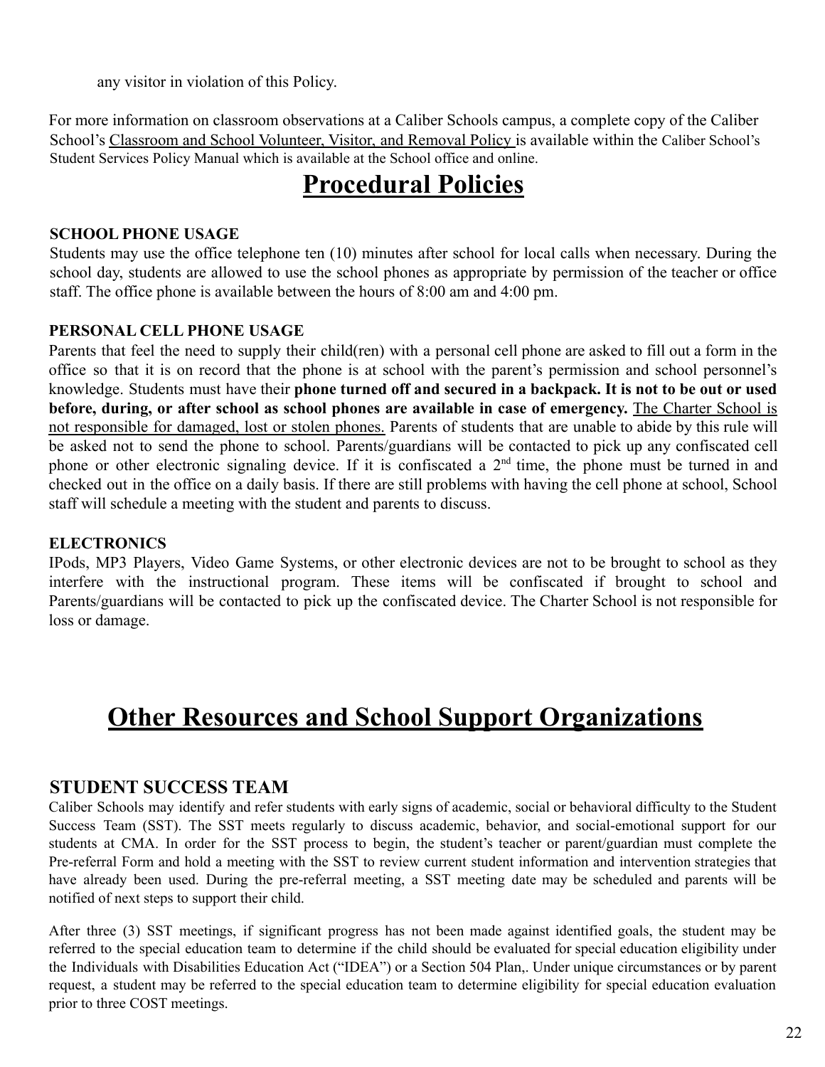any visitor in violation of this Policy.

For more information on classroom observations at a Caliber Schools campus, a complete copy of the Caliber School's Classroom and School Volunteer, Visitor, and Removal Policy is available within the Caliber School's Student Services Policy Manual which is available at the School office and online.

# Procedural Policies

### SCHOOL PHONE USAGE

Students may use the office telephone ten (10) minutes after school for local calls when necessary. During the school day, students are allowed to use the school phones as appropriate by permission of the teacher or office staff. The office phone is available between the hours of 8:00 am and 4:00 pm.

### PERSONAL CELL PHONE USAGE

Parents that feel the need to supply their child(ren) with a personal cell phone are asked to fill out a form in the office so that it is on record that the phone is at school with the parent's permission and school personnel's knowledge. Students must have their **phone turned off and secured in a backpack. It is not to be out or used before, during, or after school as school phones are available in case of emergency.** The Charter School is not responsible for damaged, lost or stolen phones. Parents of students that are unable to abide by this rule will be asked not to send the phone to school. Parents/guardians will be contacted to pick up any confiscated cell phone or other electronic signaling device. If it is confiscated a 2nd time, the phone must be turned in and checked out in the office on a daily basis. If there are still problems with having the cell phone at school, School staff will schedule a meeting with the student and parents to discuss.

### ELECTRONICS

IPods, MP3 Players, Video Game Systems, or other electronic devices are not to be brought to school as they interfere with the instructional program. These items will be confiscated if brought to school and Parents/guardians will be contacted to pick up the confiscated device. The Charter School is not responsible for loss or damage.

# Other Resources and School Support Organizations

## STUDENT SUCCESS TEAM

Caliber Schools may identify and refer students with early signs of academic, social or behavioral difficulty to the Student Success Team (SST). The SST meets regularly to discuss academic, behavior, and social-emotional support for our students at CMA. In order for the SST process to begin, the student's teacher or parent/guardian must complete the Pre-referral Form and hold a meeting with the SST to review current student information and intervention strategies that have already been used. During the pre-referral meeting, a SST meeting date may be scheduled and parents will be notified of next steps to support their child.

After three (3) SST meetings, if significant progress has not been made against identified goals, the student may be referred to the special education team to determine if the child should be evaluated for special education eligibility under the Individuals with Disabilities Education Act ("IDEA") or a Section 504 Plan,. Under unique circumstances or by parent request, a student may be referred to the special education team to determine eligibility for special education evaluation prior to three COST meetings.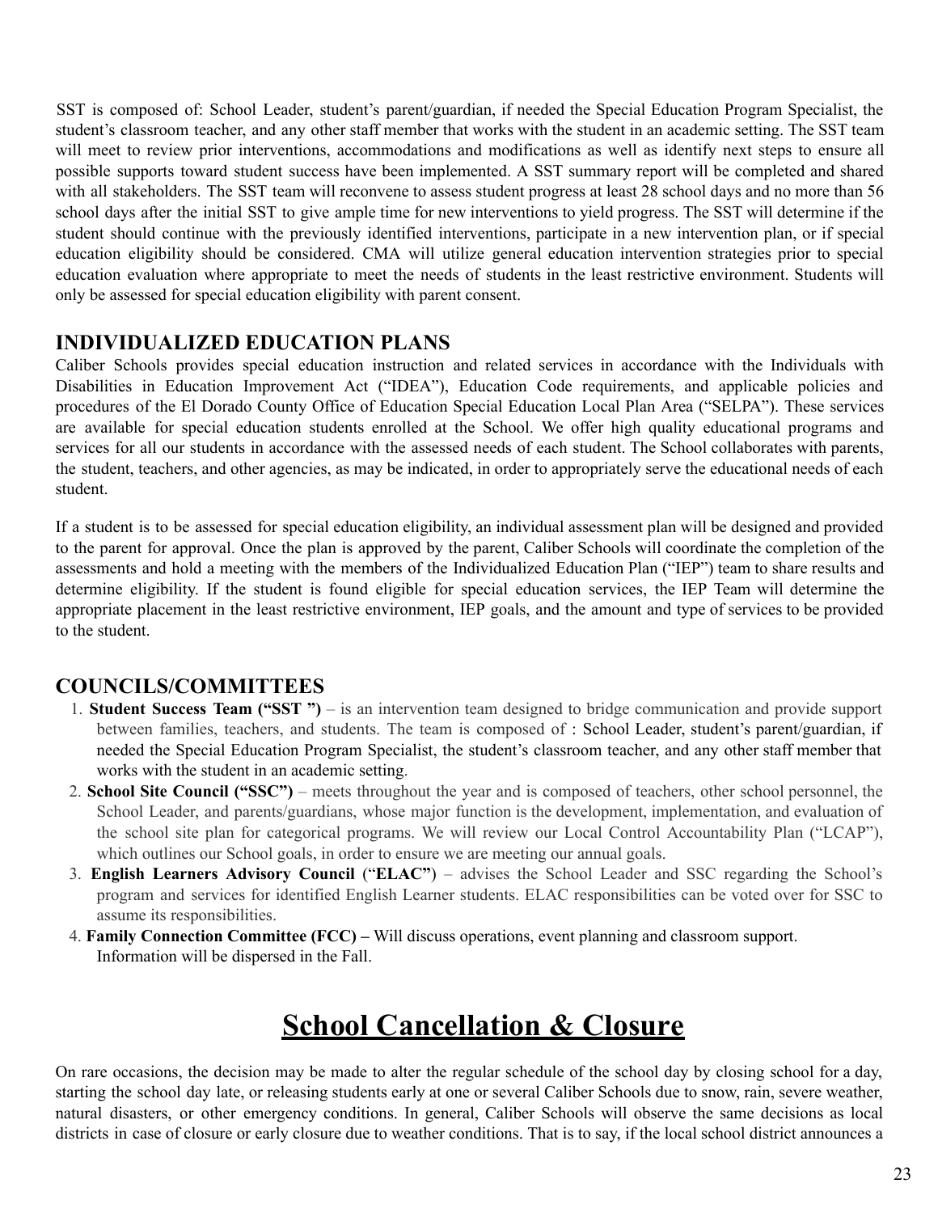SST is composed of: School Leader, student's parent/guardian, if needed the Special Education Program Specialist, the student's classroom teacher, and any other staff member that works with the student in an academic setting. The SST team will meet to review prior interventions, accommodations and modifications as well as identify next steps to ensure all possible supports toward student success have been implemented. A SST summary report will be completed and shared with all stakeholders. The SST team will reconvene to assess student progress at least 28 school days and no more than 56 school days after the initial SST to give ample time for new interventions to yield progress. The SST will determine if the student should continue with the previously identified interventions, participate in a new intervention plan, or if special education eligibility should be considered. CMA will utilize general education intervention strategies prior to special education evaluation where appropriate to meet the needs of students in the least restrictive environment. Students will only be assessed for special education eligibility with parent consent.

## INDIVIDUALIZED EDUCATION PLANS

Caliber Schools provides special education instruction and related services in accordance with the Individuals with Disabilities in Education Improvement Act ("IDEA"), Education Code requirements, and applicable policies and procedures of the El Dorado County Office of Education Special Education Local Plan Area ("SELPA"). These services are available for special education students enrolled at the School. We offer high quality educational programs and services for all our students in accordance with the assessed needs of each student. The School collaborates with parents, the student, teachers, and other agencies, as may be indicated, in order to appropriately serve the educational needs of each student.

If a student is to be assessed for special education eligibility, an individual assessment plan will be designed and provided to the parent for approval. Once the plan is approved by the parent, Caliber Schools will coordinate the completion of the assessments and hold a meeting with the members of the Individualized Education Plan ("IEP") team to share results and determine eligibility. If the student is found eligible for special education services, the IEP Team will determine the appropriate placement in the least restrictive environment, IEP goals, and the amount and type of services to be provided to the student.

## COUNCILS/COMMITTEES

1. **Student Success Team ("SST ")** – is an intervention team designed to bridge communication and provide support between families, teachers, and students. The team is composed of : School Leader, student's parent/guardian, if needed the Special Education Program Specialist, the student's classroom teacher, and any other staff member that works with the student in an academic setting.
2. **School Site Council ("SSC")** – meets throughout the year and is composed of teachers, other school personnel, the School Leader, and parents/guardians, whose major function is the development, implementation, and evaluation of the school site plan for categorical programs. We will review our Local Control Accountability Plan ("LCAP"), which outlines our School goals, in order to ensure we are meeting our annual goals.
3. **English Learners Advisory Council** ("**ELAC"**) – advises the School Leader and SSC regarding the School's program and services for identified English Learner students. ELAC responsibilities can be voted over for SSC to assume its responsibilities.
4. **Family Connection Committee (FCC) –** Will discuss operations, event planning and classroom support. Information will be dispersed in the Fall.

# School Cancellation & Closure

On rare occasions, the decision may be made to alter the regular schedule of the school day by closing school for a day, starting the school day late, or releasing students early at one or several Caliber Schools due to snow, rain, severe weather, natural disasters, or other emergency conditions. In general, Caliber Schools will observe the same decisions as local districts in case of closure or early closure due to weather conditions. That is to say, if the local school district announces a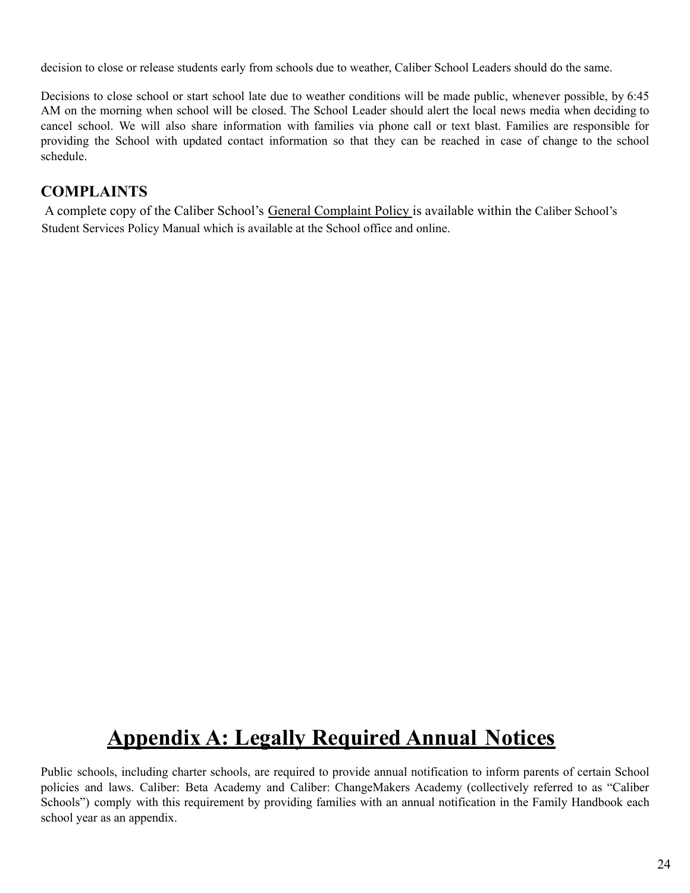decision to close or release students early from schools due to weather, Caliber School Leaders should do the same.

Decisions to close school or start school late due to weather conditions will be made public, whenever possible, by 6:45 AM on the morning when school will be closed. The School Leader should alert the local news media when deciding to cancel school. We will also share information with families via phone call or text blast. Families are responsible for providing the School with updated contact information so that they can be reached in case of change to the school schedule.

## COMPLAINTS

A complete copy of the Caliber School's General Complaint Policy is available within the Caliber School's Student Services Policy Manual which is available at the School office and online.

# Appendix A: Legally Required Annual Notices

Public schools, including charter schools, are required to provide annual notification to inform parents of certain School policies and laws. Caliber: Beta Academy and Caliber: ChangeMakers Academy (collectively referred to as "Caliber Schools") comply with this requirement by providing families with an annual notification in the Family Handbook each school year as an appendix.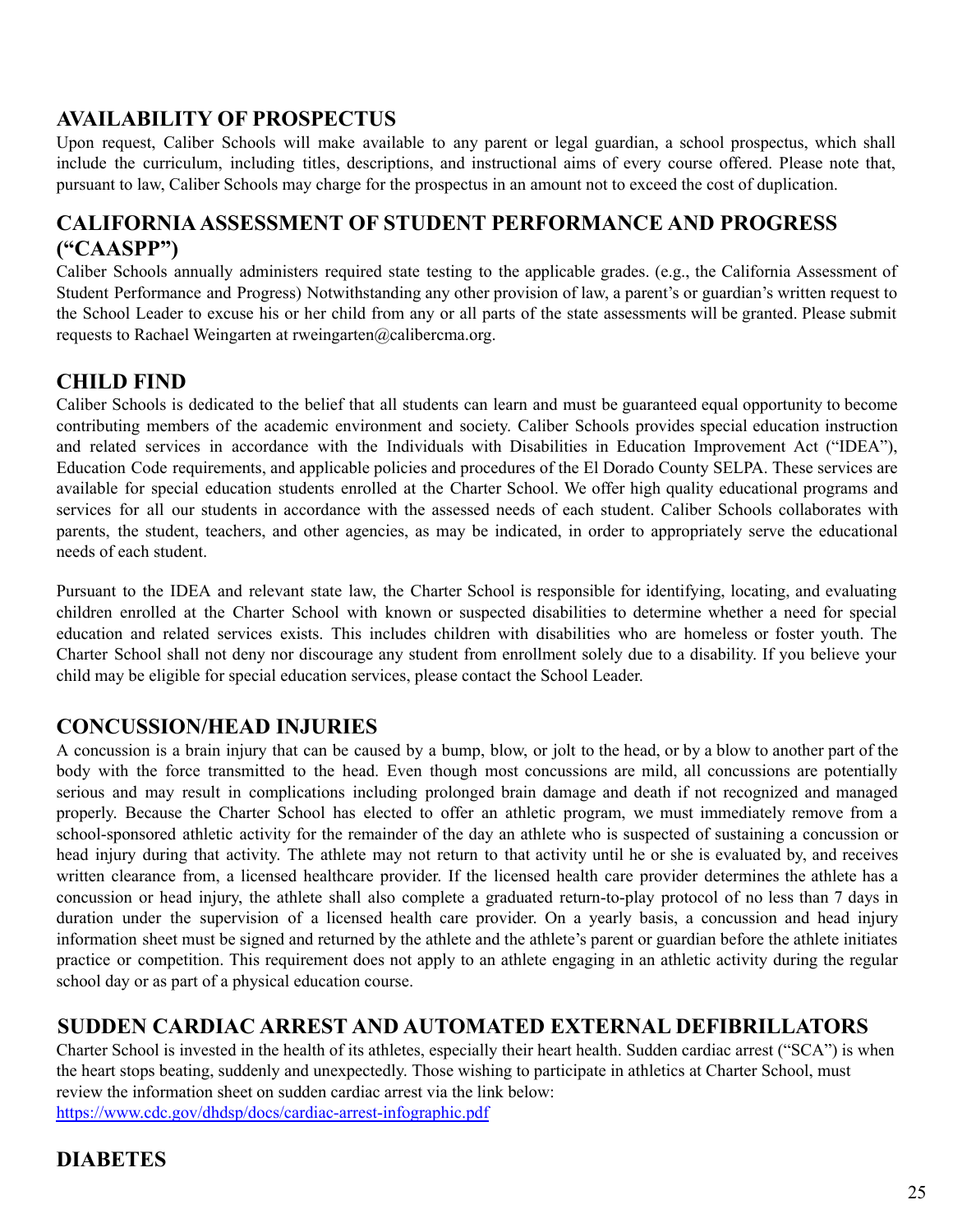## AVAILABILITY OF PROSPECTUS

Upon request, Caliber Schools will make available to any parent or legal guardian, a school prospectus, which shall include the curriculum, including titles, descriptions, and instructional aims of every course offered. Please note that, pursuant to law, Caliber Schools may charge for the prospectus in an amount not to exceed the cost of duplication.

## CALIFORNIA ASSESSMENT OF STUDENT PERFORMANCE AND PROGRESS ("CAASPP")

Caliber Schools annually administers required state testing to the applicable grades. (e.g., the California Assessment of Student Performance and Progress) Notwithstanding any other provision of law, a parent's or guardian's written request to the School Leader to excuse his or her child from any or all parts of the state assessments will be granted. Please submit requests to Rachael Weingarten at rweingarten@calibercma.org.

## CHILD FIND

Caliber Schools is dedicated to the belief that all students can learn and must be guaranteed equal opportunity to become contributing members of the academic environment and society. Caliber Schools provides special education instruction and related services in accordance with the Individuals with Disabilities in Education Improvement Act ("IDEA"), Education Code requirements, and applicable policies and procedures of the El Dorado County SELPA. These services are available for special education students enrolled at the Charter School. We offer high quality educational programs and services for all our students in accordance with the assessed needs of each student. Caliber Schools collaborates with parents, the student, teachers, and other agencies, as may be indicated, in order to appropriately serve the educational needs of each student.

Pursuant to the IDEA and relevant state law, the Charter School is responsible for identifying, locating, and evaluating children enrolled at the Charter School with known or suspected disabilities to determine whether a need for special education and related services exists. This includes children with disabilities who are homeless or foster youth. The Charter School shall not deny nor discourage any student from enrollment solely due to a disability. If you believe your child may be eligible for special education services, please contact the School Leader.

## CONCUSSION/HEAD INJURIES

A concussion is a brain injury that can be caused by a bump, blow, or jolt to the head, or by a blow to another part of the body with the force transmitted to the head. Even though most concussions are mild, all concussions are potentially serious and may result in complications including prolonged brain damage and death if not recognized and managed properly. Because the Charter School has elected to offer an athletic program, we must immediately remove from a school-sponsored athletic activity for the remainder of the day an athlete who is suspected of sustaining a concussion or head injury during that activity. The athlete may not return to that activity until he or she is evaluated by, and receives written clearance from, a licensed healthcare provider. If the licensed health care provider determines the athlete has a concussion or head injury, the athlete shall also complete a graduated return-to-play protocol of no less than 7 days in duration under the supervision of a licensed health care provider. On a yearly basis, a concussion and head injury information sheet must be signed and returned by the athlete and the athlete's parent or guardian before the athlete initiates practice or competition. This requirement does not apply to an athlete engaging in an athletic activity during the regular school day or as part of a physical education course.

## SUDDEN CARDIAC ARREST AND AUTOMATED EXTERNAL DEFIBRILLATORS

Charter School is invested in the health of its athletes, especially their heart health. Sudden cardiac arrest ("SCA") is when the heart stops beating, suddenly and unexpectedly. Those wishing to participate in athletics at Charter School, must review the information sheet on sudden cardiac arrest via the link below:
https://www.cdc.gov/dhdsp/docs/cardiac-arrest-infographic.pdf

## DIABETES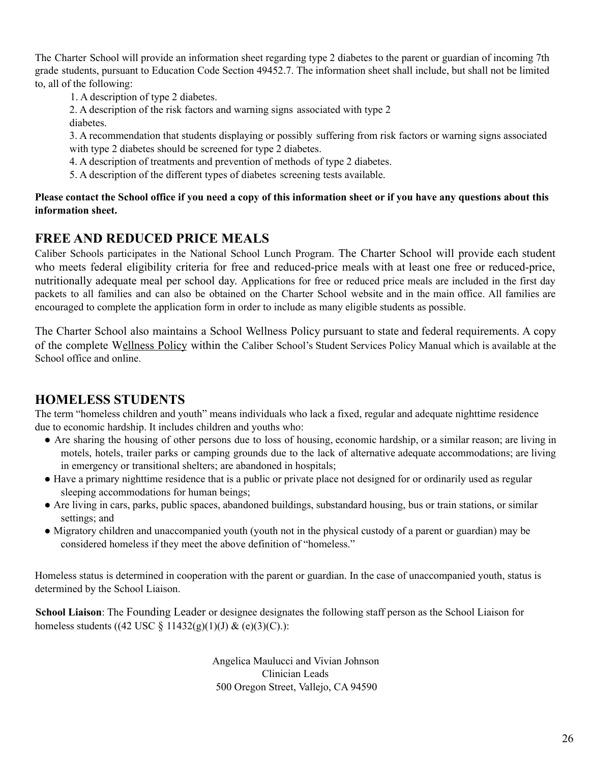The Charter School will provide an information sheet regarding type 2 diabetes to the parent or guardian of incoming 7th grade students, pursuant to Education Code Section 49452.7. The information sheet shall include, but shall not be limited to, all of the following:

1. A description of type 2 diabetes.
2. A description of the risk factors and warning signs associated with type 2 diabetes.
3. A recommendation that students displaying or possibly suffering from risk factors or warning signs associated with type 2 diabetes should be screened for type 2 diabetes.
4. A description of treatments and prevention of methods of type 2 diabetes.
5. A description of the different types of diabetes screening tests available.

**Please contact the School office if you need a copy of this information sheet or if you have any questions about this information sheet.**

## FREE AND REDUCED PRICE MEALS

Caliber Schools participates in the National School Lunch Program. The Charter School will provide each student who meets federal eligibility criteria for free and reduced-price meals with at least one free or reduced-price, nutritionally adequate meal per school day. Applications for free or reduced price meals are included in the first day packets to all families and can also be obtained on the Charter School website and in the main office. All families are encouraged to complete the application form in order to include as many eligible students as possible.

The Charter School also maintains a School Wellness Policy pursuant to state and federal requirements. A copy of the complete Wellness Policy within the Caliber School's Student Services Policy Manual which is available at the School office and online.

## HOMELESS STUDENTS

The term "homeless children and youth" means individuals who lack a fixed, regular and adequate nighttime residence due to economic hardship. It includes children and youths who:

- Are sharing the housing of other persons due to loss of housing, economic hardship, or a similar reason; are living in motels, hotels, trailer parks or camping grounds due to the lack of alternative adequate accommodations; are living in emergency or transitional shelters; are abandoned in hospitals;
- Have a primary nighttime residence that is a public or private place not designed for or ordinarily used as regular sleeping accommodations for human beings;
- Are living in cars, parks, public spaces, abandoned buildings, substandard housing, bus or train stations, or similar settings; and
- Migratory children and unaccompanied youth (youth not in the physical custody of a parent or guardian) may be considered homeless if they meet the above definition of "homeless."

Homeless status is determined in cooperation with the parent or guardian. In the case of unaccompanied youth, status is determined by the School Liaison.

**School Liaison**: The Founding Leader or designee designates the following staff person as the School Liaison for homeless students ((42 USC § 11432(g)(1)(J) & (e)(3)(C).):

Angelica Maulucci and Vivian Johnson
Clinician Leads
500 Oregon Street, Vallejo, CA 94590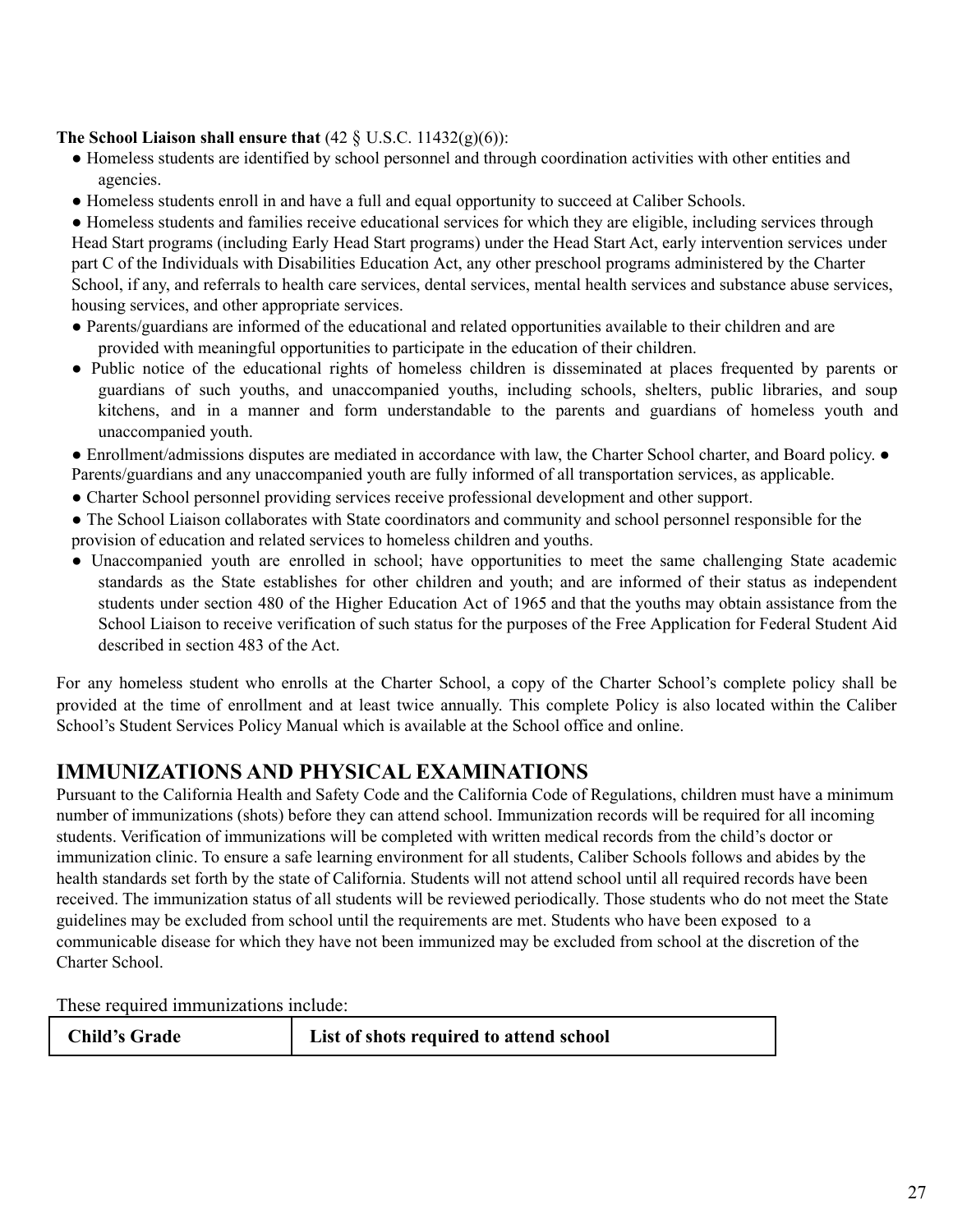**The School Liaison shall ensure that** (42 § U.S.C. 11432(g)(6)):

- Homeless students are identified by school personnel and through coordination activities with other entities and agencies.
- Homeless students enroll in and have a full and equal opportunity to succeed at Caliber Schools.
- Homeless students and families receive educational services for which they are eligible, including services through Head Start programs (including Early Head Start programs) under the Head Start Act, early intervention services under part C of the Individuals with Disabilities Education Act, any other preschool programs administered by the Charter School, if any, and referrals to health care services, dental services, mental health services and substance abuse services, housing services, and other appropriate services.
- Parents/guardians are informed of the educational and related opportunities available to their children and are provided with meaningful opportunities to participate in the education of their children.
- Public notice of the educational rights of homeless children is disseminated at places frequented by parents or guardians of such youths, and unaccompanied youths, including schools, shelters, public libraries, and soup kitchens, and in a manner and form understandable to the parents and guardians of homeless youth and unaccompanied youth.
- Enrollment/admissions disputes are mediated in accordance with law, the Charter School charter, and Board policy.
- Parents/guardians and any unaccompanied youth are fully informed of all transportation services, as applicable.
- Charter School personnel providing services receive professional development and other support.
- The School Liaison collaborates with State coordinators and community and school personnel responsible for the provision of education and related services to homeless children and youths.
- Unaccompanied youth are enrolled in school; have opportunities to meet the same challenging State academic standards as the State establishes for other children and youth; and are informed of their status as independent students under section 480 of the Higher Education Act of 1965 and that the youths may obtain assistance from the School Liaison to receive verification of such status for the purposes of the Free Application for Federal Student Aid described in section 483 of the Act.

For any homeless student who enrolls at the Charter School, a copy of the Charter School's complete policy shall be provided at the time of enrollment and at least twice annually. This complete Policy is also located within the Caliber School's Student Services Policy Manual which is available at the School office and online.

## IMMUNIZATIONS AND PHYSICAL EXAMINATIONS

Pursuant to the California Health and Safety Code and the California Code of Regulations, children must have a minimum number of immunizations (shots) before they can attend school. Immunization records will be required for all incoming students. Verification of immunizations will be completed with written medical records from the child's doctor or immunization clinic. To ensure a safe learning environment for all students, Caliber Schools follows and abides by the health standards set forth by the state of California. Students will not attend school until all required records have been received. The immunization status of all students will be reviewed periodically. Those students who do not meet the State guidelines may be excluded from school until the requirements are met. Students who have been exposed to a communicable disease for which they have not been immunized may be excluded from school at the discretion of the Charter School.

These required immunizations include:

| Child's Grade | List of shots required to attend school |
| --- | --- |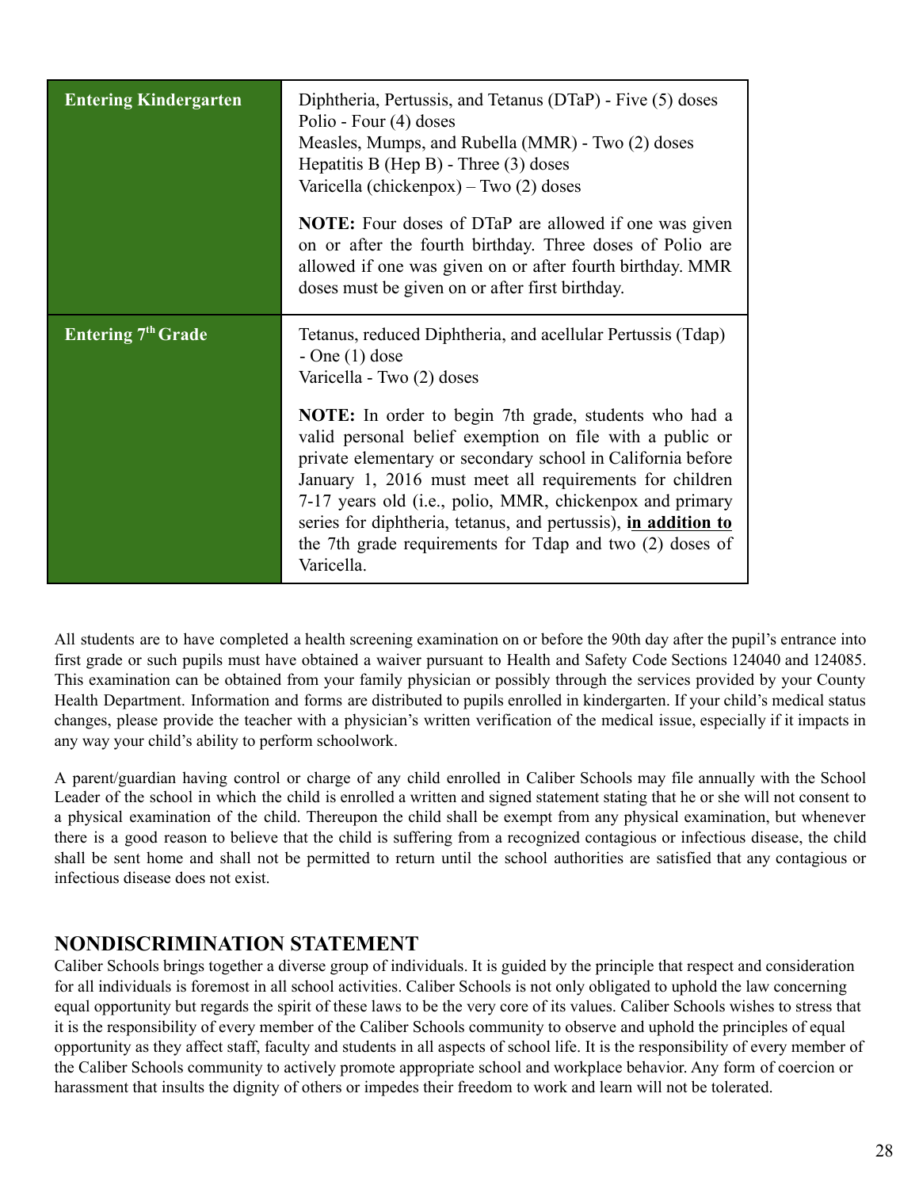| Entering Kindergarten | Diphtheria, Pertussis, and Tetanus (DTaP) - Five (5) doses<br>Polio - Four (4) doses<br>Measles, Mumps, and Rubella (MMR) - Two (2) doses<br>Hepatitis B (Hep B) - Three (3) doses<br>Varicella (chickenpox) – Two (2) doses<br><br>**NOTE:** Four doses of DTaP are allowed if one was given on or after the fourth birthday. Three doses of Polio are allowed if one was given on or after fourth birthday. MMR doses must be given on or after first birthday. |
|---|---|
| **Entering 7th Grade** | Tetanus, reduced Diphtheria, and acellular Pertussis (Tdap) - One (1) dose<br>Varicella - Two (2) doses<br><br>**NOTE:** In order to begin 7th grade, students who had a valid personal belief exemption on file with a public or private elementary or secondary school in California before January 1, 2016 must meet all requirements for children 7-17 years old (i.e., polio, MMR, chickenpox and primary series for diphtheria, tetanus, and pertussis), **in addition to** the 7th grade requirements for Tdap and two (2) doses of Varicella. |

All students are to have completed a health screening examination on or before the 90th day after the pupil's entrance into first grade or such pupils must have obtained a waiver pursuant to Health and Safety Code Sections 124040 and 124085. This examination can be obtained from your family physician or possibly through the services provided by your County Health Department. Information and forms are distributed to pupils enrolled in kindergarten. If your child's medical status changes, please provide the teacher with a physician's written verification of the medical issue, especially if it impacts in any way your child's ability to perform schoolwork.

A parent/guardian having control or charge of any child enrolled in Caliber Schools may file annually with the School Leader of the school in which the child is enrolled a written and signed statement stating that he or she will not consent to a physical examination of the child. Thereupon the child shall be exempt from any physical examination, but whenever there is a good reason to believe that the child is suffering from a recognized contagious or infectious disease, the child shall be sent home and shall not be permitted to return until the school authorities are satisfied that any contagious or infectious disease does not exist.

## NONDISCRIMINATION STATEMENT

Caliber Schools brings together a diverse group of individuals. It is guided by the principle that respect and consideration for all individuals is foremost in all school activities. Caliber Schools is not only obligated to uphold the law concerning equal opportunity but regards the spirit of these laws to be the very core of its values. Caliber Schools wishes to stress that it is the responsibility of every member of the Caliber Schools community to observe and uphold the principles of equal opportunity as they affect staff, faculty and students in all aspects of school life. It is the responsibility of every member of the Caliber Schools community to actively promote appropriate school and workplace behavior. Any form of coercion or harassment that insults the dignity of others or impedes their freedom to work and learn will not be tolerated.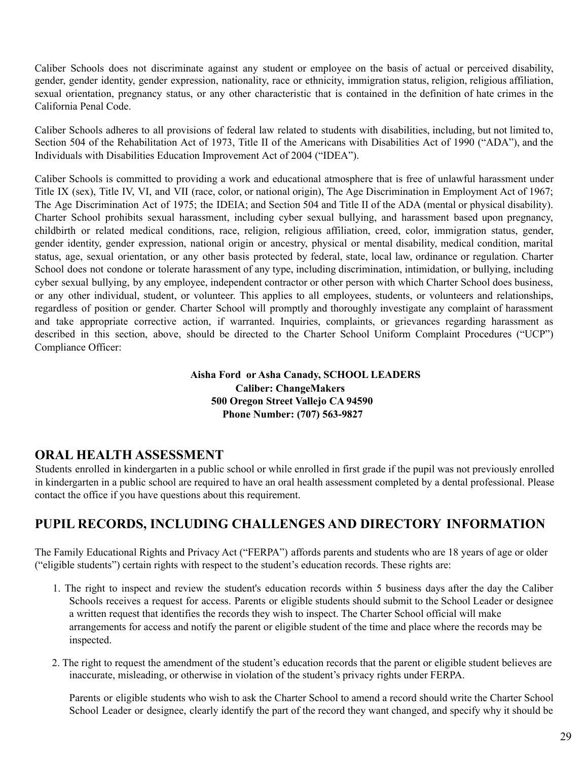Caliber Schools does not discriminate against any student or employee on the basis of actual or perceived disability, gender, gender identity, gender expression, nationality, race or ethnicity, immigration status, religion, religious affiliation, sexual orientation, pregnancy status, or any other characteristic that is contained in the definition of hate crimes in the California Penal Code.

Caliber Schools adheres to all provisions of federal law related to students with disabilities, including, but not limited to, Section 504 of the Rehabilitation Act of 1973, Title II of the Americans with Disabilities Act of 1990 ("ADA"), and the Individuals with Disabilities Education Improvement Act of 2004 ("IDEA").

Caliber Schools is committed to providing a work and educational atmosphere that is free of unlawful harassment under Title IX (sex), Title IV, VI, and VII (race, color, or national origin), The Age Discrimination in Employment Act of 1967; The Age Discrimination Act of 1975; the IDEIA; and Section 504 and Title II of the ADA (mental or physical disability). Charter School prohibits sexual harassment, including cyber sexual bullying, and harassment based upon pregnancy, childbirth or related medical conditions, race, religion, religious affiliation, creed, color, immigration status, gender, gender identity, gender expression, national origin or ancestry, physical or mental disability, medical condition, marital status, age, sexual orientation, or any other basis protected by federal, state, local law, ordinance or regulation. Charter School does not condone or tolerate harassment of any type, including discrimination, intimidation, or bullying, including cyber sexual bullying, by any employee, independent contractor or other person with which Charter School does business, or any other individual, student, or volunteer. This applies to all employees, students, or volunteers and relationships, regardless of position or gender. Charter School will promptly and thoroughly investigate any complaint of harassment and take appropriate corrective action, if warranted. Inquiries, complaints, or grievances regarding harassment as described in this section, above, should be directed to the Charter School Uniform Complaint Procedures ("UCP") Compliance Officer:

**Aisha Ford or Asha Canady, SCHOOL LEADERS**
**Caliber: ChangeMakers**
**500 Oregon Street Vallejo CA 94590**
**Phone Number: (707) 563-9827**

## ORAL HEALTH ASSESSMENT

Students enrolled in kindergarten in a public school or while enrolled in first grade if the pupil was not previously enrolled in kindergarten in a public school are required to have an oral health assessment completed by a dental professional. Please contact the office if you have questions about this requirement.

## PUPIL RECORDS, INCLUDING CHALLENGES AND DIRECTORY INFORMATION

The Family Educational Rights and Privacy Act ("FERPA") affords parents and students who are 18 years of age or older ("eligible students") certain rights with respect to the student's education records. These rights are:

1. The right to inspect and review the student's education records within 5 business days after the day the Caliber Schools receives a request for access. Parents or eligible students should submit to the School Leader or designee a written request that identifies the records they wish to inspect. The Charter School official will make arrangements for access and notify the parent or eligible student of the time and place where the records may be inspected.

2. The right to request the amendment of the student's education records that the parent or eligible student believes are inaccurate, misleading, or otherwise in violation of the student's privacy rights under FERPA.

   Parents or eligible students who wish to ask the Charter School to amend a record should write the Charter School School Leader or designee, clearly identify the part of the record they want changed, and specify why it should be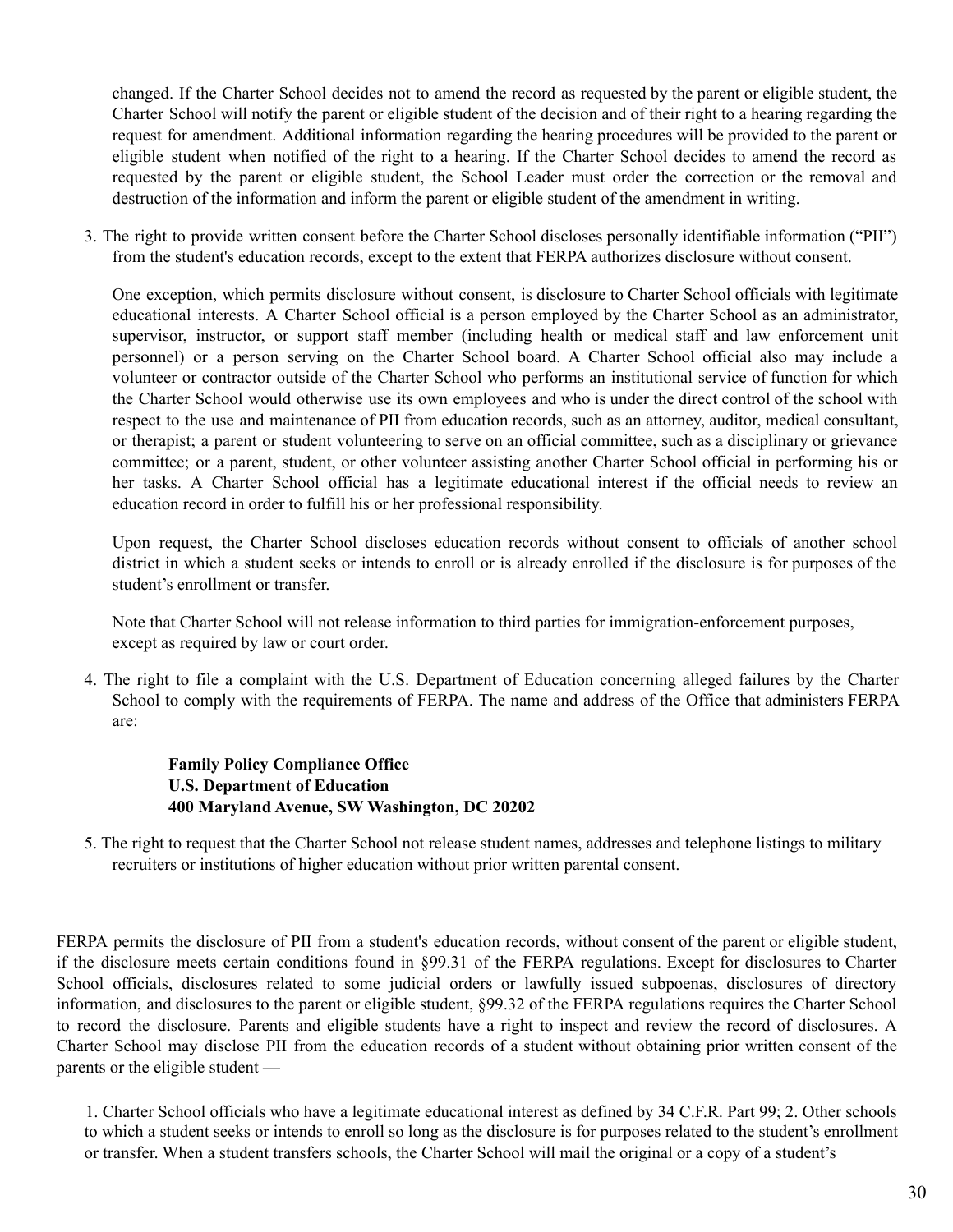changed. If the Charter School decides not to amend the record as requested by the parent or eligible student, the Charter School will notify the parent or eligible student of the decision and of their right to a hearing regarding the request for amendment. Additional information regarding the hearing procedures will be provided to the parent or eligible student when notified of the right to a hearing. If the Charter School decides to amend the record as requested by the parent or eligible student, the School Leader must order the correction or the removal and destruction of the information and inform the parent or eligible student of the amendment in writing.

3. The right to provide written consent before the Charter School discloses personally identifiable information ("PII") from the student's education records, except to the extent that FERPA authorizes disclosure without consent.

   One exception, which permits disclosure without consent, is disclosure to Charter School officials with legitimate educational interests. A Charter School official is a person employed by the Charter School as an administrator, supervisor, instructor, or support staff member (including health or medical staff and law enforcement unit personnel) or a person serving on the Charter School board. A Charter School official also may include a volunteer or contractor outside of the Charter School who performs an institutional service of function for which the Charter School would otherwise use its own employees and who is under the direct control of the school with respect to the use and maintenance of PII from education records, such as an attorney, auditor, medical consultant, or therapist; a parent or student volunteering to serve on an official committee, such as a disciplinary or grievance committee; or a parent, student, or other volunteer assisting another Charter School official in performing his or her tasks. A Charter School official has a legitimate educational interest if the official needs to review an education record in order to fulfill his or her professional responsibility.

   Upon request, the Charter School discloses education records without consent to officials of another school district in which a student seeks or intends to enroll or is already enrolled if the disclosure is for purposes of the student's enrollment or transfer.

   Note that Charter School will not release information to third parties for immigration-enforcement purposes, except as required by law or court order.

4. The right to file a complaint with the U.S. Department of Education concerning alleged failures by the Charter School to comply with the requirements of FERPA. The name and address of the Office that administers FERPA are:

   **Family Policy Compliance Office**
   **U.S. Department of Education**
   **400 Maryland Avenue, SW Washington, DC 20202**

5. The right to request that the Charter School not release student names, addresses and telephone listings to military recruiters or institutions of higher education without prior written parental consent.

FERPA permits the disclosure of PII from a student's education records, without consent of the parent or eligible student, if the disclosure meets certain conditions found in §99.31 of the FERPA regulations. Except for disclosures to Charter School officials, disclosures related to some judicial orders or lawfully issued subpoenas, disclosures of directory information, and disclosures to the parent or eligible student, §99.32 of the FERPA regulations requires the Charter School to record the disclosure. Parents and eligible students have a right to inspect and review the record of disclosures. A Charter School may disclose PII from the education records of a student without obtaining prior written consent of the parents or the eligible student —

1. Charter School officials who have a legitimate educational interest as defined by 34 C.F.R. Part 99; 2. Other schools to which a student seeks or intends to enroll so long as the disclosure is for purposes related to the student's enrollment or transfer. When a student transfers schools, the Charter School will mail the original or a copy of a student's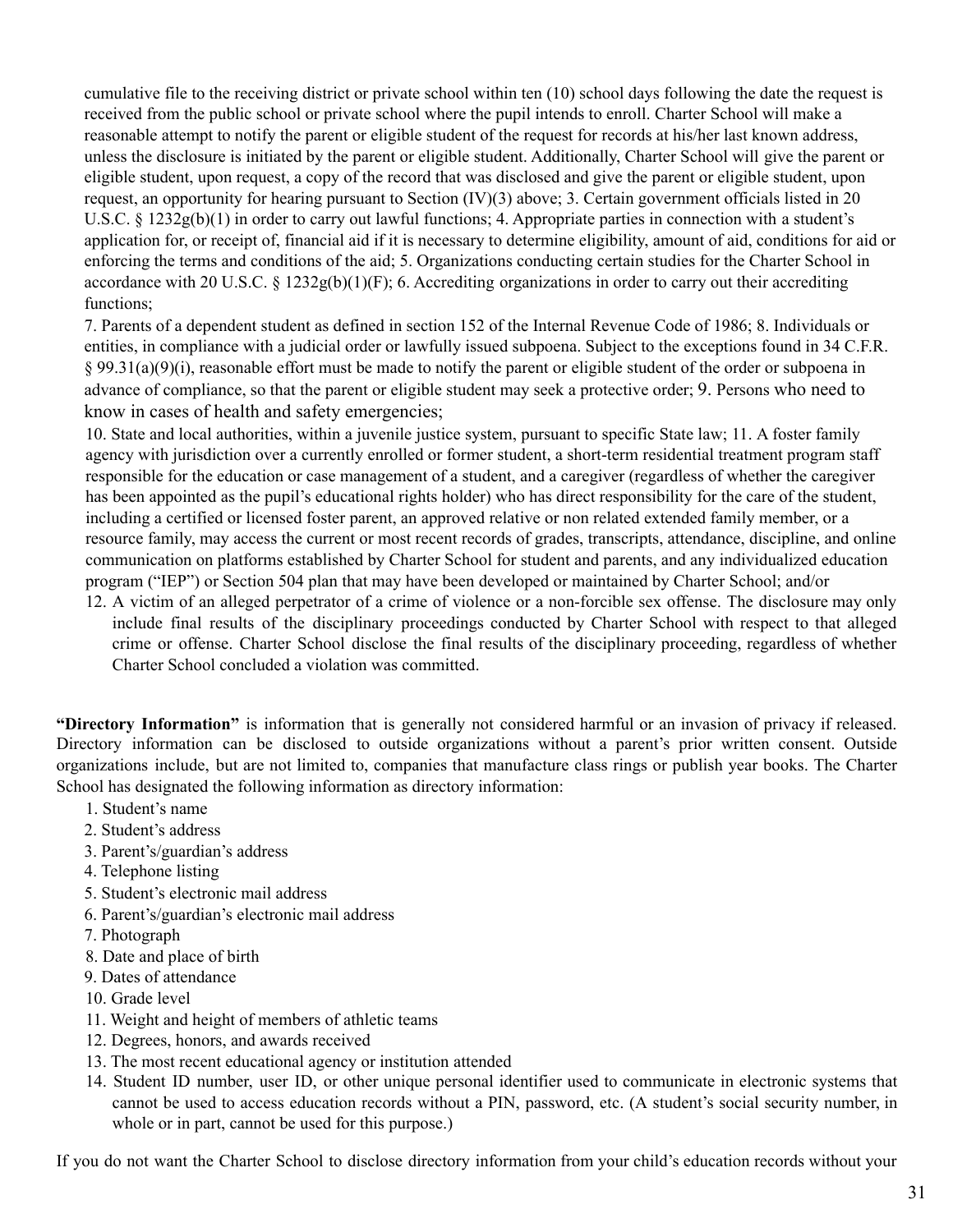cumulative file to the receiving district or private school within ten (10) school days following the date the request is received from the public school or private school where the pupil intends to enroll. Charter School will make a reasonable attempt to notify the parent or eligible student of the request for records at his/her last known address, unless the disclosure is initiated by the parent or eligible student. Additionally, Charter School will give the parent or eligible student, upon request, a copy of the record that was disclosed and give the parent or eligible student, upon request, an opportunity for hearing pursuant to Section (IV)(3) above; 3. Certain government officials listed in 20 U.S.C. § 1232g(b)(1) in order to carry out lawful functions; 4. Appropriate parties in connection with a student's application for, or receipt of, financial aid if it is necessary to determine eligibility, amount of aid, conditions for aid or enforcing the terms and conditions of the aid; 5. Organizations conducting certain studies for the Charter School in accordance with 20 U.S.C. § 1232g(b)(1)(F); 6. Accrediting organizations in order to carry out their accrediting functions;

7. Parents of a dependent student as defined in section 152 of the Internal Revenue Code of 1986; 8. Individuals or entities, in compliance with a judicial order or lawfully issued subpoena. Subject to the exceptions found in 34 C.F.R. § 99.31(a)(9)(i), reasonable effort must be made to notify the parent or eligible student of the order or subpoena in advance of compliance, so that the parent or eligible student may seek a protective order; 9. Persons who need to know in cases of health and safety emergencies;

10. State and local authorities, within a juvenile justice system, pursuant to specific State law; 11. A foster family agency with jurisdiction over a currently enrolled or former student, a short-term residential treatment program staff responsible for the education or case management of a student, and a caregiver (regardless of whether the caregiver has been appointed as the pupil's educational rights holder) who has direct responsibility for the care of the student, including a certified or licensed foster parent, an approved relative or non related extended family member, or a resource family, may access the current or most recent records of grades, transcripts, attendance, discipline, and online communication on platforms established by Charter School for student and parents, and any individualized education program ("IEP") or Section 504 plan that may have been developed or maintained by Charter School; and/or

12. A victim of an alleged perpetrator of a crime of violence or a non-forcible sex offense. The disclosure may only include final results of the disciplinary proceedings conducted by Charter School with respect to that alleged crime or offense. Charter School disclose the final results of the disciplinary proceeding, regardless of whether Charter School concluded a violation was committed.

**"Directory Information"** is information that is generally not considered harmful or an invasion of privacy if released. Directory information can be disclosed to outside organizations without a parent's prior written consent. Outside organizations include, but are not limited to, companies that manufacture class rings or publish year books. The Charter School has designated the following information as directory information:

1. Student's name
2. Student's address
3. Parent's/guardian's address
4. Telephone listing
5. Student's electronic mail address
6. Parent's/guardian's electronic mail address
7. Photograph
8. Date and place of birth
9. Dates of attendance
10. Grade level
11. Weight and height of members of athletic teams
12. Degrees, honors, and awards received
13. The most recent educational agency or institution attended
14. Student ID number, user ID, or other unique personal identifier used to communicate in electronic systems that cannot be used to access education records without a PIN, password, etc. (A student's social security number, in whole or in part, cannot be used for this purpose.)

If you do not want the Charter School to disclose directory information from your child's education records without your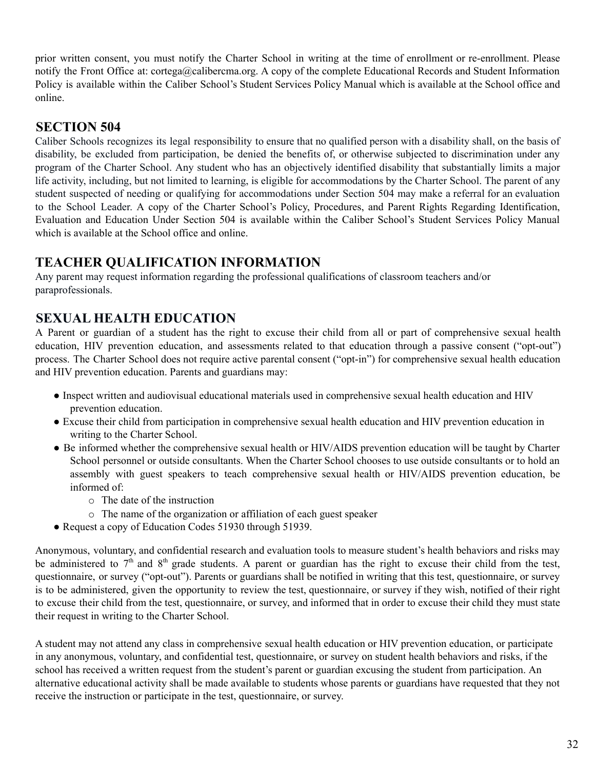prior written consent, you must notify the Charter School in writing at the time of enrollment or re-enrollment. Please notify the Front Office at: cortega@calibercma.org. A copy of the complete Educational Records and Student Information Policy is available within the Caliber School's Student Services Policy Manual which is available at the School office and online.

## SECTION 504

Caliber Schools recognizes its legal responsibility to ensure that no qualified person with a disability shall, on the basis of disability, be excluded from participation, be denied the benefits of, or otherwise subjected to discrimination under any program of the Charter School. Any student who has an objectively identified disability that substantially limits a major life activity, including, but not limited to learning, is eligible for accommodations by the Charter School. The parent of any student suspected of needing or qualifying for accommodations under Section 504 may make a referral for an evaluation to the School Leader. A copy of the Charter School's Policy, Procedures, and Parent Rights Regarding Identification, Evaluation and Education Under Section 504 is available within the Caliber School's Student Services Policy Manual which is available at the School office and online.

## TEACHER QUALIFICATION INFORMATION

Any parent may request information regarding the professional qualifications of classroom teachers and/or paraprofessionals.

## SEXUAL HEALTH EDUCATION

A Parent or guardian of a student has the right to excuse their child from all or part of comprehensive sexual health education, HIV prevention education, and assessments related to that education through a passive consent ("opt-out") process. The Charter School does not require active parental consent ("opt-in") for comprehensive sexual health education and HIV prevention education. Parents and guardians may:

- Inspect written and audiovisual educational materials used in comprehensive sexual health education and HIV prevention education.
- Excuse their child from participation in comprehensive sexual health education and HIV prevention education in writing to the Charter School.
- Be informed whether the comprehensive sexual health or HIV/AIDS prevention education will be taught by Charter School personnel or outside consultants. When the Charter School chooses to use outside consultants or to hold an assembly with guest speakers to teach comprehensive sexual health or HIV/AIDS prevention education, be informed of:
  - The date of the instruction
  - The name of the organization or affiliation of each guest speaker
- Request a copy of Education Codes 51930 through 51939.

Anonymous, voluntary, and confidential research and evaluation tools to measure student's health behaviors and risks may be administered to 7th and 8th grade students. A parent or guardian has the right to excuse their child from the test, questionnaire, or survey ("opt-out"). Parents or guardians shall be notified in writing that this test, questionnaire, or survey is to be administered, given the opportunity to review the test, questionnaire, or survey if they wish, notified of their right to excuse their child from the test, questionnaire, or survey, and informed that in order to excuse their child they must state their request in writing to the Charter School.

A student may not attend any class in comprehensive sexual health education or HIV prevention education, or participate in any anonymous, voluntary, and confidential test, questionnaire, or survey on student health behaviors and risks, if the school has received a written request from the student's parent or guardian excusing the student from participation. An alternative educational activity shall be made available to students whose parents or guardians have requested that they not receive the instruction or participate in the test, questionnaire, or survey.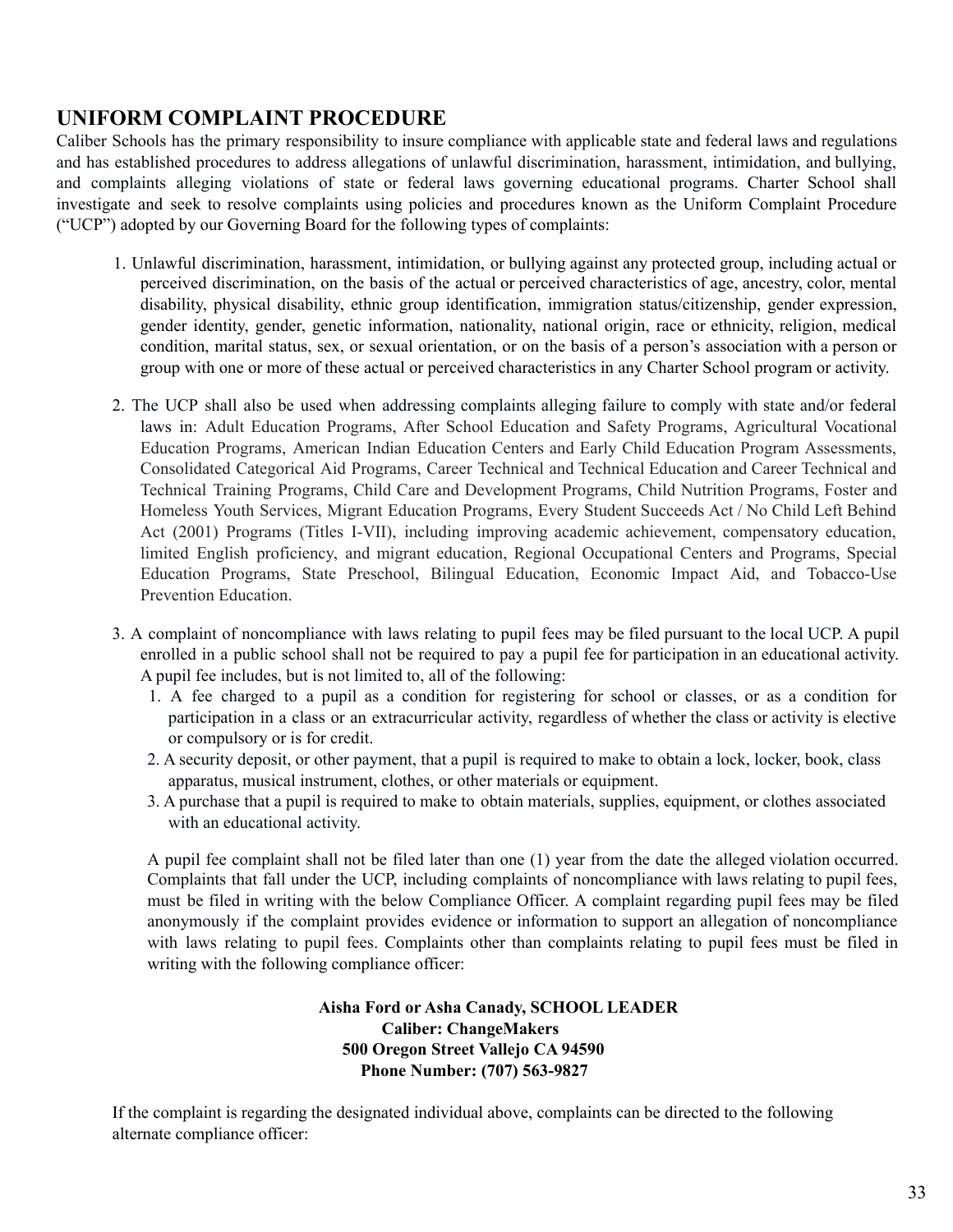## UNIFORM COMPLAINT PROCEDURE

Caliber Schools has the primary responsibility to insure compliance with applicable state and federal laws and regulations and has established procedures to address allegations of unlawful discrimination, harassment, intimidation, and bullying, and complaints alleging violations of state or federal laws governing educational programs. Charter School shall investigate and seek to resolve complaints using policies and procedures known as the Uniform Complaint Procedure ("UCP") adopted by our Governing Board for the following types of complaints:

1. Unlawful discrimination, harassment, intimidation, or bullying against any protected group, including actual or perceived discrimination, on the basis of the actual or perceived characteristics of age, ancestry, color, mental disability, physical disability, ethnic group identification, immigration status/citizenship, gender expression, gender identity, gender, genetic information, nationality, national origin, race or ethnicity, religion, medical condition, marital status, sex, or sexual orientation, or on the basis of a person's association with a person or group with one or more of these actual or perceived characteristics in any Charter School program or activity.

2. The UCP shall also be used when addressing complaints alleging failure to comply with state and/or federal laws in: Adult Education Programs, After School Education and Safety Programs, Agricultural Vocational Education Programs, American Indian Education Centers and Early Child Education Program Assessments, Consolidated Categorical Aid Programs, Career Technical and Technical Education and Career Technical and Technical Training Programs, Child Care and Development Programs, Child Nutrition Programs, Foster and Homeless Youth Services, Migrant Education Programs, Every Student Succeeds Act / No Child Left Behind Act (2001) Programs (Titles I-VII), including improving academic achievement, compensatory education, limited English proficiency, and migrant education, Regional Occupational Centers and Programs, Special Education Programs, State Preschool, Bilingual Education, Economic Impact Aid, and Tobacco-Use Prevention Education.

3. A complaint of noncompliance with laws relating to pupil fees may be filed pursuant to the local UCP. A pupil enrolled in a public school shall not be required to pay a pupil fee for participation in an educational activity. A pupil fee includes, but is not limited to, all of the following:
   1. A fee charged to a pupil as a condition for registering for school or classes, or as a condition for participation in a class or an extracurricular activity, regardless of whether the class or activity is elective or compulsory or is for credit.
   2. A security deposit, or other payment, that a pupil is required to make to obtain a lock, locker, book, class apparatus, musical instrument, clothes, or other materials or equipment.
   3. A purchase that a pupil is required to make to obtain materials, supplies, equipment, or clothes associated with an educational activity.

   A pupil fee complaint shall not be filed later than one (1) year from the date the alleged violation occurred. Complaints that fall under the UCP, including complaints of noncompliance with laws relating to pupil fees, must be filed in writing with the below Compliance Officer. A complaint regarding pupil fees may be filed anonymously if the complaint provides evidence or information to support an allegation of noncompliance with laws relating to pupil fees. Complaints other than complaints relating to pupil fees must be filed in writing with the following compliance officer:

**Aisha Ford or Asha Canady, SCHOOL LEADER**
**Caliber: ChangeMakers**
**500 Oregon Street Vallejo CA 94590**
**Phone Number: (707) 563-9827**

If the complaint is regarding the designated individual above, complaints can be directed to the following alternate compliance officer: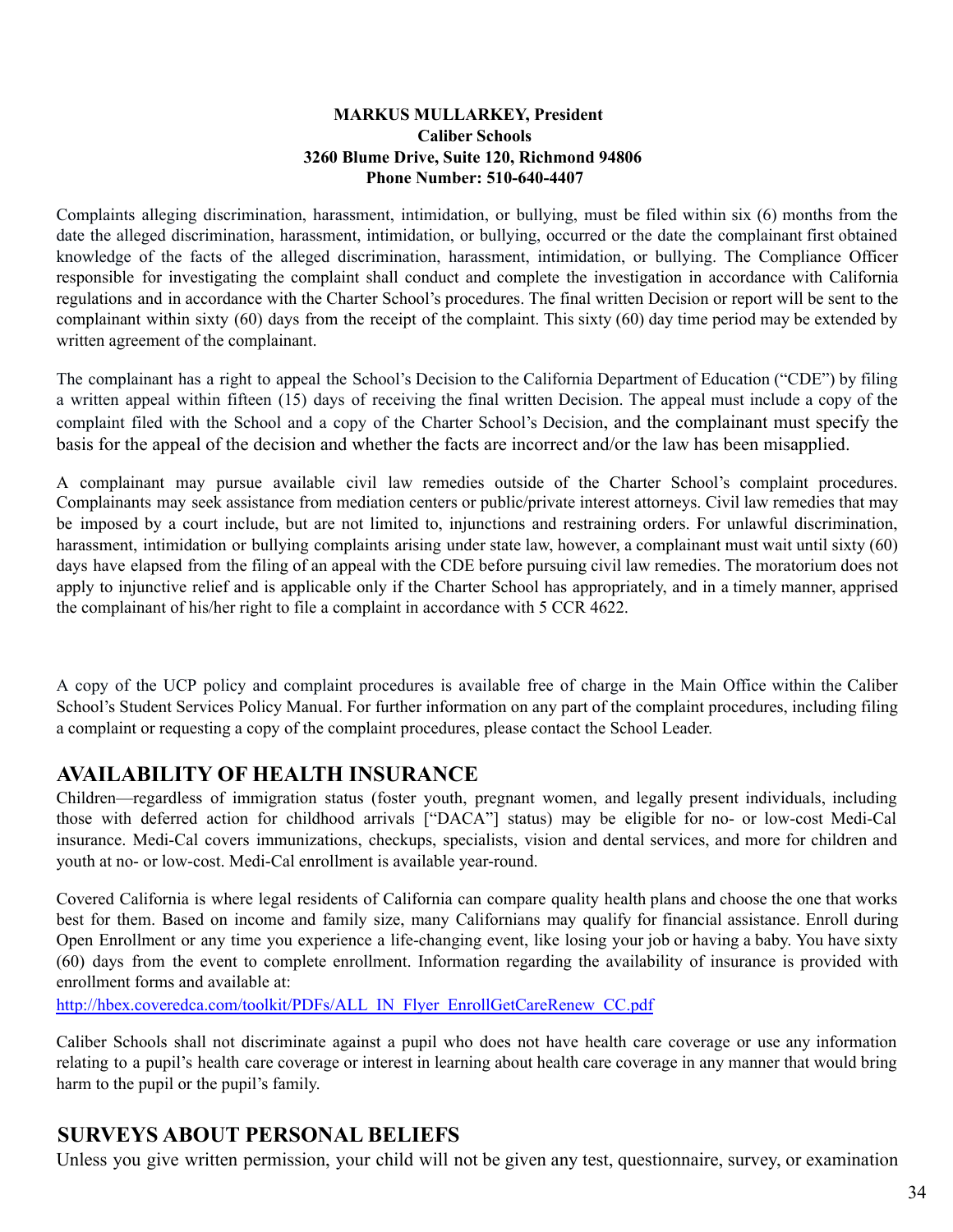**MARKUS MULLARKEY, President**
**Caliber Schools**
**3260 Blume Drive, Suite 120, Richmond 94806**
**Phone Number: 510-640-4407**

Complaints alleging discrimination, harassment, intimidation, or bullying, must be filed within six (6) months from the date the alleged discrimination, harassment, intimidation, or bullying, occurred or the date the complainant first obtained knowledge of the facts of the alleged discrimination, harassment, intimidation, or bullying. The Compliance Officer responsible for investigating the complaint shall conduct and complete the investigation in accordance with California regulations and in accordance with the Charter School's procedures. The final written Decision or report will be sent to the complainant within sixty (60) days from the receipt of the complaint. This sixty (60) day time period may be extended by written agreement of the complainant.

The complainant has a right to appeal the School's Decision to the California Department of Education ("CDE") by filing a written appeal within fifteen (15) days of receiving the final written Decision. The appeal must include a copy of the complaint filed with the School and a copy of the Charter School's Decision, and the complainant must specify the basis for the appeal of the decision and whether the facts are incorrect and/or the law has been misapplied.

A complainant may pursue available civil law remedies outside of the Charter School's complaint procedures. Complainants may seek assistance from mediation centers or public/private interest attorneys. Civil law remedies that may be imposed by a court include, but are not limited to, injunctions and restraining orders. For unlawful discrimination, harassment, intimidation or bullying complaints arising under state law, however, a complainant must wait until sixty (60) days have elapsed from the filing of an appeal with the CDE before pursuing civil law remedies. The moratorium does not apply to injunctive relief and is applicable only if the Charter School has appropriately, and in a timely manner, apprised the complainant of his/her right to file a complaint in accordance with 5 CCR 4622.

A copy of the UCP policy and complaint procedures is available free of charge in the Main Office within the Caliber School's Student Services Policy Manual. For further information on any part of the complaint procedures, including filing a complaint or requesting a copy of the complaint procedures, please contact the School Leader.

## AVAILABILITY OF HEALTH INSURANCE

Children—regardless of immigration status (foster youth, pregnant women, and legally present individuals, including those with deferred action for childhood arrivals ["DACA"] status) may be eligible for no- or low-cost Medi-Cal insurance. Medi-Cal covers immunizations, checkups, specialists, vision and dental services, and more for children and youth at no- or low-cost. Medi-Cal enrollment is available year-round.

Covered California is where legal residents of California can compare quality health plans and choose the one that works best for them. Based on income and family size, many Californians may qualify for financial assistance. Enroll during Open Enrollment or any time you experience a life-changing event, like losing your job or having a baby. You have sixty (60) days from the event to complete enrollment. Information regarding the availability of insurance is provided with enrollment forms and available at:
http://hbex.coveredca.com/toolkit/PDFs/ALL_IN_Flyer_EnrollGetCareRenew_CC.pdf

Caliber Schools shall not discriminate against a pupil who does not have health care coverage or use any information relating to a pupil's health care coverage or interest in learning about health care coverage in any manner that would bring harm to the pupil or the pupil's family.

## SURVEYS ABOUT PERSONAL BELIEFS

Unless you give written permission, your child will not be given any test, questionnaire, survey, or examination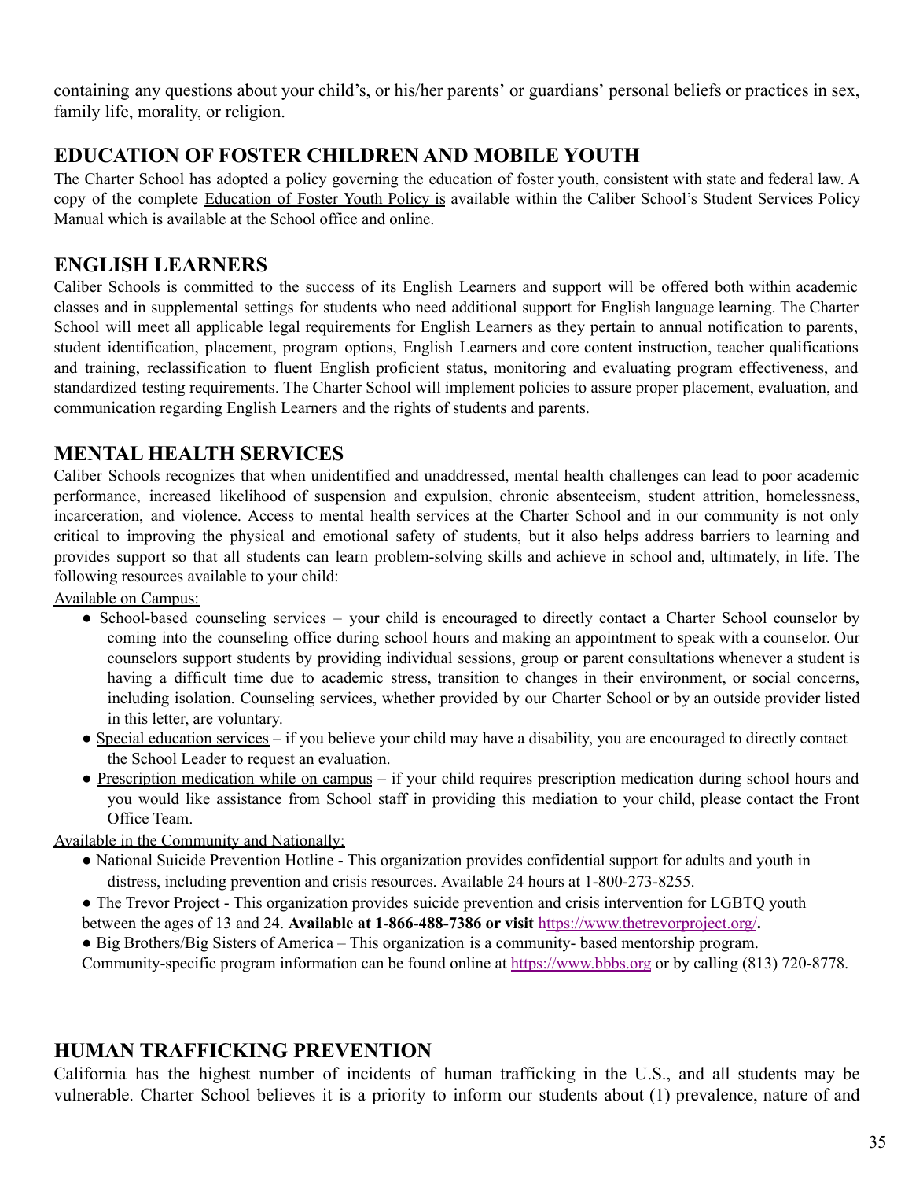containing any questions about your child's, or his/her parents' or guardians' personal beliefs or practices in sex, family life, morality, or religion.

## EDUCATION OF FOSTER CHILDREN AND MOBILE YOUTH

The Charter School has adopted a policy governing the education of foster youth, consistent with state and federal law. A copy of the complete Education of Foster Youth Policy is available within the Caliber School's Student Services Policy Manual which is available at the School office and online.

## ENGLISH LEARNERS

Caliber Schools is committed to the success of its English Learners and support will be offered both within academic classes and in supplemental settings for students who need additional support for English language learning. The Charter School will meet all applicable legal requirements for English Learners as they pertain to annual notification to parents, student identification, placement, program options, English Learners and core content instruction, teacher qualifications and training, reclassification to fluent English proficient status, monitoring and evaluating program effectiveness, and standardized testing requirements. The Charter School will implement policies to assure proper placement, evaluation, and communication regarding English Learners and the rights of students and parents.

## MENTAL HEALTH SERVICES

Caliber Schools recognizes that when unidentified and unaddressed, mental health challenges can lead to poor academic performance, increased likelihood of suspension and expulsion, chronic absenteeism, student attrition, homelessness, incarceration, and violence. Access to mental health services at the Charter School and in our community is not only critical to improving the physical and emotional safety of students, but it also helps address barriers to learning and provides support so that all students can learn problem-solving skills and achieve in school and, ultimately, in life. The following resources available to your child:

Available on Campus:

- School-based counseling services – your child is encouraged to directly contact a Charter School counselor by coming into the counseling office during school hours and making an appointment to speak with a counselor. Our counselors support students by providing individual sessions, group or parent consultations whenever a student is having a difficult time due to academic stress, transition to changes in their environment, or social concerns, including isolation. Counseling services, whether provided by our Charter School or by an outside provider listed in this letter, are voluntary.
- Special education services – if you believe your child may have a disability, you are encouraged to directly contact the School Leader to request an evaluation.
- Prescription medication while on campus – if your child requires prescription medication during school hours and you would like assistance from School staff in providing this mediation to your child, please contact the Front Office Team.

Available in the Community and Nationally:

- National Suicide Prevention Hotline - This organization provides confidential support for adults and youth in distress, including prevention and crisis resources. Available 24 hours at 1-800-273-8255.
- The Trevor Project - This organization provides suicide prevention and crisis intervention for LGBTQ youth between the ages of 13 and 24. **Available at 1-866-488-7386 or visit** https://www.thetrevorproject.org/**.**
- Big Brothers/Big Sisters of America – This organization is a community- based mentorship program. Community-specific program information can be found online at https://www.bbbs.org or by calling (813) 720-8778.

## HUMAN TRAFFICKING PREVENTION

California has the highest number of incidents of human trafficking in the U.S., and all students may be vulnerable. Charter School believes it is a priority to inform our students about (1) prevalence, nature of and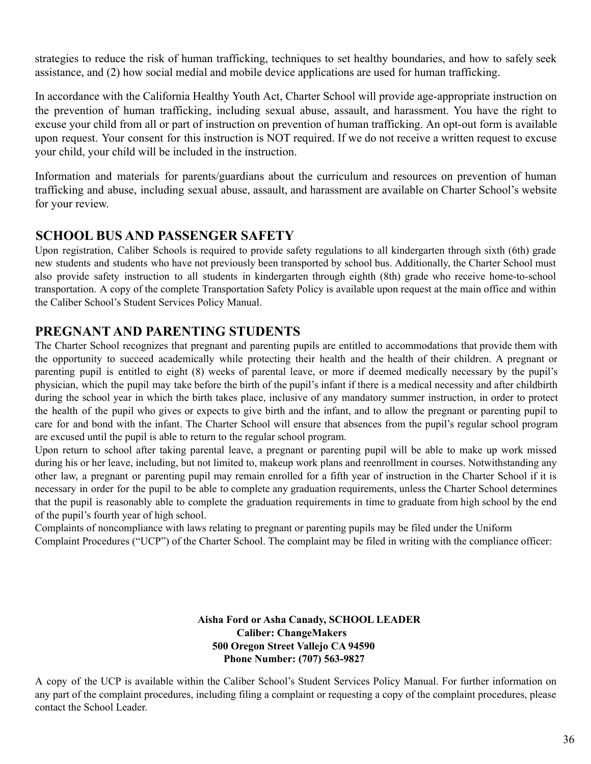strategies to reduce the risk of human trafficking, techniques to set healthy boundaries, and how to safely seek assistance, and (2) how social medial and mobile device applications are used for human trafficking.

In accordance with the California Healthy Youth Act, Charter School will provide age-appropriate instruction on the prevention of human trafficking, including sexual abuse, assault, and harassment. You have the right to excuse your child from all or part of instruction on prevention of human trafficking. An opt-out form is available upon request. Your consent for this instruction is NOT required. If we do not receive a written request to excuse your child, your child will be included in the instruction.

Information and materials for parents/guardians about the curriculum and resources on prevention of human trafficking and abuse, including sexual abuse, assault, and harassment are available on Charter School's website for your review.

## SCHOOL BUS AND PASSENGER SAFETY

Upon registration, Caliber Schools is required to provide safety regulations to all kindergarten through sixth (6th) grade new students and students who have not previously been transported by school bus. Additionally, the Charter School must also provide safety instruction to all students in kindergarten through eighth (8th) grade who receive home-to-school transportation. A copy of the complete Transportation Safety Policy is available upon request at the main office and within the Caliber School's Student Services Policy Manual.

## PREGNANT AND PARENTING STUDENTS

The Charter School recognizes that pregnant and parenting pupils are entitled to accommodations that provide them with the opportunity to succeed academically while protecting their health and the health of their children. A pregnant or parenting pupil is entitled to eight (8) weeks of parental leave, or more if deemed medically necessary by the pupil's physician, which the pupil may take before the birth of the pupil's infant if there is a medical necessity and after childbirth during the school year in which the birth takes place, inclusive of any mandatory summer instruction, in order to protect the health of the pupil who gives or expects to give birth and the infant, and to allow the pregnant or parenting pupil to care for and bond with the infant. The Charter School will ensure that absences from the pupil's regular school program are excused until the pupil is able to return to the regular school program.

Upon return to school after taking parental leave, a pregnant or parenting pupil will be able to make up work missed during his or her leave, including, but not limited to, makeup work plans and reenrollment in courses. Notwithstanding any other law, a pregnant or parenting pupil may remain enrolled for a fifth year of instruction in the Charter School if it is necessary in order for the pupil to be able to complete any graduation requirements, unless the Charter School determines that the pupil is reasonably able to complete the graduation requirements in time to graduate from high school by the end of the pupil's fourth year of high school.

Complaints of noncompliance with laws relating to pregnant or parenting pupils may be filed under the Uniform Complaint Procedures ("UCP") of the Charter School. The complaint may be filed in writing with the compliance officer:

**Aisha Ford or Asha Canady, SCHOOL LEADER**
**Caliber: ChangeMakers**
**500 Oregon Street Vallejo CA 94590**
**Phone Number: (707) 563-9827**

A copy of the UCP is available within the Caliber School's Student Services Policy Manual. For further information on any part of the complaint procedures, including filing a complaint or requesting a copy of the complaint procedures, please contact the School Leader.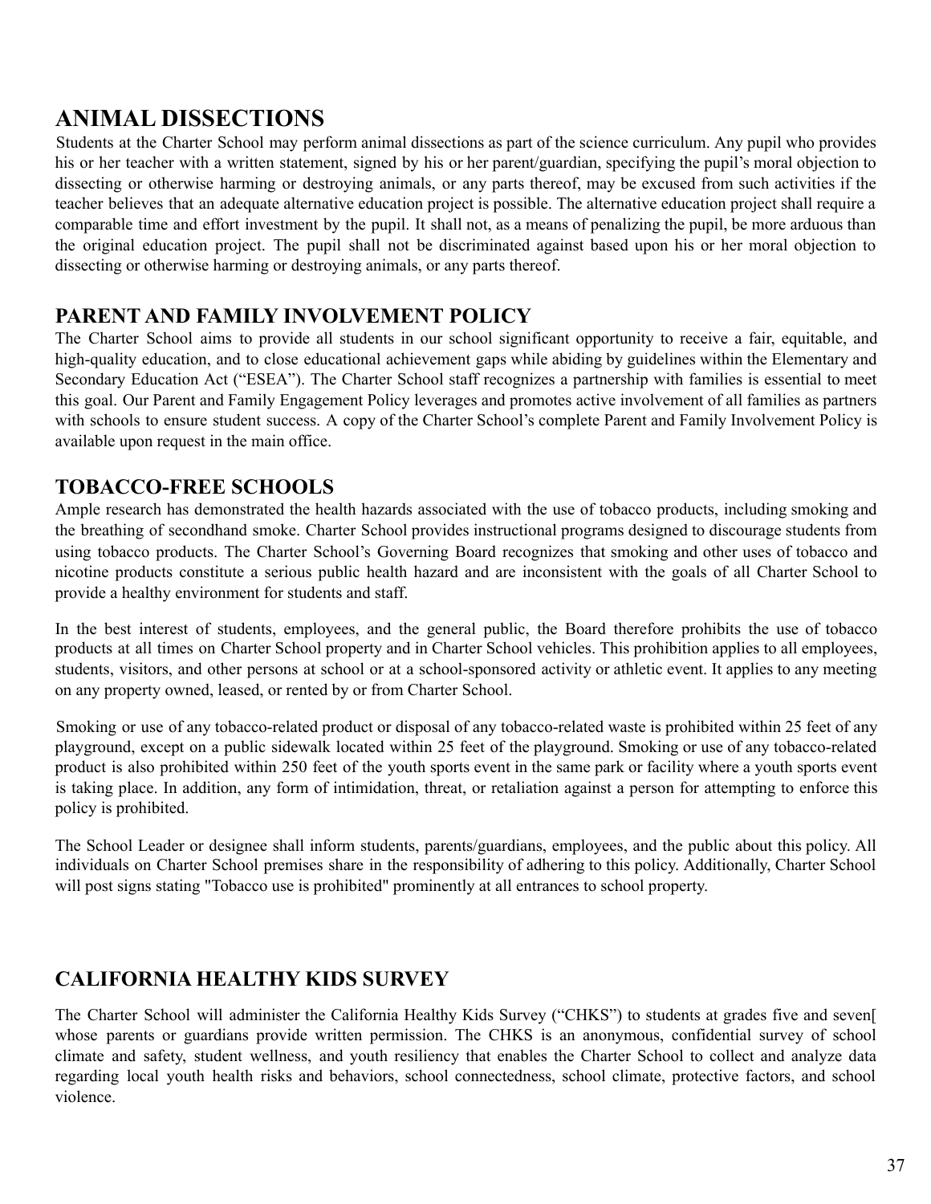## ANIMAL DISSECTIONS

Students at the Charter School may perform animal dissections as part of the science curriculum. Any pupil who provides his or her teacher with a written statement, signed by his or her parent/guardian, specifying the pupil's moral objection to dissecting or otherwise harming or destroying animals, or any parts thereof, may be excused from such activities if the teacher believes that an adequate alternative education project is possible. The alternative education project shall require a comparable time and effort investment by the pupil. It shall not, as a means of penalizing the pupil, be more arduous than the original education project. The pupil shall not be discriminated against based upon his or her moral objection to dissecting or otherwise harming or destroying animals, or any parts thereof.

## PARENT AND FAMILY INVOLVEMENT POLICY

The Charter School aims to provide all students in our school significant opportunity to receive a fair, equitable, and high-quality education, and to close educational achievement gaps while abiding by guidelines within the Elementary and Secondary Education Act ("ESEA"). The Charter School staff recognizes a partnership with families is essential to meet this goal. Our Parent and Family Engagement Policy leverages and promotes active involvement of all families as partners with schools to ensure student success. A copy of the Charter School's complete Parent and Family Involvement Policy is available upon request in the main office.

## TOBACCO-FREE SCHOOLS

Ample research has demonstrated the health hazards associated with the use of tobacco products, including smoking and the breathing of secondhand smoke. Charter School provides instructional programs designed to discourage students from using tobacco products. The Charter School's Governing Board recognizes that smoking and other uses of tobacco and nicotine products constitute a serious public health hazard and are inconsistent with the goals of all Charter School to provide a healthy environment for students and staff.

In the best interest of students, employees, and the general public, the Board therefore prohibits the use of tobacco products at all times on Charter School property and in Charter School vehicles. This prohibition applies to all employees, students, visitors, and other persons at school or at a school-sponsored activity or athletic event. It applies to any meeting on any property owned, leased, or rented by or from Charter School.

Smoking or use of any tobacco-related product or disposal of any tobacco-related waste is prohibited within 25 feet of any playground, except on a public sidewalk located within 25 feet of the playground. Smoking or use of any tobacco-related product is also prohibited within 250 feet of the youth sports event in the same park or facility where a youth sports event is taking place. In addition, any form of intimidation, threat, or retaliation against a person for attempting to enforce this policy is prohibited.

The School Leader or designee shall inform students, parents/guardians, employees, and the public about this policy. All individuals on Charter School premises share in the responsibility of adhering to this policy. Additionally, Charter School will post signs stating "Tobacco use is prohibited" prominently at all entrances to school property.

## CALIFORNIA HEALTHY KIDS SURVEY

The Charter School will administer the California Healthy Kids Survey ("CHKS") to students at grades five and seven[ whose parents or guardians provide written permission. The CHKS is an anonymous, confidential survey of school climate and safety, student wellness, and youth resiliency that enables the Charter School to collect and analyze data regarding local youth health risks and behaviors, school connectedness, school climate, protective factors, and school violence.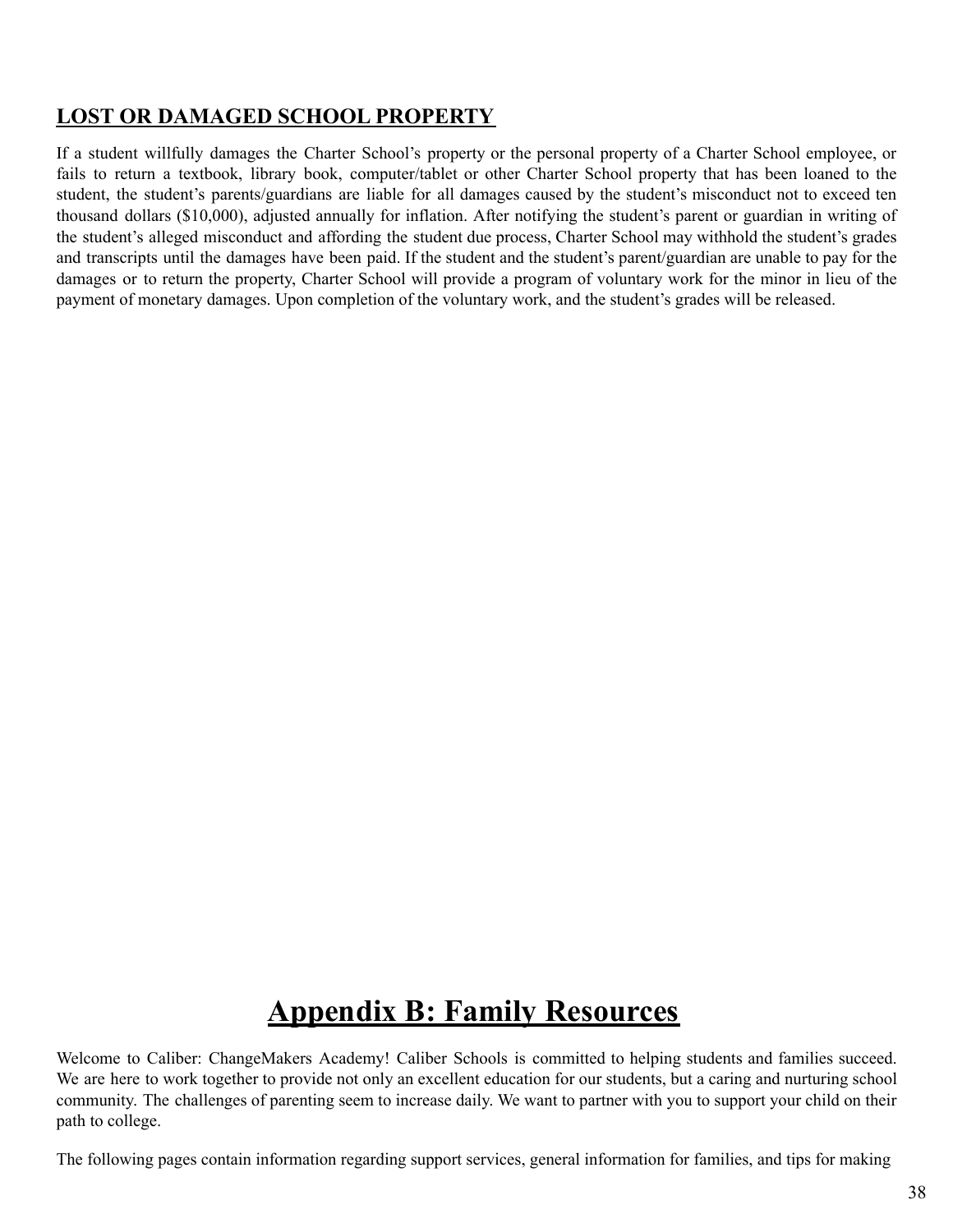## **LOST OR DAMAGED SCHOOL PROPERTY**

If a student willfully damages the Charter School's property or the personal property of a Charter School employee, or fails to return a textbook, library book, computer/tablet or other Charter School property that has been loaned to the student, the student's parents/guardians are liable for all damages caused by the student's misconduct not to exceed ten thousand dollars ($10,000), adjusted annually for inflation. After notifying the student's parent or guardian in writing of the student's alleged misconduct and affording the student due process, Charter School may withhold the student's grades and transcripts until the damages have been paid. If the student and the student's parent/guardian are unable to pay for the damages or to return the property, Charter School will provide a program of voluntary work for the minor in lieu of the payment of monetary damages. Upon completion of the voluntary work, and the student's grades will be released.

# **Appendix B: Family Resources**

Welcome to Caliber: ChangeMakers Academy! Caliber Schools is committed to helping students and families succeed. We are here to work together to provide not only an excellent education for our students, but a caring and nurturing school community. The challenges of parenting seem to increase daily. We want to partner with you to support your child on their path to college.

The following pages contain information regarding support services, general information for families, and tips for making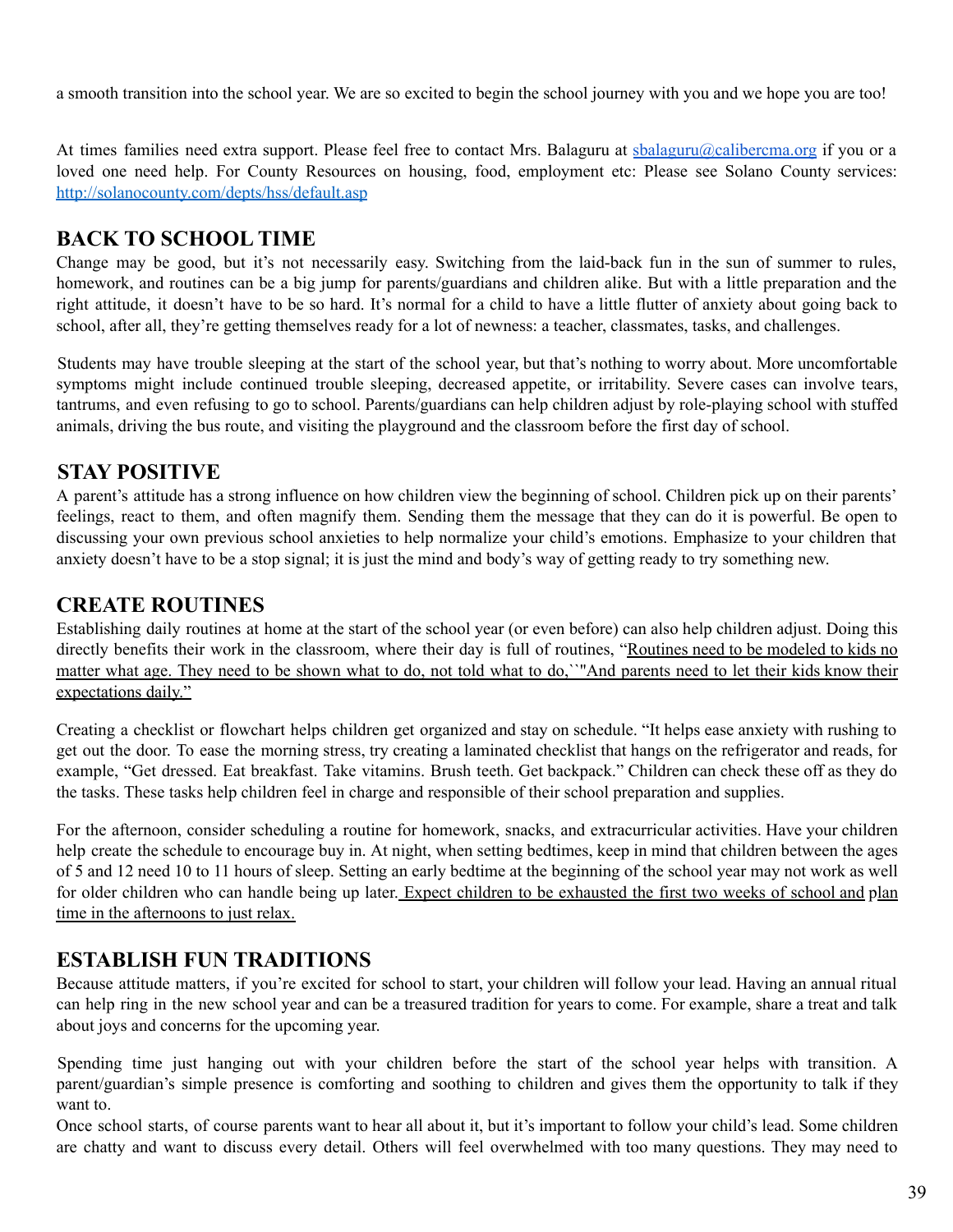a smooth transition into the school year. We are so excited to begin the school journey with you and we hope you are too!

At times families need extra support. Please feel free to contact Mrs. Balaguru at [sbalaguru@calibercma.org](mailto:sbalaguru@calibercma.org) if you or a loved one need help. For County Resources on housing, food, employment etc: Please see Solano County services: [http://solanocounty.com/depts/hss/default.asp](http://solanocounty.com/depts/hss/default.asp)

## BACK TO SCHOOL TIME

Change may be good, but it's not necessarily easy. Switching from the laid-back fun in the sun of summer to rules, homework, and routines can be a big jump for parents/guardians and children alike. But with a little preparation and the right attitude, it doesn't have to be so hard. It's normal for a child to have a little flutter of anxiety about going back to school, after all, they're getting themselves ready for a lot of newness: a teacher, classmates, tasks, and challenges.

Students may have trouble sleeping at the start of the school year, but that's nothing to worry about. More uncomfortable symptoms might include continued trouble sleeping, decreased appetite, or irritability. Severe cases can involve tears, tantrums, and even refusing to go to school. Parents/guardians can help children adjust by role-playing school with stuffed animals, driving the bus route, and visiting the playground and the classroom before the first day of school.

## STAY POSITIVE

A parent's attitude has a strong influence on how children view the beginning of school. Children pick up on their parents' feelings, react to them, and often magnify them. Sending them the message that they can do it is powerful. Be open to discussing your own previous school anxieties to help normalize your child's emotions. Emphasize to your children that anxiety doesn't have to be a stop signal; it is just the mind and body's way of getting ready to try something new.

## CREATE ROUTINES

Establishing daily routines at home at the start of the school year (or even before) can also help children adjust. Doing this directly benefits their work in the classroom, where their day is full of routines, "<u>Routines need to be modeled to kids no matter what age. They need to be shown what to do, not told what to do,``"And parents need to let their kids know their expectations daily."</u>

Creating a checklist or flowchart helps children get organized and stay on schedule. "It helps ease anxiety with rushing to get out the door. To ease the morning stress, try creating a laminated checklist that hangs on the refrigerator and reads, for example, "Get dressed. Eat breakfast. Take vitamins. Brush teeth. Get backpack." Children can check these off as they do the tasks. These tasks help children feel in charge and responsible of their school preparation and supplies.

For the afternoon, consider scheduling a routine for homework, snacks, and extracurricular activities. Have your children help create the schedule to encourage buy in. At night, when setting bedtimes, keep in mind that children between the ages of 5 and 12 need 10 to 11 hours of sleep. Setting an early bedtime at the beginning of the school year may not work as well for older children who can handle being up later. <u>Expect children to be exhausted the first two weeks of school and plan time in the afternoons to just relax.</u>

## ESTABLISH FUN TRADITIONS

Because attitude matters, if you're excited for school to start, your children will follow your lead. Having an annual ritual can help ring in the new school year and can be a treasured tradition for years to come. For example, share a treat and talk about joys and concerns for the upcoming year.

Spending time just hanging out with your children before the start of the school year helps with transition. A parent/guardian's simple presence is comforting and soothing to children and gives them the opportunity to talk if they want to.

Once school starts, of course parents want to hear all about it, but it's important to follow your child's lead. Some children are chatty and want to discuss every detail. Others will feel overwhelmed with too many questions. They may need to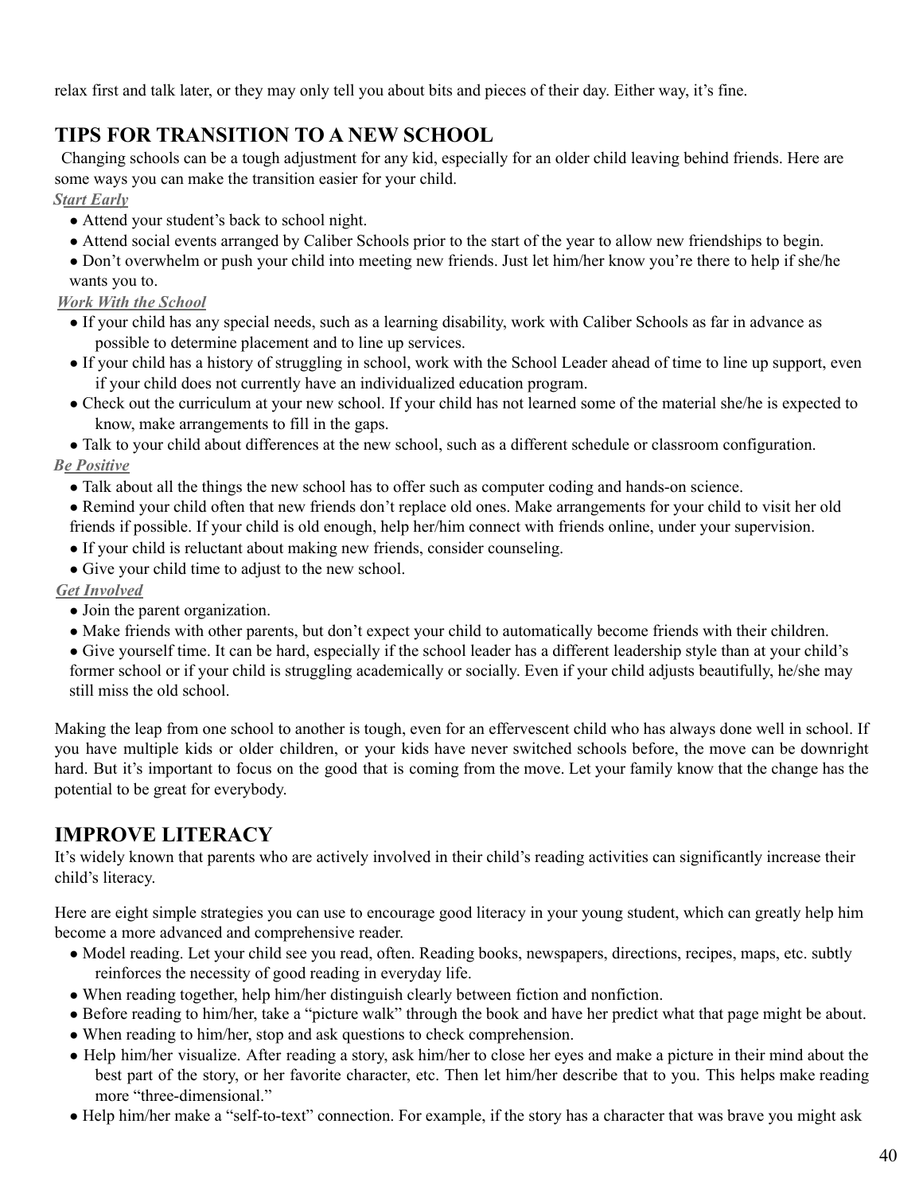relax first and talk later, or they may only tell you about bits and pieces of their day. Either way, it's fine.

## TIPS FOR TRANSITION TO A NEW SCHOOL

Changing schools can be a tough adjustment for any kid, especially for an older child leaving behind friends. Here are some ways you can make the transition easier for your child.

***Start Early***

- Attend your student's back to school night.
- Attend social events arranged by Caliber Schools prior to the start of the year to allow new friendships to begin.
- Don't overwhelm or push your child into meeting new friends. Just let him/her know you're there to help if she/he wants you to.

***Work With the School***

- If your child has any special needs, such as a learning disability, work with Caliber Schools as far in advance as possible to determine placement and to line up services.
- If your child has a history of struggling in school, work with the School Leader ahead of time to line up support, even if your child does not currently have an individualized education program.
- Check out the curriculum at your new school. If your child has not learned some of the material she/he is expected to know, make arrangements to fill in the gaps.
- Talk to your child about differences at the new school, such as a different schedule or classroom configuration.

***Be Positive***

- Talk about all the things the new school has to offer such as computer coding and hands-on science.
- Remind your child often that new friends don't replace old ones. Make arrangements for your child to visit her old friends if possible. If your child is old enough, help her/him connect with friends online, under your supervision.
- If your child is reluctant about making new friends, consider counseling.
- Give your child time to adjust to the new school.

***Get Involved***

- Join the parent organization.
- Make friends with other parents, but don't expect your child to automatically become friends with their children.
- Give yourself time. It can be hard, especially if the school leader has a different leadership style than at your child's former school or if your child is struggling academically or socially. Even if your child adjusts beautifully, he/she may still miss the old school.

Making the leap from one school to another is tough, even for an effervescent child who has always done well in school. If you have multiple kids or older children, or your kids have never switched schools before, the move can be downright hard. But it's important to focus on the good that is coming from the move. Let your family know that the change has the potential to be great for everybody.

## IMPROVE LITERACY

It's widely known that parents who are actively involved in their child's reading activities can significantly increase their child's literacy.

Here are eight simple strategies you can use to encourage good literacy in your young student, which can greatly help him become a more advanced and comprehensive reader.

- Model reading. Let your child see you read, often. Reading books, newspapers, directions, recipes, maps, etc. subtly reinforces the necessity of good reading in everyday life.
- When reading together, help him/her distinguish clearly between fiction and nonfiction.
- Before reading to him/her, take a "picture walk" through the book and have her predict what that page might be about.
- When reading to him/her, stop and ask questions to check comprehension.
- Help him/her visualize. After reading a story, ask him/her to close her eyes and make a picture in their mind about the best part of the story, or her favorite character, etc. Then let him/her describe that to you. This helps make reading more "three-dimensional."
- Help him/her make a "self-to-text" connection. For example, if the story has a character that was brave you might ask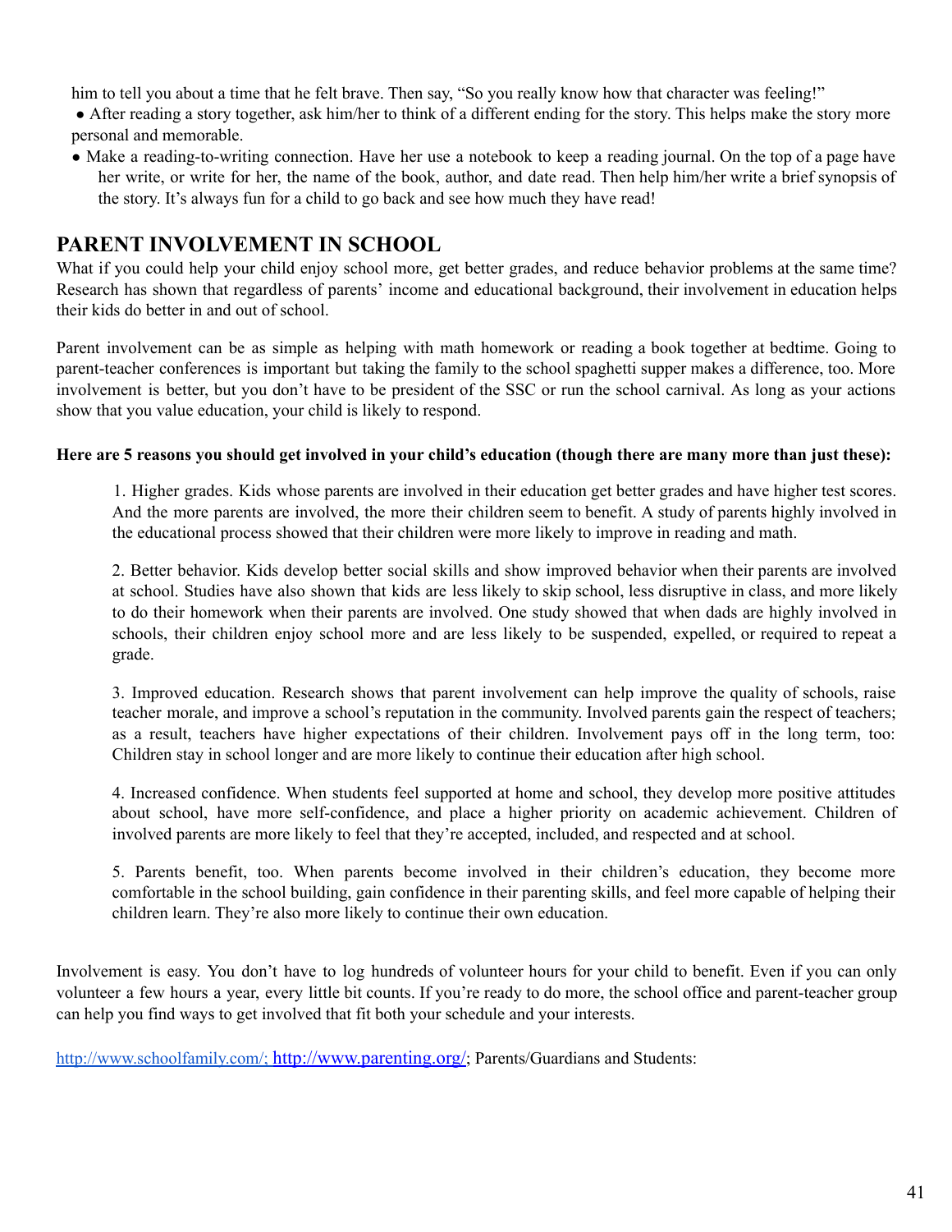him to tell you about a time that he felt brave. Then say, "So you really know how that character was feeling!"

- After reading a story together, ask him/her to think of a different ending for the story. This helps make the story more personal and memorable.
- Make a reading-to-writing connection. Have her use a notebook to keep a reading journal. On the top of a page have her write, or write for her, the name of the book, author, and date read. Then help him/her write a brief synopsis of the story. It's always fun for a child to go back and see how much they have read!

## PARENT INVOLVEMENT IN SCHOOL

What if you could help your child enjoy school more, get better grades, and reduce behavior problems at the same time? Research has shown that regardless of parents' income and educational background, their involvement in education helps their kids do better in and out of school.

Parent involvement can be as simple as helping with math homework or reading a book together at bedtime. Going to parent-teacher conferences is important but taking the family to the school spaghetti supper makes a difference, too. More involvement is better, but you don't have to be president of the SSC or run the school carnival. As long as your actions show that you value education, your child is likely to respond.

**Here are 5 reasons you should get involved in your child's education (though there are many more than just these):**

1. Higher grades. Kids whose parents are involved in their education get better grades and have higher test scores. And the more parents are involved, the more their children seem to benefit. A study of parents highly involved in the educational process showed that their children were more likely to improve in reading and math.

2. Better behavior. Kids develop better social skills and show improved behavior when their parents are involved at school. Studies have also shown that kids are less likely to skip school, less disruptive in class, and more likely to do their homework when their parents are involved. One study showed that when dads are highly involved in schools, their children enjoy school more and are less likely to be suspended, expelled, or required to repeat a grade.

3. Improved education. Research shows that parent involvement can help improve the quality of schools, raise teacher morale, and improve a school's reputation in the community. Involved parents gain the respect of teachers; as a result, teachers have higher expectations of their children. Involvement pays off in the long term, too: Children stay in school longer and are more likely to continue their education after high school.

4. Increased confidence. When students feel supported at home and school, they develop more positive attitudes about school, have more self-confidence, and place a higher priority on academic achievement. Children of involved parents are more likely to feel that they're accepted, included, and respected and at school.

5. Parents benefit, too. When parents become involved in their children's education, they become more comfortable in the school building, gain confidence in their parenting skills, and feel more capable of helping their children learn. They're also more likely to continue their own education.

Involvement is easy. You don't have to log hundreds of volunteer hours for your child to benefit. Even if you can only volunteer a few hours a year, every little bit counts. If you're ready to do more, the school office and parent-teacher group can help you find ways to get involved that fit both your schedule and your interests.

http://www.schoolfamily.com/; http://www.parenting.org/; Parents/Guardians and Students: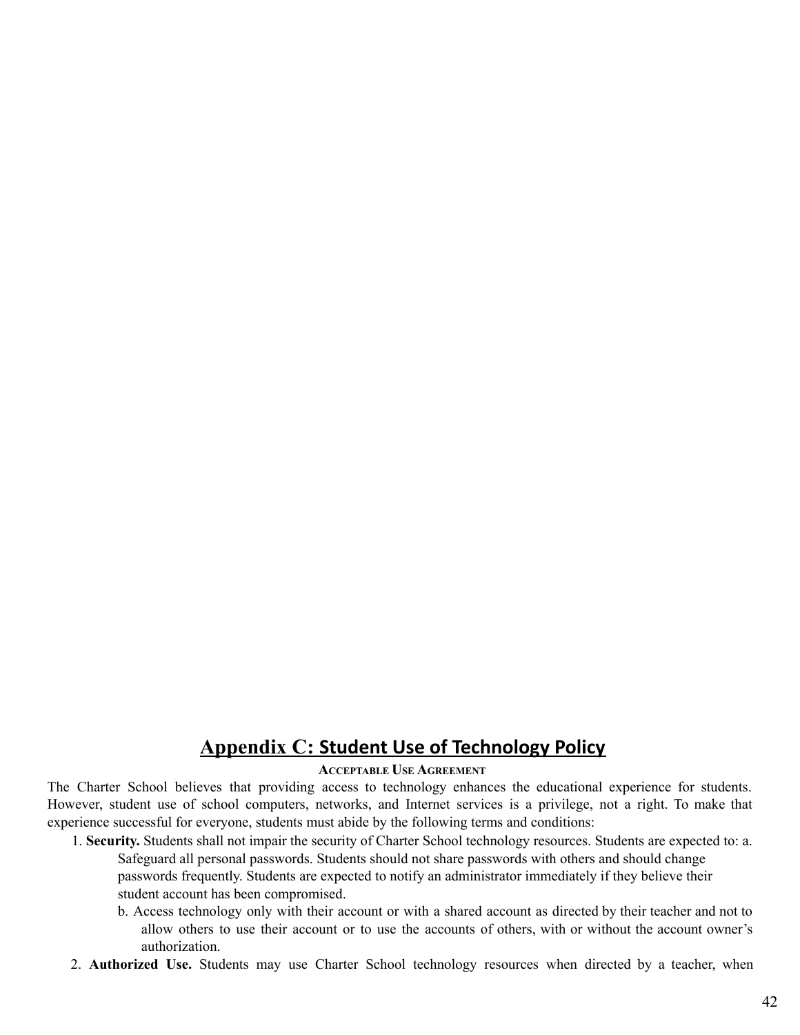# Appendix C: Student Use of Technology Policy

**ACCEPTABLE USE AGREEMENT**

The Charter School believes that providing access to technology enhances the educational experience for students. However, student use of school computers, networks, and Internet services is a privilege, not a right. To make that experience successful for everyone, students must abide by the following terms and conditions:

1. **Security.** Students shall not impair the security of Charter School technology resources. Students are expected to:
   a. Safeguard all personal passwords. Students should not share passwords with others and should change passwords frequently. Students are expected to notify an administrator immediately if they believe their student account has been compromised.
   b. Access technology only with their account or with a shared account as directed by their teacher and not to allow others to use their account or to use the accounts of others, with or without the account owner's authorization.
2. **Authorized Use.** Students may use Charter School technology resources when directed by a teacher, when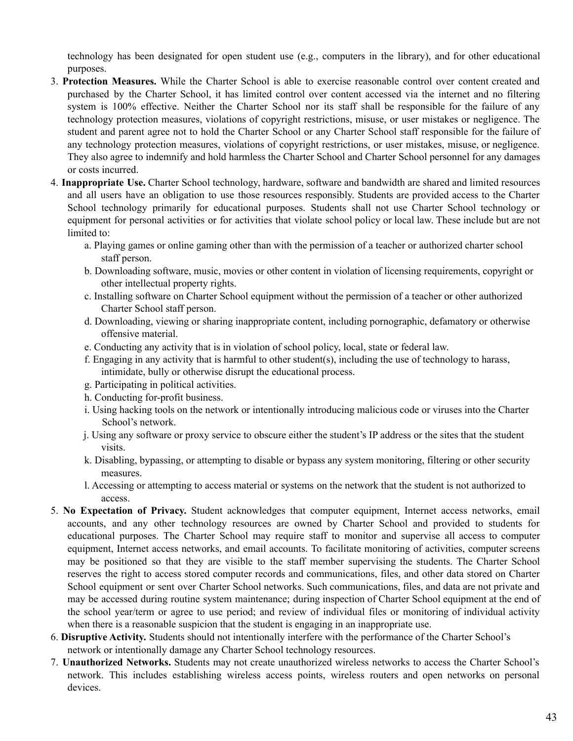technology has been designated for open student use (e.g., computers in the library), and for other educational purposes.

3. **Protection Measures.** While the Charter School is able to exercise reasonable control over content created and purchased by the Charter School, it has limited control over content accessed via the internet and no filtering system is 100% effective. Neither the Charter School nor its staff shall be responsible for the failure of any technology protection measures, violations of copyright restrictions, misuse, or user mistakes or negligence. The student and parent agree not to hold the Charter School or any Charter School staff responsible for the failure of any technology protection measures, violations of copyright restrictions, or user mistakes, misuse, or negligence. They also agree to indemnify and hold harmless the Charter School and Charter School personnel for any damages or costs incurred.
4. **Inappropriate Use.** Charter School technology, hardware, software and bandwidth are shared and limited resources and all users have an obligation to use those resources responsibly. Students are provided access to the Charter School technology primarily for educational purposes. Students shall not use Charter School technology or equipment for personal activities or for activities that violate school policy or local law. These include but are not limited to:
   a. Playing games or online gaming other than with the permission of a teacher or authorized charter school staff person.
   b. Downloading software, music, movies or other content in violation of licensing requirements, copyright or other intellectual property rights.
   c. Installing software on Charter School equipment without the permission of a teacher or other authorized Charter School staff person.
   d. Downloading, viewing or sharing inappropriate content, including pornographic, defamatory or otherwise offensive material.
   e. Conducting any activity that is in violation of school policy, local, state or federal law.
   f. Engaging in any activity that is harmful to other student(s), including the use of technology to harass, intimidate, bully or otherwise disrupt the educational process.
   g. Participating in political activities.
   h. Conducting for-profit business.
   i. Using hacking tools on the network or intentionally introducing malicious code or viruses into the Charter School's network.
   j. Using any software or proxy service to obscure either the student's IP address or the sites that the student visits.
   k. Disabling, bypassing, or attempting to disable or bypass any system monitoring, filtering or other security measures.
   l. Accessing or attempting to access material or systems on the network that the student is not authorized to access.
5. **No Expectation of Privacy.** Student acknowledges that computer equipment, Internet access networks, email accounts, and any other technology resources are owned by Charter School and provided to students for educational purposes. The Charter School may require staff to monitor and supervise all access to computer equipment, Internet access networks, and email accounts. To facilitate monitoring of activities, computer screens may be positioned so that they are visible to the staff member supervising the students. The Charter School reserves the right to access stored computer records and communications, files, and other data stored on Charter School equipment or sent over Charter School networks. Such communications, files, and data are not private and may be accessed during routine system maintenance; during inspection of Charter School equipment at the end of the school year/term or agree to use period; and review of individual files or monitoring of individual activity when there is a reasonable suspicion that the student is engaging in an inappropriate use.
6. **Disruptive Activity.** Students should not intentionally interfere with the performance of the Charter School's network or intentionally damage any Charter School technology resources.
7. **Unauthorized Networks.** Students may not create unauthorized wireless networks to access the Charter School's network. This includes establishing wireless access points, wireless routers and open networks on personal devices.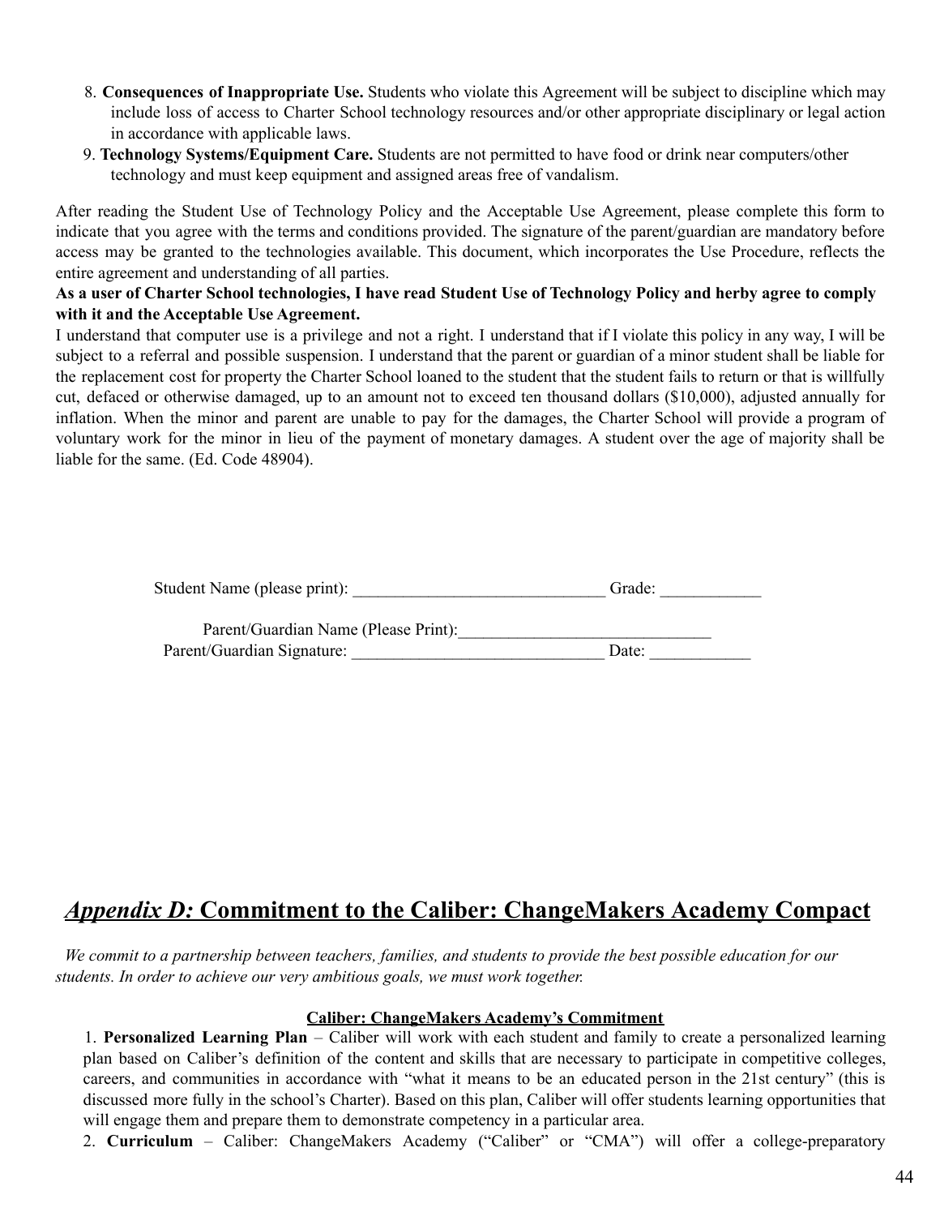8. **Consequences of Inappropriate Use.** Students who violate this Agreement will be subject to discipline which may include loss of access to Charter School technology resources and/or other appropriate disciplinary or legal action in accordance with applicable laws.
9. **Technology Systems/Equipment Care.** Students are not permitted to have food or drink near computers/other technology and must keep equipment and assigned areas free of vandalism.

After reading the Student Use of Technology Policy and the Acceptable Use Agreement, please complete this form to indicate that you agree with the terms and conditions provided. The signature of the parent/guardian are mandatory before access may be granted to the technologies available. This document, which incorporates the Use Procedure, reflects the entire agreement and understanding of all parties.

**As a user of Charter School technologies, I have read Student Use of Technology Policy and herby agree to comply with it and the Acceptable Use Agreement.**

I understand that computer use is a privilege and not a right. I understand that if I violate this policy in any way, I will be subject to a referral and possible suspension. I understand that the parent or guardian of a minor student shall be liable for the replacement cost for property the Charter School loaned to the student that the student fails to return or that is willfully cut, defaced or otherwise damaged, up to an amount not to exceed ten thousand dollars ($10,000), adjusted annually for inflation. When the minor and parent are unable to pay for the damages, the Charter School will provide a program of voluntary work for the minor in lieu of the payment of monetary damages. A student over the age of majority shall be liable for the same. (Ed. Code 48904).

Student Name (please print): ______________________________ Grade: ____________

Parent/Guardian Name (Please Print):______________________________

Parent/Guardian Signature: ______________________________ Date: ____________

## *Appendix D:* Commitment to the Caliber: ChangeMakers Academy Compact

*We commit to a partnership between teachers, families, and students to provide the best possible education for our students. In order to achieve our very ambitious goals, we must work together.*

**Caliber: ChangeMakers Academy's Commitment**

1. **Personalized Learning Plan** – Caliber will work with each student and family to create a personalized learning plan based on Caliber's definition of the content and skills that are necessary to participate in competitive colleges, careers, and communities in accordance with "what it means to be an educated person in the 21st century" (this is discussed more fully in the school's Charter). Based on this plan, Caliber will offer students learning opportunities that will engage them and prepare them to demonstrate competency in a particular area.
2. **Curriculum** – Caliber: ChangeMakers Academy ("Caliber" or "CMA") will offer a college-preparatory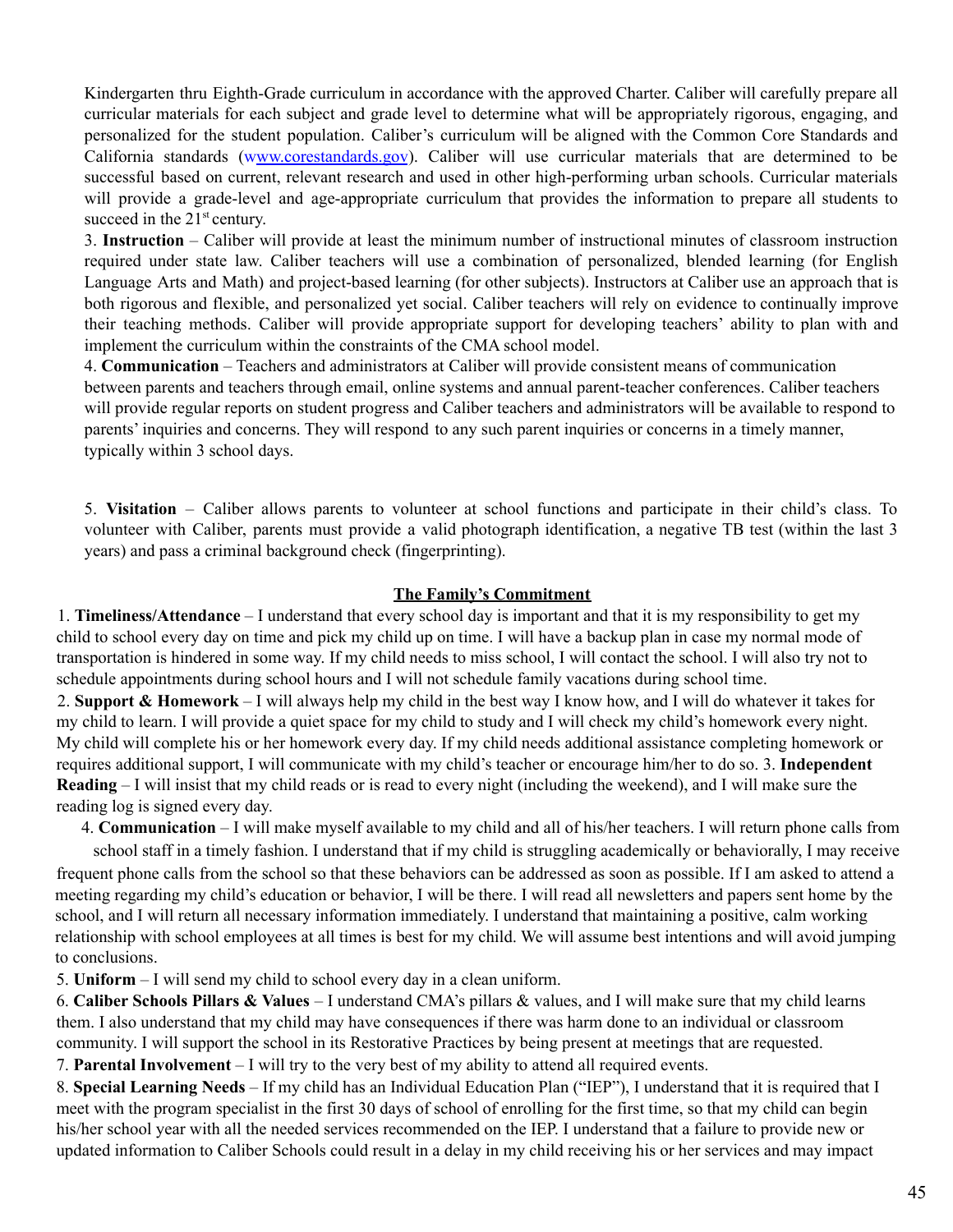Kindergarten thru Eighth-Grade curriculum in accordance with the approved Charter. Caliber will carefully prepare all curricular materials for each subject and grade level to determine what will be appropriately rigorous, engaging, and personalized for the student population. Caliber's curriculum will be aligned with the Common Core Standards and California standards (www.corestandards.gov). Caliber will use curricular materials that are determined to be successful based on current, relevant research and used in other high-performing urban schools. Curricular materials will provide a grade-level and age-appropriate curriculum that provides the information to prepare all students to succeed in the 21st century.

3. **Instruction** – Caliber will provide at least the minimum number of instructional minutes of classroom instruction required under state law. Caliber teachers will use a combination of personalized, blended learning (for English Language Arts and Math) and project-based learning (for other subjects). Instructors at Caliber use an approach that is both rigorous and flexible, and personalized yet social. Caliber teachers will rely on evidence to continually improve their teaching methods. Caliber will provide appropriate support for developing teachers' ability to plan with and implement the curriculum within the constraints of the CMA school model.

4. **Communication** – Teachers and administrators at Caliber will provide consistent means of communication between parents and teachers through email, online systems and annual parent-teacher conferences. Caliber teachers will provide regular reports on student progress and Caliber teachers and administrators will be available to respond to parents' inquiries and concerns. They will respond to any such parent inquiries or concerns in a timely manner, typically within 3 school days.

5. **Visitation** – Caliber allows parents to volunteer at school functions and participate in their child's class. To volunteer with Caliber, parents must provide a valid photograph identification, a negative TB test (within the last 3 years) and pass a criminal background check (fingerprinting).

## The Family's Commitment

1. **Timeliness/Attendance** – I understand that every school day is important and that it is my responsibility to get my child to school every day on time and pick my child up on time. I will have a backup plan in case my normal mode of transportation is hindered in some way. If my child needs to miss school, I will contact the school. I will also try not to schedule appointments during school hours and I will not schedule family vacations during school time.

2. **Support & Homework** – I will always help my child in the best way I know how, and I will do whatever it takes for my child to learn. I will provide a quiet space for my child to study and I will check my child's homework every night. My child will complete his or her homework every day. If my child needs additional assistance completing homework or requires additional support, I will communicate with my child's teacher or encourage him/her to do so.

3. **Independent Reading** – I will insist that my child reads or is read to every night (including the weekend), and I will make sure the reading log is signed every day.

4. **Communication** – I will make myself available to my child and all of his/her teachers. I will return phone calls from school staff in a timely fashion. I understand that if my child is struggling academically or behaviorally, I may receive frequent phone calls from the school so that these behaviors can be addressed as soon as possible. If I am asked to attend a meeting regarding my child's education or behavior, I will be there. I will read all newsletters and papers sent home by the school, and I will return all necessary information immediately. I understand that maintaining a positive, calm working relationship with school employees at all times is best for my child. We will assume best intentions and will avoid jumping to conclusions.

5. **Uniform** – I will send my child to school every day in a clean uniform.

6. **Caliber Schools Pillars & Values** – I understand CMA's pillars & values, and I will make sure that my child learns them. I also understand that my child may have consequences if there was harm done to an individual or classroom community. I will support the school in its Restorative Practices by being present at meetings that are requested.

7. **Parental Involvement** – I will try to the very best of my ability to attend all required events.

8. **Special Learning Needs** – If my child has an Individual Education Plan ("IEP"), I understand that it is required that I meet with the program specialist in the first 30 days of school of enrolling for the first time, so that my child can begin his/her school year with all the needed services recommended on the IEP. I understand that a failure to provide new or updated information to Caliber Schools could result in a delay in my child receiving his or her services and may impact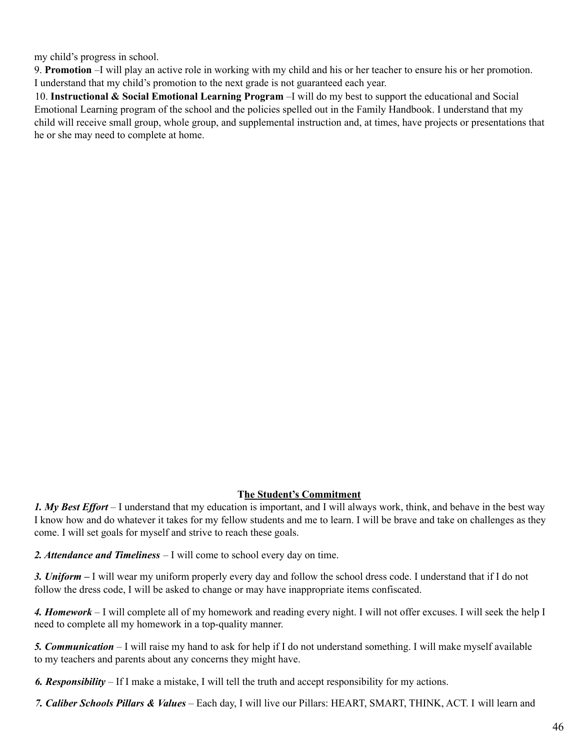my child's progress in school.

9. **Promotion** –I will play an active role in working with my child and his or her teacher to ensure his or her promotion. I understand that my child's promotion to the next grade is not guaranteed each year.

10. **Instructional & Social Emotional Learning Program** –I will do my best to support the educational and Social Emotional Learning program of the school and the policies spelled out in the Family Handbook. I understand that my child will receive small group, whole group, and supplemental instruction and, at times, have projects or presentations that he or she may need to complete at home.

## The Student's Commitment

***1. My Best Effort*** – I understand that my education is important, and I will always work, think, and behave in the best way I know how and do whatever it takes for my fellow students and me to learn. I will be brave and take on challenges as they come. I will set goals for myself and strive to reach these goals.

***2. Attendance and Timeliness*** – I will come to school every day on time.

***3. Uniform –*** I will wear my uniform properly every day and follow the school dress code. I understand that if I do not follow the dress code, I will be asked to change or may have inappropriate items confiscated.

***4. Homework*** – I will complete all of my homework and reading every night. I will not offer excuses. I will seek the help I need to complete all my homework in a top-quality manner.

***5. Communication*** – I will raise my hand to ask for help if I do not understand something. I will make myself available to my teachers and parents about any concerns they might have.

***6. Responsibility*** – If I make a mistake, I will tell the truth and accept responsibility for my actions.

***7. Caliber Schools Pillars & Values*** – Each day, I will live our Pillars: HEART, SMART, THINK, ACT. I will learn and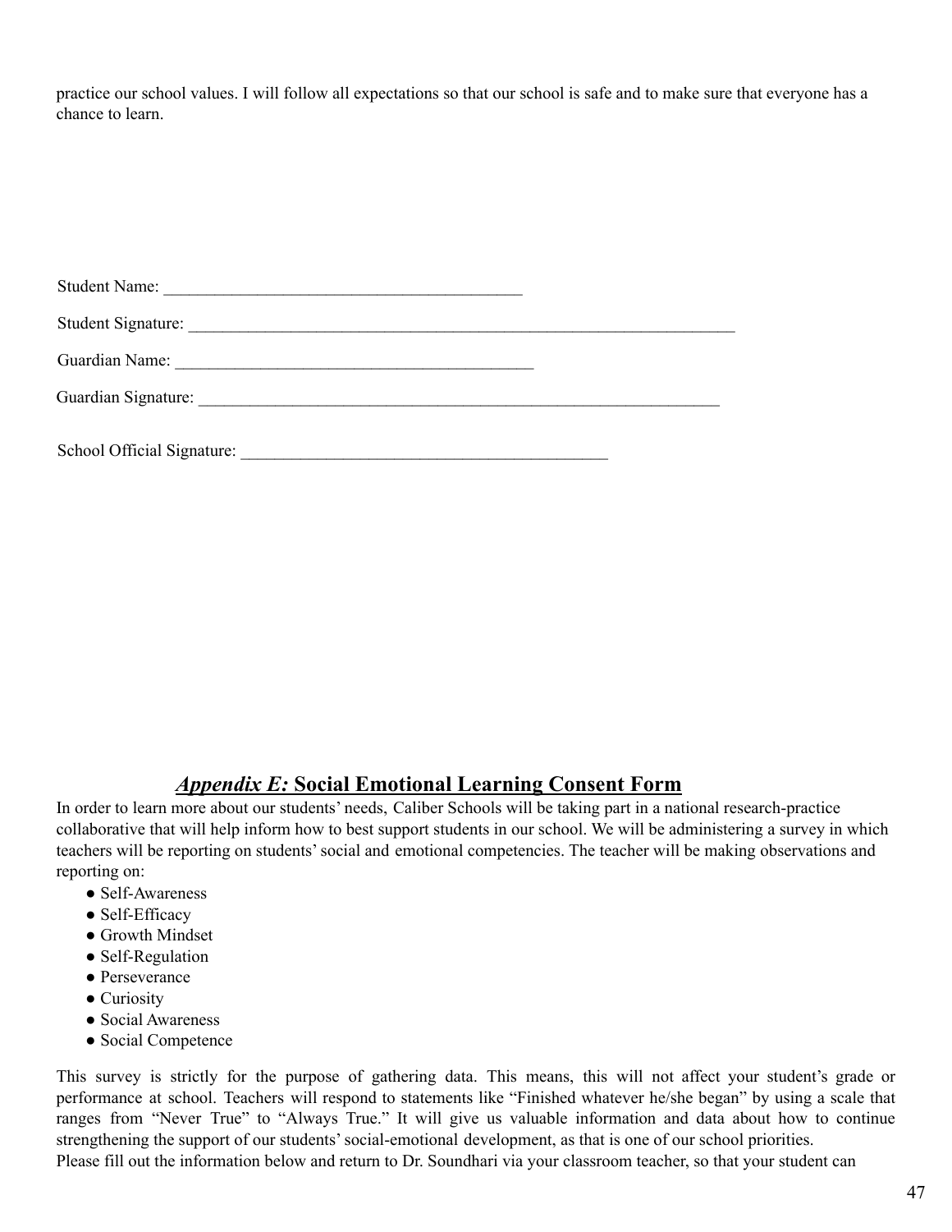practice our school values. I will follow all expectations so that our school is safe and to make sure that everyone has a chance to learn.

Student Name: ___________________________________________

Student Signature: ___________________________________________________________________

Guardian Name: ___________________________________________

Guardian Signature: _________________________________________________________________

School Official Signature: ____________________________________________

## ***Appendix E:*** **Social Emotional Learning Consent Form**

In order to learn more about our students' needs, Caliber Schools will be taking part in a national research-practice collaborative that will help inform how to best support students in our school. We will be administering a survey in which teachers will be reporting on students' social and emotional competencies. The teacher will be making observations and reporting on:

- Self-Awareness
- Self-Efficacy
- Growth Mindset
- Self-Regulation
- Perseverance
- Curiosity
- Social Awareness
- Social Competence

This survey is strictly for the purpose of gathering data. This means, this will not affect your student's grade or performance at school. Teachers will respond to statements like "Finished whatever he/she began" by using a scale that ranges from "Never True" to "Always True." It will give us valuable information and data about how to continue strengthening the support of our students' social-emotional development, as that is one of our school priorities.
Please fill out the information below and return to Dr. Soundhari via your classroom teacher, so that your student can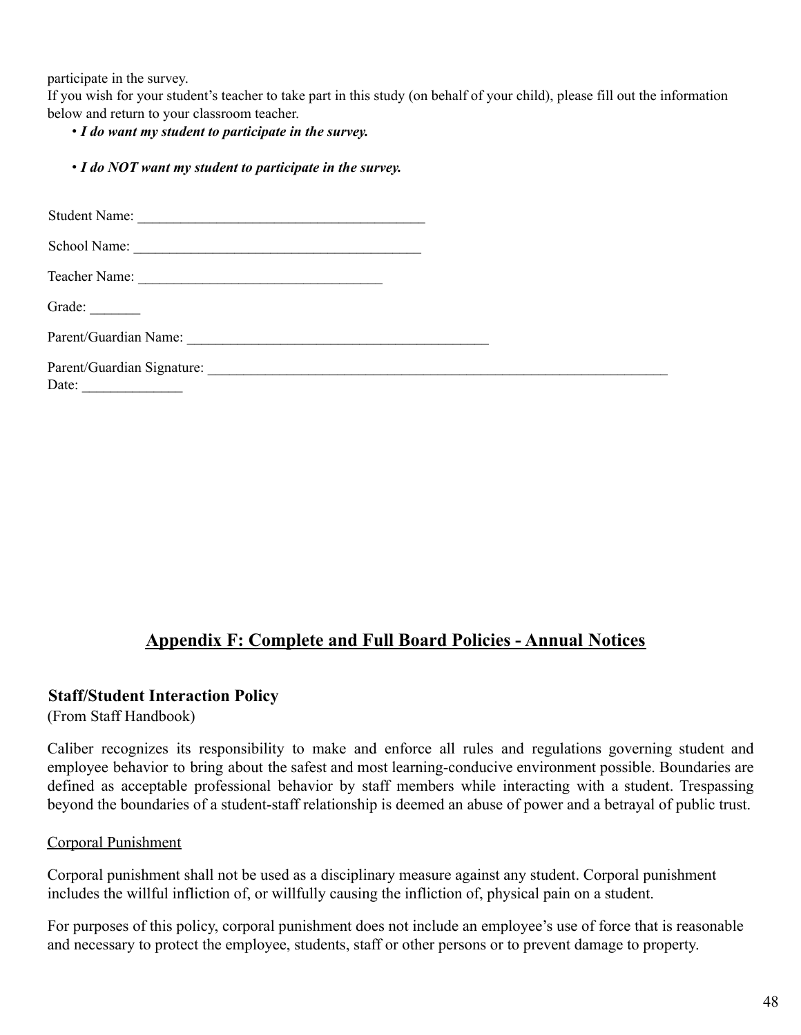participate in the survey.
If you wish for your student's teacher to take part in this study (on behalf of your child), please fill out the information below and return to your classroom teacher.

- ***I do want my student to participate in the survey.***

- ***I do NOT want my student to participate in the survey.***

Student Name: ________________________________________

School Name: ________________________________________

Teacher Name: __________________________________

Grade: _______

Parent/Guardian Name: __________________________________________

Parent/Guardian Signature: __________________________________________________________________
Date: ______________

## Appendix F: Complete and Full Board Policies - Annual Notices

### Staff/Student Interaction Policy

(From Staff Handbook)

Caliber recognizes its responsibility to make and enforce all rules and regulations governing student and employee behavior to bring about the safest and most learning-conducive environment possible. Boundaries are defined as acceptable professional behavior by staff members while interacting with a student. Trespassing beyond the boundaries of a student-staff relationship is deemed an abuse of power and a betrayal of public trust.

Corporal Punishment

Corporal punishment shall not be used as a disciplinary measure against any student. Corporal punishment includes the willful infliction of, or willfully causing the infliction of, physical pain on a student.

For purposes of this policy, corporal punishment does not include an employee's use of force that is reasonable and necessary to protect the employee, students, staff or other persons or to prevent damage to property.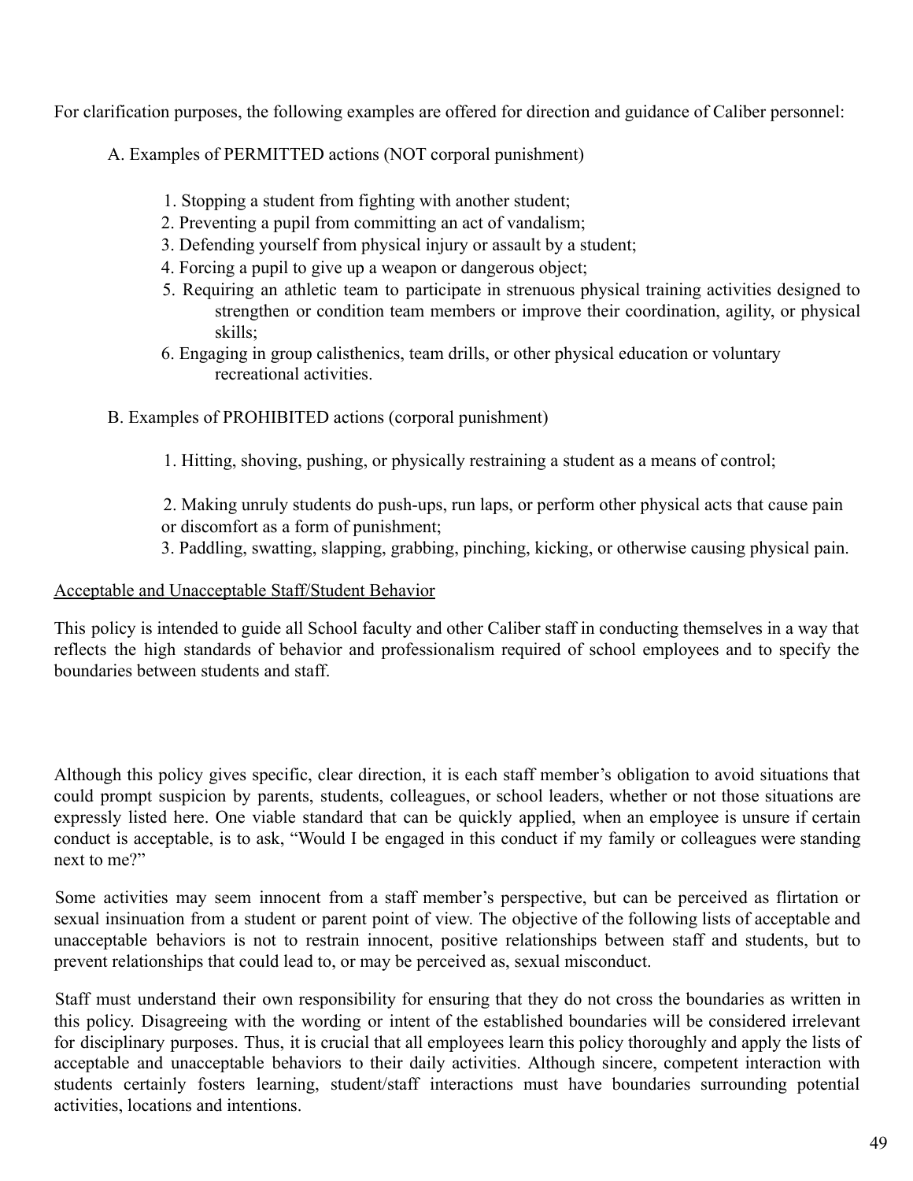For clarification purposes, the following examples are offered for direction and guidance of Caliber personnel:

A. Examples of PERMITTED actions (NOT corporal punishment)

1. Stopping a student from fighting with another student;
2. Preventing a pupil from committing an act of vandalism;
3. Defending yourself from physical injury or assault by a student;
4. Forcing a pupil to give up a weapon or dangerous object;
5. Requiring an athletic team to participate in strenuous physical training activities designed to strengthen or condition team members or improve their coordination, agility, or physical skills;
6. Engaging in group calisthenics, team drills, or other physical education or voluntary recreational activities.

B. Examples of PROHIBITED actions (corporal punishment)

1. Hitting, shoving, pushing, or physically restraining a student as a means of control;
2. Making unruly students do push-ups, run laps, or perform other physical acts that cause pain or discomfort as a form of punishment;
3. Paddling, swatting, slapping, grabbing, pinching, kicking, or otherwise causing physical pain.

<u>Acceptable and Unacceptable Staff/Student Behavior</u>

This policy is intended to guide all School faculty and other Caliber staff in conducting themselves in a way that reflects the high standards of behavior and professionalism required of school employees and to specify the boundaries between students and staff.

Although this policy gives specific, clear direction, it is each staff member's obligation to avoid situations that could prompt suspicion by parents, students, colleagues, or school leaders, whether or not those situations are expressly listed here. One viable standard that can be quickly applied, when an employee is unsure if certain conduct is acceptable, is to ask, "Would I be engaged in this conduct if my family or colleagues were standing next to me?"

Some activities may seem innocent from a staff member's perspective, but can be perceived as flirtation or sexual insinuation from a student or parent point of view. The objective of the following lists of acceptable and unacceptable behaviors is not to restrain innocent, positive relationships between staff and students, but to prevent relationships that could lead to, or may be perceived as, sexual misconduct.

Staff must understand their own responsibility for ensuring that they do not cross the boundaries as written in this policy. Disagreeing with the wording or intent of the established boundaries will be considered irrelevant for disciplinary purposes. Thus, it is crucial that all employees learn this policy thoroughly and apply the lists of acceptable and unacceptable behaviors to their daily activities. Although sincere, competent interaction with students certainly fosters learning, student/staff interactions must have boundaries surrounding potential activities, locations and intentions.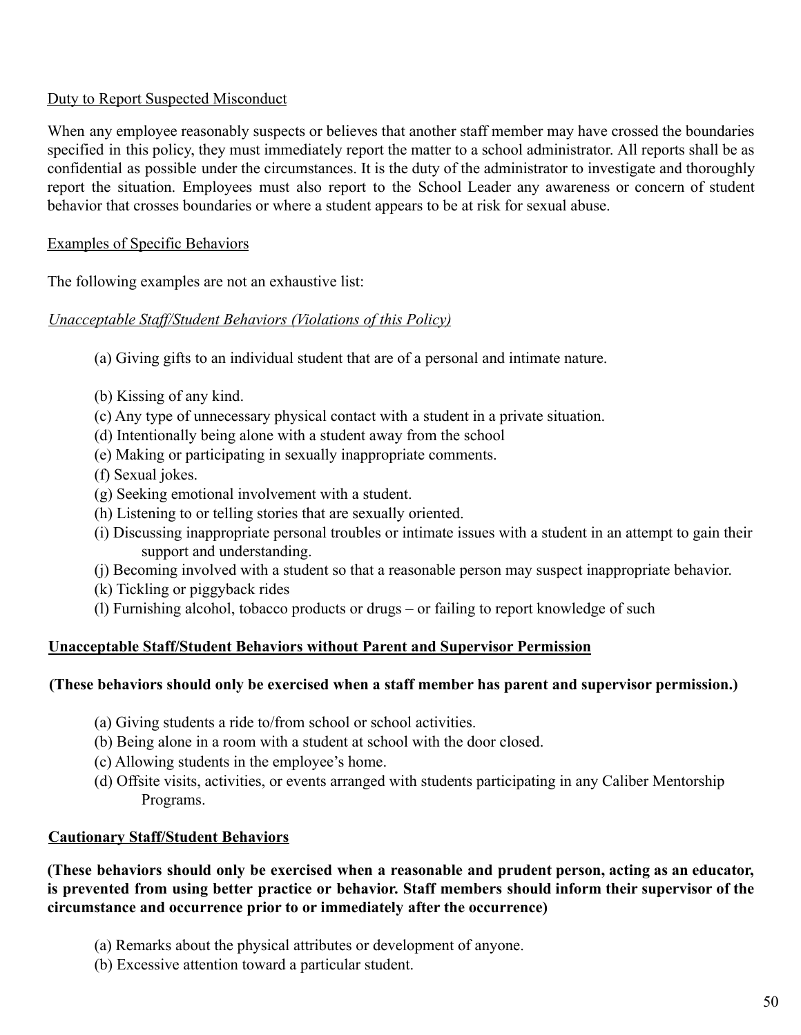Duty to Report Suspected Misconduct

When any employee reasonably suspects or believes that another staff member may have crossed the boundaries specified in this policy, they must immediately report the matter to a school administrator. All reports shall be as confidential as possible under the circumstances. It is the duty of the administrator to investigate and thoroughly report the situation. Employees must also report to the School Leader any awareness or concern of student behavior that crosses boundaries or where a student appears to be at risk for sexual abuse.

Examples of Specific Behaviors

The following examples are not an exhaustive list:

*Unacceptable Staff/Student Behaviors (Violations of this Policy)*

(a) Giving gifts to an individual student that are of a personal and intimate nature.

(b) Kissing of any kind.
(c) Any type of unnecessary physical contact with a student in a private situation.
(d) Intentionally being alone with a student away from the school
(e) Making or participating in sexually inappropriate comments.
(f) Sexual jokes.
(g) Seeking emotional involvement with a student.
(h) Listening to or telling stories that are sexually oriented.
(i) Discussing inappropriate personal troubles or intimate issues with a student in an attempt to gain their support and understanding.
(j) Becoming involved with a student so that a reasonable person may suspect inappropriate behavior.
(k) Tickling or piggyback rides
(l) Furnishing alcohol, tobacco products or drugs – or failing to report knowledge of such

**Unacceptable Staff/Student Behaviors without Parent and Supervisor Permission**

**(These behaviors should only be exercised when a staff member has parent and supervisor permission.)**

(a) Giving students a ride to/from school or school activities.
(b) Being alone in a room with a student at school with the door closed.
(c) Allowing students in the employee's home.
(d) Offsite visits, activities, or events arranged with students participating in any Caliber Mentorship Programs.

**Cautionary Staff/Student Behaviors**

**(These behaviors should only be exercised when a reasonable and prudent person, acting as an educator, is prevented from using better practice or behavior. Staff members should inform their supervisor of the circumstance and occurrence prior to or immediately after the occurrence)**

(a) Remarks about the physical attributes or development of anyone.
(b) Excessive attention toward a particular student.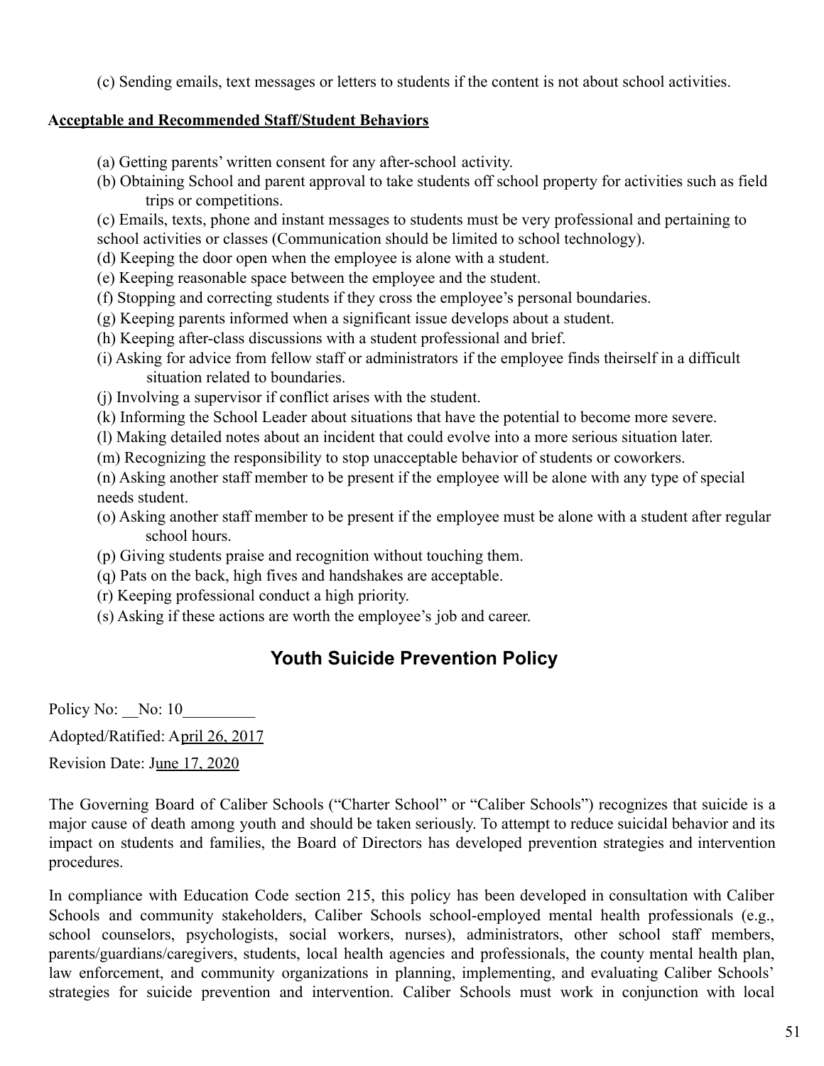(c) Sending emails, text messages or letters to students if the content is not about school activities.

**Acceptable and Recommended Staff/Student Behaviors**

(a) Getting parents' written consent for any after-school activity.
(b) Obtaining School and parent approval to take students off school property for activities such as field trips or competitions.
(c) Emails, texts, phone and instant messages to students must be very professional and pertaining to school activities or classes (Communication should be limited to school technology).
(d) Keeping the door open when the employee is alone with a student.
(e) Keeping reasonable space between the employee and the student.
(f) Stopping and correcting students if they cross the employee's personal boundaries.
(g) Keeping parents informed when a significant issue develops about a student.
(h) Keeping after-class discussions with a student professional and brief.
(i) Asking for advice from fellow staff or administrators if the employee finds theirself in a difficult situation related to boundaries.
(j) Involving a supervisor if conflict arises with the student.
(k) Informing the School Leader about situations that have the potential to become more severe.
(l) Making detailed notes about an incident that could evolve into a more serious situation later.
(m) Recognizing the responsibility to stop unacceptable behavior of students or coworkers.
(n) Asking another staff member to be present if the employee will be alone with any type of special needs student.
(o) Asking another staff member to be present if the employee must be alone with a student after regular school hours.
(p) Giving students praise and recognition without touching them.
(q) Pats on the back, high fives and handshakes are acceptable.
(r) Keeping professional conduct a high priority.
(s) Asking if these actions are worth the employee's job and career.

## Youth Suicide Prevention Policy

Policy No: __No: 10_________

Adopted/Ratified: April 26, 2017

Revision Date: June 17, 2020

The Governing Board of Caliber Schools ("Charter School" or "Caliber Schools") recognizes that suicide is a major cause of death among youth and should be taken seriously. To attempt to reduce suicidal behavior and its impact on students and families, the Board of Directors has developed prevention strategies and intervention procedures.

In compliance with Education Code section 215, this policy has been developed in consultation with Caliber Schools and community stakeholders, Caliber Schools school-employed mental health professionals (e.g., school counselors, psychologists, social workers, nurses), administrators, other school staff members, parents/guardians/caregivers, students, local health agencies and professionals, the county mental health plan, law enforcement, and community organizations in planning, implementing, and evaluating Caliber Schools' strategies for suicide prevention and intervention. Caliber Schools must work in conjunction with local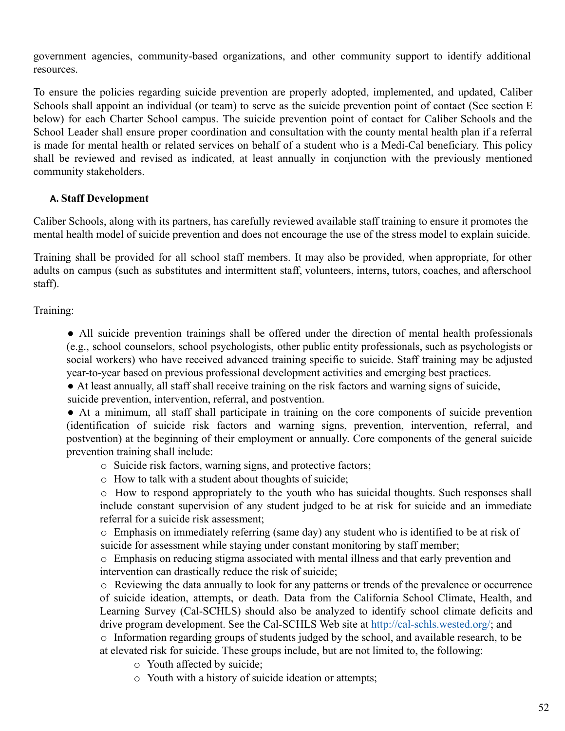government agencies, community-based organizations, and other community support to identify additional resources.

To ensure the policies regarding suicide prevention are properly adopted, implemented, and updated, Caliber Schools shall appoint an individual (or team) to serve as the suicide prevention point of contact (See section E below) for each Charter School campus. The suicide prevention point of contact for Caliber Schools and the School Leader shall ensure proper coordination and consultation with the county mental health plan if a referral is made for mental health or related services on behalf of a student who is a Medi-Cal beneficiary. This policy shall be reviewed and revised as indicated, at least annually in conjunction with the previously mentioned community stakeholders.

### A. Staff Development

Caliber Schools, along with its partners, has carefully reviewed available staff training to ensure it promotes the mental health model of suicide prevention and does not encourage the use of the stress model to explain suicide.

Training shall be provided for all school staff members. It may also be provided, when appropriate, for other adults on campus (such as substitutes and intermittent staff, volunteers, interns, tutors, coaches, and afterschool staff).

Training:

- All suicide prevention trainings shall be offered under the direction of mental health professionals (e.g., school counselors, school psychologists, other public entity professionals, such as psychologists or social workers) who have received advanced training specific to suicide. Staff training may be adjusted year-to-year based on previous professional development activities and emerging best practices.
- At least annually, all staff shall receive training on the risk factors and warning signs of suicide, suicide prevention, intervention, referral, and postvention.
- At a minimum, all staff shall participate in training on the core components of suicide prevention (identification of suicide risk factors and warning signs, prevention, intervention, referral, and postvention) at the beginning of their employment or annually. Core components of the general suicide prevention training shall include:
  - Suicide risk factors, warning signs, and protective factors;
  - How to talk with a student about thoughts of suicide;
  - How to respond appropriately to the youth who has suicidal thoughts. Such responses shall include constant supervision of any student judged to be at risk for suicide and an immediate referral for a suicide risk assessment;
  - Emphasis on immediately referring (same day) any student who is identified to be at risk of suicide for assessment while staying under constant monitoring by staff member;
  - Emphasis on reducing stigma associated with mental illness and that early prevention and intervention can drastically reduce the risk of suicide;
  - Reviewing the data annually to look for any patterns or trends of the prevalence or occurrence of suicide ideation, attempts, or death. Data from the California School Climate, Health, and Learning Survey (Cal-SCHLS) should also be analyzed to identify school climate deficits and drive program development. See the Cal-SCHLS Web site at http://cal-schls.wested.org/; and
  - Information regarding groups of students judged by the school, and available research, to be at elevated risk for suicide. These groups include, but are not limited to, the following:
    - Youth affected by suicide;
    - Youth with a history of suicide ideation or attempts;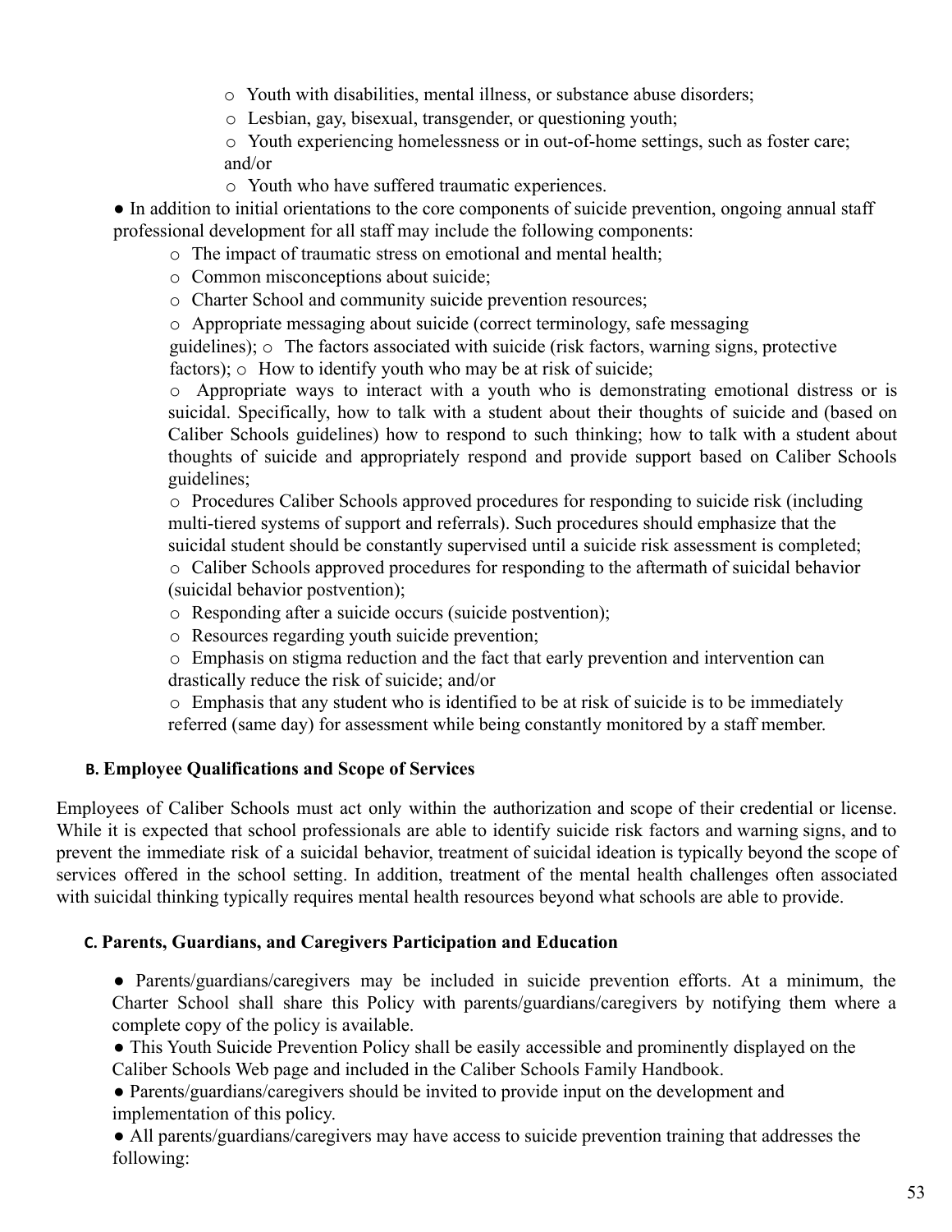- Youth with disabilities, mental illness, or substance abuse disorders;
- Lesbian, gay, bisexual, transgender, or questioning youth;
- Youth experiencing homelessness or in out-of-home settings, such as foster care; and/or
- Youth who have suffered traumatic experiences.

- In addition to initial orientations to the core components of suicide prevention, ongoing annual staff professional development for all staff may include the following components:
  - The impact of traumatic stress on emotional and mental health;
  - Common misconceptions about suicide;
  - Charter School and community suicide prevention resources;
  - Appropriate messaging about suicide (correct terminology, safe messaging guidelines);
  - The factors associated with suicide (risk factors, warning signs, protective factors);
  - How to identify youth who may be at risk of suicide;
  - Appropriate ways to interact with a youth who is demonstrating emotional distress or is suicidal. Specifically, how to talk with a student about their thoughts of suicide and (based on Caliber Schools guidelines) how to respond to such thinking; how to talk with a student about thoughts of suicide and appropriately respond and provide support based on Caliber Schools guidelines;
  - Procedures Caliber Schools approved procedures for responding to suicide risk (including multi-tiered systems of support and referrals). Such procedures should emphasize that the suicidal student should be constantly supervised until a suicide risk assessment is completed;
  - Caliber Schools approved procedures for responding to the aftermath of suicidal behavior (suicidal behavior postvention);
  - Responding after a suicide occurs (suicide postvention);
  - Resources regarding youth suicide prevention;
  - Emphasis on stigma reduction and the fact that early prevention and intervention can drastically reduce the risk of suicide; and/or
  - Emphasis that any student who is identified to be at risk of suicide is to be immediately referred (same day) for assessment while being constantly monitored by a staff member.

### B. Employee Qualifications and Scope of Services

Employees of Caliber Schools must act only within the authorization and scope of their credential or license. While it is expected that school professionals are able to identify suicide risk factors and warning signs, and to prevent the immediate risk of a suicidal behavior, treatment of suicidal ideation is typically beyond the scope of services offered in the school setting. In addition, treatment of the mental health challenges often associated with suicidal thinking typically requires mental health resources beyond what schools are able to provide.

### C. Parents, Guardians, and Caregivers Participation and Education

- Parents/guardians/caregivers may be included in suicide prevention efforts. At a minimum, the Charter School shall share this Policy with parents/guardians/caregivers by notifying them where a complete copy of the policy is available.
- This Youth Suicide Prevention Policy shall be easily accessible and prominently displayed on the Caliber Schools Web page and included in the Caliber Schools Family Handbook.
- Parents/guardians/caregivers should be invited to provide input on the development and implementation of this policy.
- All parents/guardians/caregivers may have access to suicide prevention training that addresses the following: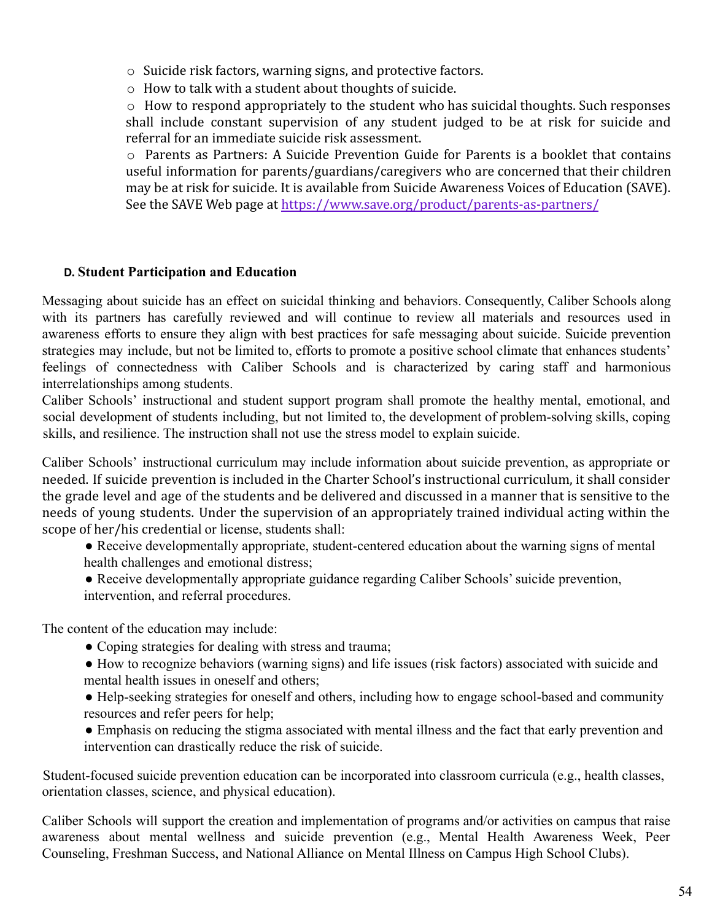- Suicide risk factors, warning signs, and protective factors.
- How to talk with a student about thoughts of suicide.
- How to respond appropriately to the student who has suicidal thoughts. Such responses shall include constant supervision of any student judged to be at risk for suicide and referral for an immediate suicide risk assessment.
- Parents as Partners: A Suicide Prevention Guide for Parents is a booklet that contains useful information for parents/guardians/caregivers who are concerned that their children may be at risk for suicide. It is available from Suicide Awareness Voices of Education (SAVE). See the SAVE Web page at https://www.save.org/product/parents-as-partners/

### D. Student Participation and Education

Messaging about suicide has an effect on suicidal thinking and behaviors. Consequently, Caliber Schools along with its partners has carefully reviewed and will continue to review all materials and resources used in awareness efforts to ensure they align with best practices for safe messaging about suicide. Suicide prevention strategies may include, but not be limited to, efforts to promote a positive school climate that enhances students' feelings of connectedness with Caliber Schools and is characterized by caring staff and harmonious interrelationships among students.

Caliber Schools' instructional and student support program shall promote the healthy mental, emotional, and social development of students including, but not limited to, the development of problem-solving skills, coping skills, and resilience. The instruction shall not use the stress model to explain suicide.

Caliber Schools' instructional curriculum may include information about suicide prevention, as appropriate or needed. If suicide prevention is included in the Charter School's instructional curriculum, it shall consider the grade level and age of the students and be delivered and discussed in a manner that is sensitive to the needs of young students. Under the supervision of an appropriately trained individual acting within the scope of her/his credential or license, students shall:

- Receive developmentally appropriate, student-centered education about the warning signs of mental health challenges and emotional distress;
- Receive developmentally appropriate guidance regarding Caliber Schools' suicide prevention, intervention, and referral procedures.

The content of the education may include:

- Coping strategies for dealing with stress and trauma;
- How to recognize behaviors (warning signs) and life issues (risk factors) associated with suicide and mental health issues in oneself and others;
- Help-seeking strategies for oneself and others, including how to engage school-based and community resources and refer peers for help;
- Emphasis on reducing the stigma associated with mental illness and the fact that early prevention and intervention can drastically reduce the risk of suicide.

Student-focused suicide prevention education can be incorporated into classroom curricula (e.g., health classes, orientation classes, science, and physical education).

Caliber Schools will support the creation and implementation of programs and/or activities on campus that raise awareness about mental wellness and suicide prevention (e.g., Mental Health Awareness Week, Peer Counseling, Freshman Success, and National Alliance on Mental Illness on Campus High School Clubs).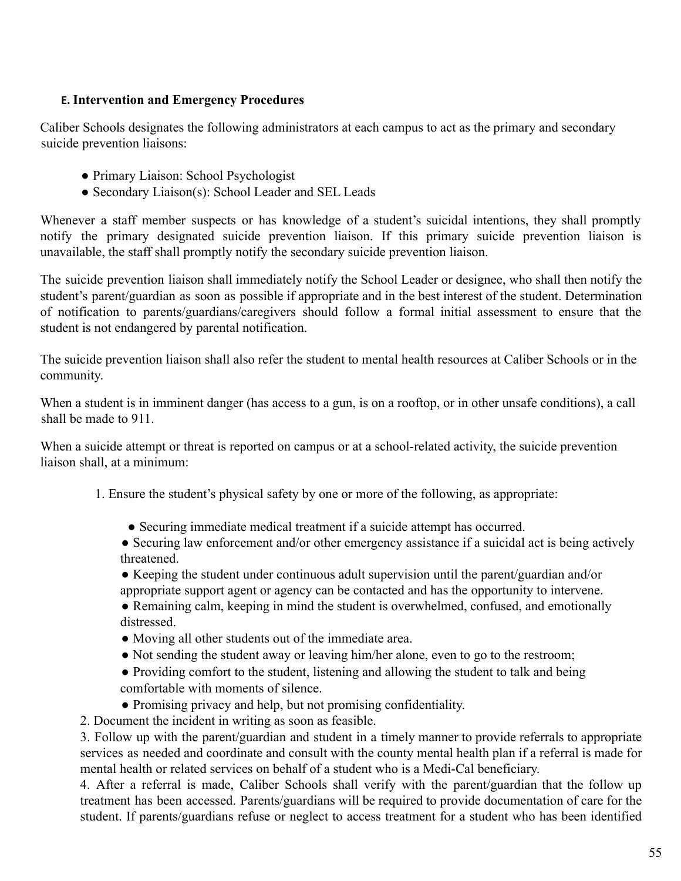### E. Intervention and Emergency Procedures

Caliber Schools designates the following administrators at each campus to act as the primary and secondary suicide prevention liaisons:

- Primary Liaison: School Psychologist
- Secondary Liaison(s): School Leader and SEL Leads

Whenever a staff member suspects or has knowledge of a student's suicidal intentions, they shall promptly notify the primary designated suicide prevention liaison. If this primary suicide prevention liaison is unavailable, the staff shall promptly notify the secondary suicide prevention liaison.

The suicide prevention liaison shall immediately notify the School Leader or designee, who shall then notify the student's parent/guardian as soon as possible if appropriate and in the best interest of the student. Determination of notification to parents/guardians/caregivers should follow a formal initial assessment to ensure that the student is not endangered by parental notification.

The suicide prevention liaison shall also refer the student to mental health resources at Caliber Schools or in the community.

When a student is in imminent danger (has access to a gun, is on a rooftop, or in other unsafe conditions), a call shall be made to 911.

When a suicide attempt or threat is reported on campus or at a school-related activity, the suicide prevention liaison shall, at a minimum:

1. Ensure the student's physical safety by one or more of the following, as appropriate:
   - Securing immediate medical treatment if a suicide attempt has occurred.
   - Securing law enforcement and/or other emergency assistance if a suicidal act is being actively threatened.
   - Keeping the student under continuous adult supervision until the parent/guardian and/or appropriate support agent or agency can be contacted and has the opportunity to intervene.
   - Remaining calm, keeping in mind the student is overwhelmed, confused, and emotionally distressed.
   - Moving all other students out of the immediate area.
   - Not sending the student away or leaving him/her alone, even to go to the restroom;
   - Providing comfort to the student, listening and allowing the student to talk and being comfortable with moments of silence.
   - Promising privacy and help, but not promising confidentiality.
2. Document the incident in writing as soon as feasible.
3. Follow up with the parent/guardian and student in a timely manner to provide referrals to appropriate services as needed and coordinate and consult with the county mental health plan if a referral is made for mental health or related services on behalf of a student who is a Medi-Cal beneficiary.
4. After a referral is made, Caliber Schools shall verify with the parent/guardian that the follow up treatment has been accessed. Parents/guardians will be required to provide documentation of care for the student. If parents/guardians refuse or neglect to access treatment for a student who has been identified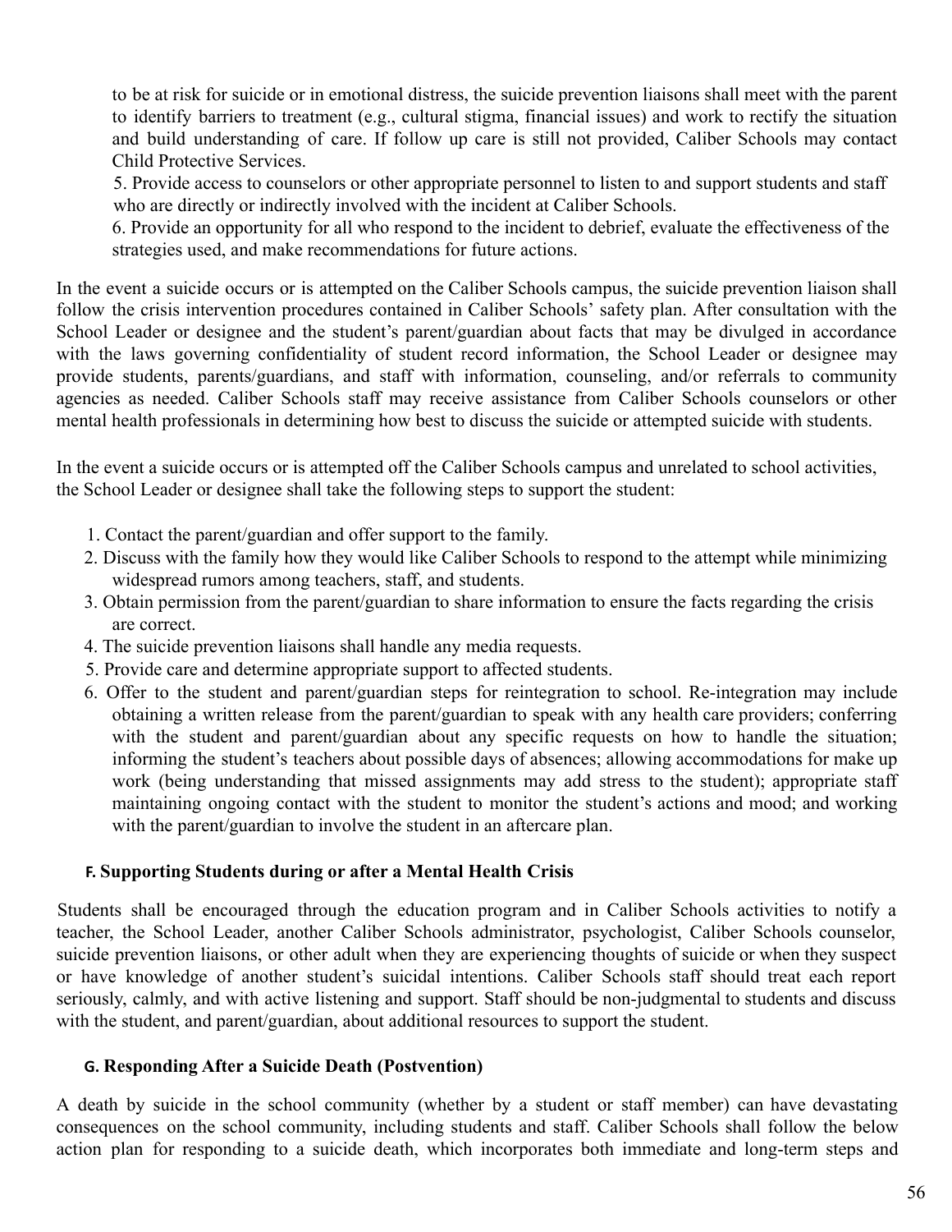to be at risk for suicide or in emotional distress, the suicide prevention liaisons shall meet with the parent to identify barriers to treatment (e.g., cultural stigma, financial issues) and work to rectify the situation and build understanding of care. If follow up care is still not provided, Caliber Schools may contact Child Protective Services.

5. Provide access to counselors or other appropriate personnel to listen to and support students and staff who are directly or indirectly involved with the incident at Caliber Schools.
6. Provide an opportunity for all who respond to the incident to debrief, evaluate the effectiveness of the strategies used, and make recommendations for future actions.

In the event a suicide occurs or is attempted on the Caliber Schools campus, the suicide prevention liaison shall follow the crisis intervention procedures contained in Caliber Schools' safety plan. After consultation with the School Leader or designee and the student's parent/guardian about facts that may be divulged in accordance with the laws governing confidentiality of student record information, the School Leader or designee may provide students, parents/guardians, and staff with information, counseling, and/or referrals to community agencies as needed. Caliber Schools staff may receive assistance from Caliber Schools counselors or other mental health professionals in determining how best to discuss the suicide or attempted suicide with students.

In the event a suicide occurs or is attempted off the Caliber Schools campus and unrelated to school activities, the School Leader or designee shall take the following steps to support the student:

1. Contact the parent/guardian and offer support to the family.
2. Discuss with the family how they would like Caliber Schools to respond to the attempt while minimizing widespread rumors among teachers, staff, and students.
3. Obtain permission from the parent/guardian to share information to ensure the facts regarding the crisis are correct.
4. The suicide prevention liaisons shall handle any media requests.
5. Provide care and determine appropriate support to affected students.
6. Offer to the student and parent/guardian steps for reintegration to school. Re-integration may include obtaining a written release from the parent/guardian to speak with any health care providers; conferring with the student and parent/guardian about any specific requests on how to handle the situation; informing the student's teachers about possible days of absences; allowing accommodations for make up work (being understanding that missed assignments may add stress to the student); appropriate staff maintaining ongoing contact with the student to monitor the student's actions and mood; and working with the parent/guardian to involve the student in an aftercare plan.

### F. Supporting Students during or after a Mental Health Crisis

Students shall be encouraged through the education program and in Caliber Schools activities to notify a teacher, the School Leader, another Caliber Schools administrator, psychologist, Caliber Schools counselor, suicide prevention liaisons, or other adult when they are experiencing thoughts of suicide or when they suspect or have knowledge of another student's suicidal intentions. Caliber Schools staff should treat each report seriously, calmly, and with active listening and support. Staff should be non-judgmental to students and discuss with the student, and parent/guardian, about additional resources to support the student.

### G. Responding After a Suicide Death (Postvention)

A death by suicide in the school community (whether by a student or staff member) can have devastating consequences on the school community, including students and staff. Caliber Schools shall follow the below action plan for responding to a suicide death, which incorporates both immediate and long-term steps and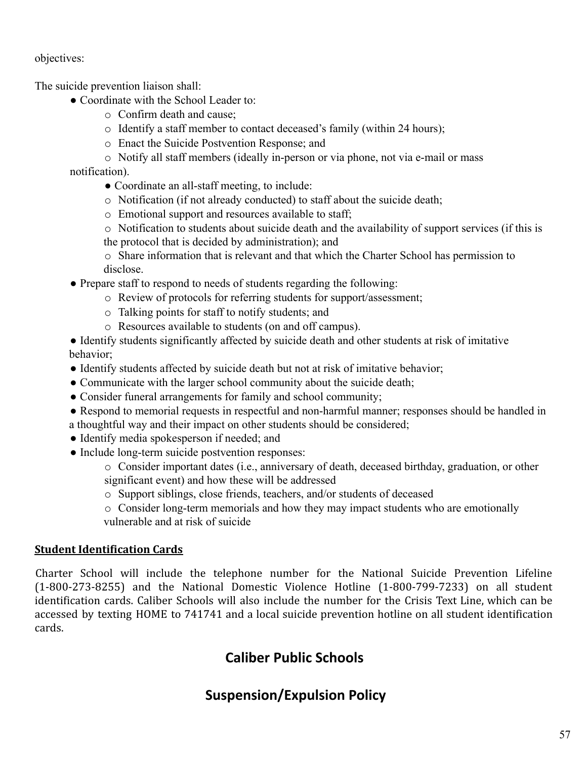objectives:

The suicide prevention liaison shall:

- Coordinate with the School Leader to:
    - Confirm death and cause;
    - Identify a staff member to contact deceased's family (within 24 hours);
    - Enact the Suicide Postvention Response; and
    - Notify all staff members (ideally in-person or via phone, not via e-mail or mass notification).
- Coordinate an all-staff meeting, to include:
    - Notification (if not already conducted) to staff about the suicide death;
    - Emotional support and resources available to staff;
    - Notification to students about suicide death and the availability of support services (if this is the protocol that is decided by administration); and
    - Share information that is relevant and that which the Charter School has permission to disclose.
- Prepare staff to respond to needs of students regarding the following:
    - Review of protocols for referring students for support/assessment;
    - Talking points for staff to notify students; and
    - Resources available to students (on and off campus).
- Identify students significantly affected by suicide death and other students at risk of imitative behavior;
- Identify students affected by suicide death but not at risk of imitative behavior;
- Communicate with the larger school community about the suicide death;
- Consider funeral arrangements for family and school community;
- Respond to memorial requests in respectful and non-harmful manner; responses should be handled in a thoughtful way and their impact on other students should be considered;
- Identify media spokesperson if needed; and
- Include long-term suicide postvention responses:
    - Consider important dates (i.e., anniversary of death, deceased birthday, graduation, or other significant event) and how these will be addressed
    - Support siblings, close friends, teachers, and/or students of deceased
    - Consider long-term memorials and how they may impact students who are emotionally vulnerable and at risk of suicide

**Student Identification Cards**

Charter School will include the telephone number for the National Suicide Prevention Lifeline (1-800-273-8255) and the National Domestic Violence Hotline (1-800-799-7233) on all student identification cards. Caliber Schools will also include the number for the Crisis Text Line, which can be accessed by texting HOME to 741741 and a local suicide prevention hotline on all student identification cards.

# Caliber Public Schools

# Suspension/Expulsion Policy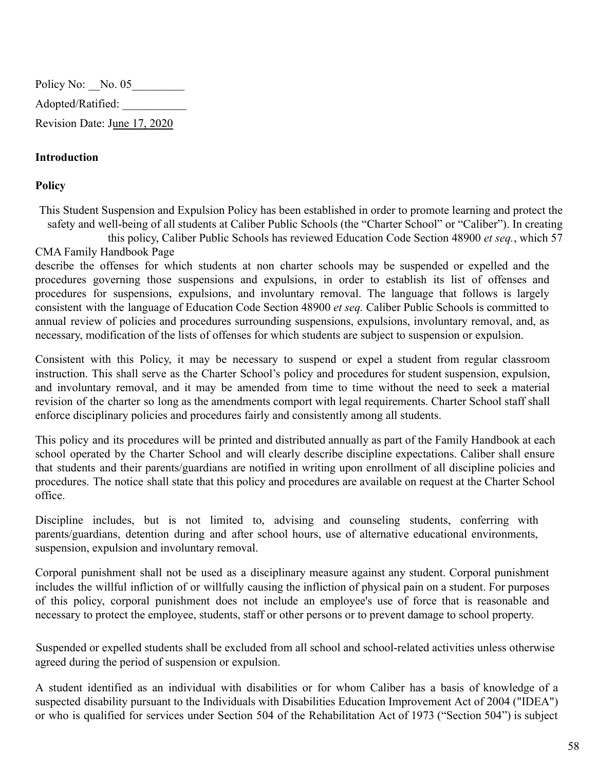Policy No: __No. 05_________

Adopted/Ratified: ___________

Revision Date: June 17, 2020

**Introduction**

**Policy**

This Student Suspension and Expulsion Policy has been established in order to promote learning and protect the safety and well-being of all students at Caliber Public Schools (the "Charter School" or "Caliber"). In creating this policy, Caliber Public Schools has reviewed Education Code Section 48900 *et seq.*, which describe the offenses for which students at non charter schools may be suspended or expelled and the procedures governing those suspensions and expulsions, in order to establish its list of offenses and procedures for suspensions, expulsions, and involuntary removal. The language that follows is largely consistent with the language of Education Code Section 48900 *et seq.* Caliber Public Schools is committed to annual review of policies and procedures surrounding suspensions, expulsions, involuntary removal, and, as necessary, modification of the lists of offenses for which students are subject to suspension or expulsion.

Consistent with this Policy, it may be necessary to suspend or expel a student from regular classroom instruction. This shall serve as the Charter School's policy and procedures for student suspension, expulsion, and involuntary removal, and it may be amended from time to time without the need to seek a material revision of the charter so long as the amendments comport with legal requirements. Charter School staff shall enforce disciplinary policies and procedures fairly and consistently among all students.

This policy and its procedures will be printed and distributed annually as part of the Family Handbook at each school operated by the Charter School and will clearly describe discipline expectations. Caliber shall ensure that students and their parents/guardians are notified in writing upon enrollment of all discipline policies and procedures. The notice shall state that this policy and procedures are available on request at the Charter School office.

Discipline includes, but is not limited to, advising and counseling students, conferring with parents/guardians, detention during and after school hours, use of alternative educational environments, suspension, expulsion and involuntary removal.

Corporal punishment shall not be used as a disciplinary measure against any student. Corporal punishment includes the willful infliction of or willfully causing the infliction of physical pain on a student. For purposes of this policy, corporal punishment does not include an employee's use of force that is reasonable and necessary to protect the employee, students, staff or other persons or to prevent damage to school property.

Suspended or expelled students shall be excluded from all school and school-related activities unless otherwise agreed during the period of suspension or expulsion.

A student identified as an individual with disabilities or for whom Caliber has a basis of knowledge of a suspected disability pursuant to the Individuals with Disabilities Education Improvement Act of 2004 ("IDEA") or who is qualified for services under Section 504 of the Rehabilitation Act of 1973 ("Section 504") is subject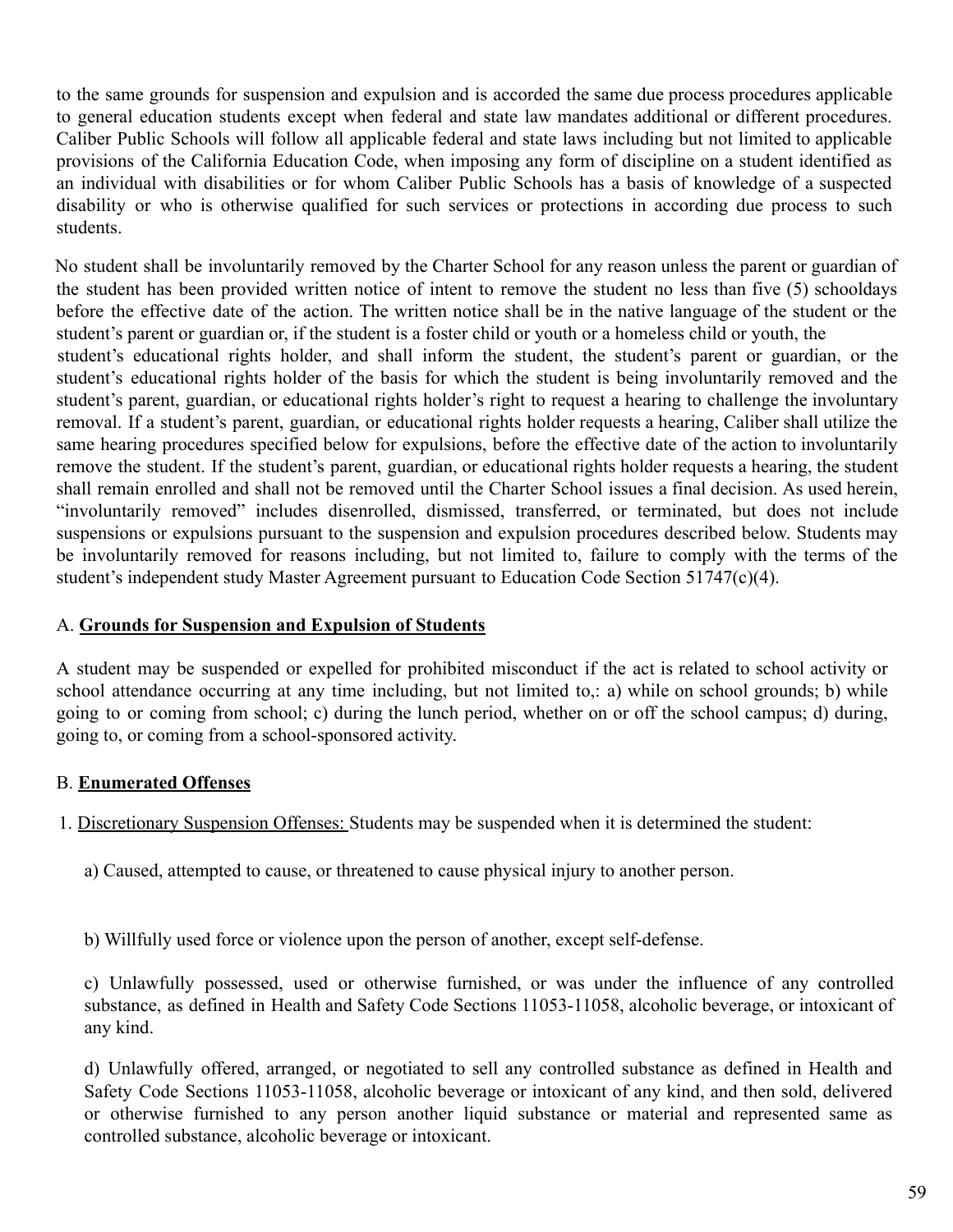to the same grounds for suspension and expulsion and is accorded the same due process procedures applicable to general education students except when federal and state law mandates additional or different procedures. Caliber Public Schools will follow all applicable federal and state laws including but not limited to applicable provisions of the California Education Code, when imposing any form of discipline on a student identified as an individual with disabilities or for whom Caliber Public Schools has a basis of knowledge of a suspected disability or who is otherwise qualified for such services or protections in according due process to such students.

No student shall be involuntarily removed by the Charter School for any reason unless the parent or guardian of the student has been provided written notice of intent to remove the student no less than five (5) schooldays before the effective date of the action. The written notice shall be in the native language of the student or the student's parent or guardian or, if the student is a foster child or youth or a homeless child or youth, the student's educational rights holder, and shall inform the student, the student's parent or guardian, or the student's educational rights holder of the basis for which the student is being involuntarily removed and the student's parent, guardian, or educational rights holder's right to request a hearing to challenge the involuntary removal. If a student's parent, guardian, or educational rights holder requests a hearing, Caliber shall utilize the same hearing procedures specified below for expulsions, before the effective date of the action to involuntarily remove the student. If the student's parent, guardian, or educational rights holder requests a hearing, the student shall remain enrolled and shall not be removed until the Charter School issues a final decision. As used herein, "involuntarily removed" includes disenrolled, dismissed, transferred, or terminated, but does not include suspensions or expulsions pursuant to the suspension and expulsion procedures described below. Students may be involuntarily removed for reasons including, but not limited to, failure to comply with the terms of the student's independent study Master Agreement pursuant to Education Code Section 51747(c)(4).

## A. Grounds for Suspension and Expulsion of Students

A student may be suspended or expelled for prohibited misconduct if the act is related to school activity or school attendance occurring at any time including, but not limited to,: a) while on school grounds; b) while going to or coming from school; c) during the lunch period, whether on or off the school campus; d) during, going to, or coming from a school-sponsored activity.

## B. Enumerated Offenses

1. Discretionary Suspension Offenses: Students may be suspended when it is determined the student:

   a) Caused, attempted to cause, or threatened to cause physical injury to another person.

   b) Willfully used force or violence upon the person of another, except self-defense.

   c) Unlawfully possessed, used or otherwise furnished, or was under the influence of any controlled substance, as defined in Health and Safety Code Sections 11053-11058, alcoholic beverage, or intoxicant of any kind.

   d) Unlawfully offered, arranged, or negotiated to sell any controlled substance as defined in Health and Safety Code Sections 11053-11058, alcoholic beverage or intoxicant of any kind, and then sold, delivered or otherwise furnished to any person another liquid substance or material and represented same as controlled substance, alcoholic beverage or intoxicant.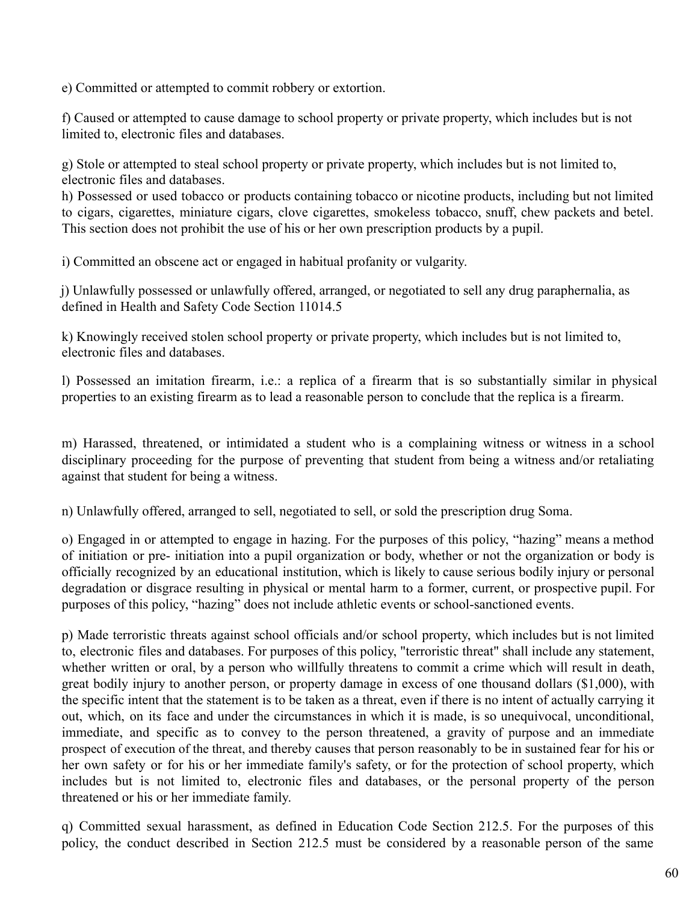e) Committed or attempted to commit robbery or extortion.

f) Caused or attempted to cause damage to school property or private property, which includes but is not limited to, electronic files and databases.

g) Stole or attempted to steal school property or private property, which includes but is not limited to, electronic files and databases.

h) Possessed or used tobacco or products containing tobacco or nicotine products, including but not limited to cigars, cigarettes, miniature cigars, clove cigarettes, smokeless tobacco, snuff, chew packets and betel. This section does not prohibit the use of his or her own prescription products by a pupil.

i) Committed an obscene act or engaged in habitual profanity or vulgarity.

j) Unlawfully possessed or unlawfully offered, arranged, or negotiated to sell any drug paraphernalia, as defined in Health and Safety Code Section 11014.5

k) Knowingly received stolen school property or private property, which includes but is not limited to, electronic files and databases.

l) Possessed an imitation firearm, i.e.: a replica of a firearm that is so substantially similar in physical properties to an existing firearm as to lead a reasonable person to conclude that the replica is a firearm.

m) Harassed, threatened, or intimidated a student who is a complaining witness or witness in a school disciplinary proceeding for the purpose of preventing that student from being a witness and/or retaliating against that student for being a witness.

n) Unlawfully offered, arranged to sell, negotiated to sell, or sold the prescription drug Soma.

o) Engaged in or attempted to engage in hazing. For the purposes of this policy, "hazing" means a method of initiation or pre- initiation into a pupil organization or body, whether or not the organization or body is officially recognized by an educational institution, which is likely to cause serious bodily injury or personal degradation or disgrace resulting in physical or mental harm to a former, current, or prospective pupil. For purposes of this policy, "hazing" does not include athletic events or school-sanctioned events.

p) Made terroristic threats against school officials and/or school property, which includes but is not limited to, electronic files and databases. For purposes of this policy, "terroristic threat" shall include any statement, whether written or oral, by a person who willfully threatens to commit a crime which will result in death, great bodily injury to another person, or property damage in excess of one thousand dollars ($1,000), with the specific intent that the statement is to be taken as a threat, even if there is no intent of actually carrying it out, which, on its face and under the circumstances in which it is made, is so unequivocal, unconditional, immediate, and specific as to convey to the person threatened, a gravity of purpose and an immediate prospect of execution of the threat, and thereby causes that person reasonably to be in sustained fear for his or her own safety or for his or her immediate family's safety, or for the protection of school property, which includes but is not limited to, electronic files and databases, or the personal property of the person threatened or his or her immediate family.

q) Committed sexual harassment, as defined in Education Code Section 212.5. For the purposes of this policy, the conduct described in Section 212.5 must be considered by a reasonable person of the same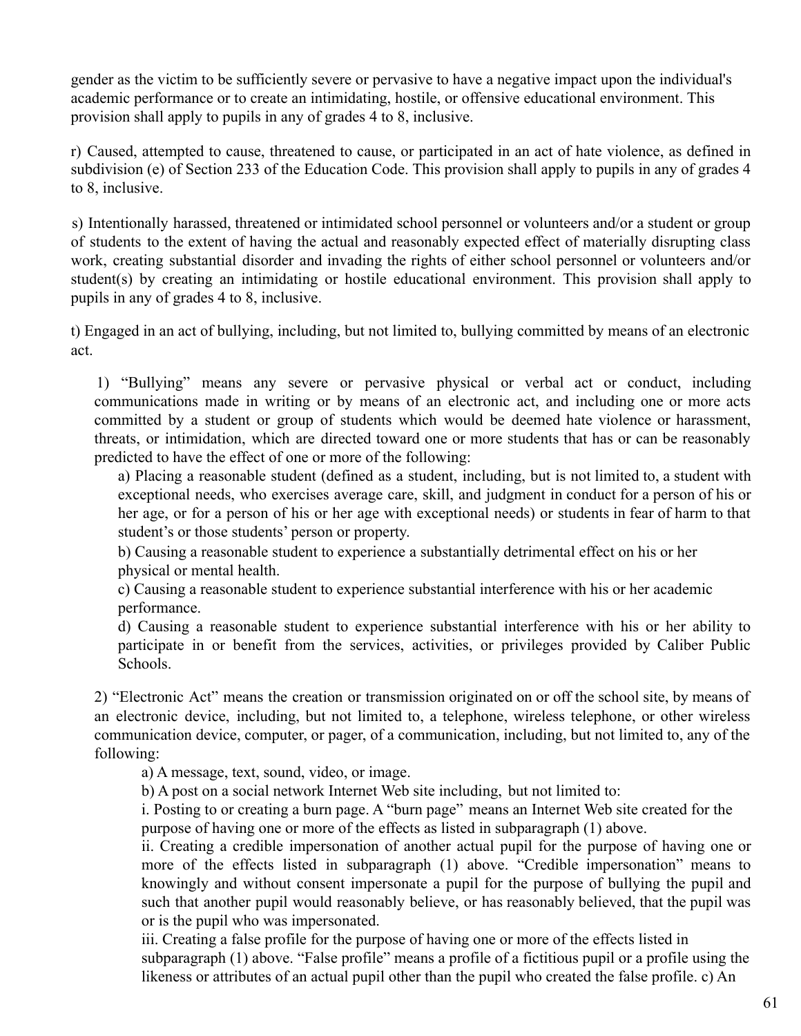gender as the victim to be sufficiently severe or pervasive to have a negative impact upon the individual's academic performance or to create an intimidating, hostile, or offensive educational environment. This provision shall apply to pupils in any of grades 4 to 8, inclusive.

r) Caused, attempted to cause, threatened to cause, or participated in an act of hate violence, as defined in subdivision (e) of Section 233 of the Education Code. This provision shall apply to pupils in any of grades 4 to 8, inclusive.

s) Intentionally harassed, threatened or intimidated school personnel or volunteers and/or a student or group of students to the extent of having the actual and reasonably expected effect of materially disrupting class work, creating substantial disorder and invading the rights of either school personnel or volunteers and/or student(s) by creating an intimidating or hostile educational environment. This provision shall apply to pupils in any of grades 4 to 8, inclusive.

t) Engaged in an act of bullying, including, but not limited to, bullying committed by means of an electronic act.

1) "Bullying" means any severe or pervasive physical or verbal act or conduct, including communications made in writing or by means of an electronic act, and including one or more acts committed by a student or group of students which would be deemed hate violence or harassment, threats, or intimidation, which are directed toward one or more students that has or can be reasonably predicted to have the effect of one or more of the following:

a) Placing a reasonable student (defined as a student, including, but is not limited to, a student with exceptional needs, who exercises average care, skill, and judgment in conduct for a person of his or her age, or for a person of his or her age with exceptional needs) or students in fear of harm to that student's or those students' person or property.

b) Causing a reasonable student to experience a substantially detrimental effect on his or her physical or mental health.

c) Causing a reasonable student to experience substantial interference with his or her academic performance.

d) Causing a reasonable student to experience substantial interference with his or her ability to participate in or benefit from the services, activities, or privileges provided by Caliber Public Schools.

2) "Electronic Act" means the creation or transmission originated on or off the school site, by means of an electronic device, including, but not limited to, a telephone, wireless telephone, or other wireless communication device, computer, or pager, of a communication, including, but not limited to, any of the following:

a) A message, text, sound, video, or image.

b) A post on a social network Internet Web site including, but not limited to:

i. Posting to or creating a burn page. A "burn page" means an Internet Web site created for the purpose of having one or more of the effects as listed in subparagraph (1) above.

ii. Creating a credible impersonation of another actual pupil for the purpose of having one or more of the effects listed in subparagraph (1) above. "Credible impersonation" means to knowingly and without consent impersonate a pupil for the purpose of bullying the pupil and such that another pupil would reasonably believe, or has reasonably believed, that the pupil was or is the pupil who was impersonated.

iii. Creating a false profile for the purpose of having one or more of the effects listed in subparagraph (1) above. "False profile" means a profile of a fictitious pupil or a profile using the likeness or attributes of an actual pupil other than the pupil who created the false profile. c) An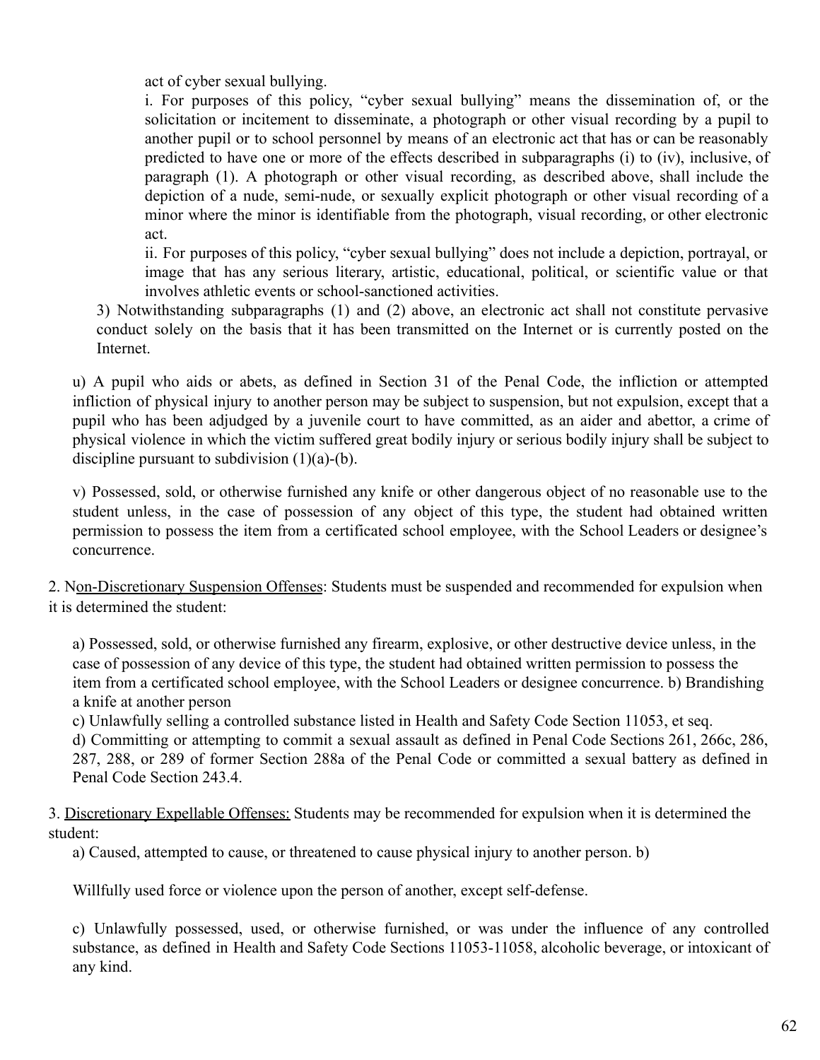act of cyber sexual bullying.

i. For purposes of this policy, “cyber sexual bullying” means the dissemination of, or the solicitation or incitement to disseminate, a photograph or other visual recording by a pupil to another pupil or to school personnel by means of an electronic act that has or can be reasonably predicted to have one or more of the effects described in subparagraphs (i) to (iv), inclusive, of paragraph (1). A photograph or other visual recording, as described above, shall include the depiction of a nude, semi-nude, or sexually explicit photograph or other visual recording of a minor where the minor is identifiable from the photograph, visual recording, or other electronic act.

ii. For purposes of this policy, “cyber sexual bullying” does not include a depiction, portrayal, or image that has any serious literary, artistic, educational, political, or scientific value or that involves athletic events or school-sanctioned activities.

3) Notwithstanding subparagraphs (1) and (2) above, an electronic act shall not constitute pervasive conduct solely on the basis that it has been transmitted on the Internet or is currently posted on the Internet.

u) A pupil who aids or abets, as defined in Section 31 of the Penal Code, the infliction or attempted infliction of physical injury to another person may be subject to suspension, but not expulsion, except that a pupil who has been adjudged by a juvenile court to have committed, as an aider and abettor, a crime of physical violence in which the victim suffered great bodily injury or serious bodily injury shall be subject to discipline pursuant to subdivision (1)(a)-(b).

v) Possessed, sold, or otherwise furnished any knife or other dangerous object of no reasonable use to the student unless, in the case of possession of any object of this type, the student had obtained written permission to possess the item from a certificated school employee, with the School Leaders or designee’s concurrence.

2. Non-Discretionary Suspension Offenses: Students must be suspended and recommended for expulsion when it is determined the student:

a) Possessed, sold, or otherwise furnished any firearm, explosive, or other destructive device unless, in the case of possession of any device of this type, the student had obtained written permission to possess the item from a certificated school employee, with the School Leaders or designee concurrence. b) Brandishing a knife at another person

c) Unlawfully selling a controlled substance listed in Health and Safety Code Section 11053, et seq.

d) Committing or attempting to commit a sexual assault as defined in Penal Code Sections 261, 266c, 286, 287, 288, or 289 of former Section 288a of the Penal Code or committed a sexual battery as defined in Penal Code Section 243.4.

3. Discretionary Expellable Offenses: Students may be recommended for expulsion when it is determined the student:

a) Caused, attempted to cause, or threatened to cause physical injury to another person. b)

Willfully used force or violence upon the person of another, except self-defense.

c) Unlawfully possessed, used, or otherwise furnished, or was under the influence of any controlled substance, as defined in Health and Safety Code Sections 11053-11058, alcoholic beverage, or intoxicant of any kind.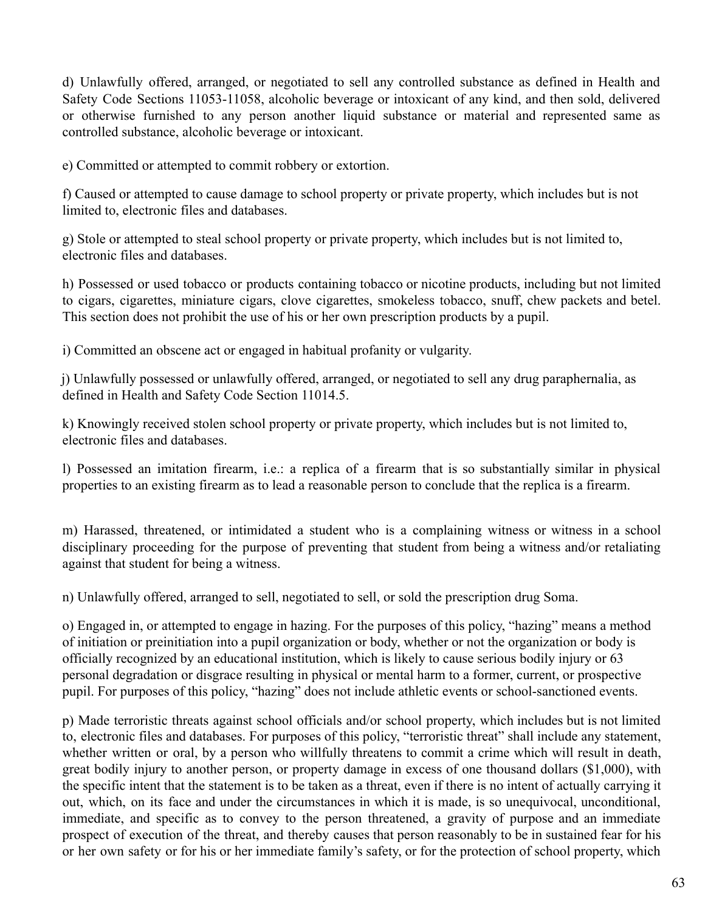d) Unlawfully offered, arranged, or negotiated to sell any controlled substance as defined in Health and Safety Code Sections 11053-11058, alcoholic beverage or intoxicant of any kind, and then sold, delivered or otherwise furnished to any person another liquid substance or material and represented same as controlled substance, alcoholic beverage or intoxicant.

e) Committed or attempted to commit robbery or extortion.

f) Caused or attempted to cause damage to school property or private property, which includes but is not limited to, electronic files and databases.

g) Stole or attempted to steal school property or private property, which includes but is not limited to, electronic files and databases.

h) Possessed or used tobacco or products containing tobacco or nicotine products, including but not limited to cigars, cigarettes, miniature cigars, clove cigarettes, smokeless tobacco, snuff, chew packets and betel. This section does not prohibit the use of his or her own prescription products by a pupil.

i) Committed an obscene act or engaged in habitual profanity or vulgarity.

j) Unlawfully possessed or unlawfully offered, arranged, or negotiated to sell any drug paraphernalia, as defined in Health and Safety Code Section 11014.5.

k) Knowingly received stolen school property or private property, which includes but is not limited to, electronic files and databases.

l) Possessed an imitation firearm, i.e.: a replica of a firearm that is so substantially similar in physical properties to an existing firearm as to lead a reasonable person to conclude that the replica is a firearm.

m) Harassed, threatened, or intimidated a student who is a complaining witness or witness in a school disciplinary proceeding for the purpose of preventing that student from being a witness and/or retaliating against that student for being a witness.

n) Unlawfully offered, arranged to sell, negotiated to sell, or sold the prescription drug Soma.

o) Engaged in, or attempted to engage in hazing. For the purposes of this policy, "hazing" means a method of initiation or preinitiation into a pupil organization or body, whether or not the organization or body is officially recognized by an educational institution, which is likely to cause serious bodily injury or 63 personal degradation or disgrace resulting in physical or mental harm to a former, current, or prospective pupil. For purposes of this policy, "hazing" does not include athletic events or school-sanctioned events.

p) Made terroristic threats against school officials and/or school property, which includes but is not limited to, electronic files and databases. For purposes of this policy, "terroristic threat" shall include any statement, whether written or oral, by a person who willfully threatens to commit a crime which will result in death, great bodily injury to another person, or property damage in excess of one thousand dollars ($1,000), with the specific intent that the statement is to be taken as a threat, even if there is no intent of actually carrying it out, which, on its face and under the circumstances in which it is made, is so unequivocal, unconditional, immediate, and specific as to convey to the person threatened, a gravity of purpose and an immediate prospect of execution of the threat, and thereby causes that person reasonably to be in sustained fear for his or her own safety or for his or her immediate family's safety, or for the protection of school property, which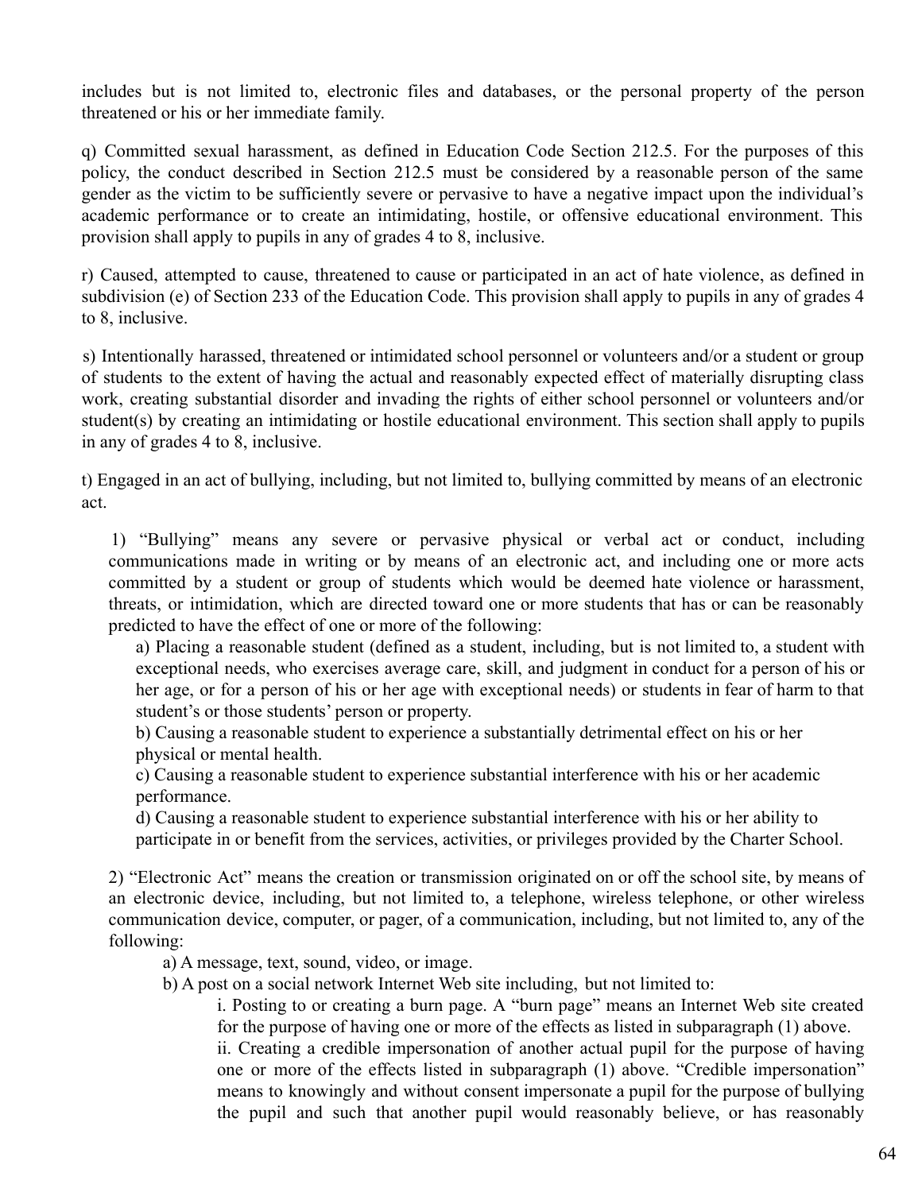includes but is not limited to, electronic files and databases, or the personal property of the person threatened or his or her immediate family.

q) Committed sexual harassment, as defined in Education Code Section 212.5. For the purposes of this policy, the conduct described in Section 212.5 must be considered by a reasonable person of the same gender as the victim to be sufficiently severe or pervasive to have a negative impact upon the individual's academic performance or to create an intimidating, hostile, or offensive educational environment. This provision shall apply to pupils in any of grades 4 to 8, inclusive.

r) Caused, attempted to cause, threatened to cause or participated in an act of hate violence, as defined in subdivision (e) of Section 233 of the Education Code. This provision shall apply to pupils in any of grades 4 to 8, inclusive.

s) Intentionally harassed, threatened or intimidated school personnel or volunteers and/or a student or group of students to the extent of having the actual and reasonably expected effect of materially disrupting class work, creating substantial disorder and invading the rights of either school personnel or volunteers and/or student(s) by creating an intimidating or hostile educational environment. This section shall apply to pupils in any of grades 4 to 8, inclusive.

t) Engaged in an act of bullying, including, but not limited to, bullying committed by means of an electronic act.

1) "Bullying" means any severe or pervasive physical or verbal act or conduct, including communications made in writing or by means of an electronic act, and including one or more acts committed by a student or group of students which would be deemed hate violence or harassment, threats, or intimidation, which are directed toward one or more students that has or can be reasonably predicted to have the effect of one or more of the following:

a) Placing a reasonable student (defined as a student, including, but is not limited to, a student with exceptional needs, who exercises average care, skill, and judgment in conduct for a person of his or her age, or for a person of his or her age with exceptional needs) or students in fear of harm to that student's or those students' person or property.

b) Causing a reasonable student to experience a substantially detrimental effect on his or her physical or mental health.

c) Causing a reasonable student to experience substantial interference with his or her academic performance.

d) Causing a reasonable student to experience substantial interference with his or her ability to participate in or benefit from the services, activities, or privileges provided by the Charter School.

2) "Electronic Act" means the creation or transmission originated on or off the school site, by means of an electronic device, including, but not limited to, a telephone, wireless telephone, or other wireless communication device, computer, or pager, of a communication, including, but not limited to, any of the following:

a) A message, text, sound, video, or image.

b) A post on a social network Internet Web site including, but not limited to:

i. Posting to or creating a burn page. A "burn page" means an Internet Web site created for the purpose of having one or more of the effects as listed in subparagraph (1) above.

ii. Creating a credible impersonation of another actual pupil for the purpose of having one or more of the effects listed in subparagraph (1) above. "Credible impersonation" means to knowingly and without consent impersonate a pupil for the purpose of bullying the pupil and such that another pupil would reasonably believe, or has reasonably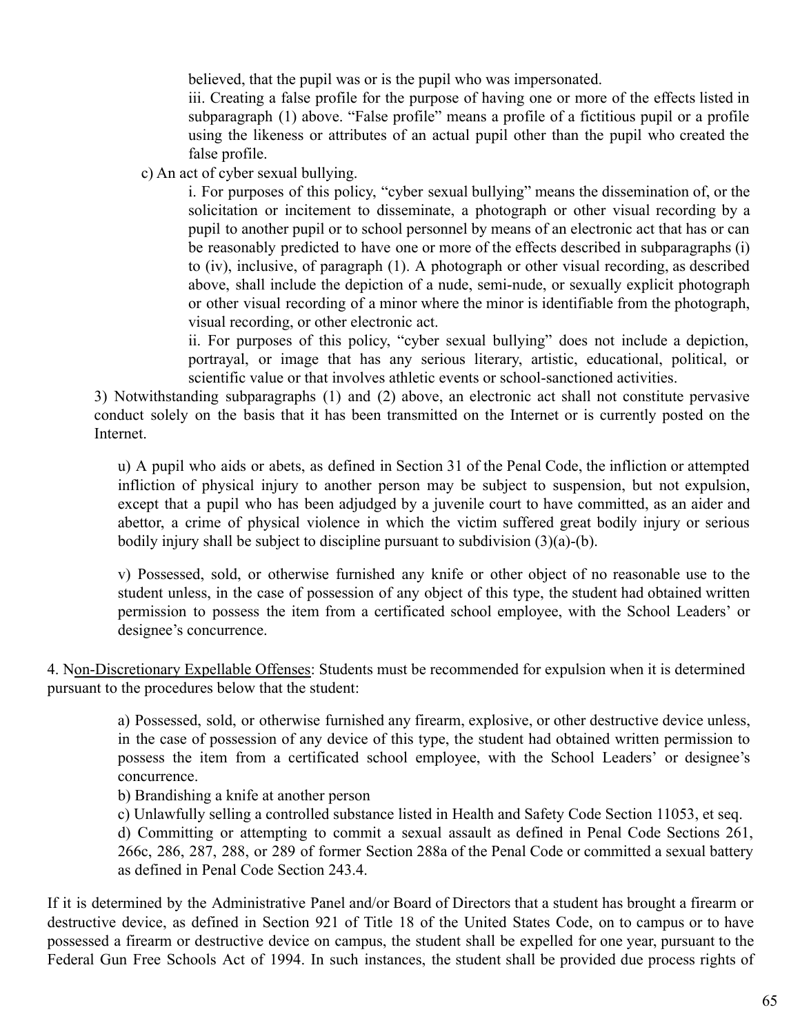believed, that the pupil was or is the pupil who was impersonated.

iii. Creating a false profile for the purpose of having one or more of the effects listed in subparagraph (1) above. “False profile” means a profile of a fictitious pupil or a profile using the likeness or attributes of an actual pupil other than the pupil who created the false profile.

c) An act of cyber sexual bullying.

i. For purposes of this policy, “cyber sexual bullying” means the dissemination of, or the solicitation or incitement to disseminate, a photograph or other visual recording by a pupil to another pupil or to school personnel by means of an electronic act that has or can be reasonably predicted to have one or more of the effects described in subparagraphs (i) to (iv), inclusive, of paragraph (1). A photograph or other visual recording, as described above, shall include the depiction of a nude, semi-nude, or sexually explicit photograph or other visual recording of a minor where the minor is identifiable from the photograph, visual recording, or other electronic act.

ii. For purposes of this policy, “cyber sexual bullying” does not include a depiction, portrayal, or image that has any serious literary, artistic, educational, political, or scientific value or that involves athletic events or school-sanctioned activities.

3) Notwithstanding subparagraphs (1) and (2) above, an electronic act shall not constitute pervasive conduct solely on the basis that it has been transmitted on the Internet or is currently posted on the Internet.

u) A pupil who aids or abets, as defined in Section 31 of the Penal Code, the infliction or attempted infliction of physical injury to another person may be subject to suspension, but not expulsion, except that a pupil who has been adjudged by a juvenile court to have committed, as an aider and abettor, a crime of physical violence in which the victim suffered great bodily injury or serious bodily injury shall be subject to discipline pursuant to subdivision (3)(a)-(b).

v) Possessed, sold, or otherwise furnished any knife or other object of no reasonable use to the student unless, in the case of possession of any object of this type, the student had obtained written permission to possess the item from a certificated school employee, with the School Leaders’ or designee’s concurrence.

4. Non-Discretionary Expellable Offenses: Students must be recommended for expulsion when it is determined pursuant to the procedures below that the student:

a) Possessed, sold, or otherwise furnished any firearm, explosive, or other destructive device unless, in the case of possession of any device of this type, the student had obtained written permission to possess the item from a certificated school employee, with the School Leaders’ or designee’s concurrence.

b) Brandishing a knife at another person

c) Unlawfully selling a controlled substance listed in Health and Safety Code Section 11053, et seq.

d) Committing or attempting to commit a sexual assault as defined in Penal Code Sections 261, 266c, 286, 287, 288, or 289 of former Section 288a of the Penal Code or committed a sexual battery as defined in Penal Code Section 243.4.

If it is determined by the Administrative Panel and/or Board of Directors that a student has brought a firearm or destructive device, as defined in Section 921 of Title 18 of the United States Code, on to campus or to have possessed a firearm or destructive device on campus, the student shall be expelled for one year, pursuant to the Federal Gun Free Schools Act of 1994. In such instances, the student shall be provided due process rights of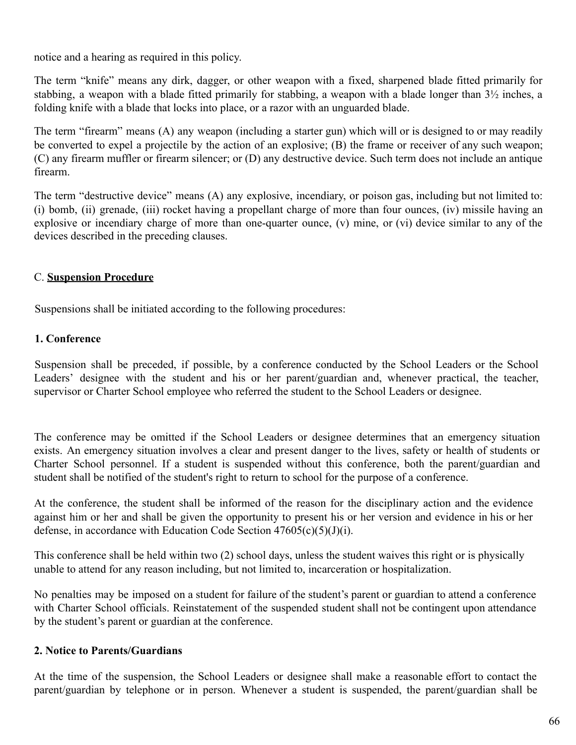notice and a hearing as required in this policy.

The term "knife" means any dirk, dagger, or other weapon with a fixed, sharpened blade fitted primarily for stabbing, a weapon with a blade fitted primarily for stabbing, a weapon with a blade longer than 3½ inches, a folding knife with a blade that locks into place, or a razor with an unguarded blade.

The term "firearm" means (A) any weapon (including a starter gun) which will or is designed to or may readily be converted to expel a projectile by the action of an explosive; (B) the frame or receiver of any such weapon; (C) any firearm muffler or firearm silencer; or (D) any destructive device. Such term does not include an antique firearm.

The term "destructive device" means (A) any explosive, incendiary, or poison gas, including but not limited to: (i) bomb, (ii) grenade, (iii) rocket having a propellant charge of more than four ounces, (iv) missile having an explosive or incendiary charge of more than one-quarter ounce, (v) mine, or (vi) device similar to any of the devices described in the preceding clauses.

## C. **Suspension Procedure**

Suspensions shall be initiated according to the following procedures:

### 1. Conference

Suspension shall be preceded, if possible, by a conference conducted by the School Leaders or the School Leaders' designee with the student and his or her parent/guardian and, whenever practical, the teacher, supervisor or Charter School employee who referred the student to the School Leaders or designee.

The conference may be omitted if the School Leaders or designee determines that an emergency situation exists. An emergency situation involves a clear and present danger to the lives, safety or health of students or Charter School personnel. If a student is suspended without this conference, both the parent/guardian and student shall be notified of the student's right to return to school for the purpose of a conference.

At the conference, the student shall be informed of the reason for the disciplinary action and the evidence against him or her and shall be given the opportunity to present his or her version and evidence in his or her defense, in accordance with Education Code Section 47605(c)(5)(J)(i).

This conference shall be held within two (2) school days, unless the student waives this right or is physically unable to attend for any reason including, but not limited to, incarceration or hospitalization.

No penalties may be imposed on a student for failure of the student's parent or guardian to attend a conference with Charter School officials. Reinstatement of the suspended student shall not be contingent upon attendance by the student's parent or guardian at the conference.

### 2. Notice to Parents/Guardians

At the time of the suspension, the School Leaders or designee shall make a reasonable effort to contact the parent/guardian by telephone or in person. Whenever a student is suspended, the parent/guardian shall be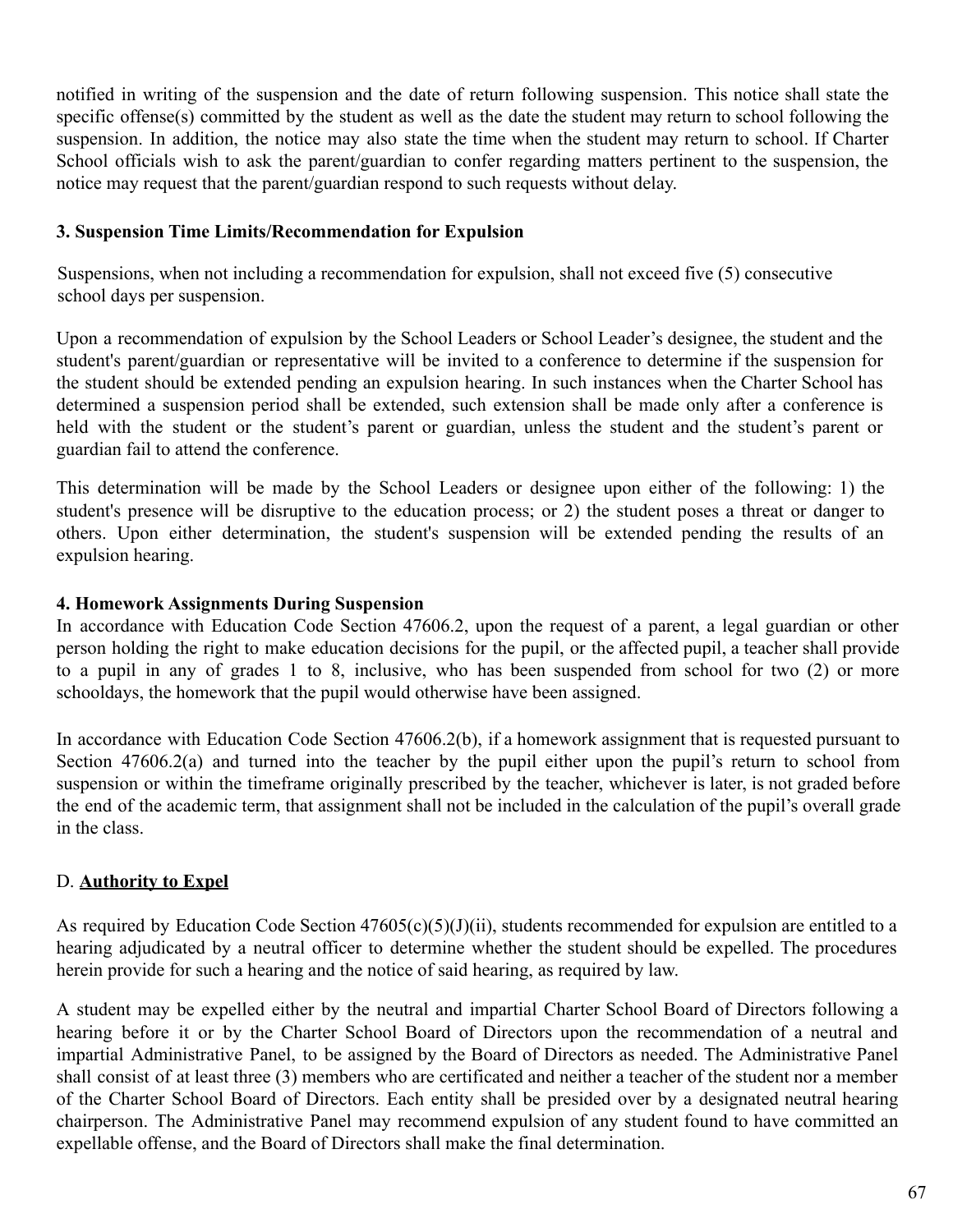notified in writing of the suspension and the date of return following suspension. This notice shall state the specific offense(s) committed by the student as well as the date the student may return to school following the suspension. In addition, the notice may also state the time when the student may return to school. If Charter School officials wish to ask the parent/guardian to confer regarding matters pertinent to the suspension, the notice may request that the parent/guardian respond to such requests without delay.

**3. Suspension Time Limits/Recommendation for Expulsion**

Suspensions, when not including a recommendation for expulsion, shall not exceed five (5) consecutive school days per suspension.

Upon a recommendation of expulsion by the School Leaders or School Leader's designee, the student and the student's parent/guardian or representative will be invited to a conference to determine if the suspension for the student should be extended pending an expulsion hearing. In such instances when the Charter School has determined a suspension period shall be extended, such extension shall be made only after a conference is held with the student or the student's parent or guardian, unless the student and the student's parent or guardian fail to attend the conference.

This determination will be made by the School Leaders or designee upon either of the following: 1) the student's presence will be disruptive to the education process; or 2) the student poses a threat or danger to others. Upon either determination, the student's suspension will be extended pending the results of an expulsion hearing.

**4. Homework Assignments During Suspension**

In accordance with Education Code Section 47606.2, upon the request of a parent, a legal guardian or other person holding the right to make education decisions for the pupil, or the affected pupil, a teacher shall provide to a pupil in any of grades 1 to 8, inclusive, who has been suspended from school for two (2) or more schooldays, the homework that the pupil would otherwise have been assigned.

In accordance with Education Code Section 47606.2(b), if a homework assignment that is requested pursuant to Section 47606.2(a) and turned into the teacher by the pupil either upon the pupil's return to school from suspension or within the timeframe originally prescribed by the teacher, whichever is later, is not graded before the end of the academic term, that assignment shall not be included in the calculation of the pupil's overall grade in the class.

D. **Authority to Expel**

As required by Education Code Section 47605(c)(5)(J)(ii), students recommended for expulsion are entitled to a hearing adjudicated by a neutral officer to determine whether the student should be expelled. The procedures herein provide for such a hearing and the notice of said hearing, as required by law.

A student may be expelled either by the neutral and impartial Charter School Board of Directors following a hearing before it or by the Charter School Board of Directors upon the recommendation of a neutral and impartial Administrative Panel, to be assigned by the Board of Directors as needed. The Administrative Panel shall consist of at least three (3) members who are certificated and neither a teacher of the student nor a member of the Charter School Board of Directors. Each entity shall be presided over by a designated neutral hearing chairperson. The Administrative Panel may recommend expulsion of any student found to have committed an expellable offense, and the Board of Directors shall make the final determination.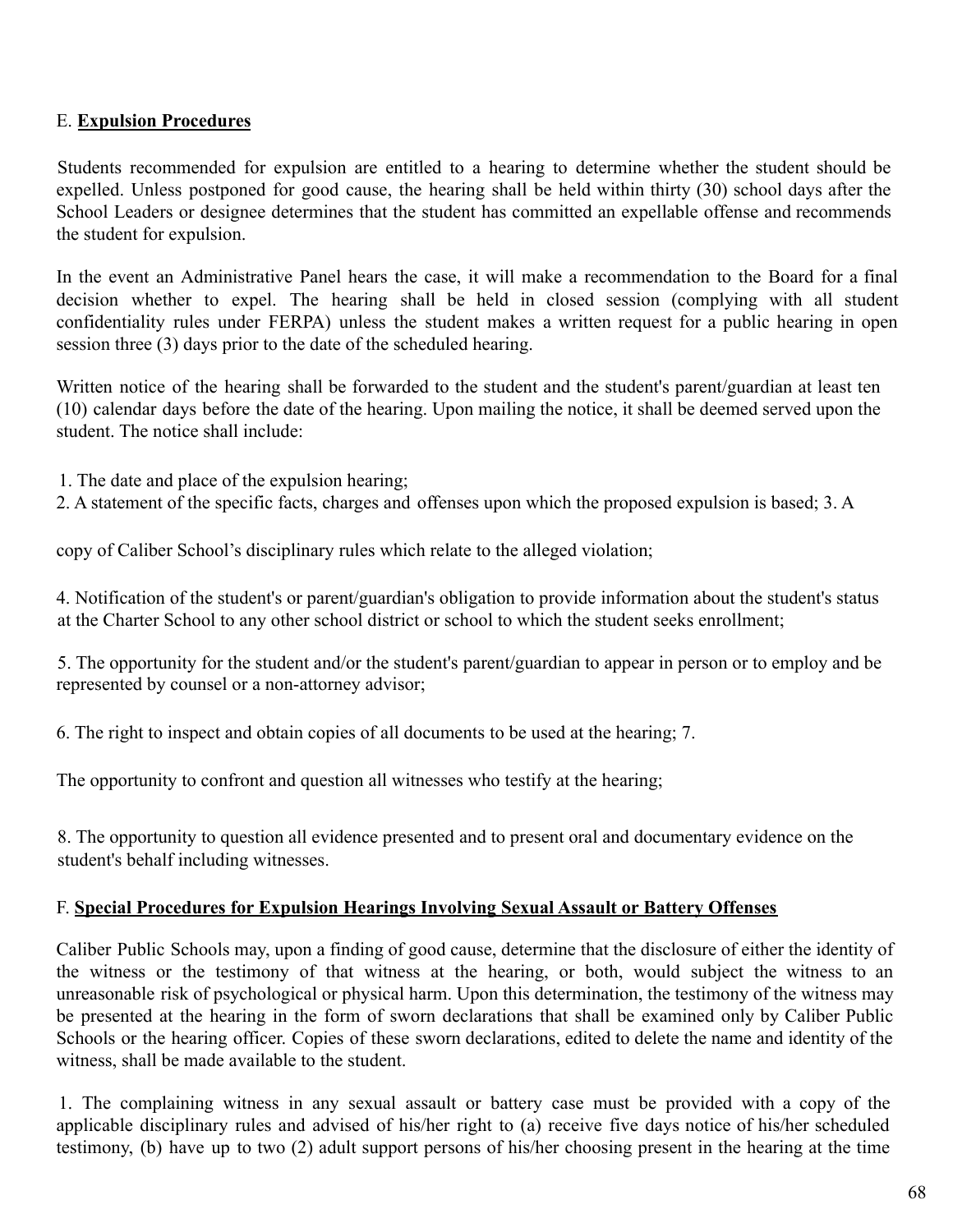E. **Expulsion Procedures**

Students recommended for expulsion are entitled to a hearing to determine whether the student should be expelled. Unless postponed for good cause, the hearing shall be held within thirty (30) school days after the School Leaders or designee determines that the student has committed an expellable offense and recommends the student for expulsion.

In the event an Administrative Panel hears the case, it will make a recommendation to the Board for a final decision whether to expel. The hearing shall be held in closed session (complying with all student confidentiality rules under FERPA) unless the student makes a written request for a public hearing in open session three (3) days prior to the date of the scheduled hearing.

Written notice of the hearing shall be forwarded to the student and the student's parent/guardian at least ten (10) calendar days before the date of the hearing. Upon mailing the notice, it shall be deemed served upon the student. The notice shall include:

1. The date and place of the expulsion hearing;
2. A statement of the specific facts, charges and offenses upon which the proposed expulsion is based;
3. A copy of Caliber School's disciplinary rules which relate to the alleged violation;
4. Notification of the student's or parent/guardian's obligation to provide information about the student's status at the Charter School to any other school district or school to which the student seeks enrollment;
5. The opportunity for the student and/or the student's parent/guardian to appear in person or to employ and be represented by counsel or a non-attorney advisor;
6. The right to inspect and obtain copies of all documents to be used at the hearing;
7. The opportunity to confront and question all witnesses who testify at the hearing;
8. The opportunity to question all evidence presented and to present oral and documentary evidence on the student's behalf including witnesses.

F. **Special Procedures for Expulsion Hearings Involving Sexual Assault or Battery Offenses**

Caliber Public Schools may, upon a finding of good cause, determine that the disclosure of either the identity of the witness or the testimony of that witness at the hearing, or both, would subject the witness to an unreasonable risk of psychological or physical harm. Upon this determination, the testimony of the witness may be presented at the hearing in the form of sworn declarations that shall be examined only by Caliber Public Schools or the hearing officer. Copies of these sworn declarations, edited to delete the name and identity of the witness, shall be made available to the student.

1. The complaining witness in any sexual assault or battery case must be provided with a copy of the applicable disciplinary rules and advised of his/her right to (a) receive five days notice of his/her scheduled testimony, (b) have up to two (2) adult support persons of his/her choosing present in the hearing at the time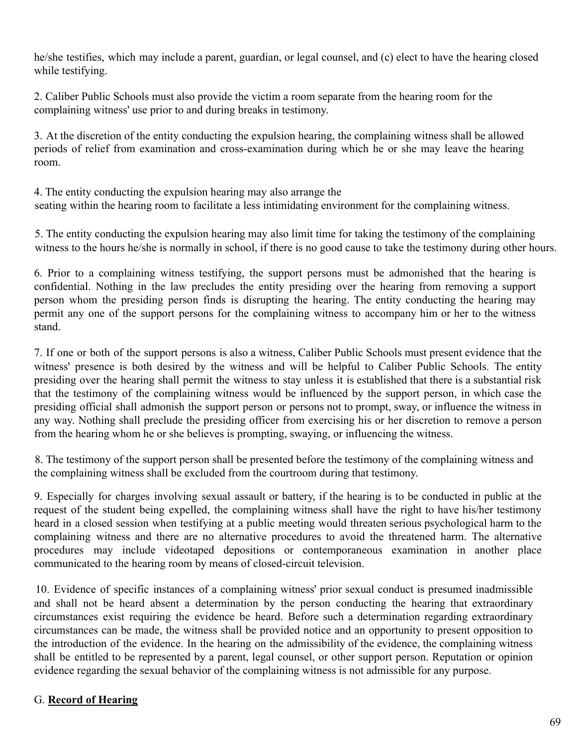he/she testifies, which may include a parent, guardian, or legal counsel, and (c) elect to have the hearing closed while testifying.

2. Caliber Public Schools must also provide the victim a room separate from the hearing room for the complaining witness' use prior to and during breaks in testimony.

3. At the discretion of the entity conducting the expulsion hearing, the complaining witness shall be allowed periods of relief from examination and cross-examination during which he or she may leave the hearing room.

4. The entity conducting the expulsion hearing may also arrange the seating within the hearing room to facilitate a less intimidating environment for the complaining witness.

5. The entity conducting the expulsion hearing may also limit time for taking the testimony of the complaining witness to the hours he/she is normally in school, if there is no good cause to take the testimony during other hours.

6. Prior to a complaining witness testifying, the support persons must be admonished that the hearing is confidential. Nothing in the law precludes the entity presiding over the hearing from removing a support person whom the presiding person finds is disrupting the hearing. The entity conducting the hearing may permit any one of the support persons for the complaining witness to accompany him or her to the witness stand.

7. If one or both of the support persons is also a witness, Caliber Public Schools must present evidence that the witness' presence is both desired by the witness and will be helpful to Caliber Public Schools. The entity presiding over the hearing shall permit the witness to stay unless it is established that there is a substantial risk that the testimony of the complaining witness would be influenced by the support person, in which case the presiding official shall admonish the support person or persons not to prompt, sway, or influence the witness in any way. Nothing shall preclude the presiding officer from exercising his or her discretion to remove a person from the hearing whom he or she believes is prompting, swaying, or influencing the witness.

8. The testimony of the support person shall be presented before the testimony of the complaining witness and the complaining witness shall be excluded from the courtroom during that testimony.

9. Especially for charges involving sexual assault or battery, if the hearing is to be conducted in public at the request of the student being expelled, the complaining witness shall have the right to have his/her testimony heard in a closed session when testifying at a public meeting would threaten serious psychological harm to the complaining witness and there are no alternative procedures to avoid the threatened harm. The alternative procedures may include videotaped depositions or contemporaneous examination in another place communicated to the hearing room by means of closed-circuit television.

10. Evidence of specific instances of a complaining witness' prior sexual conduct is presumed inadmissible and shall not be heard absent a determination by the person conducting the hearing that extraordinary circumstances exist requiring the evidence be heard. Before such a determination regarding extraordinary circumstances can be made, the witness shall be provided notice and an opportunity to present opposition to the introduction of the evidence. In the hearing on the admissibility of the evidence, the complaining witness shall be entitled to be represented by a parent, legal counsel, or other support person. Reputation or opinion evidence regarding the sexual behavior of the complaining witness is not admissible for any purpose.

G. **Record of Hearing**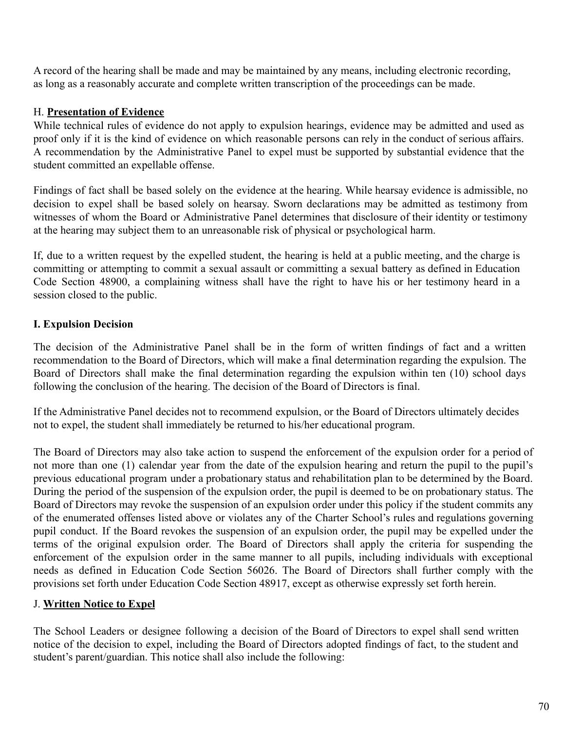A record of the hearing shall be made and may be maintained by any means, including electronic recording, as long as a reasonably accurate and complete written transcription of the proceedings can be made.

H. **<u>Presentation of Evidence</u>**

While technical rules of evidence do not apply to expulsion hearings, evidence may be admitted and used as proof only if it is the kind of evidence on which reasonable persons can rely in the conduct of serious affairs. A recommendation by the Administrative Panel to expel must be supported by substantial evidence that the student committed an expellable offense.

Findings of fact shall be based solely on the evidence at the hearing. While hearsay evidence is admissible, no decision to expel shall be based solely on hearsay. Sworn declarations may be admitted as testimony from witnesses of whom the Board or Administrative Panel determines that disclosure of their identity or testimony at the hearing may subject them to an unreasonable risk of physical or psychological harm.

If, due to a written request by the expelled student, the hearing is held at a public meeting, and the charge is committing or attempting to commit a sexual assault or committing a sexual battery as defined in Education Code Section 48900, a complaining witness shall have the right to have his or her testimony heard in a session closed to the public.

**I. Expulsion Decision**

The decision of the Administrative Panel shall be in the form of written findings of fact and a written recommendation to the Board of Directors, which will make a final determination regarding the expulsion. The Board of Directors shall make the final determination regarding the expulsion within ten (10) school days following the conclusion of the hearing. The decision of the Board of Directors is final.

If the Administrative Panel decides not to recommend expulsion, or the Board of Directors ultimately decides not to expel, the student shall immediately be returned to his/her educational program.

The Board of Directors may also take action to suspend the enforcement of the expulsion order for a period of not more than one (1) calendar year from the date of the expulsion hearing and return the pupil to the pupil's previous educational program under a probationary status and rehabilitation plan to be determined by the Board. During the period of the suspension of the expulsion order, the pupil is deemed to be on probationary status. The Board of Directors may revoke the suspension of an expulsion order under this policy if the student commits any of the enumerated offenses listed above or violates any of the Charter School's rules and regulations governing pupil conduct. If the Board revokes the suspension of an expulsion order, the pupil may be expelled under the terms of the original expulsion order. The Board of Directors shall apply the criteria for suspending the enforcement of the expulsion order in the same manner to all pupils, including individuals with exceptional needs as defined in Education Code Section 56026. The Board of Directors shall further comply with the provisions set forth under Education Code Section 48917, except as otherwise expressly set forth herein.

J. **<u>Written Notice to Expel</u>**

The School Leaders or designee following a decision of the Board of Directors to expel shall send written notice of the decision to expel, including the Board of Directors adopted findings of fact, to the student and student's parent/guardian. This notice shall also include the following: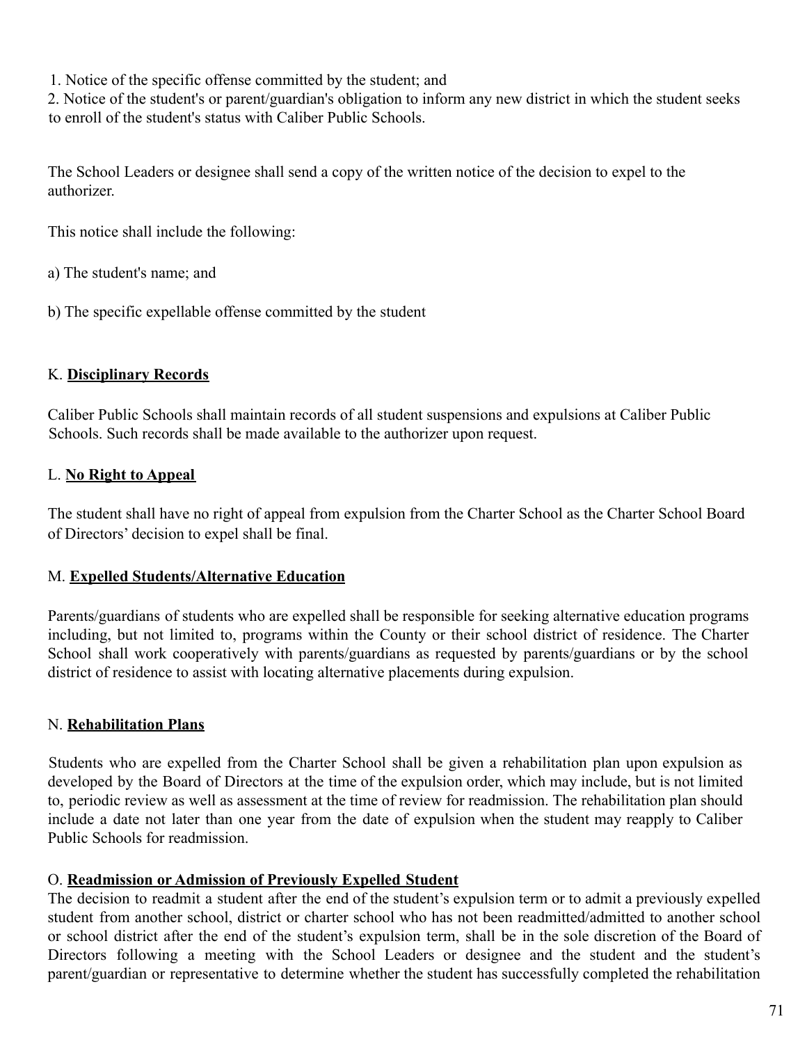1. Notice of the specific offense committed by the student; and
2. Notice of the student's or parent/guardian's obligation to inform any new district in which the student seeks to enroll of the student's status with Caliber Public Schools.

The School Leaders or designee shall send a copy of the written notice of the decision to expel to the authorizer.

This notice shall include the following:

a) The student's name; and

b) The specific expellable offense committed by the student

K. **Disciplinary Records**

Caliber Public Schools shall maintain records of all student suspensions and expulsions at Caliber Public Schools. Such records shall be made available to the authorizer upon request.

L. **No Right to Appeal**

The student shall have no right of appeal from expulsion from the Charter School as the Charter School Board of Directors' decision to expel shall be final.

M. **Expelled Students/Alternative Education**

Parents/guardians of students who are expelled shall be responsible for seeking alternative education programs including, but not limited to, programs within the County or their school district of residence. The Charter School shall work cooperatively with parents/guardians as requested by parents/guardians or by the school district of residence to assist with locating alternative placements during expulsion.

N. **Rehabilitation Plans**

Students who are expelled from the Charter School shall be given a rehabilitation plan upon expulsion as developed by the Board of Directors at the time of the expulsion order, which may include, but is not limited to, periodic review as well as assessment at the time of review for readmission. The rehabilitation plan should include a date not later than one year from the date of expulsion when the student may reapply to Caliber Public Schools for readmission.

O. **Readmission or Admission of Previously Expelled Student**

The decision to readmit a student after the end of the student's expulsion term or to admit a previously expelled student from another school, district or charter school who has not been readmitted/admitted to another school or school district after the end of the student's expulsion term, shall be in the sole discretion of the Board of Directors following a meeting with the School Leaders or designee and the student and the student's parent/guardian or representative to determine whether the student has successfully completed the rehabilitation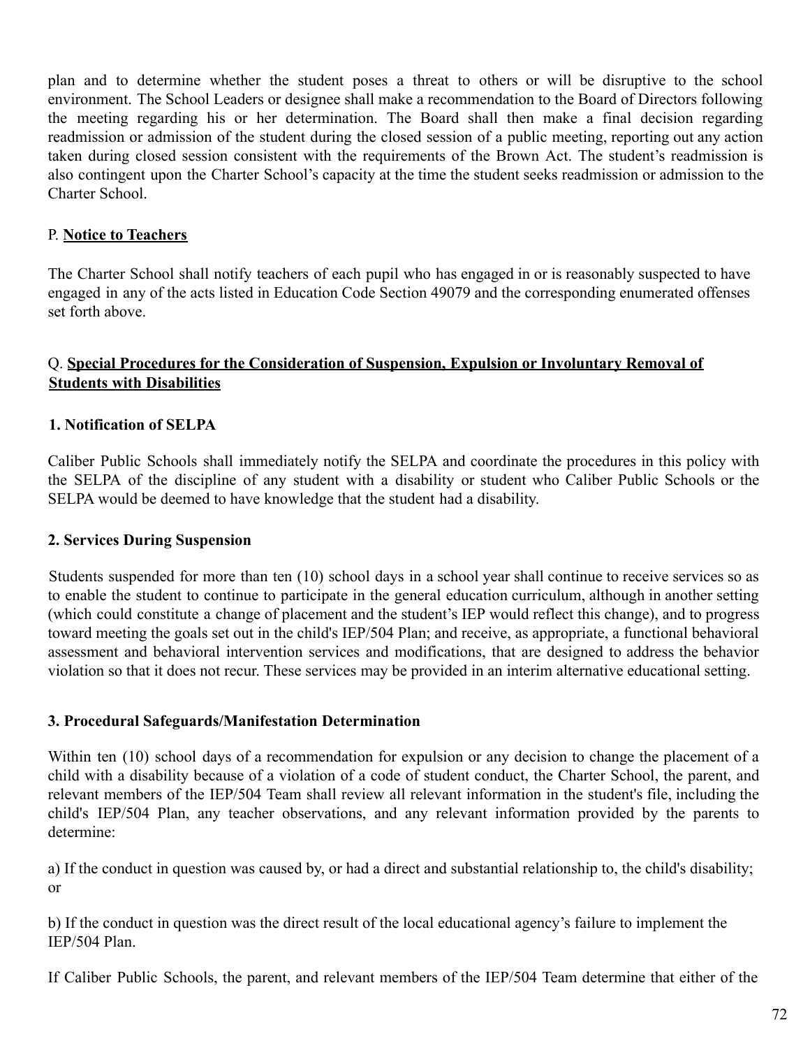plan and to determine whether the student poses a threat to others or will be disruptive to the school environment. The School Leaders or designee shall make a recommendation to the Board of Directors following the meeting regarding his or her determination. The Board shall then make a final decision regarding readmission or admission of the student during the closed session of a public meeting, reporting out any action taken during closed session consistent with the requirements of the Brown Act. The student's readmission is also contingent upon the Charter School's capacity at the time the student seeks readmission or admission to the Charter School.

P. **Notice to Teachers**

The Charter School shall notify teachers of each pupil who has engaged in or is reasonably suspected to have engaged in any of the acts listed in Education Code Section 49079 and the corresponding enumerated offenses set forth above.

Q. **Special Procedures for the Consideration of Suspension, Expulsion or Involuntary Removal of Students with Disabilities**

**1. Notification of SELPA**

Caliber Public Schools shall immediately notify the SELPA and coordinate the procedures in this policy with the SELPA of the discipline of any student with a disability or student who Caliber Public Schools or the SELPA would be deemed to have knowledge that the student had a disability.

**2. Services During Suspension**

Students suspended for more than ten (10) school days in a school year shall continue to receive services so as to enable the student to continue to participate in the general education curriculum, although in another setting (which could constitute a change of placement and the student's IEP would reflect this change), and to progress toward meeting the goals set out in the child's IEP/504 Plan; and receive, as appropriate, a functional behavioral assessment and behavioral intervention services and modifications, that are designed to address the behavior violation so that it does not recur. These services may be provided in an interim alternative educational setting.

**3. Procedural Safeguards/Manifestation Determination**

Within ten (10) school days of a recommendation for expulsion or any decision to change the placement of a child with a disability because of a violation of a code of student conduct, the Charter School, the parent, and relevant members of the IEP/504 Team shall review all relevant information in the student's file, including the child's IEP/504 Plan, any teacher observations, and any relevant information provided by the parents to determine:

a) If the conduct in question was caused by, or had a direct and substantial relationship to, the child's disability; or

b) If the conduct in question was the direct result of the local educational agency's failure to implement the IEP/504 Plan.

If Caliber Public Schools, the parent, and relevant members of the IEP/504 Team determine that either of the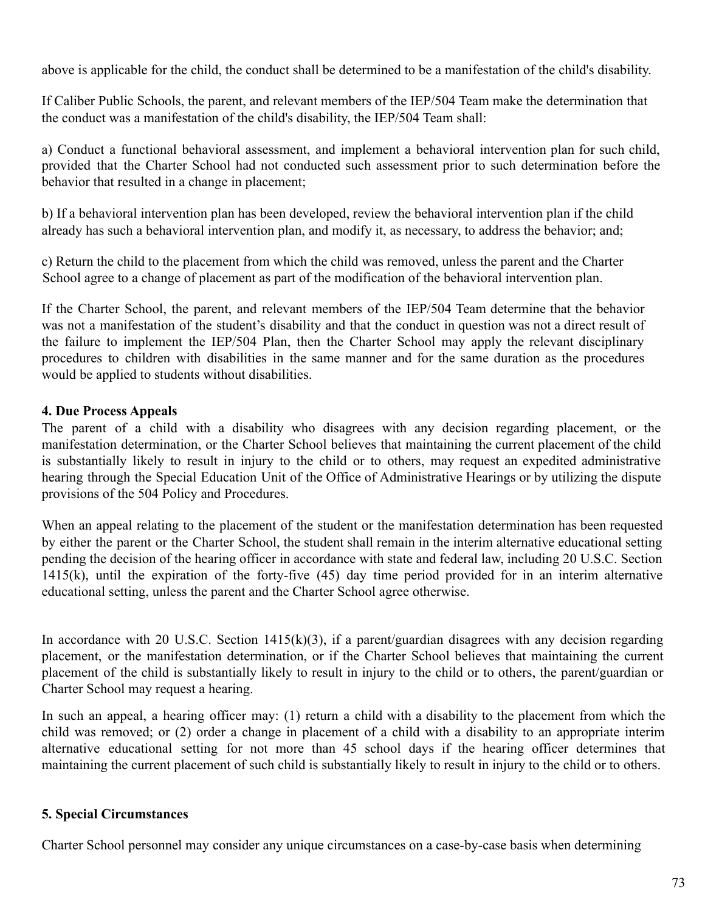above is applicable for the child, the conduct shall be determined to be a manifestation of the child's disability.

If Caliber Public Schools, the parent, and relevant members of the IEP/504 Team make the determination that the conduct was a manifestation of the child's disability, the IEP/504 Team shall:

a) Conduct a functional behavioral assessment, and implement a behavioral intervention plan for such child, provided that the Charter School had not conducted such assessment prior to such determination before the behavior that resulted in a change in placement;

b) If a behavioral intervention plan has been developed, review the behavioral intervention plan if the child already has such a behavioral intervention plan, and modify it, as necessary, to address the behavior; and;

c) Return the child to the placement from which the child was removed, unless the parent and the Charter School agree to a change of placement as part of the modification of the behavioral intervention plan.

If the Charter School, the parent, and relevant members of the IEP/504 Team determine that the behavior was not a manifestation of the student's disability and that the conduct in question was not a direct result of the failure to implement the IEP/504 Plan, then the Charter School may apply the relevant disciplinary procedures to children with disabilities in the same manner and for the same duration as the procedures would be applied to students without disabilities.

**4. Due Process Appeals**

The parent of a child with a disability who disagrees with any decision regarding placement, or the manifestation determination, or the Charter School believes that maintaining the current placement of the child is substantially likely to result in injury to the child or to others, may request an expedited administrative hearing through the Special Education Unit of the Office of Administrative Hearings or by utilizing the dispute provisions of the 504 Policy and Procedures.

When an appeal relating to the placement of the student or the manifestation determination has been requested by either the parent or the Charter School, the student shall remain in the interim alternative educational setting pending the decision of the hearing officer in accordance with state and federal law, including 20 U.S.C. Section 1415(k), until the expiration of the forty-five (45) day time period provided for in an interim alternative educational setting, unless the parent and the Charter School agree otherwise.

In accordance with 20 U.S.C. Section 1415(k)(3), if a parent/guardian disagrees with any decision regarding placement, or the manifestation determination, or if the Charter School believes that maintaining the current placement of the child is substantially likely to result in injury to the child or to others, the parent/guardian or Charter School may request a hearing.

In such an appeal, a hearing officer may: (1) return a child with a disability to the placement from which the child was removed; or (2) order a change in placement of a child with a disability to an appropriate interim alternative educational setting for not more than 45 school days if the hearing officer determines that maintaining the current placement of such child is substantially likely to result in injury to the child or to others.

**5. Special Circumstances**

Charter School personnel may consider any unique circumstances on a case-by-case basis when determining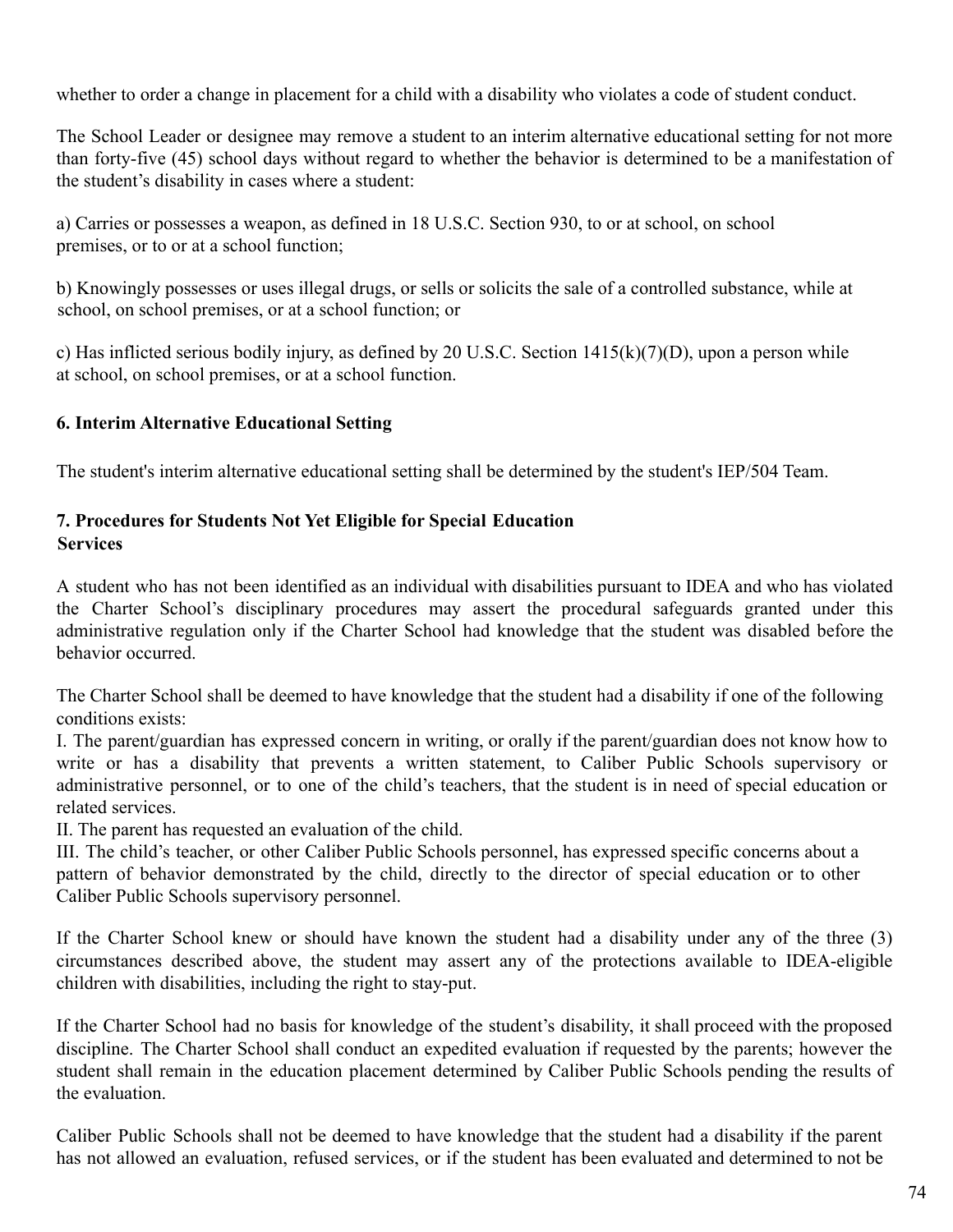whether to order a change in placement for a child with a disability who violates a code of student conduct.

The School Leader or designee may remove a student to an interim alternative educational setting for not more than forty-five (45) school days without regard to whether the behavior is determined to be a manifestation of the student's disability in cases where a student:

a) Carries or possesses a weapon, as defined in 18 U.S.C. Section 930, to or at school, on school premises, or to or at a school function;

b) Knowingly possesses or uses illegal drugs, or sells or solicits the sale of a controlled substance, while at school, on school premises, or at a school function; or

c) Has inflicted serious bodily injury, as defined by 20 U.S.C. Section 1415(k)(7)(D), upon a person while at school, on school premises, or at a school function.

**6. Interim Alternative Educational Setting**

The student's interim alternative educational setting shall be determined by the student's IEP/504 Team.

**7. Procedures for Students Not Yet Eligible for Special Education Services**

A student who has not been identified as an individual with disabilities pursuant to IDEA and who has violated the Charter School's disciplinary procedures may assert the procedural safeguards granted under this administrative regulation only if the Charter School had knowledge that the student was disabled before the behavior occurred.

The Charter School shall be deemed to have knowledge that the student had a disability if one of the following conditions exists:
I. The parent/guardian has expressed concern in writing, or orally if the parent/guardian does not know how to write or has a disability that prevents a written statement, to Caliber Public Schools supervisory or administrative personnel, or to one of the child's teachers, that the student is in need of special education or related services.
II. The parent has requested an evaluation of the child.
III. The child's teacher, or other Caliber Public Schools personnel, has expressed specific concerns about a pattern of behavior demonstrated by the child, directly to the director of special education or to other Caliber Public Schools supervisory personnel.

If the Charter School knew or should have known the student had a disability under any of the three (3) circumstances described above, the student may assert any of the protections available to IDEA-eligible children with disabilities, including the right to stay-put.

If the Charter School had no basis for knowledge of the student's disability, it shall proceed with the proposed discipline. The Charter School shall conduct an expedited evaluation if requested by the parents; however the student shall remain in the education placement determined by Caliber Public Schools pending the results of the evaluation.

Caliber Public Schools shall not be deemed to have knowledge that the student had a disability if the parent has not allowed an evaluation, refused services, or if the student has been evaluated and determined to not be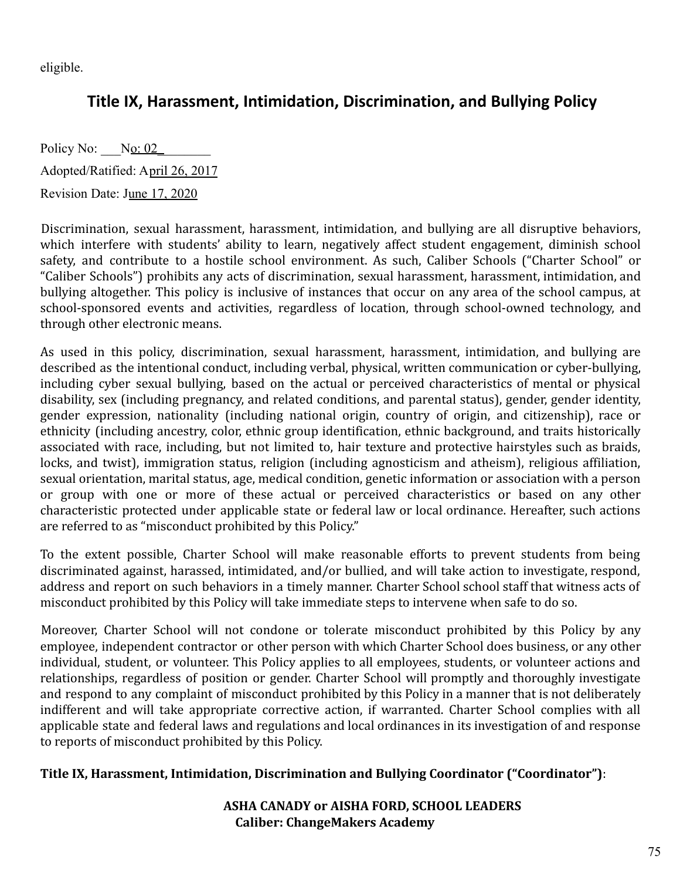eligible.

## Title IX, Harassment, Intimidation, Discrimination, and Bullying Policy

Policy No: \_\_\_No: 02\_\_\_\_\_\_\_\_

Adopted/Ratified: April 26, 2017

Revision Date: June 17, 2020

Discrimination, sexual harassment, harassment, intimidation, and bullying are all disruptive behaviors, which interfere with students' ability to learn, negatively affect student engagement, diminish school safety, and contribute to a hostile school environment. As such, Caliber Schools ("Charter School" or "Caliber Schools") prohibits any acts of discrimination, sexual harassment, harassment, intimidation, and bullying altogether. This policy is inclusive of instances that occur on any area of the school campus, at school-sponsored events and activities, regardless of location, through school-owned technology, and through other electronic means.

As used in this policy, discrimination, sexual harassment, harassment, intimidation, and bullying are described as the intentional conduct, including verbal, physical, written communication or cyber-bullying, including cyber sexual bullying, based on the actual or perceived characteristics of mental or physical disability, sex (including pregnancy, and related conditions, and parental status), gender, gender identity, gender expression, nationality (including national origin, country of origin, and citizenship), race or ethnicity (including ancestry, color, ethnic group identification, ethnic background, and traits historically associated with race, including, but not limited to, hair texture and protective hairstyles such as braids, locks, and twist), immigration status, religion (including agnosticism and atheism), religious affiliation, sexual orientation, marital status, age, medical condition, genetic information or association with a person or group with one or more of these actual or perceived characteristics or based on any other characteristic protected under applicable state or federal law or local ordinance. Hereafter, such actions are referred to as "misconduct prohibited by this Policy."

To the extent possible, Charter School will make reasonable efforts to prevent students from being discriminated against, harassed, intimidated, and/or bullied, and will take action to investigate, respond, address and report on such behaviors in a timely manner. Charter School school staff that witness acts of misconduct prohibited by this Policy will take immediate steps to intervene when safe to do so.

Moreover, Charter School will not condone or tolerate misconduct prohibited by this Policy by any employee, independent contractor or other person with which Charter School does business, or any other individual, student, or volunteer. This Policy applies to all employees, students, or volunteer actions and relationships, regardless of position or gender. Charter School will promptly and thoroughly investigate and respond to any complaint of misconduct prohibited by this Policy in a manner that is not deliberately indifferent and will take appropriate corrective action, if warranted. Charter School complies with all applicable state and federal laws and regulations and local ordinances in its investigation of and response to reports of misconduct prohibited by this Policy.

**Title IX, Harassment, Intimidation, Discrimination and Bullying Coordinator ("Coordinator")**:

**ASHA CANADY or AISHA FORD, SCHOOL LEADERS**
**Caliber: ChangeMakers Academy**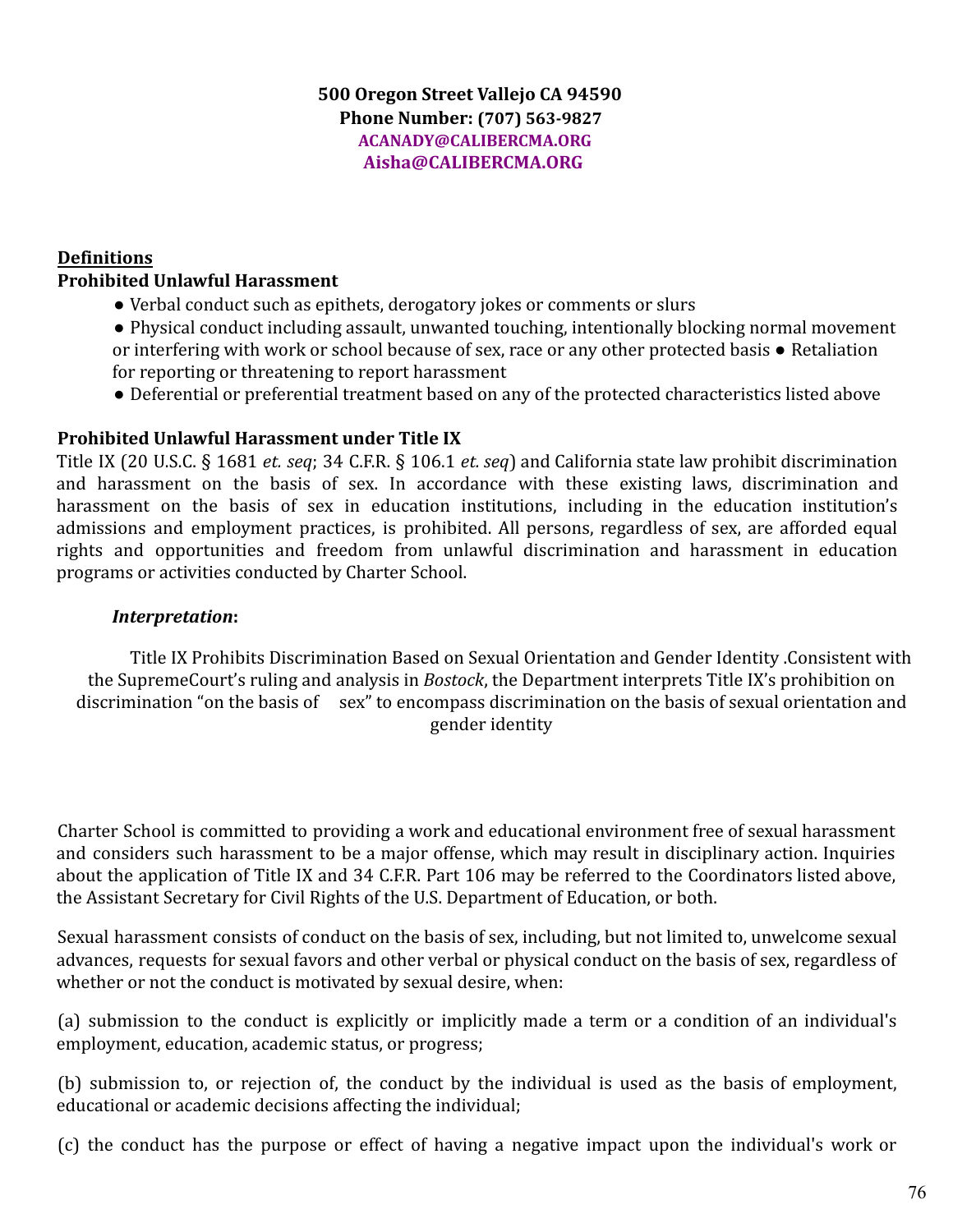**500 Oregon Street Vallejo CA 94590**
**Phone Number: (707) 563-9827**
**ACANADY@CALIBERCMA.ORG**
**Aisha@CALIBERCMA.ORG**

**Definitions**

**Prohibited Unlawful Harassment**

- Verbal conduct such as epithets, derogatory jokes or comments or slurs
- Physical conduct including assault, unwanted touching, intentionally blocking normal movement or interfering with work or school because of sex, race or any other protected basis
- Retaliation for reporting or threatening to report harassment
- Deferential or preferential treatment based on any of the protected characteristics listed above

**Prohibited Unlawful Harassment under Title IX**

Title IX (20 U.S.C. § 1681 *et. seq*; 34 C.F.R. § 106.1 *et. seq*) and California state law prohibit discrimination and harassment on the basis of sex. In accordance with these existing laws, discrimination and harassment on the basis of sex in education institutions, including in the education institution's admissions and employment practices, is prohibited. All persons, regardless of sex, are afforded equal rights and opportunities and freedom from unlawful discrimination and harassment in education programs or activities conducted by Charter School.

***Interpretation*:**

Title IX Prohibits Discrimination Based on Sexual Orientation and Gender Identity .Consistent with the SupremeCourt's ruling and analysis in *Bostock*, the Department interprets Title IX's prohibition on discrimination "on the basis of sex" to encompass discrimination on the basis of sexual orientation and gender identity

Charter School is committed to providing a work and educational environment free of sexual harassment and considers such harassment to be a major offense, which may result in disciplinary action. Inquiries about the application of Title IX and 34 C.F.R. Part 106 may be referred to the Coordinators listed above, the Assistant Secretary for Civil Rights of the U.S. Department of Education, or both.

Sexual harassment consists of conduct on the basis of sex, including, but not limited to, unwelcome sexual advances, requests for sexual favors and other verbal or physical conduct on the basis of sex, regardless of whether or not the conduct is motivated by sexual desire, when:

(a) submission to the conduct is explicitly or implicitly made a term or a condition of an individual's employment, education, academic status, or progress;

(b) submission to, or rejection of, the conduct by the individual is used as the basis of employment, educational or academic decisions affecting the individual;

(c) the conduct has the purpose or effect of having a negative impact upon the individual's work or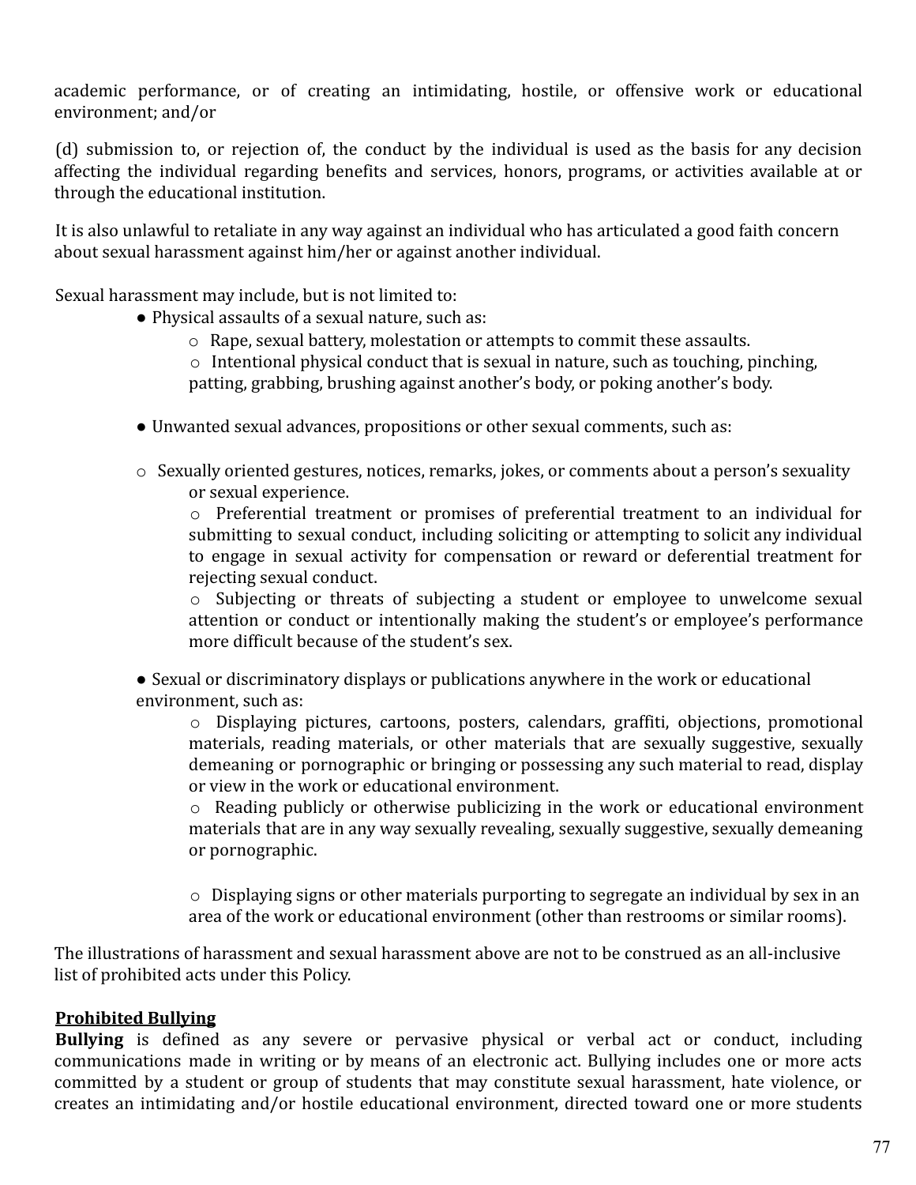academic performance, or of creating an intimidating, hostile, or offensive work or educational environment; and/or

(d) submission to, or rejection of, the conduct by the individual is used as the basis for any decision affecting the individual regarding benefits and services, honors, programs, or activities available at or through the educational institution.

It is also unlawful to retaliate in any way against an individual who has articulated a good faith concern about sexual harassment against him/her or against another individual.

Sexual harassment may include, but is not limited to:

- Physical assaults of a sexual nature, such as:
  - Rape, sexual battery, molestation or attempts to commit these assaults.
  - Intentional physical conduct that is sexual in nature, such as touching, pinching, patting, grabbing, brushing against another's body, or poking another's body.

- Unwanted sexual advances, propositions or other sexual comments, such as:
  - Sexually oriented gestures, notices, remarks, jokes, or comments about a person's sexuality or sexual experience.
  - Preferential treatment or promises of preferential treatment to an individual for submitting to sexual conduct, including soliciting or attempting to solicit any individual to engage in sexual activity for compensation or reward or deferential treatment for rejecting sexual conduct.
  - Subjecting or threats of subjecting a student or employee to unwelcome sexual attention or conduct or intentionally making the student's or employee's performance more difficult because of the student's sex.

- Sexual or discriminatory displays or publications anywhere in the work or educational environment, such as:
  - Displaying pictures, cartoons, posters, calendars, graffiti, objections, promotional materials, reading materials, or other materials that are sexually suggestive, sexually demeaning or pornographic or bringing or possessing any such material to read, display or view in the work or educational environment.
  - Reading publicly or otherwise publicizing in the work or educational environment materials that are in any way sexually revealing, sexually suggestive, sexually demeaning or pornographic.
  - Displaying signs or other materials purporting to segregate an individual by sex in an area of the work or educational environment (other than restrooms or similar rooms).

The illustrations of harassment and sexual harassment above are not to be construed as an all-inclusive list of prohibited acts under this Policy.

**Prohibited Bullying**

**Bullying** is defined as any severe or pervasive physical or verbal act or conduct, including communications made in writing or by means of an electronic act. Bullying includes one or more acts committed by a student or group of students that may constitute sexual harassment, hate violence, or creates an intimidating and/or hostile educational environment, directed toward one or more students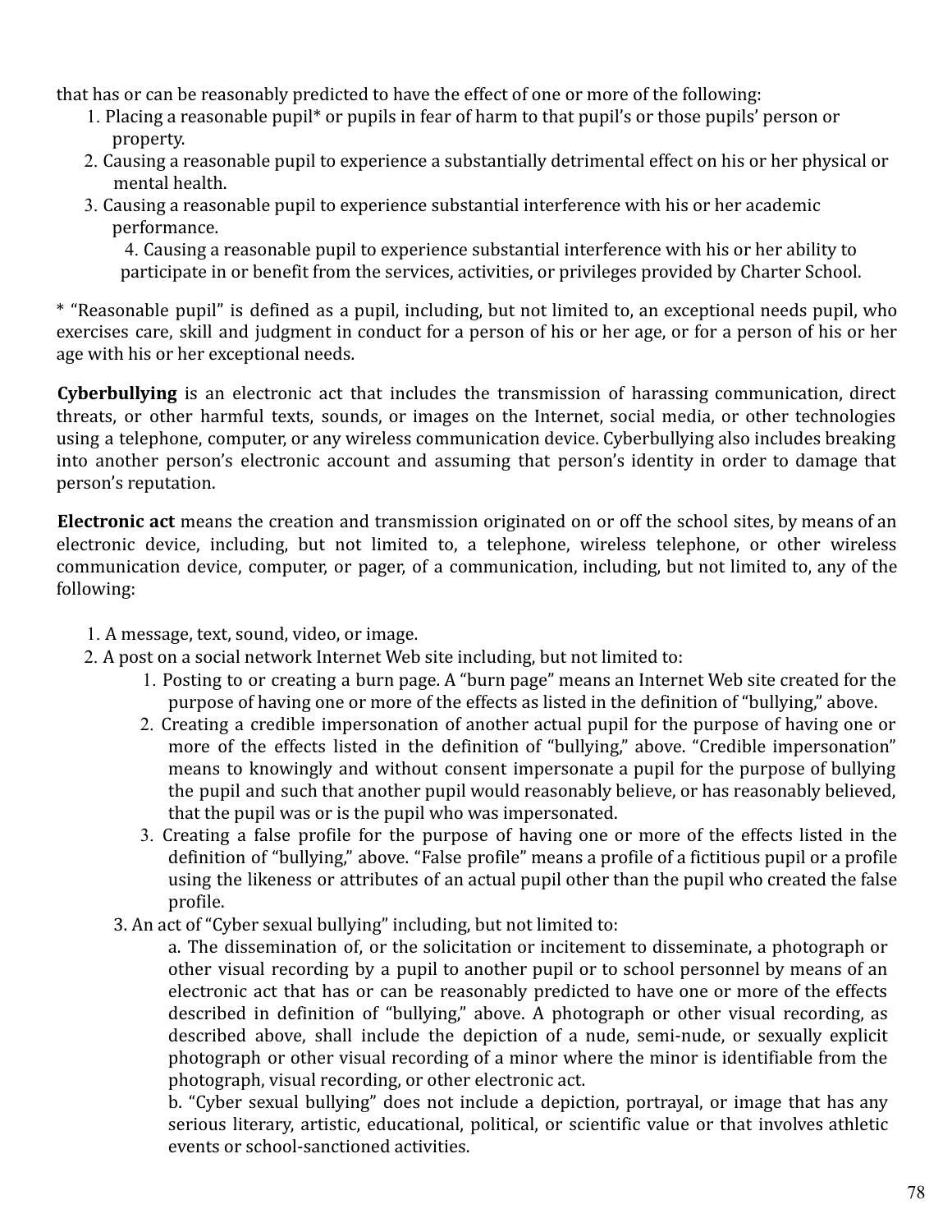that has or can be reasonably predicted to have the effect of one or more of the following:

1. Placing a reasonable pupil* or pupils in fear of harm to that pupil's or those pupils' person or property.
2. Causing a reasonable pupil to experience a substantially detrimental effect on his or her physical or mental health.
3. Causing a reasonable pupil to experience substantial interference with his or her academic performance.
4. Causing a reasonable pupil to experience substantial interference with his or her ability to participate in or benefit from the services, activities, or privileges provided by Charter School.

* "Reasonable pupil" is defined as a pupil, including, but not limited to, an exceptional needs pupil, who exercises care, skill and judgment in conduct for a person of his or her age, or for a person of his or her age with his or her exceptional needs.

**Cyberbullying** is an electronic act that includes the transmission of harassing communication, direct threats, or other harmful texts, sounds, or images on the Internet, social media, or other technologies using a telephone, computer, or any wireless communication device. Cyberbullying also includes breaking into another person's electronic account and assuming that person's identity in order to damage that person's reputation.

**Electronic act** means the creation and transmission originated on or off the school sites, by means of an electronic device, including, but not limited to, a telephone, wireless telephone, or other wireless communication device, computer, or pager, of a communication, including, but not limited to, any of the following:

1. A message, text, sound, video, or image.
2. A post on a social network Internet Web site including, but not limited to:
   1. Posting to or creating a burn page. A "burn page" means an Internet Web site created for the purpose of having one or more of the effects as listed in the definition of "bullying," above.
   2. Creating a credible impersonation of another actual pupil for the purpose of having one or more of the effects listed in the definition of "bullying," above. "Credible impersonation" means to knowingly and without consent impersonate a pupil for the purpose of bullying the pupil and such that another pupil would reasonably believe, or has reasonably believed, that the pupil was or is the pupil who was impersonated.
   3. Creating a false profile for the purpose of having one or more of the effects listed in the definition of "bullying," above. "False profile" means a profile of a fictitious pupil or a profile using the likeness or attributes of an actual pupil other than the pupil who created the false profile.
3. An act of "Cyber sexual bullying" including, but not limited to:

   a. The dissemination of, or the solicitation or incitement to disseminate, a photograph or other visual recording by a pupil to another pupil or to school personnel by means of an electronic act that has or can be reasonably predicted to have one or more of the effects described in definition of "bullying," above. A photograph or other visual recording, as described above, shall include the depiction of a nude, semi-nude, or sexually explicit photograph or other visual recording of a minor where the minor is identifiable from the photograph, visual recording, or other electronic act.

   b. "Cyber sexual bullying" does not include a depiction, portrayal, or image that has any serious literary, artistic, educational, political, or scientific value or that involves athletic events or school-sanctioned activities.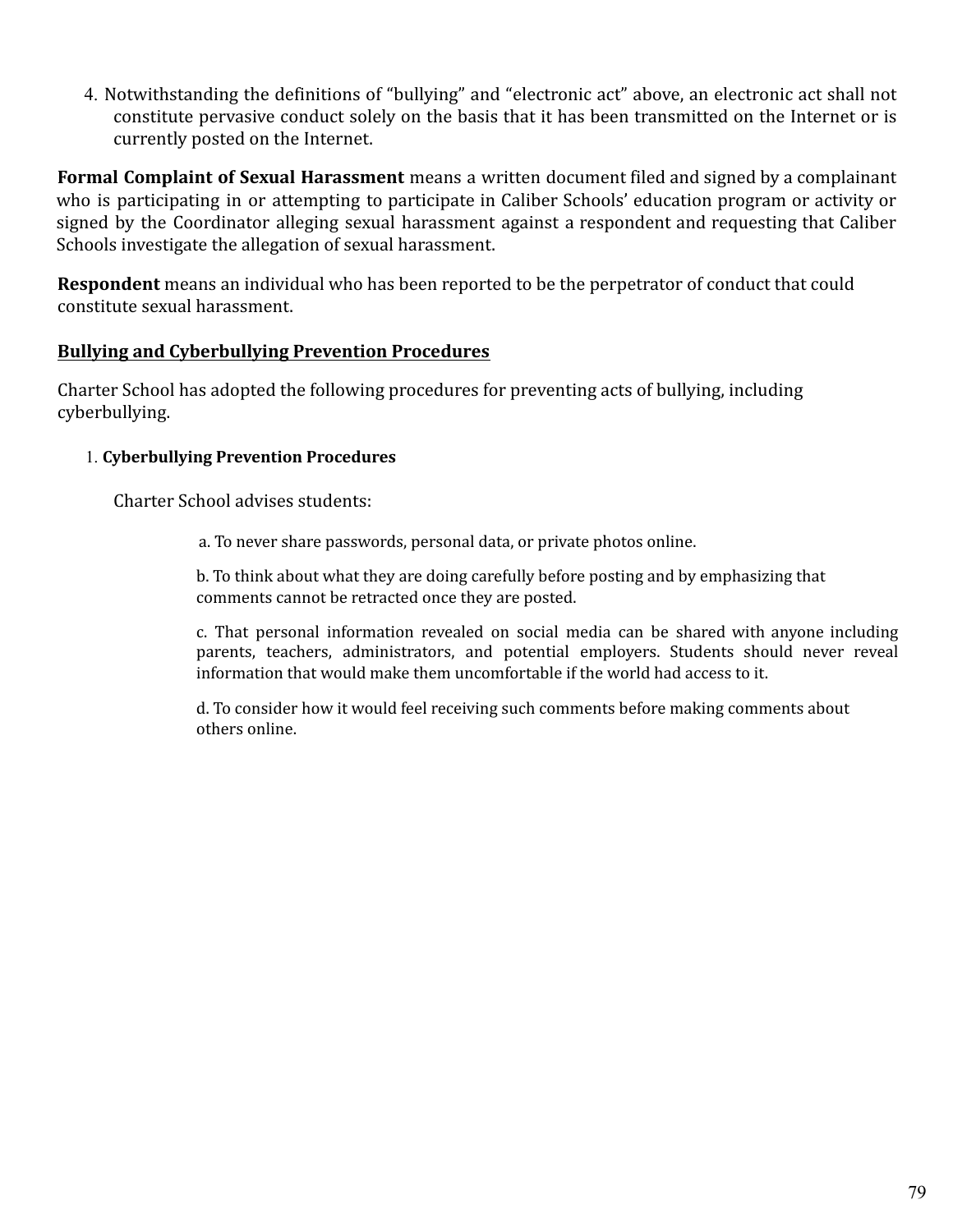4. Notwithstanding the definitions of “bullying” and “electronic act” above, an electronic act shall not constitute pervasive conduct solely on the basis that it has been transmitted on the Internet or is currently posted on the Internet.

**Formal Complaint of Sexual Harassment** means a written document filed and signed by a complainant who is participating in or attempting to participate in Caliber Schools’ education program or activity or signed by the Coordinator alleging sexual harassment against a respondent and requesting that Caliber Schools investigate the allegation of sexual harassment.

**Respondent** means an individual who has been reported to be the perpetrator of conduct that could constitute sexual harassment.

## <u>Bullying and Cyberbullying Prevention Procedures</u>

Charter School has adopted the following procedures for preventing acts of bullying, including cyberbullying.

1. **Cyberbullying Prevention Procedures**

   Charter School advises students:

   a. To never share passwords, personal data, or private photos online.

   b. To think about what they are doing carefully before posting and by emphasizing that comments cannot be retracted once they are posted.

   c. That personal information revealed on social media can be shared with anyone including parents, teachers, administrators, and potential employers. Students should never reveal information that would make them uncomfortable if the world had access to it.

   d. To consider how it would feel receiving such comments before making comments about others online.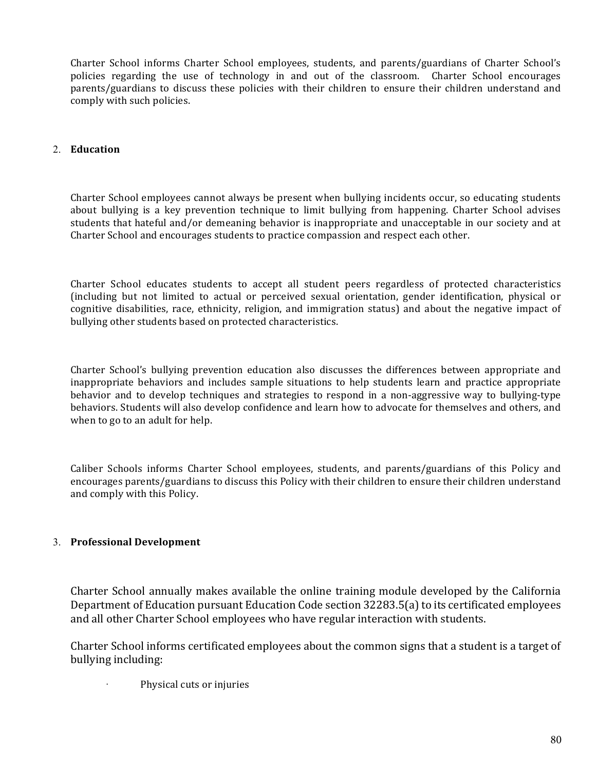Charter School informs Charter School employees, students, and parents/guardians of Charter School's policies regarding the use of technology in and out of the classroom. Charter School encourages parents/guardians to discuss these policies with their children to ensure their children understand and comply with such policies.

2. **Education**

Charter School employees cannot always be present when bullying incidents occur, so educating students about bullying is a key prevention technique to limit bullying from happening. Charter School advises students that hateful and/or demeaning behavior is inappropriate and unacceptable in our society and at Charter School and encourages students to practice compassion and respect each other.

Charter School educates students to accept all student peers regardless of protected characteristics (including but not limited to actual or perceived sexual orientation, gender identification, physical or cognitive disabilities, race, ethnicity, religion, and immigration status) and about the negative impact of bullying other students based on protected characteristics.

Charter School's bullying prevention education also discusses the differences between appropriate and inappropriate behaviors and includes sample situations to help students learn and practice appropriate behavior and to develop techniques and strategies to respond in a non-aggressive way to bullying-type behaviors. Students will also develop confidence and learn how to advocate for themselves and others, and when to go to an adult for help.

Caliber Schools informs Charter School employees, students, and parents/guardians of this Policy and encourages parents/guardians to discuss this Policy with their children to ensure their children understand and comply with this Policy.

3. **Professional Development**

Charter School annually makes available the online training module developed by the California Department of Education pursuant Education Code section 32283.5(a) to its certificated employees and all other Charter School employees who have regular interaction with students.

Charter School informs certificated employees about the common signs that a student is a target of bullying including:

- Physical cuts or injuries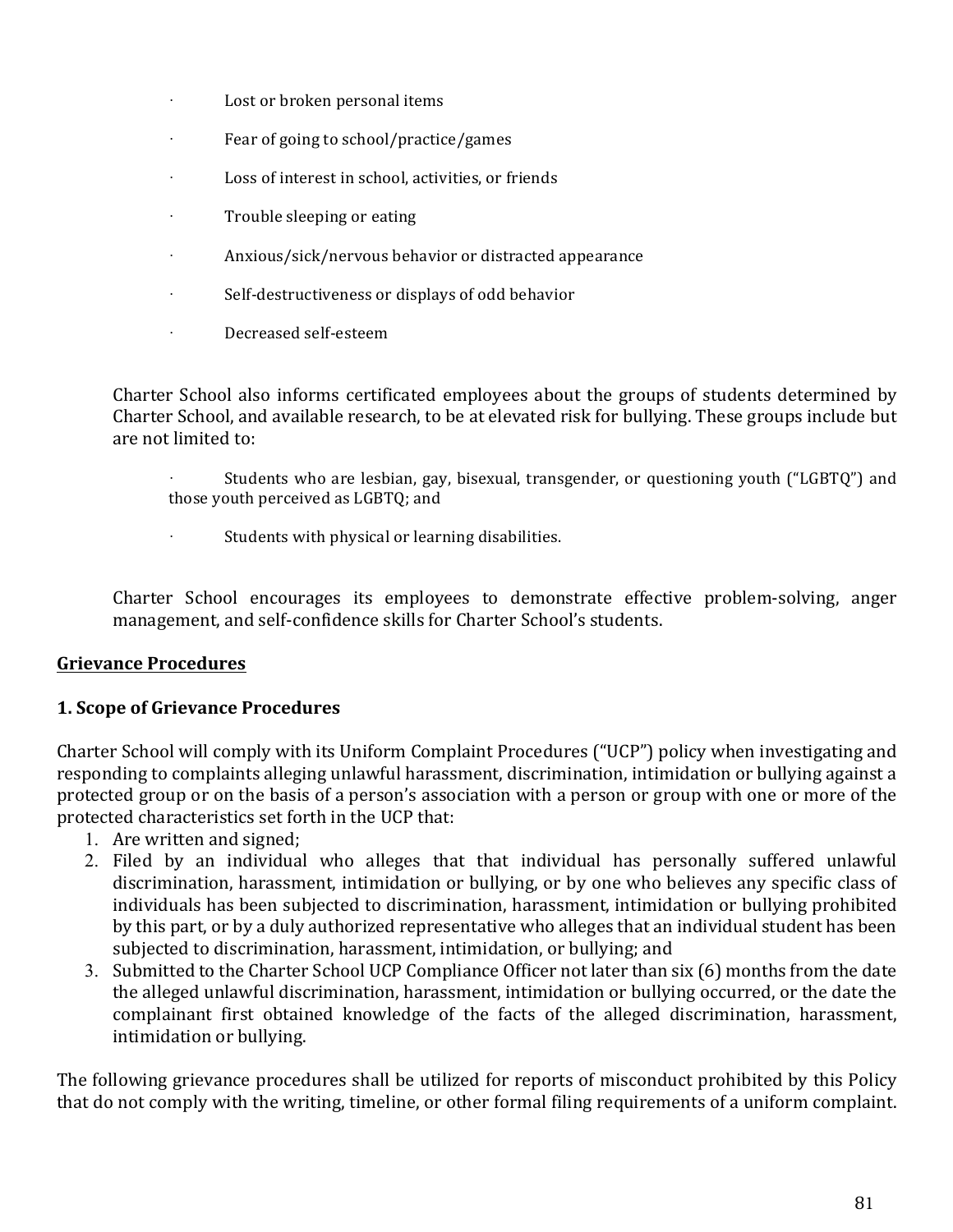- Lost or broken personal items
- Fear of going to school/practice/games
- Loss of interest in school, activities, or friends
- Trouble sleeping or eating
- Anxious/sick/nervous behavior or distracted appearance
- Self-destructiveness or displays of odd behavior
- Decreased self-esteem

Charter School also informs certificated employees about the groups of students determined by Charter School, and available research, to be at elevated risk for bullying. These groups include but are not limited to:

- Students who are lesbian, gay, bisexual, transgender, or questioning youth ("LGBTQ") and those youth perceived as LGBTQ; and
- Students with physical or learning disabilities.

Charter School encourages its employees to demonstrate effective problem-solving, anger management, and self-confidence skills for Charter School's students.

## Grievance Procedures

### 1. Scope of Grievance Procedures

Charter School will comply with its Uniform Complaint Procedures ("UCP") policy when investigating and responding to complaints alleging unlawful harassment, discrimination, intimidation or bullying against a protected group or on the basis of a person's association with a person or group with one or more of the protected characteristics set forth in the UCP that:

1. Are written and signed;
2. Filed by an individual who alleges that that individual has personally suffered unlawful discrimination, harassment, intimidation or bullying, or by one who believes any specific class of individuals has been subjected to discrimination, harassment, intimidation or bullying prohibited by this part, or by a duly authorized representative who alleges that an individual student has been subjected to discrimination, harassment, intimidation, or bullying; and
3. Submitted to the Charter School UCP Compliance Officer not later than six (6) months from the date the alleged unlawful discrimination, harassment, intimidation or bullying occurred, or the date the complainant first obtained knowledge of the facts of the alleged discrimination, harassment, intimidation or bullying.

The following grievance procedures shall be utilized for reports of misconduct prohibited by this Policy that do not comply with the writing, timeline, or other formal filing requirements of a uniform complaint.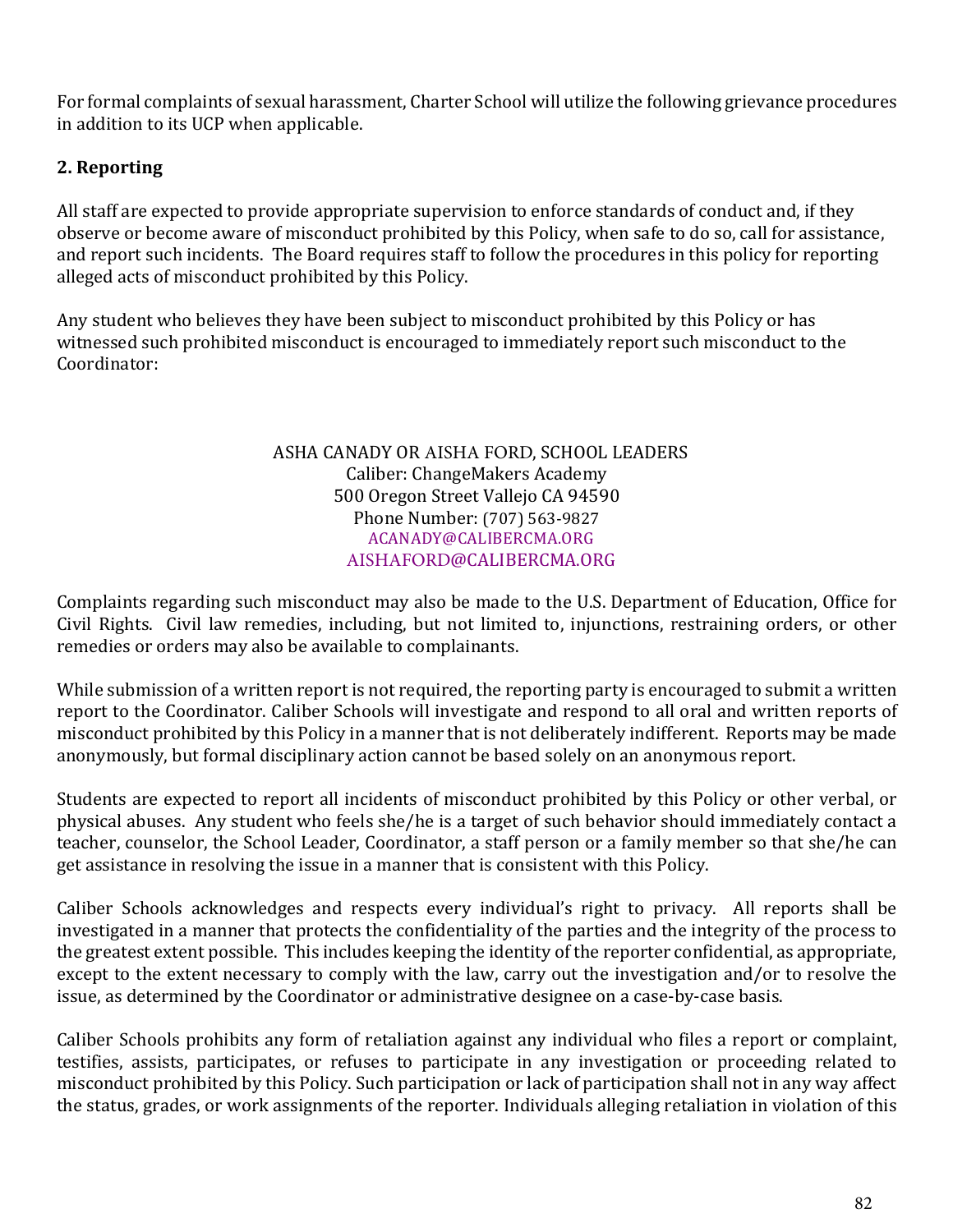For formal complaints of sexual harassment, Charter School will utilize the following grievance procedures in addition to its UCP when applicable.

**2. Reporting**

All staff are expected to provide appropriate supervision to enforce standards of conduct and, if they observe or become aware of misconduct prohibited by this Policy, when safe to do so, call for assistance, and report such incidents. The Board requires staff to follow the procedures in this policy for reporting alleged acts of misconduct prohibited by this Policy.

Any student who believes they have been subject to misconduct prohibited by this Policy or has witnessed such prohibited misconduct is encouraged to immediately report such misconduct to the Coordinator:

ASHA CANADY OR AISHA FORD, SCHOOL LEADERS
Caliber: ChangeMakers Academy
500 Oregon Street Vallejo CA 94590
Phone Number: (707) 563-9827
ACANADY@CALIBERCMA.ORG
AISHAFORD@CALIBERCMA.ORG

Complaints regarding such misconduct may also be made to the U.S. Department of Education, Office for Civil Rights. Civil law remedies, including, but not limited to, injunctions, restraining orders, or other remedies or orders may also be available to complainants.

While submission of a written report is not required, the reporting party is encouraged to submit a written report to the Coordinator. Caliber Schools will investigate and respond to all oral and written reports of misconduct prohibited by this Policy in a manner that is not deliberately indifferent. Reports may be made anonymously, but formal disciplinary action cannot be based solely on an anonymous report.

Students are expected to report all incidents of misconduct prohibited by this Policy or other verbal, or physical abuses. Any student who feels she/he is a target of such behavior should immediately contact a teacher, counselor, the School Leader, Coordinator, a staff person or a family member so that she/he can get assistance in resolving the issue in a manner that is consistent with this Policy.

Caliber Schools acknowledges and respects every individual's right to privacy. All reports shall be investigated in a manner that protects the confidentiality of the parties and the integrity of the process to the greatest extent possible. This includes keeping the identity of the reporter confidential, as appropriate, except to the extent necessary to comply with the law, carry out the investigation and/or to resolve the issue, as determined by the Coordinator or administrative designee on a case-by-case basis.

Caliber Schools prohibits any form of retaliation against any individual who files a report or complaint, testifies, assists, participates, or refuses to participate in any investigation or proceeding related to misconduct prohibited by this Policy. Such participation or lack of participation shall not in any way affect the status, grades, or work assignments of the reporter. Individuals alleging retaliation in violation of this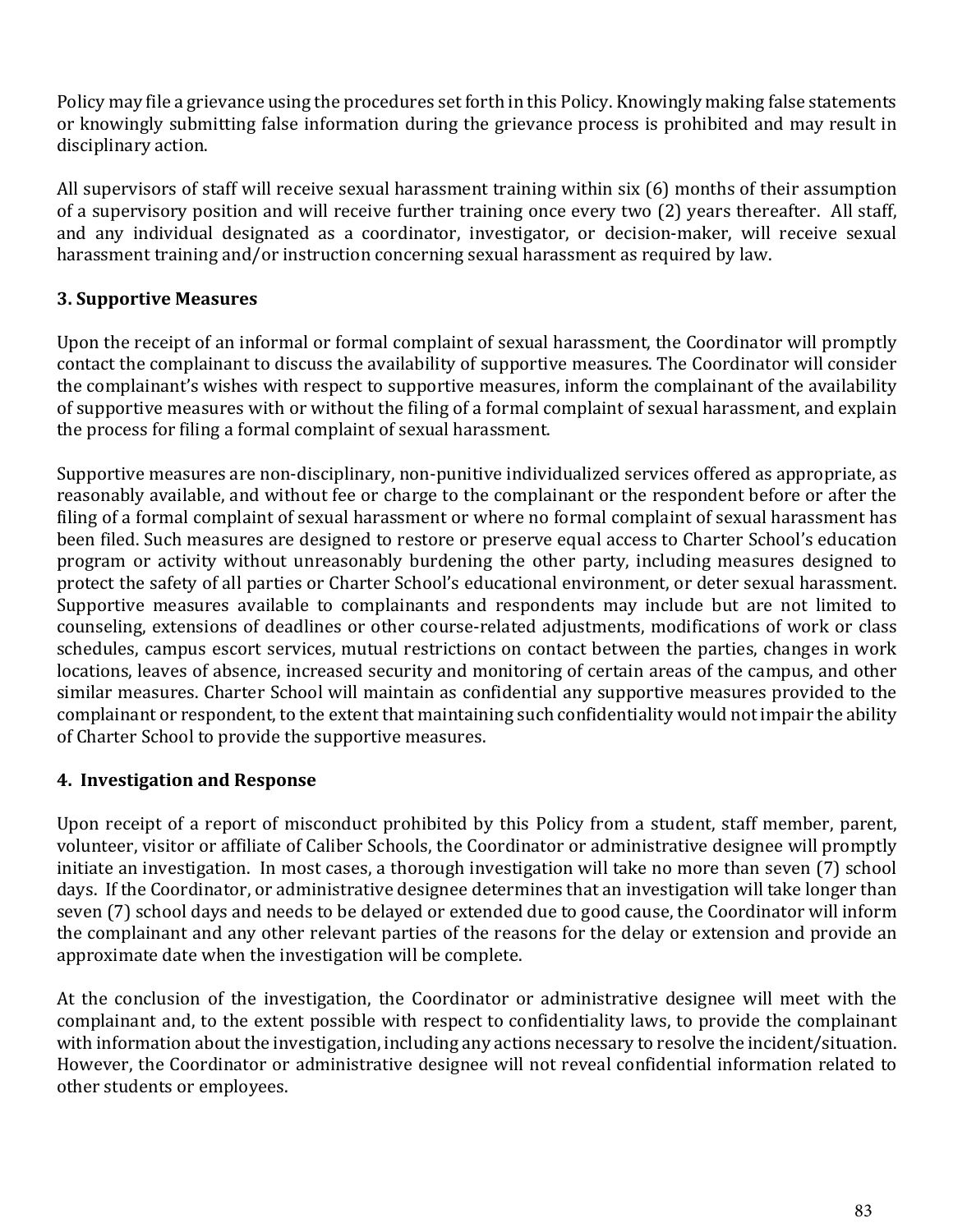Policy may file a grievance using the procedures set forth in this Policy. Knowingly making false statements or knowingly submitting false information during the grievance process is prohibited and may result in disciplinary action.

All supervisors of staff will receive sexual harassment training within six (6) months of their assumption of a supervisory position and will receive further training once every two (2) years thereafter. All staff, and any individual designated as a coordinator, investigator, or decision-maker, will receive sexual harassment training and/or instruction concerning sexual harassment as required by law.

**3. Supportive Measures**

Upon the receipt of an informal or formal complaint of sexual harassment, the Coordinator will promptly contact the complainant to discuss the availability of supportive measures. The Coordinator will consider the complainant's wishes with respect to supportive measures, inform the complainant of the availability of supportive measures with or without the filing of a formal complaint of sexual harassment, and explain the process for filing a formal complaint of sexual harassment.

Supportive measures are non-disciplinary, non-punitive individualized services offered as appropriate, as reasonably available, and without fee or charge to the complainant or the respondent before or after the filing of a formal complaint of sexual harassment or where no formal complaint of sexual harassment has been filed. Such measures are designed to restore or preserve equal access to Charter School's education program or activity without unreasonably burdening the other party, including measures designed to protect the safety of all parties or Charter School's educational environment, or deter sexual harassment. Supportive measures available to complainants and respondents may include but are not limited to counseling, extensions of deadlines or other course-related adjustments, modifications of work or class schedules, campus escort services, mutual restrictions on contact between the parties, changes in work locations, leaves of absence, increased security and monitoring of certain areas of the campus, and other similar measures. Charter School will maintain as confidential any supportive measures provided to the complainant or respondent, to the extent that maintaining such confidentiality would not impair the ability of Charter School to provide the supportive measures.

**4. Investigation and Response**

Upon receipt of a report of misconduct prohibited by this Policy from a student, staff member, parent, volunteer, visitor or affiliate of Caliber Schools, the Coordinator or administrative designee will promptly initiate an investigation. In most cases, a thorough investigation will take no more than seven (7) school days. If the Coordinator, or administrative designee determines that an investigation will take longer than seven (7) school days and needs to be delayed or extended due to good cause, the Coordinator will inform the complainant and any other relevant parties of the reasons for the delay or extension and provide an approximate date when the investigation will be complete.

At the conclusion of the investigation, the Coordinator or administrative designee will meet with the complainant and, to the extent possible with respect to confidentiality laws, to provide the complainant with information about the investigation, including any actions necessary to resolve the incident/situation. However, the Coordinator or administrative designee will not reveal confidential information related to other students or employees.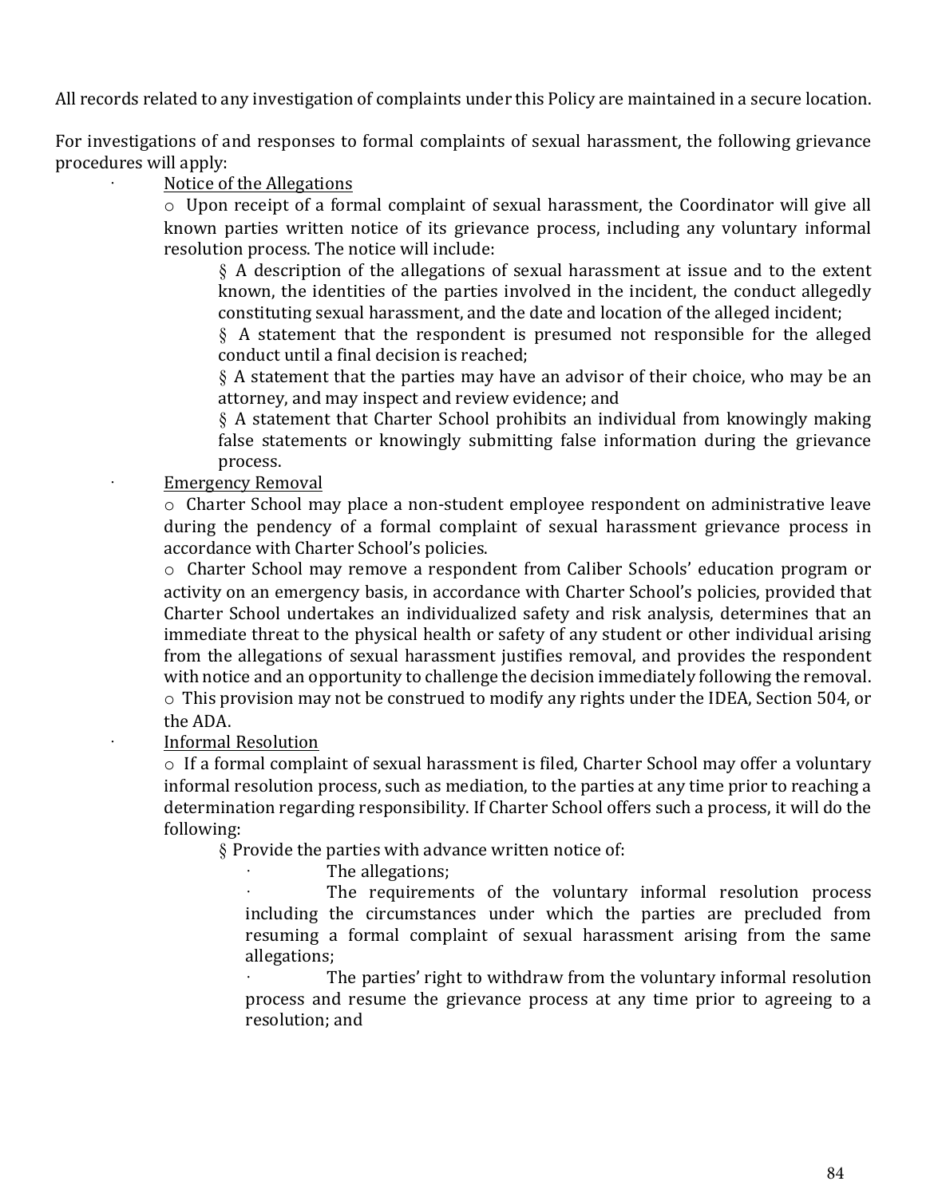All records related to any investigation of complaints under this Policy are maintained in a secure location.

For investigations of and responses to formal complaints of sexual harassment, the following grievance procedures will apply:

- Notice of the Allegations
  - Upon receipt of a formal complaint of sexual harassment, the Coordinator will give all known parties written notice of its grievance process, including any voluntary informal resolution process. The notice will include:
    - A description of the allegations of sexual harassment at issue and to the extent known, the identities of the parties involved in the incident, the conduct allegedly constituting sexual harassment, and the date and location of the alleged incident;
    - A statement that the respondent is presumed not responsible for the alleged conduct until a final decision is reached;
    - A statement that the parties may have an advisor of their choice, who may be an attorney, and may inspect and review evidence; and
    - A statement that Charter School prohibits an individual from knowingly making false statements or knowingly submitting false information during the grievance process.
- Emergency Removal
  - Charter School may place a non-student employee respondent on administrative leave during the pendency of a formal complaint of sexual harassment grievance process in accordance with Charter School's policies.
  - Charter School may remove a respondent from Caliber Schools' education program or activity on an emergency basis, in accordance with Charter School's policies, provided that Charter School undertakes an individualized safety and risk analysis, determines that an immediate threat to the physical health or safety of any student or other individual arising from the allegations of sexual harassment justifies removal, and provides the respondent with notice and an opportunity to challenge the decision immediately following the removal.
  - This provision may not be construed to modify any rights under the IDEA, Section 504, or the ADA.
- Informal Resolution
  - If a formal complaint of sexual harassment is filed, Charter School may offer a voluntary informal resolution process, such as mediation, to the parties at any time prior to reaching a determination regarding responsibility. If Charter School offers such a process, it will do the following:
    - Provide the parties with advance written notice of:
      - The allegations;
      - The requirements of the voluntary informal resolution process including the circumstances under which the parties are precluded from resuming a formal complaint of sexual harassment arising from the same allegations;
      - The parties' right to withdraw from the voluntary informal resolution process and resume the grievance process at any time prior to agreeing to a resolution; and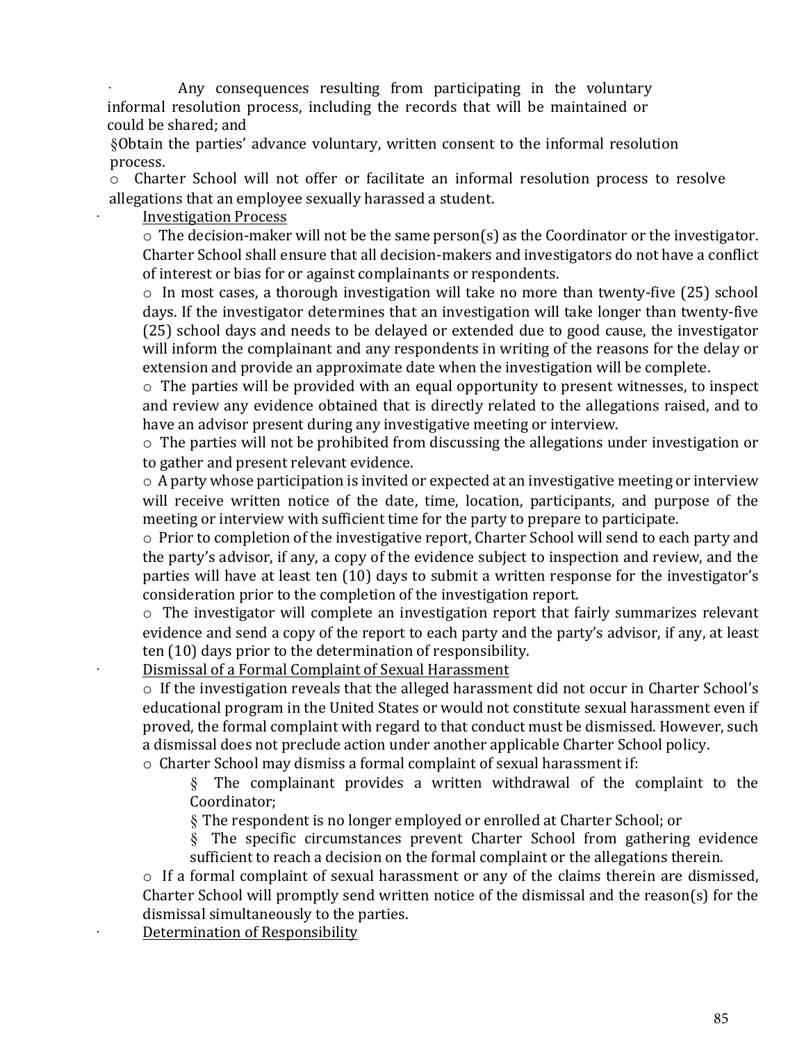- Any consequences resulting from participating in the voluntary informal resolution process, including the records that will be maintained or could be shared; and

§ Obtain the parties' advance voluntary, written consent to the informal resolution process.

- Charter School will not offer or facilitate an informal resolution process to resolve allegations that an employee sexually harassed a student.

- <u>Investigation Process</u>
  - The decision-maker will not be the same person(s) as the Coordinator or the investigator. Charter School shall ensure that all decision-makers and investigators do not have a conflict of interest or bias for or against complainants or respondents.
  - In most cases, a thorough investigation will take no more than twenty-five (25) school days. If the investigator determines that an investigation will take longer than twenty-five (25) school days and needs to be delayed or extended due to good cause, the investigator will inform the complainant and any respondents in writing of the reasons for the delay or extension and provide an approximate date when the investigation will be complete.
  - The parties will be provided with an equal opportunity to present witnesses, to inspect and review any evidence obtained that is directly related to the allegations raised, and to have an advisor present during any investigative meeting or interview.
  - The parties will not be prohibited from discussing the allegations under investigation or to gather and present relevant evidence.
  - A party whose participation is invited or expected at an investigative meeting or interview will receive written notice of the date, time, location, participants, and purpose of the meeting or interview with sufficient time for the party to prepare to participate.
  - Prior to completion of the investigative report, Charter School will send to each party and the party's advisor, if any, a copy of the evidence subject to inspection and review, and the parties will have at least ten (10) days to submit a written response for the investigator's consideration prior to the completion of the investigation report.
  - The investigator will complete an investigation report that fairly summarizes relevant evidence and send a copy of the report to each party and the party's advisor, if any, at least ten (10) days prior to the determination of responsibility.

- <u>Dismissal of a Formal Complaint of Sexual Harassment</u>
  - If the investigation reveals that the alleged harassment did not occur in Charter School's educational program in the United States or would not constitute sexual harassment even if proved, the formal complaint with regard to that conduct must be dismissed. However, such a dismissal does not preclude action under another applicable Charter School policy.
  - Charter School may dismiss a formal complaint of sexual harassment if:
    - § The complainant provides a written withdrawal of the complaint to the Coordinator;
    - § The respondent is no longer employed or enrolled at Charter School; or
    - § The specific circumstances prevent Charter School from gathering evidence sufficient to reach a decision on the formal complaint or the allegations therein.
  - If a formal complaint of sexual harassment or any of the claims therein are dismissed, Charter School will promptly send written notice of the dismissal and the reason(s) for the dismissal simultaneously to the parties.

- <u>Determination of Responsibility</u>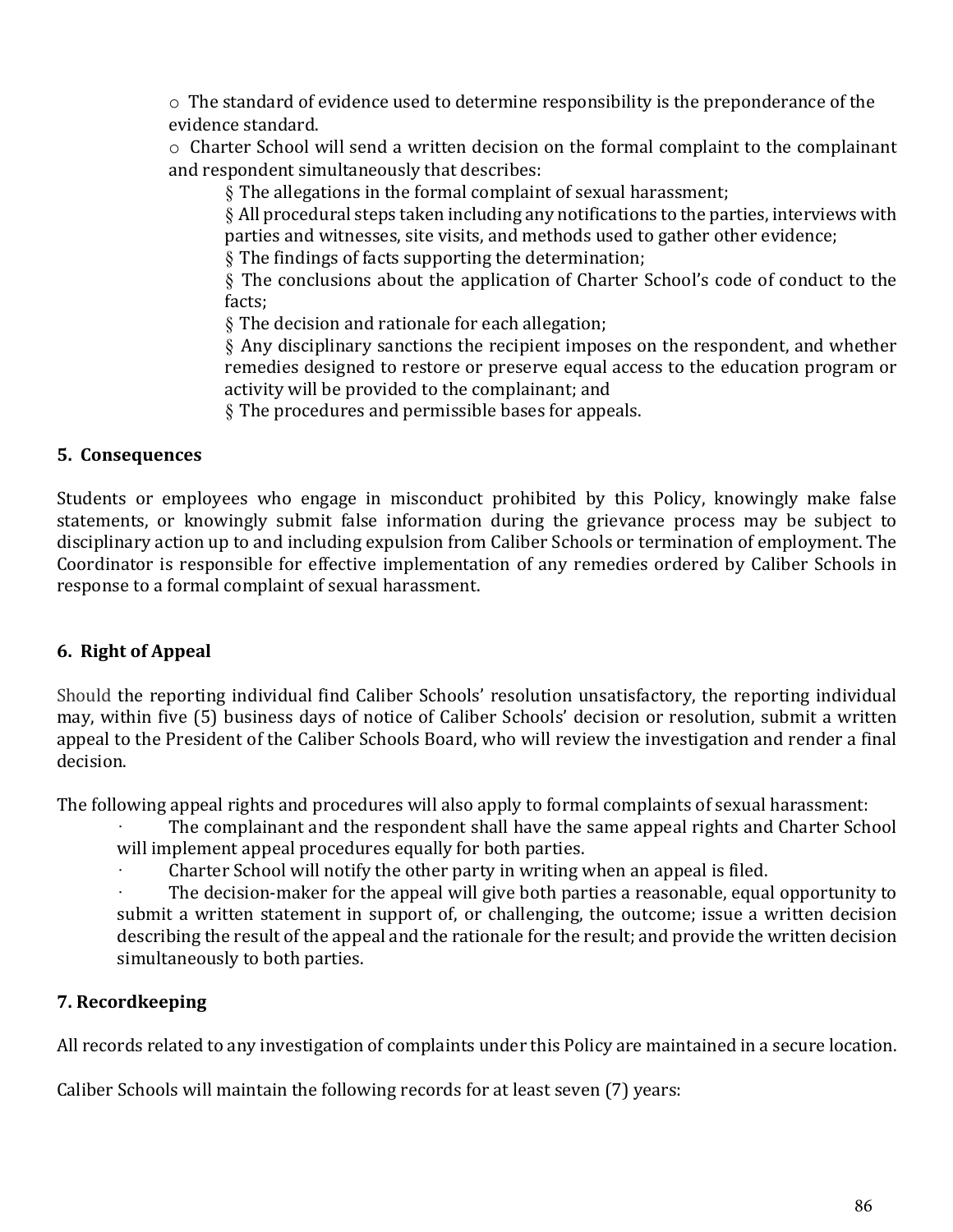- The standard of evidence used to determine responsibility is the preponderance of the evidence standard.
- Charter School will send a written decision on the formal complaint to the complainant and respondent simultaneously that describes:
  - The allegations in the formal complaint of sexual harassment;
  - All procedural steps taken including any notifications to the parties, interviews with parties and witnesses, site visits, and methods used to gather other evidence;
  - The findings of facts supporting the determination;
  - The conclusions about the application of Charter School's code of conduct to the facts;
  - The decision and rationale for each allegation;
  - Any disciplinary sanctions the recipient imposes on the respondent, and whether remedies designed to restore or preserve equal access to the education program or activity will be provided to the complainant; and
  - The procedures and permissible bases for appeals.

### 5. Consequences

Students or employees who engage in misconduct prohibited by this Policy, knowingly make false statements, or knowingly submit false information during the grievance process may be subject to disciplinary action up to and including expulsion from Caliber Schools or termination of employment. The Coordinator is responsible for effective implementation of any remedies ordered by Caliber Schools in response to a formal complaint of sexual harassment.

### 6. Right of Appeal

Should the reporting individual find Caliber Schools' resolution unsatisfactory, the reporting individual may, within five (5) business days of notice of Caliber Schools' decision or resolution, submit a written appeal to the President of the Caliber Schools Board, who will review the investigation and render a final decision.

The following appeal rights and procedures will also apply to formal complaints of sexual harassment:

- The complainant and the respondent shall have the same appeal rights and Charter School will implement appeal procedures equally for both parties.
- Charter School will notify the other party in writing when an appeal is filed.
- The decision-maker for the appeal will give both parties a reasonable, equal opportunity to submit a written statement in support of, or challenging, the outcome; issue a written decision describing the result of the appeal and the rationale for the result; and provide the written decision simultaneously to both parties.

### 7. Recordkeeping

All records related to any investigation of complaints under this Policy are maintained in a secure location.

Caliber Schools will maintain the following records for at least seven (7) years: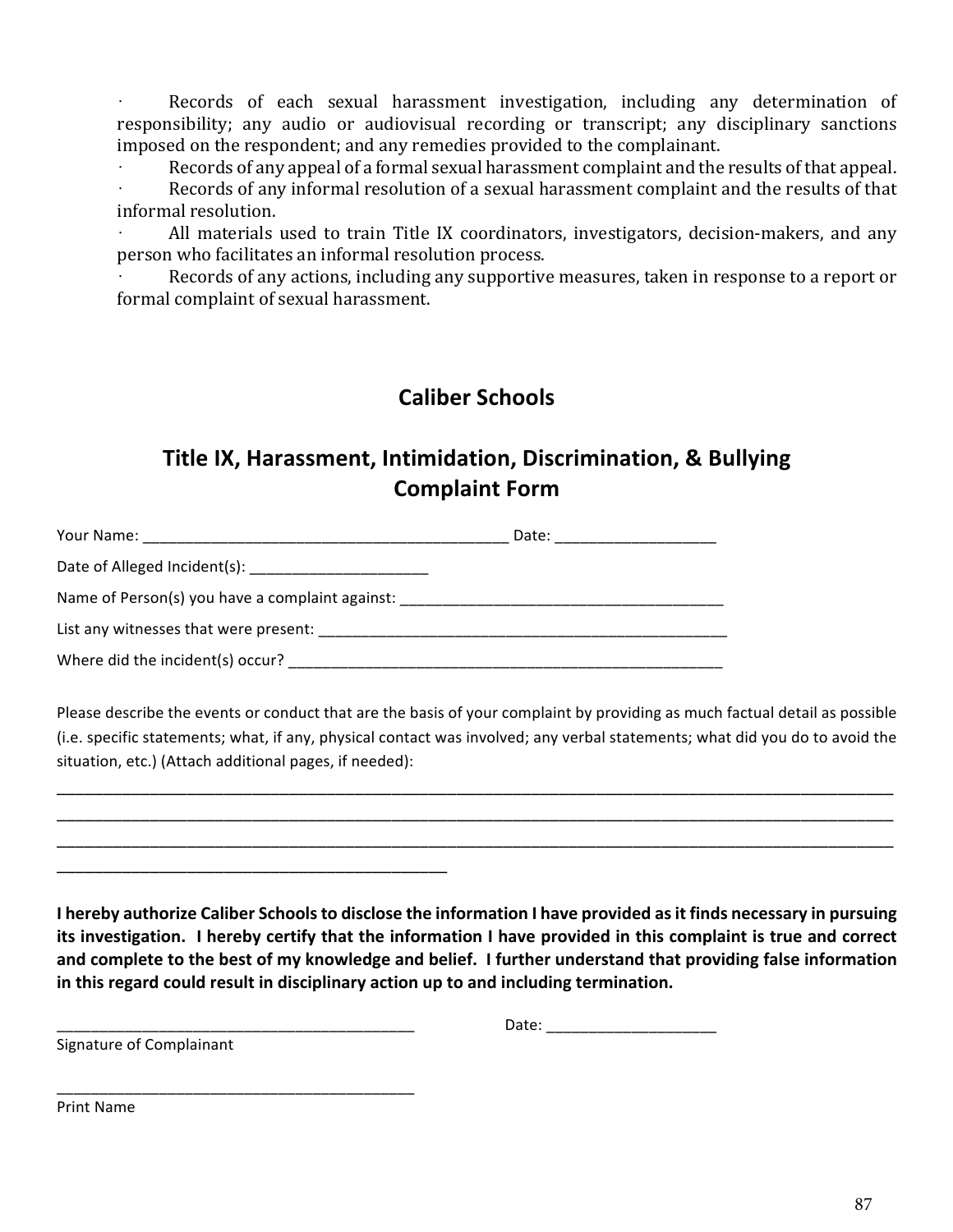- Records of each sexual harassment investigation, including any determination of responsibility; any audio or audiovisual recording or transcript; any disciplinary sanctions imposed on the respondent; and any remedies provided to the complainant.
- Records of any appeal of a formal sexual harassment complaint and the results of that appeal.
- Records of any informal resolution of a sexual harassment complaint and the results of that informal resolution.
- All materials used to train Title IX coordinators, investigators, decision-makers, and any person who facilitates an informal resolution process.
- Records of any actions, including any supportive measures, taken in response to a report or formal complaint of sexual harassment.

## Caliber Schools

## Title IX, Harassment, Intimidation, Discrimination, & Bullying Complaint Form

Your Name: _____________________________________________ Date: ___________________

Date of Alleged Incident(s): ______________________

Name of Person(s) you have a complaint against: ________________________________________

List any witnesses that were present: ____________________________________________________

Where did the incident(s) occur? ________________________________________________________

Please describe the events or conduct that are the basis of your complaint by providing as much factual detail as possible (i.e. specific statements; what, if any, physical contact was involved; any verbal statements; what did you do to avoid the situation, etc.) (Attach additional pages, if needed):

______________________________________________________________________________________________
______________________________________________________________________________________________
______________________________________________________________________________________________
______________________________________________

**I hereby authorize Caliber Schools to disclose the information I have provided as it finds necessary in pursuing its investigation. I hereby certify that the information I have provided in this complaint is true and correct and complete to the best of my knowledge and belief. I further understand that providing false information in this regard could result in disciplinary action up to and including termination.**

____________________________________________ Date: ____________________

Signature of Complainant

____________________________________________

Print Name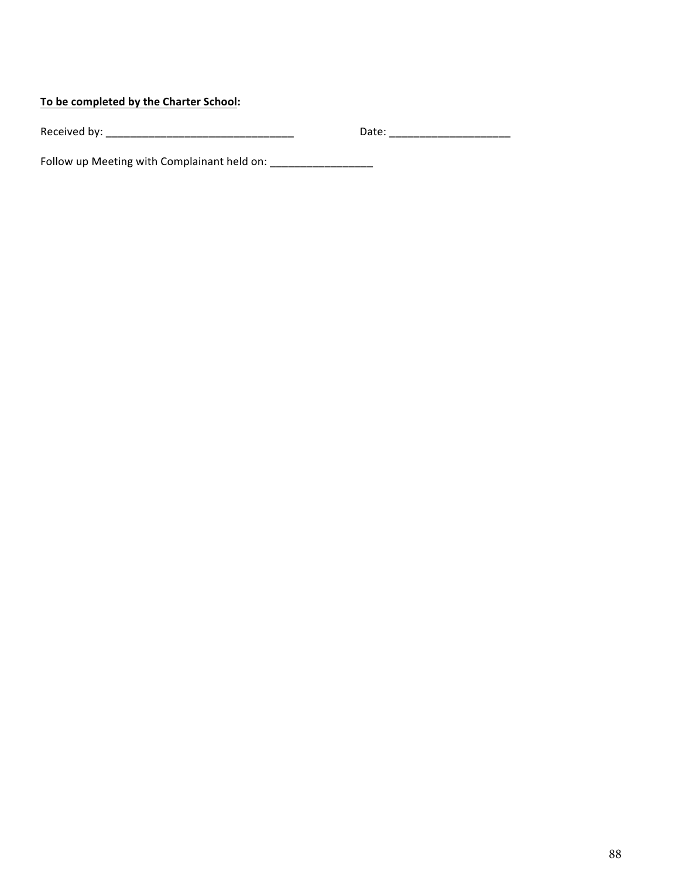**<u>To be completed by the Charter School</u>:**

Received by: _______________________________ Date: ____________________

Follow up Meeting with Complainant held on: _________________